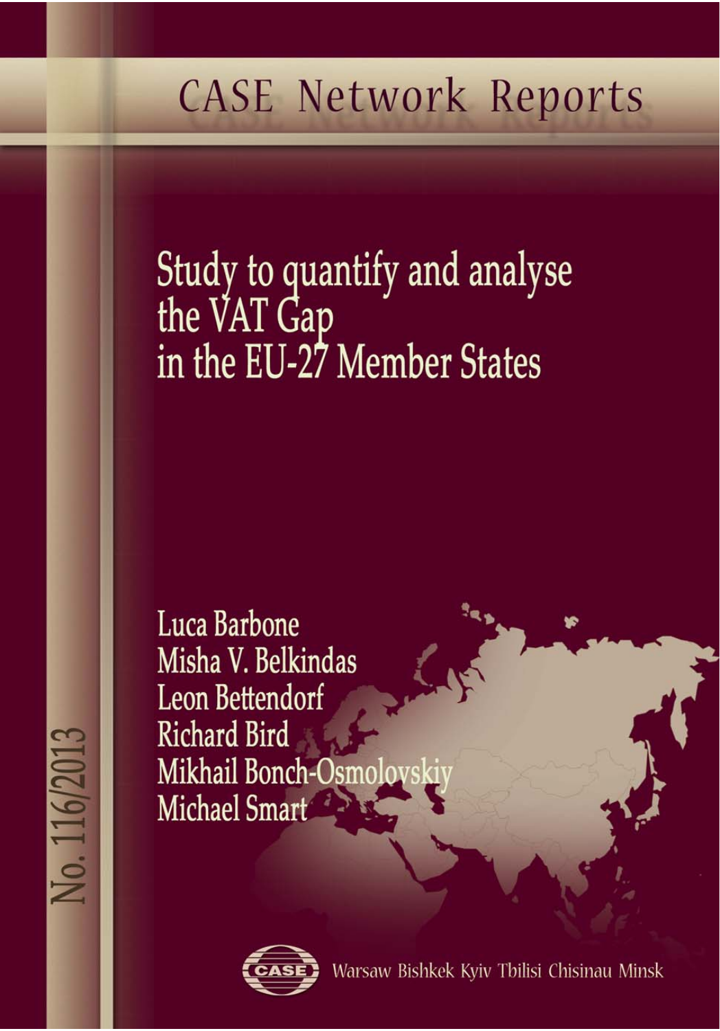# CASE Network Reports

# Study to quantify and analyse the VAT Gap in the EU-27 Member States

Luca Barbone
Misha V. Belkindas
Leon Bettendorf
Richard Bird
Mikhail Bonch-Osmolovskiy
Michael Smart

No. 116/2013

CASE

Warsaw Bishkek Kyiv Tbilisi Chisinau Minsk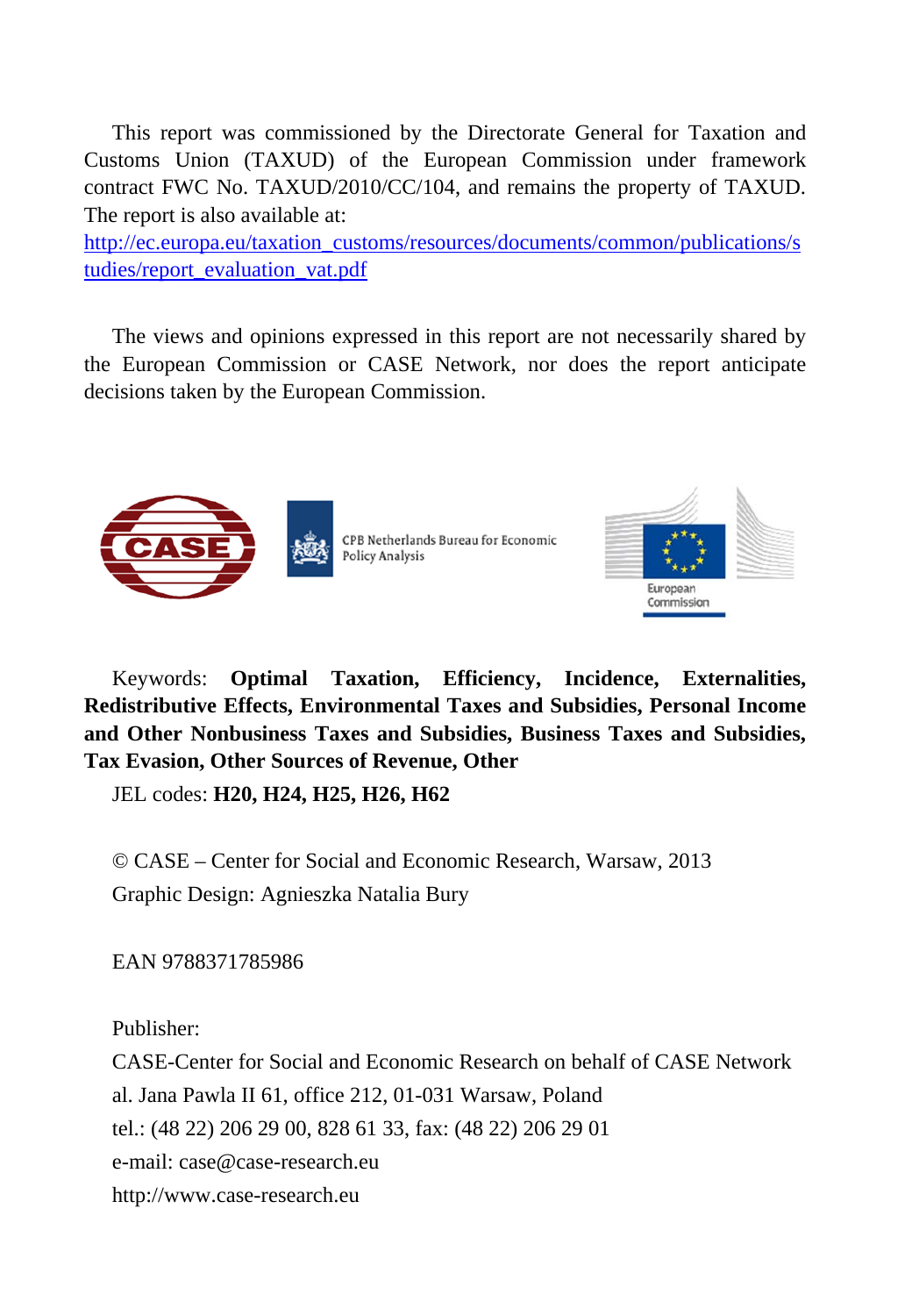This report was commissioned by the Directorate General for Taxation and Customs Union (TAXUD) of the European Commission under framework contract FWC No. TAXUD/2010/CC/104, and remains the property of TAXUD. The report is also available at:
http://ec.europa.eu/taxation_customs/resources/documents/common/publications/studies/report_evaluation_vat.pdf

The views and opinions expressed in this report are not necessarily shared by the European Commission or CASE Network, nor does the report anticipate decisions taken by the European Commission.

CASE

CPB Netherlands Bureau for Economic Policy Analysis

European Commission

Keywords: **Optimal Taxation, Efficiency, Incidence, Externalities, Redistributive Effects, Environmental Taxes and Subsidies, Personal Income and Other Nonbusiness Taxes and Subsidies, Business Taxes and Subsidies, Tax Evasion, Other Sources of Revenue, Other**

JEL codes: **H20, H24, H25, H26, H62**

© CASE – Center for Social and Economic Research, Warsaw, 2013
Graphic Design: Agnieszka Natalia Bury

EAN 9788371785986

Publisher:
CASE-Center for Social and Economic Research on behalf of CASE Network
al. Jana Pawla II 61, office 212, 01-031 Warsaw, Poland
tel.: (48 22) 206 29 00, 828 61 33, fax: (48 22) 206 29 01
e-mail: case@case-research.eu
http://www.case-research.eu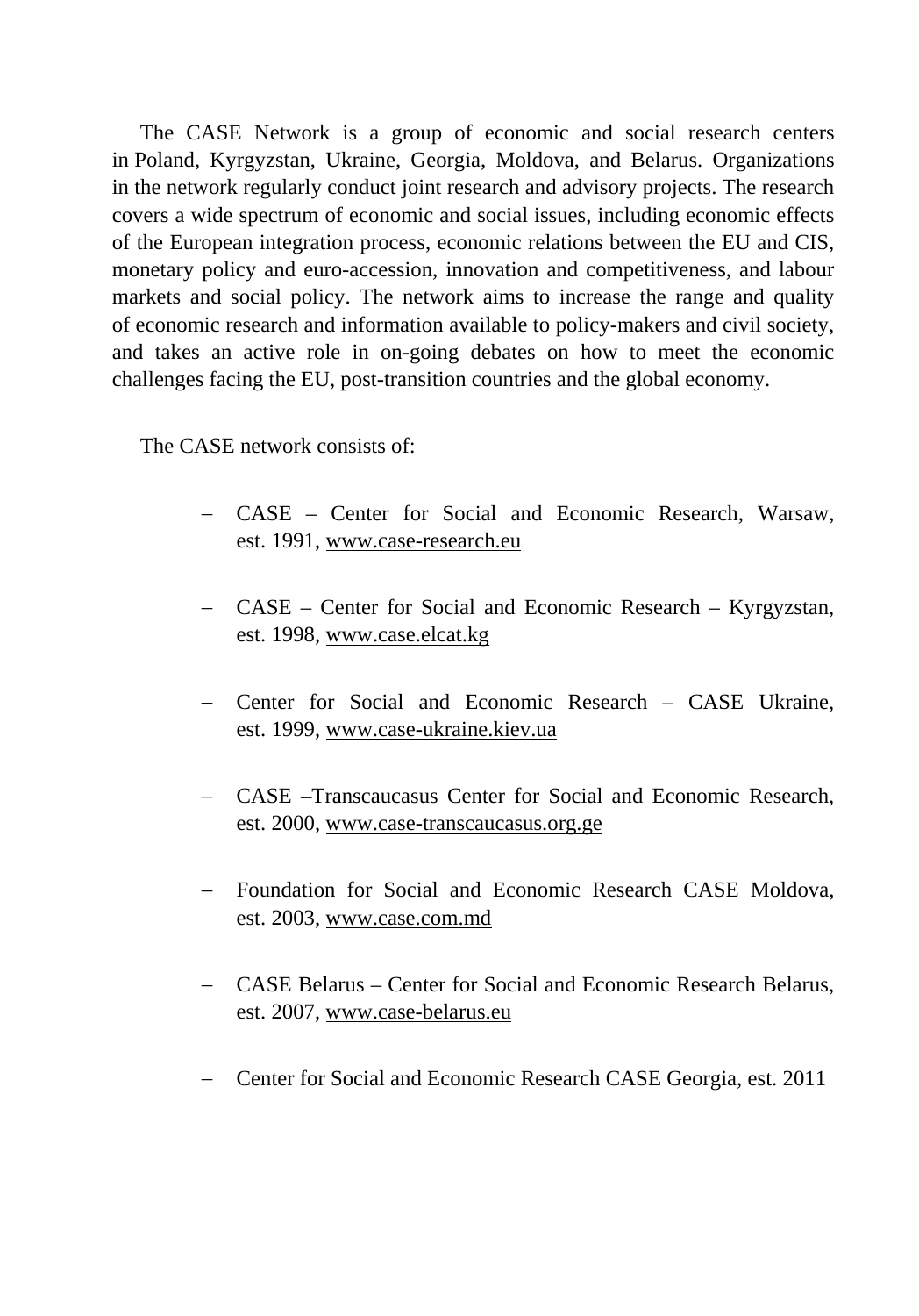The CASE Network is a group of economic and social research centers in Poland, Kyrgyzstan, Ukraine, Georgia, Moldova, and Belarus. Organizations in the network regularly conduct joint research and advisory projects. The research covers a wide spectrum of economic and social issues, including economic effects of the European integration process, economic relations between the EU and CIS, monetary policy and euro-accession, innovation and competitiveness, and labour markets and social policy. The network aims to increase the range and quality of economic research and information available to policy-makers and civil society, and takes an active role in on-going debates on how to meet the economic challenges facing the EU, post-transition countries and the global economy.

The CASE network consists of:

- CASE – Center for Social and Economic Research, Warsaw, est. 1991, www.case-research.eu
- CASE – Center for Social and Economic Research – Kyrgyzstan, est. 1998, www.case.elcat.kg
- Center for Social and Economic Research – CASE Ukraine, est. 1999, www.case-ukraine.kiev.ua
- CASE –Transcaucasus Center for Social and Economic Research, est. 2000, www.case-transcaucasus.org.ge
- Foundation for Social and Economic Research CASE Moldova, est. 2003, www.case.com.md
- CASE Belarus – Center for Social and Economic Research Belarus, est. 2007, www.case-belarus.eu
- Center for Social and Economic Research CASE Georgia, est. 2011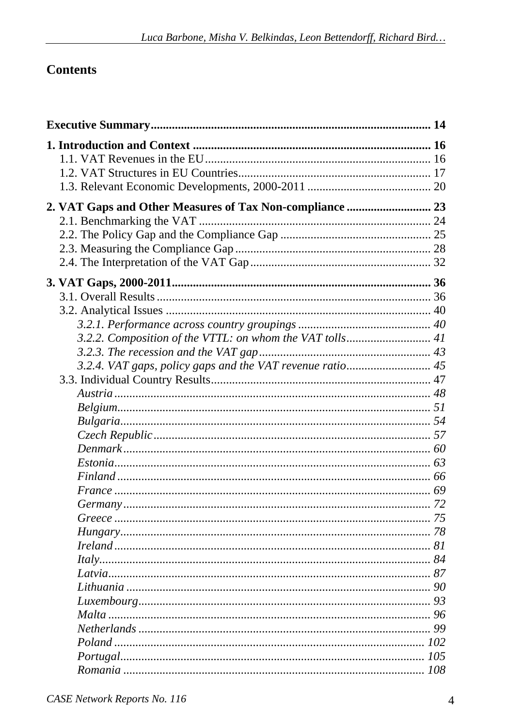# Contents

**Executive Summary ... 14**

**1. Introduction and Context ... 16**

- 1.1. VAT Revenues in the EU ... 16
- 1.2. VAT Structures in EU Countries ... 17
- 1.3. Relevant Economic Developments, 2000-2011 ... 20

**2. VAT Gaps and Other Measures of Tax Non-compliance ... 23**

- 2.1. Benchmarking the VAT ... 24
- 2.2. The Policy Gap and the Compliance Gap ... 25
- 2.3. Measuring the Compliance Gap ... 28
- 2.4. The Interpretation of the VAT Gap ... 32

**3. VAT Gaps, 2000-2011 ... 36**

- 3.1. Overall Results ... 36
- 3.2. Analytical Issues ... 40
  - *3.2.1. Performance across country groupings ... 40*
  - *3.2.2. Composition of the VTTL: on whom the VAT tolls ... 41*
  - *3.2.3. The recession and the VAT gap ... 43*
  - *3.2.4. VAT gaps, policy gaps and the VAT revenue ratio ... 45*
- 3.3. Individual Country Results ... 47
  - *Austria ... 48*
  - *Belgium ... 51*
  - *Bulgaria ... 54*
  - *Czech Republic ... 57*
  - *Denmark ... 60*
  - *Estonia ... 63*
  - *Finland ... 66*
  - *France ... 69*
  - *Germany ... 72*
  - *Greece ... 75*
  - *Hungary ... 78*
  - *Ireland ... 81*
  - *Italy ... 84*
  - *Latvia ... 87*
  - *Lithuania ... 90*
  - *Luxembourg ... 93*
  - *Malta ... 96*
  - *Netherlands ... 99*
  - *Poland ... 102*
  - *Portugal ... 105*
  - *Romania ... 108*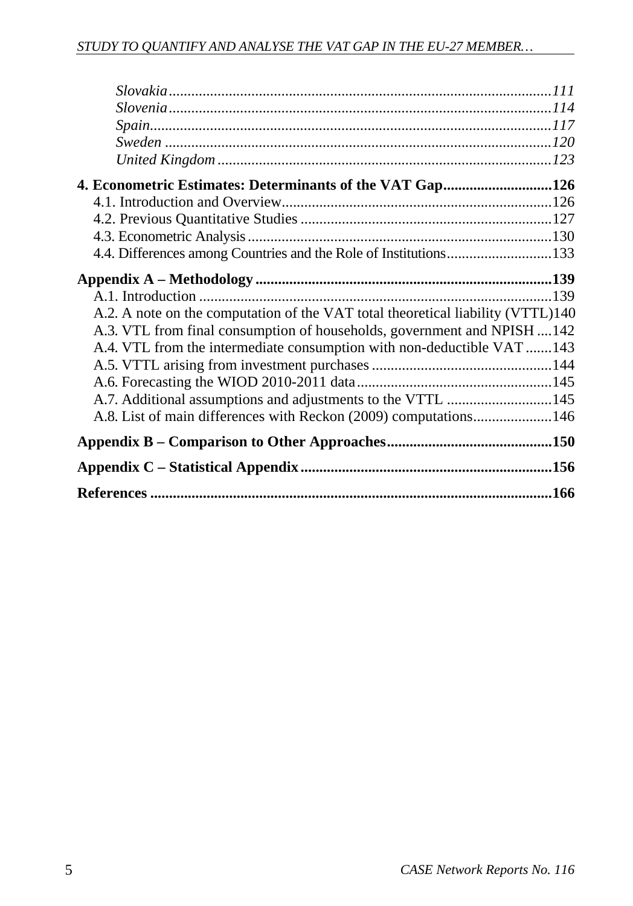*Slovakia* ..................................................................................................... *111*
*Slovenia* ..................................................................................................... *114*
*Spain* .......................................................................................................... *117*
*Sweden* ....................................................................................................... *120*
*United Kingdom* ......................................................................................... *123*

**4. Econometric Estimates: Determinants of the VAT Gap............................126**

4.1. Introduction and Overview......................................................................126
4.2. Previous Quantitative Studies .................................................................127
4.3. Econometric Analysis ..............................................................................130
4.4. Differences among Countries and the Role of Institutions............................133

**Appendix A – Methodology ..............................................................................139**

A.1. Introduction ............................................................................................139
A.2. A note on the computation of the VAT total theoretical liability (VTTL)140
A.3. VTL from final consumption of households, government and NPISH ....142
A.4. VTL from the intermediate consumption with non-deductible VAT .......143
A.5. VTTL arising from investment purchases ................................................144
A.6. Forecasting the WIOD 2010-2011 data ...................................................145
A.7. Additional assumptions and adjustments to the VTTL ............................145
A.8. List of main differences with Reckon (2009) computations.....................146

**Appendix B – Comparison to Other Approaches...........................................150**

**Appendix C – Statistical Appendix..................................................................156**

**References ..........................................................................................................166**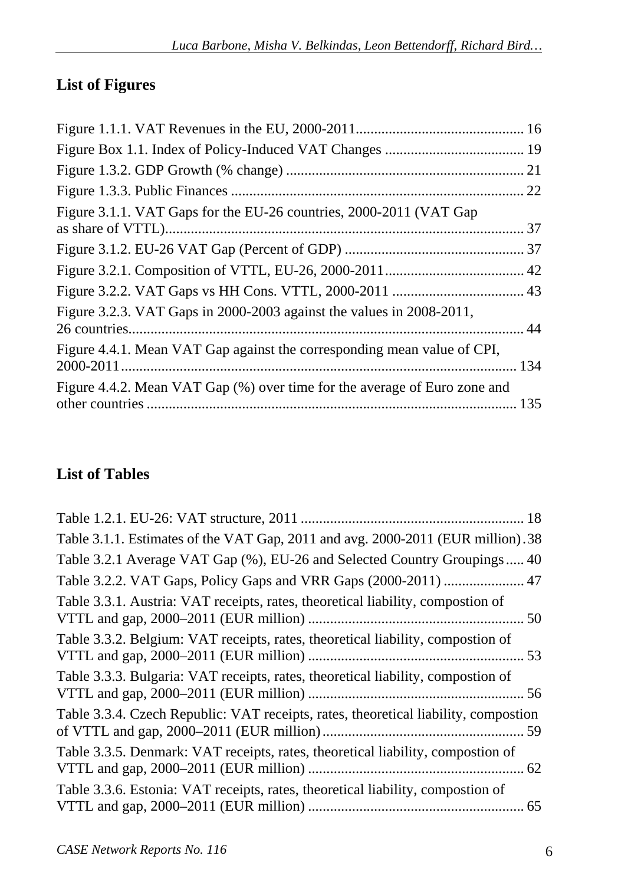## List of Figures

Figure 1.1.1. VAT Revenues in the EU, 2000-2011 ............................................. 16

Figure Box 1.1. Index of Policy-Induced VAT Changes ...................................... 19

Figure 1.3.2. GDP Growth (% change) ................................................................ 21

Figure 1.3.3. Public Finances ............................................................................... 22

Figure 3.1.1. VAT Gaps for the EU-26 countries, 2000-2011 (VAT Gap as share of VTTL) ................................................................................................. 37

Figure 3.1.2. EU-26 VAT Gap (Percent of GDP) ................................................. 37

Figure 3.2.1. Composition of VTTL, EU-26, 2000-2011 ...................................... 42

Figure 3.2.2. VAT Gaps vs HH Cons. VTTL, 2000-2011 .................................... 43

Figure 3.2.3. VAT Gaps in 2000-2003 against the values in 2008-2011, 26 countries ........................................................................................................... 44

Figure 4.4.1. Mean VAT Gap against the corresponding mean value of CPI, 2000-2011 ......................................................................................................... 134

Figure 4.4.2. Mean VAT Gap (%) over time for the average of Euro zone and other countries .................................................................................................. 135

## List of Tables

Table 1.2.1. EU-26: VAT structure, 2011 ............................................................ 18

Table 3.1.1. Estimates of the VAT Gap, 2011 and avg. 2000-2011 (EUR million) . 38

Table 3.2.1 Average VAT Gap (%), EU-26 and Selected Country Groupings ..... 40

Table 3.2.2. VAT Gaps, Policy Gaps and VRR Gaps (2000-2011) ...................... 47

Table 3.3.1. Austria: VAT receipts, rates, theoretical liability, compostion of VTTL and gap, 2000–2011 (EUR million) ........................................................... 50

Table 3.3.2. Belgium: VAT receipts, rates, theoretical liability, compostion of VTTL and gap, 2000–2011 (EUR million) ........................................................... 53

Table 3.3.3. Bulgaria: VAT receipts, rates, theoretical liability, compostion of VTTL and gap, 2000–2011 (EUR million) ........................................................... 56

Table 3.3.4. Czech Republic: VAT receipts, rates, theoretical liability, compostion of VTTL and gap, 2000–2011 (EUR million) ....................................................... 59

Table 3.3.5. Denmark: VAT receipts, rates, theoretical liability, compostion of VTTL and gap, 2000–2011 (EUR million) ........................................................... 62

Table 3.3.6. Estonia: VAT receipts, rates, theoretical liability, compostion of VTTL and gap, 2000–2011 (EUR million) ........................................................... 65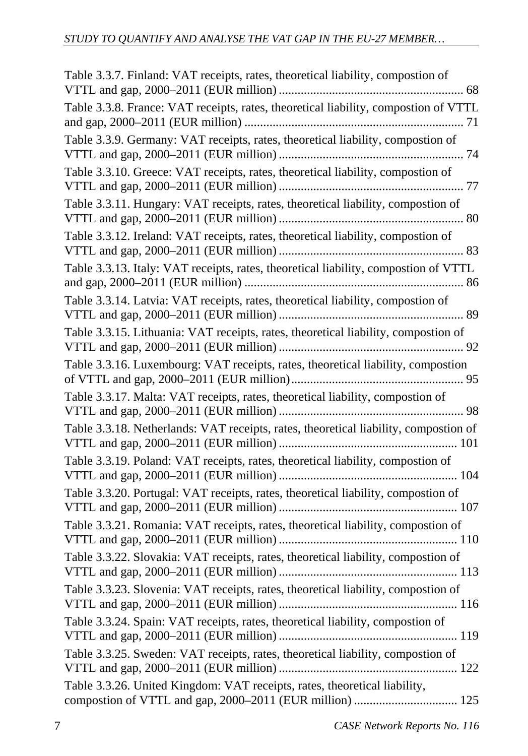Table 3.3.7. Finland: VAT receipts, rates, theoretical liability, compostion of VTTL and gap, 2000–2011 (EUR million) .......................................................... 68

Table 3.3.8. France: VAT receipts, rates, theoretical liability, compostion of VTTL and gap, 2000–2011 (EUR million) ..................................................................... 71

Table 3.3.9. Germany: VAT receipts, rates, theoretical liability, compostion of VTTL and gap, 2000–2011 (EUR million) .......................................................... 74

Table 3.3.10. Greece: VAT receipts, rates, theoretical liability, compostion of VTTL and gap, 2000–2011 (EUR million) .......................................................... 77

Table 3.3.11. Hungary: VAT receipts, rates, theoretical liability, compostion of VTTL and gap, 2000–2011 (EUR million) .......................................................... 80

Table 3.3.12. Ireland: VAT receipts, rates, theoretical liability, compostion of VTTL and gap, 2000–2011 (EUR million) .......................................................... 83

Table 3.3.13. Italy: VAT receipts, rates, theoretical liability, compostion of VTTL and gap, 2000–2011 (EUR million) ..................................................................... 86

Table 3.3.14. Latvia: VAT receipts, rates, theoretical liability, compostion of VTTL and gap, 2000–2011 (EUR million) .......................................................... 89

Table 3.3.15. Lithuania: VAT receipts, rates, theoretical liability, compostion of VTTL and gap, 2000–2011 (EUR million) .......................................................... 92

Table 3.3.16. Luxembourg: VAT receipts, rates, theoretical liability, compostion of VTTL and gap, 2000–2011 (EUR million)...................................................... 95

Table 3.3.17. Malta: VAT receipts, rates, theoretical liability, compostion of VTTL and gap, 2000–2011 (EUR million) .......................................................... 98

Table 3.3.18. Netherlands: VAT receipts, rates, theoretical liability, compostion of VTTL and gap, 2000–2011 (EUR million) ........................................................ 101

Table 3.3.19. Poland: VAT receipts, rates, theoretical liability, compostion of VTTL and gap, 2000–2011 (EUR million) ........................................................ 104

Table 3.3.20. Portugal: VAT receipts, rates, theoretical liability, compostion of VTTL and gap, 2000–2011 (EUR million) ........................................................ 107

Table 3.3.21. Romania: VAT receipts, rates, theoretical liability, compostion of VTTL and gap, 2000–2011 (EUR million) ........................................................ 110

Table 3.3.22. Slovakia: VAT receipts, rates, theoretical liability, compostion of VTTL and gap, 2000–2011 (EUR million) ........................................................ 113

Table 3.3.23. Slovenia: VAT receipts, rates, theoretical liability, compostion of VTTL and gap, 2000–2011 (EUR million) ........................................................ 116

Table 3.3.24. Spain: VAT receipts, rates, theoretical liability, compostion of VTTL and gap, 2000–2011 (EUR million) ........................................................ 119

Table 3.3.25. Sweden: VAT receipts, rates, theoretical liability, compostion of VTTL and gap, 2000–2011 (EUR million) ........................................................ 122

Table 3.3.26. United Kingdom: VAT receipts, rates, theoretical liability, compostion of VTTL and gap, 2000–2011 (EUR million) ................................ 125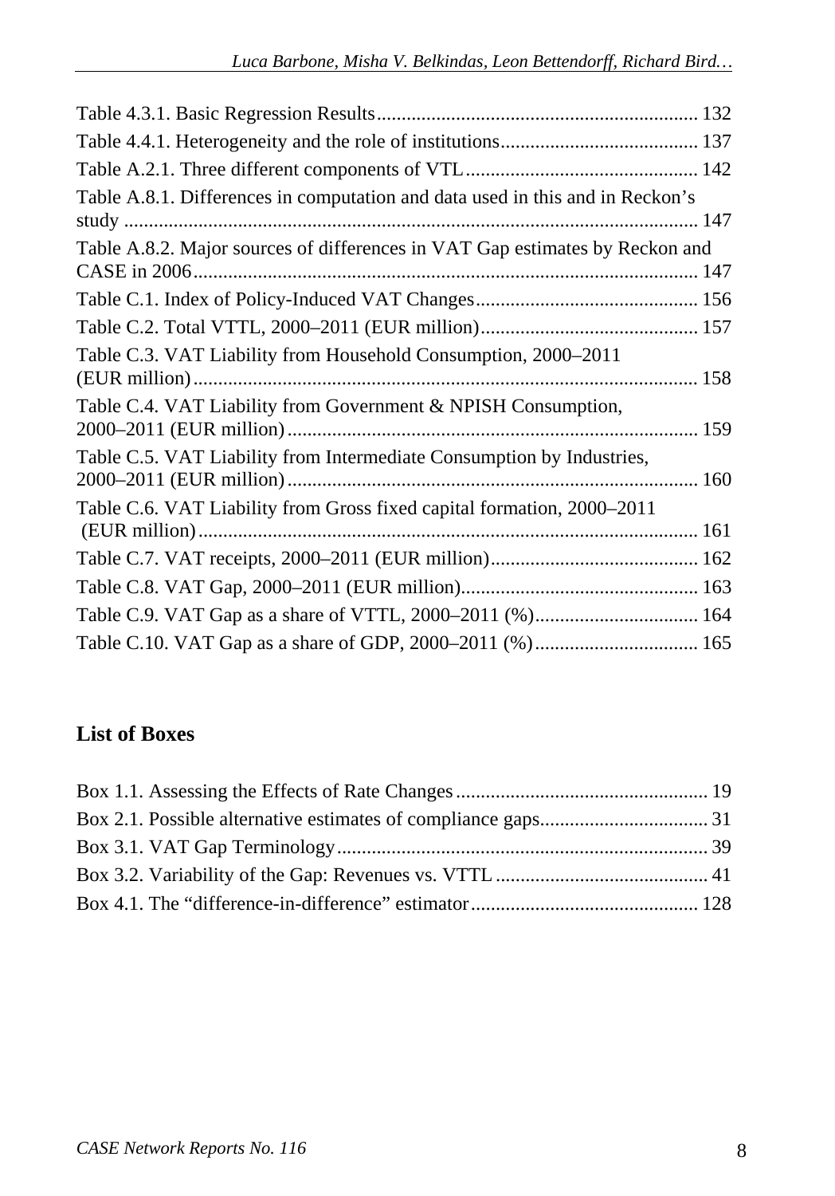Table 4.3.1. Basic Regression Results ................................................................. 132
Table 4.4.1. Heterogeneity and the role of institutions ........................................ 137
Table A.2.1. Three different components of VTL ............................................... 142
Table A.8.1. Differences in computation and data used in this and in Reckon's study ......................................................................................................... 147
Table A.8.2. Major sources of differences in VAT Gap estimates by Reckon and CASE in 2006 .............................................................................................. 147
Table C.1. Index of Policy-Induced VAT Changes ............................................. 156
Table C.2. Total VTTL, 2000–2011 (EUR million) ............................................ 157
Table C.3. VAT Liability from Household Consumption, 2000–2011 (EUR million) ....................................................................................................... 158
Table C.4. VAT Liability from Government & NPISH Consumption, 2000–2011 (EUR million) ................................................................................... 159
Table C.5. VAT Liability from Intermediate Consumption by Industries, 2000–2011 (EUR million) ................................................................................... 160
Table C.6. VAT Liability from Gross fixed capital formation, 2000–2011 (EUR million) ...................................................................................................... 161
Table C.7. VAT receipts, 2000–2011 (EUR million) .......................................... 162
Table C.8. VAT Gap, 2000–2011 (EUR million) ................................................ 163
Table C.9. VAT Gap as a share of VTTL, 2000–2011 (%) ................................. 164
Table C.10. VAT Gap as a share of GDP, 2000–2011 (%) ................................. 165

## List of Boxes

Box 1.1. Assessing the Effects of Rate Changes ................................................... 19
Box 2.1. Possible alternative estimates of compliance gaps .................................. 31
Box 3.1. VAT Gap Terminology ........................................................................... 39
Box 3.2. Variability of the Gap: Revenues vs. VTTL ........................................... 41
Box 4.1. The "difference-in-difference" estimator .............................................. 128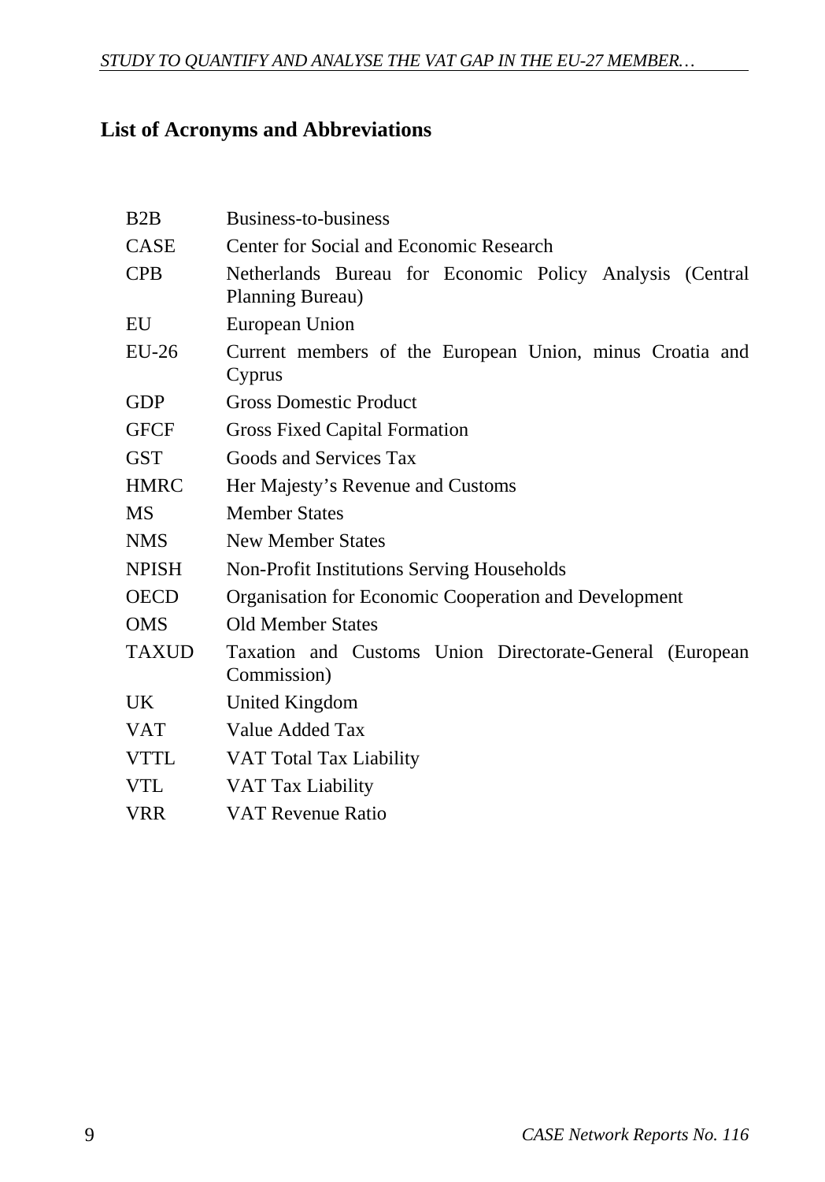## List of Acronyms and Abbreviations

| | |
|---|---|
| B2B | Business-to-business |
| CASE | Center for Social and Economic Research |
| CPB | Netherlands Bureau for Economic Policy Analysis (Central Planning Bureau) |
| EU | European Union |
| EU-26 | Current members of the European Union, minus Croatia and Cyprus |
| GDP | Gross Domestic Product |
| GFCF | Gross Fixed Capital Formation |
| GST | Goods and Services Tax |
| HMRC | Her Majesty's Revenue and Customs |
| MS | Member States |
| NMS | New Member States |
| NPISH | Non-Profit Institutions Serving Households |
| OECD | Organisation for Economic Cooperation and Development |
| OMS | Old Member States |
| TAXUD | Taxation and Customs Union Directorate-General (European Commission) |
| UK | United Kingdom |
| VAT | Value Added Tax |
| VTTL | VAT Total Tax Liability |
| VTL | VAT Tax Liability |
| VRR | VAT Revenue Ratio |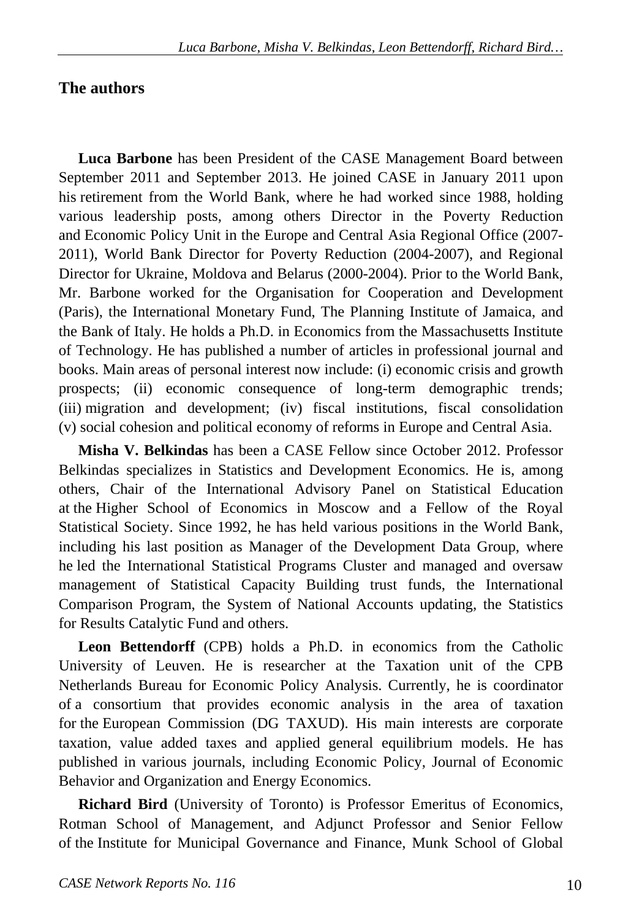## The authors

**Luca Barbone** has been President of the CASE Management Board between September 2011 and September 2013. He joined CASE in January 2011 upon his retirement from the World Bank, where he had worked since 1988, holding various leadership posts, among others Director in the Poverty Reduction and Economic Policy Unit in the Europe and Central Asia Regional Office (2007-2011), World Bank Director for Poverty Reduction (2004-2007), and Regional Director for Ukraine, Moldova and Belarus (2000-2004). Prior to the World Bank, Mr. Barbone worked for the Organisation for Cooperation and Development (Paris), the International Monetary Fund, The Planning Institute of Jamaica, and the Bank of Italy. He holds a Ph.D. in Economics from the Massachusetts Institute of Technology. He has published a number of articles in professional journal and books. Main areas of personal interest now include: (i) economic crisis and growth prospects; (ii) economic consequence of long-term demographic trends; (iii) migration and development; (iv) fiscal institutions, fiscal consolidation (v) social cohesion and political economy of reforms in Europe and Central Asia.

**Misha V. Belkindas** has been a CASE Fellow since October 2012. Professor Belkindas specializes in Statistics and Development Economics. He is, among others, Chair of the International Advisory Panel on Statistical Education at the Higher School of Economics in Moscow and a Fellow of the Royal Statistical Society. Since 1992, he has held various positions in the World Bank, including his last position as Manager of the Development Data Group, where he led the International Statistical Programs Cluster and managed and oversaw management of Statistical Capacity Building trust funds, the International Comparison Program, the System of National Accounts updating, the Statistics for Results Catalytic Fund and others.

**Leon Bettendorff** (CPB) holds a Ph.D. in economics from the Catholic University of Leuven. He is researcher at the Taxation unit of the CPB Netherlands Bureau for Economic Policy Analysis. Currently, he is coordinator of a consortium that provides economic analysis in the area of taxation for the European Commission (DG TAXUD). His main interests are corporate taxation, value added taxes and applied general equilibrium models. He has published in various journals, including Economic Policy, Journal of Economic Behavior and Organization and Energy Economics.

**Richard Bird** (University of Toronto) is Professor Emeritus of Economics, Rotman School of Management, and Adjunct Professor and Senior Fellow of the Institute for Municipal Governance and Finance, Munk School of Global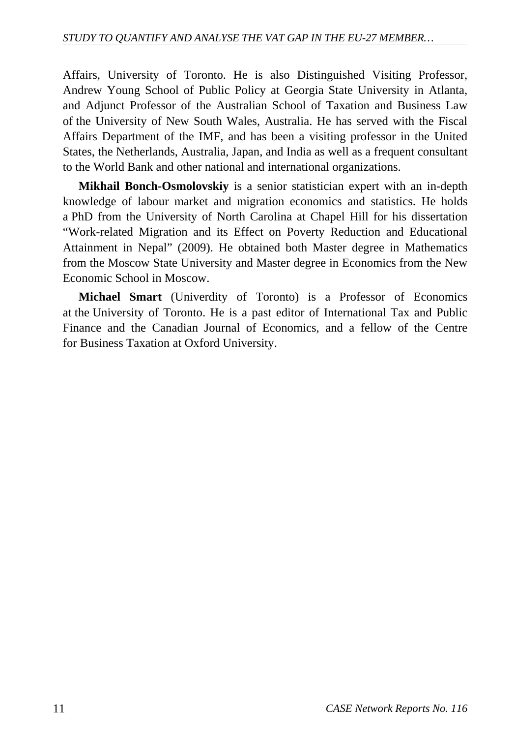Affairs, University of Toronto. He is also Distinguished Visiting Professor, Andrew Young School of Public Policy at Georgia State University in Atlanta, and Adjunct Professor of the Australian School of Taxation and Business Law of the University of New South Wales, Australia. He has served with the Fiscal Affairs Department of the IMF, and has been a visiting professor in the United States, the Netherlands, Australia, Japan, and India as well as a frequent consultant to the World Bank and other national and international organizations.

**Mikhail Bonch-Osmolovskiy** is a senior statistician expert with an in-depth knowledge of labour market and migration economics and statistics. He holds a PhD from the University of North Carolina at Chapel Hill for his dissertation "Work-related Migration and its Effect on Poverty Reduction and Educational Attainment in Nepal" (2009). He obtained both Master degree in Mathematics from the Moscow State University and Master degree in Economics from the New Economic School in Moscow.

**Michael Smart** (Univerdity of Toronto) is a Professor of Economics at the University of Toronto. He is a past editor of International Tax and Public Finance and the Canadian Journal of Economics, and a fellow of the Centre for Business Taxation at Oxford University.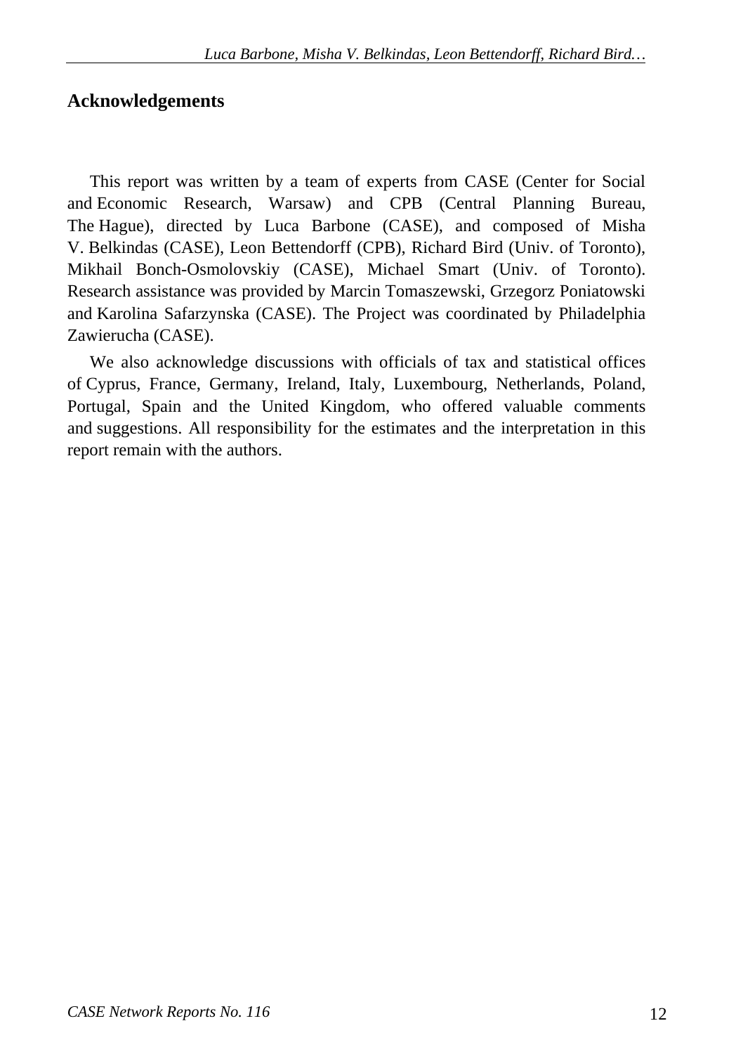## Acknowledgements

This report was written by a team of experts from CASE (Center for Social and Economic Research, Warsaw) and CPB (Central Planning Bureau, The Hague), directed by Luca Barbone (CASE), and composed of Misha V. Belkindas (CASE), Leon Bettendorff (CPB), Richard Bird (Univ. of Toronto), Mikhail Bonch-Osmolovskiy (CASE), Michael Smart (Univ. of Toronto). Research assistance was provided by Marcin Tomaszewski, Grzegorz Poniatowski and Karolina Safarzynska (CASE). The Project was coordinated by Philadelphia Zawierucha (CASE).

We also acknowledge discussions with officials of tax and statistical offices of Cyprus, France, Germany, Ireland, Italy, Luxembourg, Netherlands, Poland, Portugal, Spain and the United Kingdom, who offered valuable comments and suggestions. All responsibility for the estimates and the interpretation in this report remain with the authors.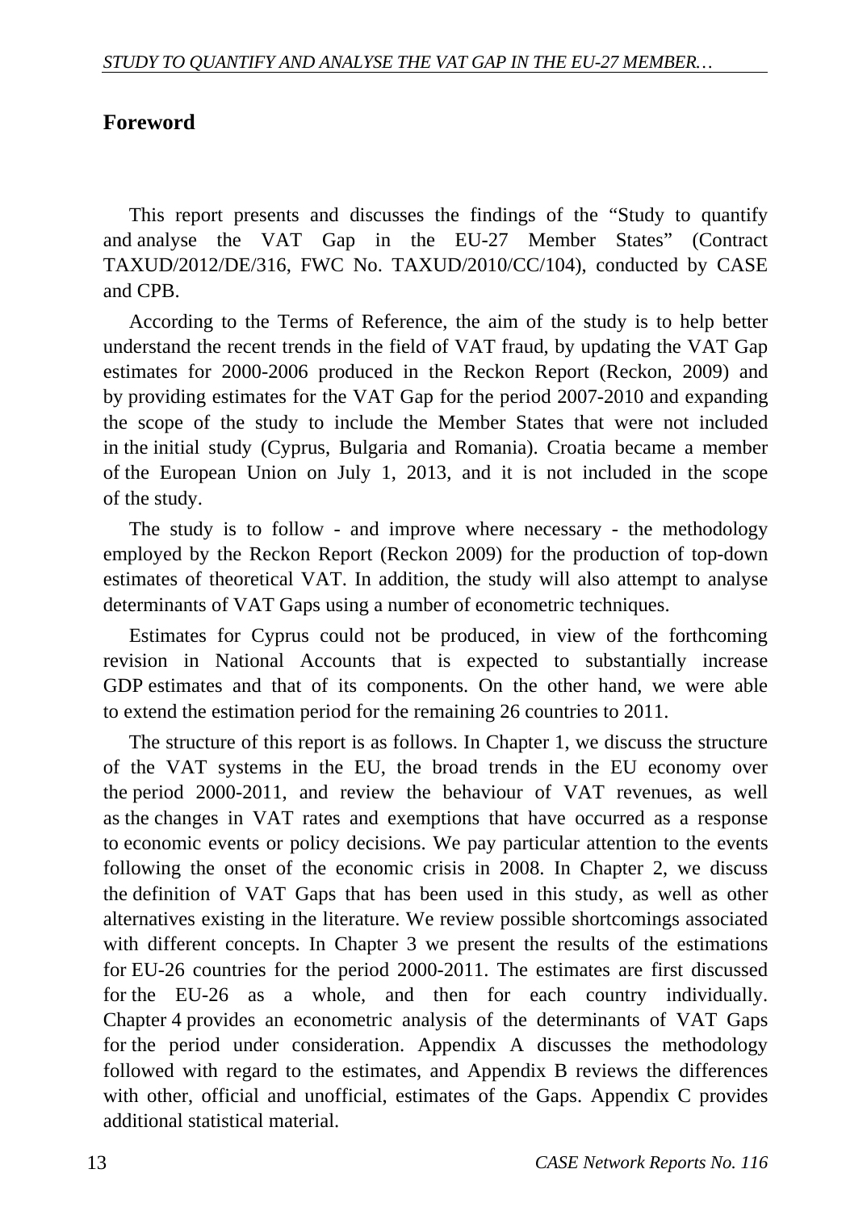## Foreword

This report presents and discusses the findings of the "Study to quantify and analyse the VAT Gap in the EU-27 Member States" (Contract TAXUD/2012/DE/316, FWC No. TAXUD/2010/CC/104), conducted by CASE and CPB.

According to the Terms of Reference, the aim of the study is to help better understand the recent trends in the field of VAT fraud, by updating the VAT Gap estimates for 2000-2006 produced in the Reckon Report (Reckon, 2009) and by providing estimates for the VAT Gap for the period 2007-2010 and expanding the scope of the study to include the Member States that were not included in the initial study (Cyprus, Bulgaria and Romania). Croatia became a member of the European Union on July 1, 2013, and it is not included in the scope of the study.

The study is to follow - and improve where necessary - the methodology employed by the Reckon Report (Reckon 2009) for the production of top-down estimates of theoretical VAT. In addition, the study will also attempt to analyse determinants of VAT Gaps using a number of econometric techniques.

Estimates for Cyprus could not be produced, in view of the forthcoming revision in National Accounts that is expected to substantially increase GDP estimates and that of its components. On the other hand, we were able to extend the estimation period for the remaining 26 countries to 2011.

The structure of this report is as follows. In Chapter 1, we discuss the structure of the VAT systems in the EU, the broad trends in the EU economy over the period 2000-2011, and review the behaviour of VAT revenues, as well as the changes in VAT rates and exemptions that have occurred as a response to economic events or policy decisions. We pay particular attention to the events following the onset of the economic crisis in 2008. In Chapter 2, we discuss the definition of VAT Gaps that has been used in this study, as well as other alternatives existing in the literature. We review possible shortcomings associated with different concepts. In Chapter 3 we present the results of the estimations for EU-26 countries for the period 2000-2011. The estimates are first discussed for the EU-26 as a whole, and then for each country individually. Chapter 4 provides an econometric analysis of the determinants of VAT Gaps for the period under consideration. Appendix A discusses the methodology followed with regard to the estimates, and Appendix B reviews the differences with other, official and unofficial, estimates of the Gaps. Appendix C provides additional statistical material.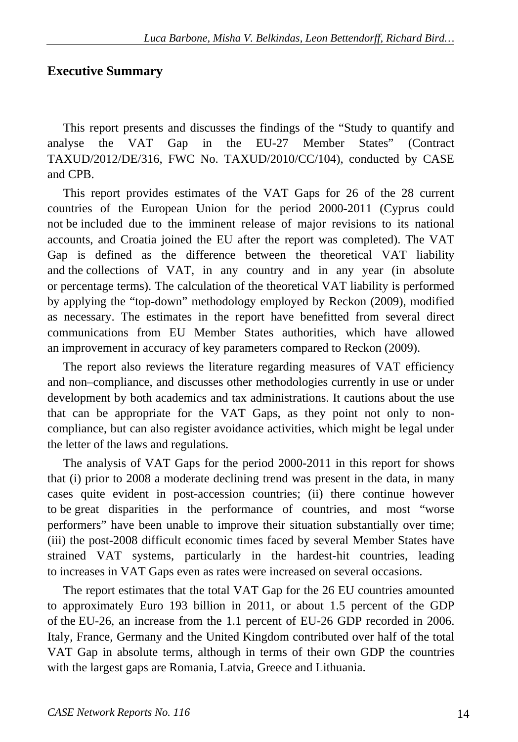## Executive Summary

This report presents and discusses the findings of the "Study to quantify and analyse the VAT Gap in the EU-27 Member States" (Contract TAXUD/2012/DE/316, FWC No. TAXUD/2010/CC/104), conducted by CASE and CPB.

This report provides estimates of the VAT Gaps for 26 of the 28 current countries of the European Union for the period 2000-2011 (Cyprus could not be included due to the imminent release of major revisions to its national accounts, and Croatia joined the EU after the report was completed). The VAT Gap is defined as the difference between the theoretical VAT liability and the collections of VAT, in any country and in any year (in absolute or percentage terms). The calculation of the theoretical VAT liability is performed by applying the "top-down" methodology employed by Reckon (2009), modified as necessary. The estimates in the report have benefitted from several direct communications from EU Member States authorities, which have allowed an improvement in accuracy of key parameters compared to Reckon (2009).

The report also reviews the literature regarding measures of VAT efficiency and non–compliance, and discusses other methodologies currently in use or under development by both academics and tax administrations. It cautions about the use that can be appropriate for the VAT Gaps, as they point not only to non-compliance, but can also register avoidance activities, which might be legal under the letter of the laws and regulations.

The analysis of VAT Gaps for the period 2000-2011 in this report for shows that (i) prior to 2008 a moderate declining trend was present in the data, in many cases quite evident in post-accession countries; (ii) there continue however to be great disparities in the performance of countries, and most "worse performers" have been unable to improve their situation substantially over time; (iii) the post-2008 difficult economic times faced by several Member States have strained VAT systems, particularly in the hardest-hit countries, leading to increases in VAT Gaps even as rates were increased on several occasions.

The report estimates that the total VAT Gap for the 26 EU countries amounted to approximately Euro 193 billion in 2011, or about 1.5 percent of the GDP of the EU-26, an increase from the 1.1 percent of EU-26 GDP recorded in 2006. Italy, France, Germany and the United Kingdom contributed over half of the total VAT Gap in absolute terms, although in terms of their own GDP the countries with the largest gaps are Romania, Latvia, Greece and Lithuania.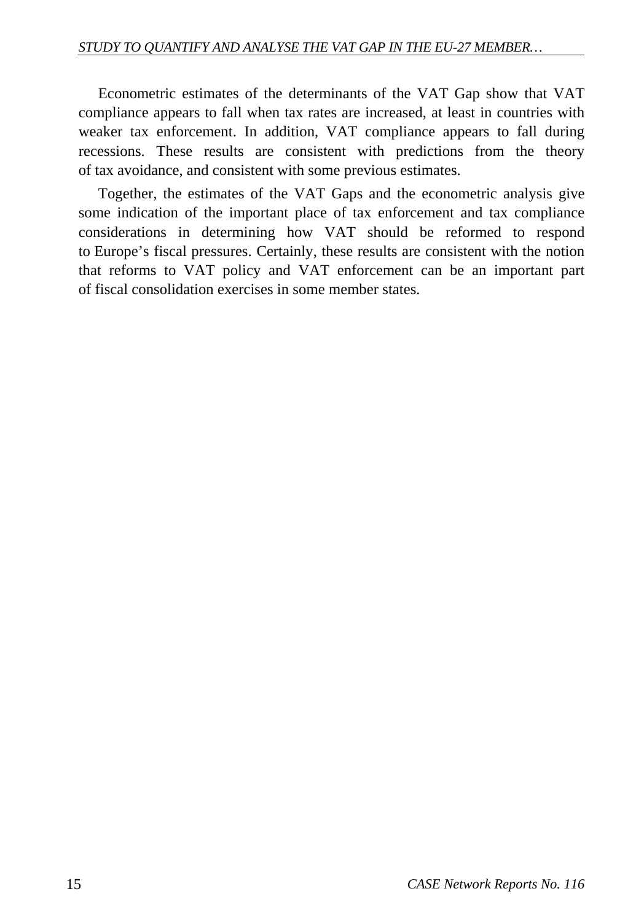Econometric estimates of the determinants of the VAT Gap show that VAT compliance appears to fall when tax rates are increased, at least in countries with weaker tax enforcement. In addition, VAT compliance appears to fall during recessions. These results are consistent with predictions from the theory of tax avoidance, and consistent with some previous estimates.

Together, the estimates of the VAT Gaps and the econometric analysis give some indication of the important place of tax enforcement and tax compliance considerations in determining how VAT should be reformed to respond to Europe's fiscal pressures. Certainly, these results are consistent with the notion that reforms to VAT policy and VAT enforcement can be an important part of fiscal consolidation exercises in some member states.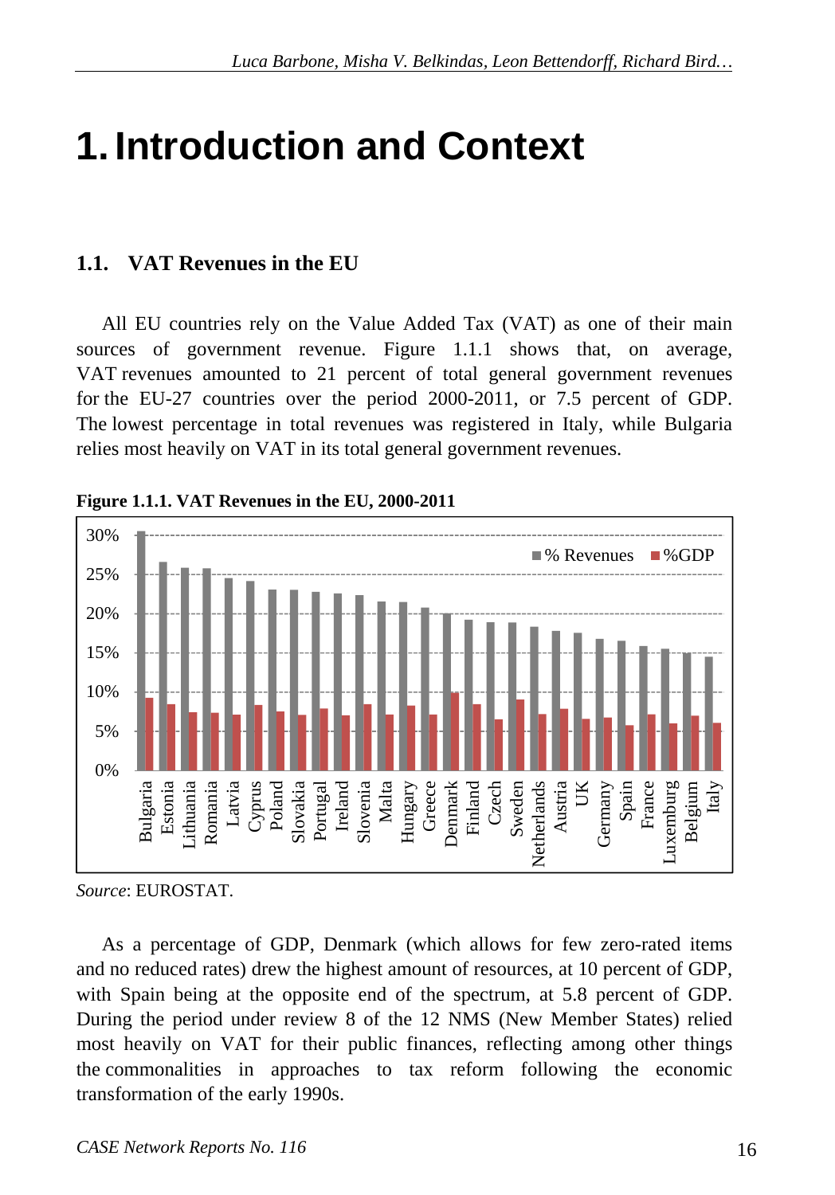# 1. Introduction and Context

## 1.1. VAT Revenues in the EU

All EU countries rely on the Value Added Tax (VAT) as one of their main sources of government revenue. Figure 1.1.1 shows that, on average, VAT revenues amounted to 21 percent of total general government revenues for the EU-27 countries over the period 2000-2011, or 7.5 percent of GDP. The lowest percentage in total revenues was registered in Italy, while Bulgaria relies most heavily on VAT in its total general government revenues.

**Figure 1.1.1. VAT Revenues in the EU, 2000-2011**

*Source*: EUROSTAT.

As a percentage of GDP, Denmark (which allows for few zero-rated items and no reduced rates) drew the highest amount of resources, at 10 percent of GDP, with Spain being at the opposite end of the spectrum, at 5.8 percent of GDP. During the period under review 8 of the 12 NMS (New Member States) relied most heavily on VAT for their public finances, reflecting among other things the commonalities in approaches to tax reform following the economic transformation of the early 1990s.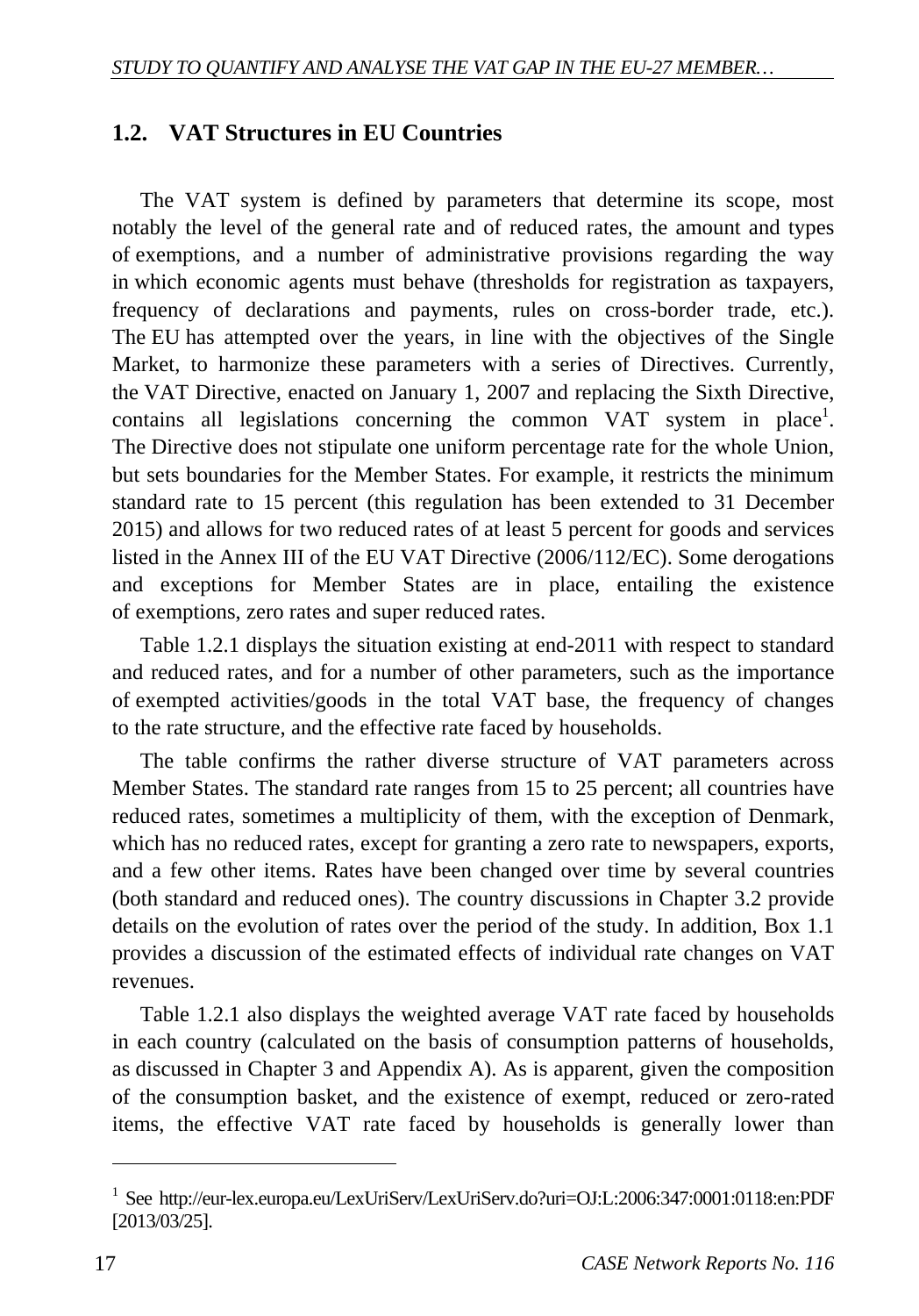## 1.2. VAT Structures in EU Countries

The VAT system is defined by parameters that determine its scope, most notably the level of the general rate and of reduced rates, the amount and types of exemptions, and a number of administrative provisions regarding the way in which economic agents must behave (thresholds for registration as taxpayers, frequency of declarations and payments, rules on cross-border trade, etc.). The EU has attempted over the years, in line with the objectives of the Single Market, to harmonize these parameters with a series of Directives. Currently, the VAT Directive, enacted on January 1, 2007 and replacing the Sixth Directive, contains all legislations concerning the common VAT system in place[1]. The Directive does not stipulate one uniform percentage rate for the whole Union, but sets boundaries for the Member States. For example, it restricts the minimum standard rate to 15 percent (this regulation has been extended to 31 December 2015) and allows for two reduced rates of at least 5 percent for goods and services listed in the Annex III of the EU VAT Directive (2006/112/EC). Some derogations and exceptions for Member States are in place, entailing the existence of exemptions, zero rates and super reduced rates.

Table 1.2.1 displays the situation existing at end-2011 with respect to standard and reduced rates, and for a number of other parameters, such as the importance of exempted activities/goods in the total VAT base, the frequency of changes to the rate structure, and the effective rate faced by households.

The table confirms the rather diverse structure of VAT parameters across Member States. The standard rate ranges from 15 to 25 percent; all countries have reduced rates, sometimes a multiplicity of them, with the exception of Denmark, which has no reduced rates, except for granting a zero rate to newspapers, exports, and a few other items. Rates have been changed over time by several countries (both standard and reduced ones). The country discussions in Chapter 3.2 provide details on the evolution of rates over the period of the study. In addition, Box 1.1 provides a discussion of the estimated effects of individual rate changes on VAT revenues.

Table 1.2.1 also displays the weighted average VAT rate faced by households in each country (calculated on the basis of consumption patterns of households, as discussed in Chapter 3 and Appendix A). As is apparent, given the composition of the consumption basket, and the existence of exempt, reduced or zero-rated items, the effective VAT rate faced by households is generally lower than

---

[1] See http://eur-lex.europa.eu/LexUriServ/LexUriServ.do?uri=OJ:L:2006:347:0001:0118:en:PDF [2013/03/25].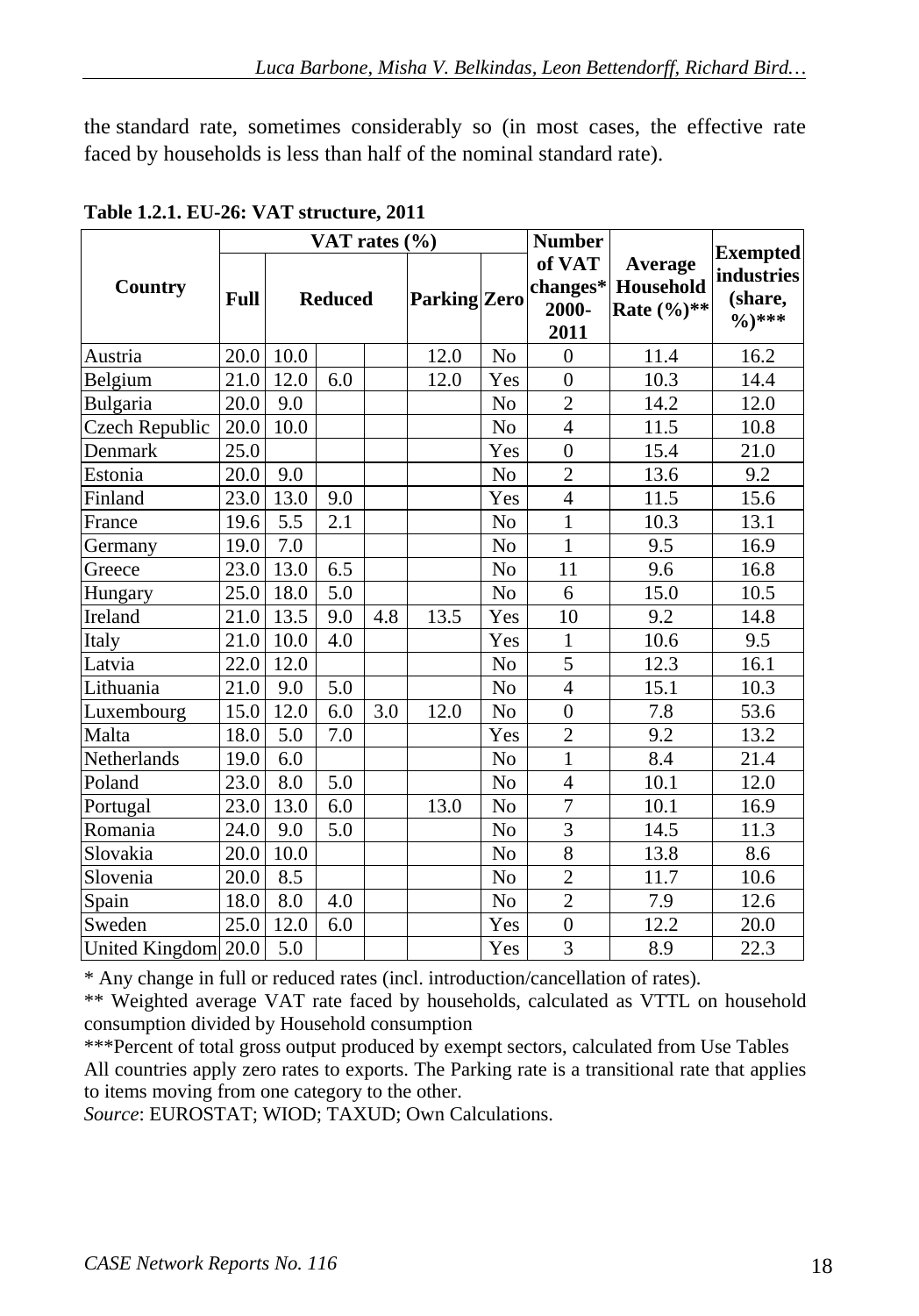the standard rate, sometimes considerably so (in most cases, the effective rate faced by households is less than half of the nominal standard rate).

**Table 1.2.1. EU-26: VAT structure, 2011**

| Country | VAT rates (%) | | | | | | Number of VAT changes* 2000-2011 | Average Household Rate (%)** | Exempted industries (share, %)*** |
|---|---|---|---|---|---|---|---|---|---|
| | Full | Reduced | | | Parking | Zero | | | |
| Austria | 20.0 | 10.0 | | | 12.0 | No | 0 | 11.4 | 16.2 |
| Belgium | 21.0 | 12.0 | 6.0 | | 12.0 | Yes | 0 | 10.3 | 14.4 |
| Bulgaria | 20.0 | 9.0 | | | | No | 2 | 14.2 | 12.0 |
| Czech Republic | 20.0 | 10.0 | | | | No | 4 | 11.5 | 10.8 |
| Denmark | 25.0 | | | | | Yes | 0 | 15.4 | 21.0 |
| Estonia | 20.0 | 9.0 | | | | No | 2 | 13.6 | 9.2 |
| Finland | 23.0 | 13.0 | 9.0 | | | Yes | 4 | 11.5 | 15.6 |
| France | 19.6 | 5.5 | 2.1 | | | No | 1 | 10.3 | 13.1 |
| Germany | 19.0 | 7.0 | | | | No | 1 | 9.5 | 16.9 |
| Greece | 23.0 | 13.0 | 6.5 | | | No | 11 | 9.6 | 16.8 |
| Hungary | 25.0 | 18.0 | 5.0 | | | No | 6 | 15.0 | 10.5 |
| Ireland | 21.0 | 13.5 | 9.0 | 4.8 | 13.5 | Yes | 10 | 9.2 | 14.8 |
| Italy | 21.0 | 10.0 | 4.0 | | | Yes | 1 | 10.6 | 9.5 |
| Latvia | 22.0 | 12.0 | | | | No | 5 | 12.3 | 16.1 |
| Lithuania | 21.0 | 9.0 | 5.0 | | | No | 4 | 15.1 | 10.3 |
| Luxembourg | 15.0 | 12.0 | 6.0 | 3.0 | 12.0 | No | 0 | 7.8 | 53.6 |
| Malta | 18.0 | 5.0 | 7.0 | | | Yes | 2 | 9.2 | 13.2 |
| Netherlands | 19.0 | 6.0 | | | | No | 1 | 8.4 | 21.4 |
| Poland | 23.0 | 8.0 | 5.0 | | | No | 4 | 10.1 | 12.0 |
| Portugal | 23.0 | 13.0 | 6.0 | | 13.0 | No | 7 | 10.1 | 16.9 |
| Romania | 24.0 | 9.0 | 5.0 | | | No | 3 | 14.5 | 11.3 |
| Slovakia | 20.0 | 10.0 | | | | No | 8 | 13.8 | 8.6 |
| Slovenia | 20.0 | 8.5 | | | | No | 2 | 11.7 | 10.6 |
| Spain | 18.0 | 8.0 | 4.0 | | | No | 2 | 7.9 | 12.6 |
| Sweden | 25.0 | 12.0 | 6.0 | | | Yes | 0 | 12.2 | 20.0 |
| United Kingdom | 20.0 | 5.0 | | | | Yes | 3 | 8.9 | 22.3 |

\* Any change in full or reduced rates (incl. introduction/cancellation of rates).

** Weighted average VAT rate faced by households, calculated as VTTL on household consumption divided by Household consumption

***Percent of total gross output produced by exempt sectors, calculated from Use Tables

All countries apply zero rates to exports. The Parking rate is a transitional rate that applies to items moving from one category to the other.

*Source*: EUROSTAT; WIOD; TAXUD; Own Calculations.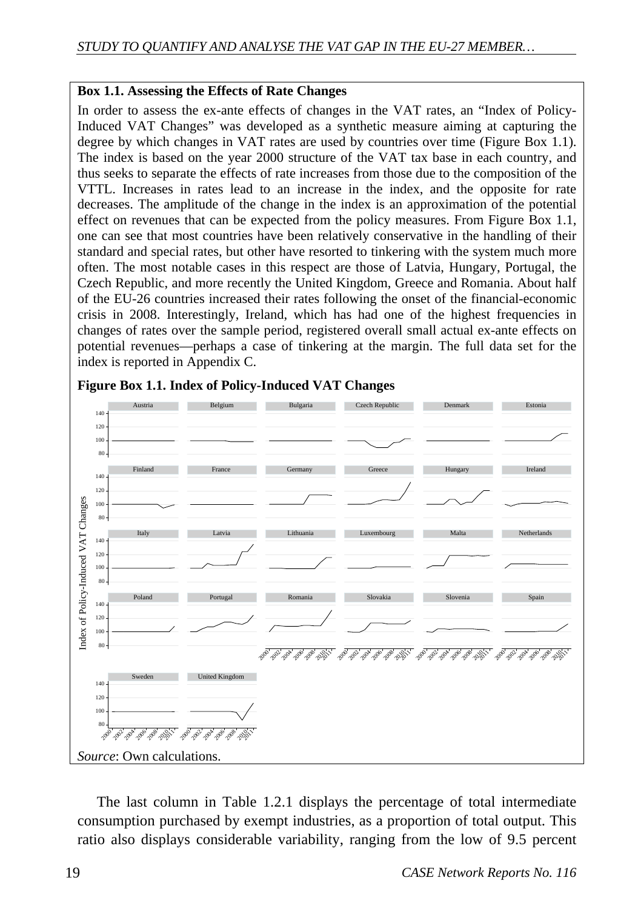**Box 1.1. Assessing the Effects of Rate Changes**

In order to assess the ex-ante effects of changes in the VAT rates, an "Index of Policy-Induced VAT Changes" was developed as a synthetic measure aiming at capturing the degree by which changes in VAT rates are used by countries over time (Figure Box 1.1). The index is based on the year 2000 structure of the VAT tax base in each country, and thus seeks to separate the effects of rate increases from those due to the composition of the VTTL. Increases in rates lead to an increase in the index, and the opposite for rate decreases. The amplitude of the change in the index is an approximation of the potential effect on revenues that can be expected from the policy measures. From Figure Box 1.1, one can see that most countries have been relatively conservative in the handling of their standard and special rates, but other have resorted to tinkering with the system much more often. The most notable cases in this respect are those of Latvia, Hungary, Portugal, the Czech Republic, and more recently the United Kingdom, Greece and Romania. About half of the EU-26 countries increased their rates following the onset of the financial-economic crisis in 2008. Interestingly, Ireland, which has had one of the highest frequencies in changes of rates over the sample period, registered overall small actual ex-ante effects on potential revenues—perhaps a case of tinkering at the margin. The full data set for the index is reported in Appendix C.

**Figure Box 1.1. Index of Policy-Induced VAT Changes**

*Source*: Own calculations.

The last column in Table 1.2.1 displays the percentage of total intermediate consumption purchased by exempt industries, as a proportion of total output. This ratio also displays considerable variability, ranging from the low of 9.5 percent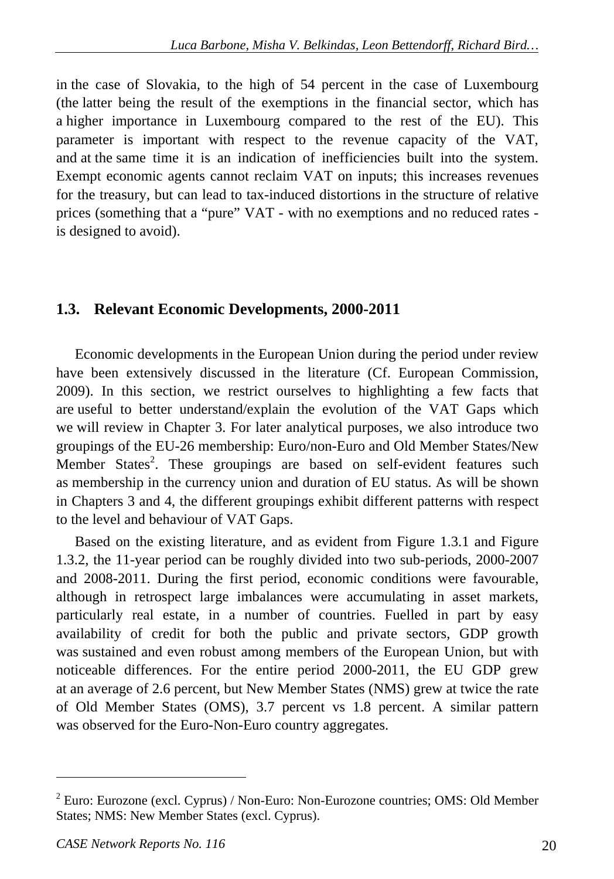in the case of Slovakia, to the high of 54 percent in the case of Luxembourg (the latter being the result of the exemptions in the financial sector, which has a higher importance in Luxembourg compared to the rest of the EU). This parameter is important with respect to the revenue capacity of the VAT, and at the same time it is an indication of inefficiencies built into the system. Exempt economic agents cannot reclaim VAT on inputs; this increases revenues for the treasury, but can lead to tax-induced distortions in the structure of relative prices (something that a "pure" VAT - with no exemptions and no reduced rates - is designed to avoid).

## 1.3. Relevant Economic Developments, 2000-2011

Economic developments in the European Union during the period under review have been extensively discussed in the literature (Cf. European Commission, 2009). In this section, we restrict ourselves to highlighting a few facts that are useful to better understand/explain the evolution of the VAT Gaps which we will review in Chapter 3. For later analytical purposes, we also introduce two groupings of the EU-26 membership: Euro/non-Euro and Old Member States/New Member States[2]. These groupings are based on self-evident features such as membership in the currency union and duration of EU status. As will be shown in Chapters 3 and 4, the different groupings exhibit different patterns with respect to the level and behaviour of VAT Gaps.

Based on the existing literature, and as evident from Figure 1.3.1 and Figure 1.3.2, the 11-year period can be roughly divided into two sub-periods, 2000-2007 and 2008-2011. During the first period, economic conditions were favourable, although in retrospect large imbalances were accumulating in asset markets, particularly real estate, in a number of countries. Fuelled in part by easy availability of credit for both the public and private sectors, GDP growth was sustained and even robust among members of the European Union, but with noticeable differences. For the entire period 2000-2011, the EU GDP grew at an average of 2.6 percent, but New Member States (NMS) grew at twice the rate of Old Member States (OMS), 3.7 percent vs 1.8 percent. A similar pattern was observed for the Euro-Non-Euro country aggregates.

---

[2] Euro: Eurozone (excl. Cyprus) / Non-Euro: Non-Eurozone countries; OMS: Old Member States; NMS: New Member States (excl. Cyprus).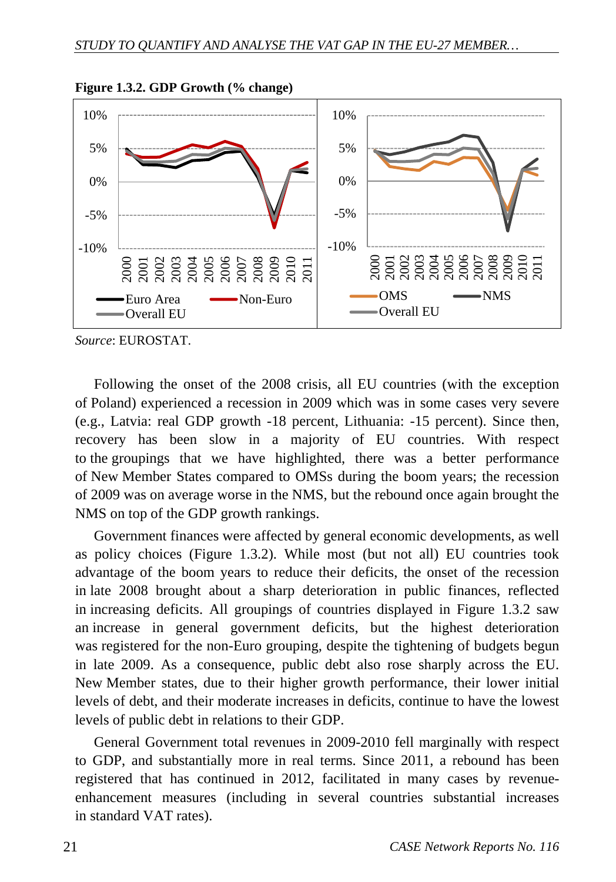**Figure 1.3.2. GDP Growth (% change)**

*Source*: EUROSTAT.

Following the onset of the 2008 crisis, all EU countries (with the exception of Poland) experienced a recession in 2009 which was in some cases very severe (e.g., Latvia: real GDP growth -18 percent, Lithuania: -15 percent). Since then, recovery has been slow in a majority of EU countries. With respect to the groupings that we have highlighted, there was a better performance of New Member States compared to OMSs during the boom years; the recession of 2009 was on average worse in the NMS, but the rebound once again brought the NMS on top of the GDP growth rankings.

Government finances were affected by general economic developments, as well as policy choices (Figure 1.3.2). While most (but not all) EU countries took advantage of the boom years to reduce their deficits, the onset of the recession in late 2008 brought about a sharp deterioration in public finances, reflected in increasing deficits. All groupings of countries displayed in Figure 1.3.2 saw an increase in general government deficits, but the highest deterioration was registered for the non-Euro grouping, despite the tightening of budgets begun in late 2009. As a consequence, public debt also rose sharply across the EU. New Member states, due to their higher growth performance, their lower initial levels of debt, and their moderate increases in deficits, continue to have the lowest levels of public debt in relations to their GDP.

General Government total revenues in 2009-2010 fell marginally with respect to GDP, and substantially more in real terms. Since 2011, a rebound has been registered that has continued in 2012, facilitated in many cases by revenue-enhancement measures (including in several countries substantial increases in standard VAT rates).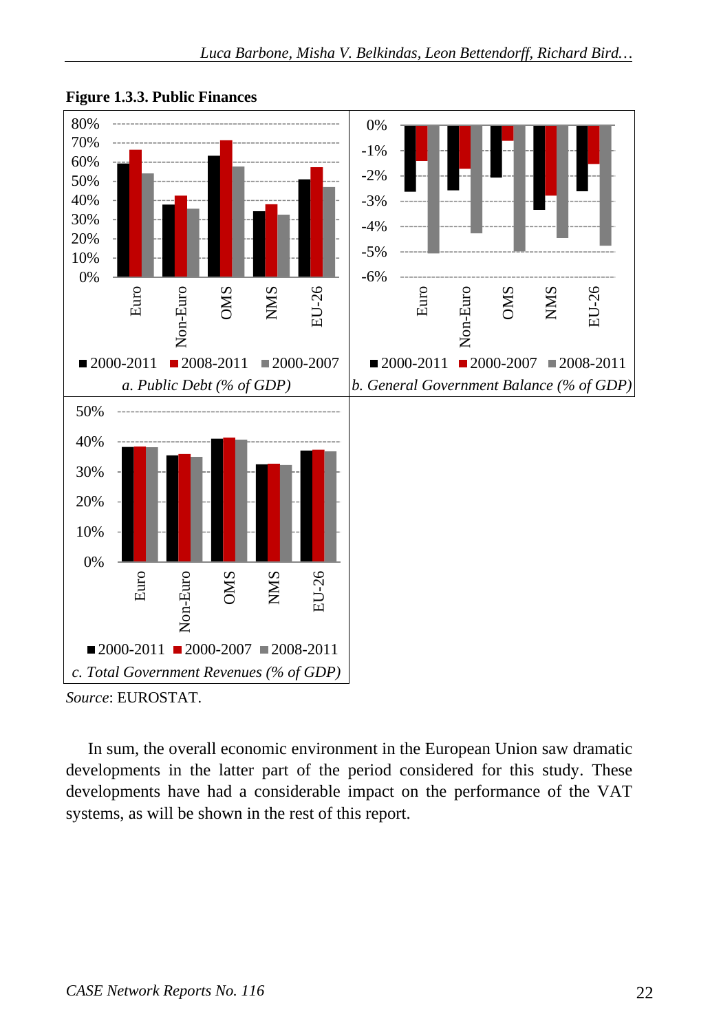**Figure 1.3.3. Public Finances**

a. Public Debt (% of GDP)

b. General Government Balance (% of GDP)

c. Total Government Revenues (% of GDP)

*Source*: EUROSTAT.

In sum, the overall economic environment in the European Union saw dramatic developments in the latter part of the period considered for this study. These developments have had a considerable impact on the performance of the VAT systems, as will be shown in the rest of this report.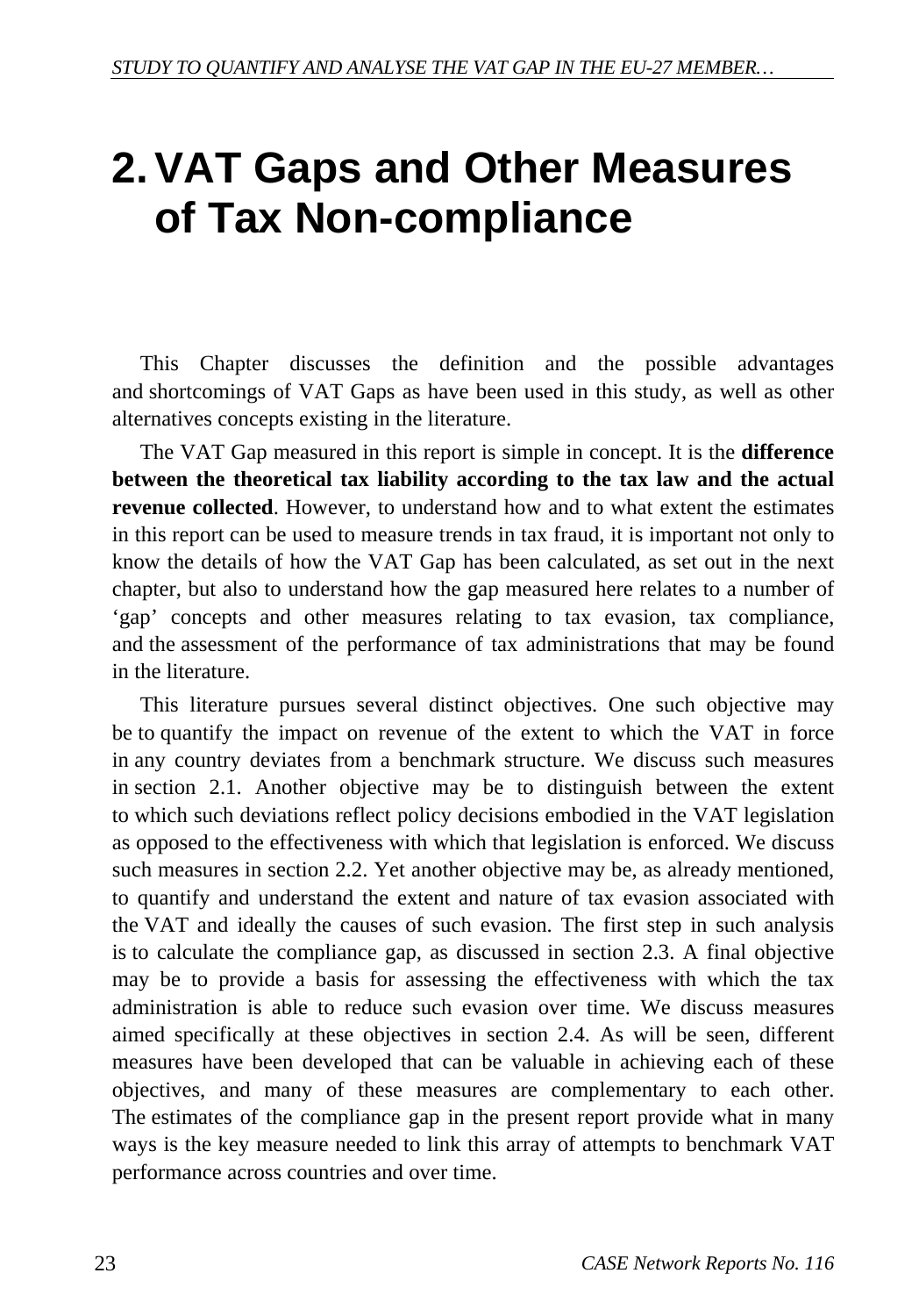# 2. VAT Gaps and Other Measures of Tax Non-compliance

This Chapter discusses the definition and the possible advantages and shortcomings of VAT Gaps as have been used in this study, as well as other alternatives concepts existing in the literature.

The VAT Gap measured in this report is simple in concept. It is the **difference between the theoretical tax liability according to the tax law and the actual revenue collected**. However, to understand how and to what extent the estimates in this report can be used to measure trends in tax fraud, it is important not only to know the details of how the VAT Gap has been calculated, as set out in the next chapter, but also to understand how the gap measured here relates to a number of 'gap' concepts and other measures relating to tax evasion, tax compliance, and the assessment of the performance of tax administrations that may be found in the literature.

This literature pursues several distinct objectives. One such objective may be to quantify the impact on revenue of the extent to which the VAT in force in any country deviates from a benchmark structure. We discuss such measures in section 2.1. Another objective may be to distinguish between the extent to which such deviations reflect policy decisions embodied in the VAT legislation as opposed to the effectiveness with which that legislation is enforced. We discuss such measures in section 2.2. Yet another objective may be, as already mentioned, to quantify and understand the extent and nature of tax evasion associated with the VAT and ideally the causes of such evasion. The first step in such analysis is to calculate the compliance gap, as discussed in section 2.3. A final objective may be to provide a basis for assessing the effectiveness with which the tax administration is able to reduce such evasion over time. We discuss measures aimed specifically at these objectives in section 2.4. As will be seen, different measures have been developed that can be valuable in achieving each of these objectives, and many of these measures are complementary to each other. The estimates of the compliance gap in the present report provide what in many ways is the key measure needed to link this array of attempts to benchmark VAT performance across countries and over time.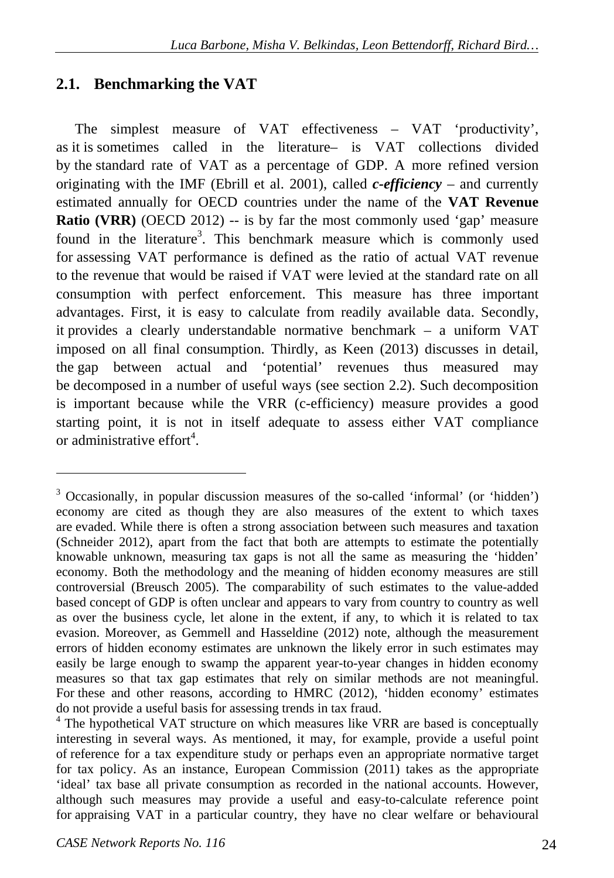## 2.1. Benchmarking the VAT

The simplest measure of VAT effectiveness – VAT 'productivity', as it is sometimes called in the literature– is VAT collections divided by the standard rate of VAT as a percentage of GDP. A more refined version originating with the IMF (Ebrill et al. 2001), called ***c-efficiency*** – and currently estimated annually for OECD countries under the name of the **VAT Revenue Ratio (VRR)** (OECD 2012) -- is by far the most commonly used 'gap' measure found in the literature[3]. This benchmark measure which is commonly used for assessing VAT performance is defined as the ratio of actual VAT revenue to the revenue that would be raised if VAT were levied at the standard rate on all consumption with perfect enforcement. This measure has three important advantages. First, it is easy to calculate from readily available data. Secondly, it provides a clearly understandable normative benchmark – a uniform VAT imposed on all final consumption. Thirdly, as Keen (2013) discusses in detail, the gap between actual and 'potential' revenues thus measured may be decomposed in a number of useful ways (see section 2.2). Such decomposition is important because while the VRR (c-efficiency) measure provides a good starting point, it is not in itself adequate to assess either VAT compliance or administrative effort[4].

---

[3] Occasionally, in popular discussion measures of the so-called 'informal' (or 'hidden') economy are cited as though they are also measures of the extent to which taxes are evaded. While there is often a strong association between such measures and taxation (Schneider 2012), apart from the fact that both are attempts to estimate the potentially knowable unknown, measuring tax gaps is not all the same as measuring the 'hidden' economy. Both the methodology and the meaning of hidden economy measures are still controversial (Breusch 2005). The comparability of such estimates to the value-added based concept of GDP is often unclear and appears to vary from country to country as well as over the business cycle, let alone in the extent, if any, to which it is related to tax evasion. Moreover, as Gemmell and Hasseldine (2012) note, although the measurement errors of hidden economy estimates are unknown the likely error in such estimates may easily be large enough to swamp the apparent year-to-year changes in hidden economy measures so that tax gap estimates that rely on similar methods are not meaningful. For these and other reasons, according to HMRC (2012), 'hidden economy' estimates do not provide a useful basis for assessing trends in tax fraud.

[4] The hypothetical VAT structure on which measures like VRR are based is conceptually interesting in several ways. As mentioned, it may, for example, provide a useful point of reference for a tax expenditure study or perhaps even an appropriate normative target for tax policy. As an instance, European Commission (2011) takes as the appropriate 'ideal' tax base all private consumption as recorded in the national accounts. However, although such measures may provide a useful and easy-to-calculate reference point for appraising VAT in a particular country, they have no clear welfare or behavioural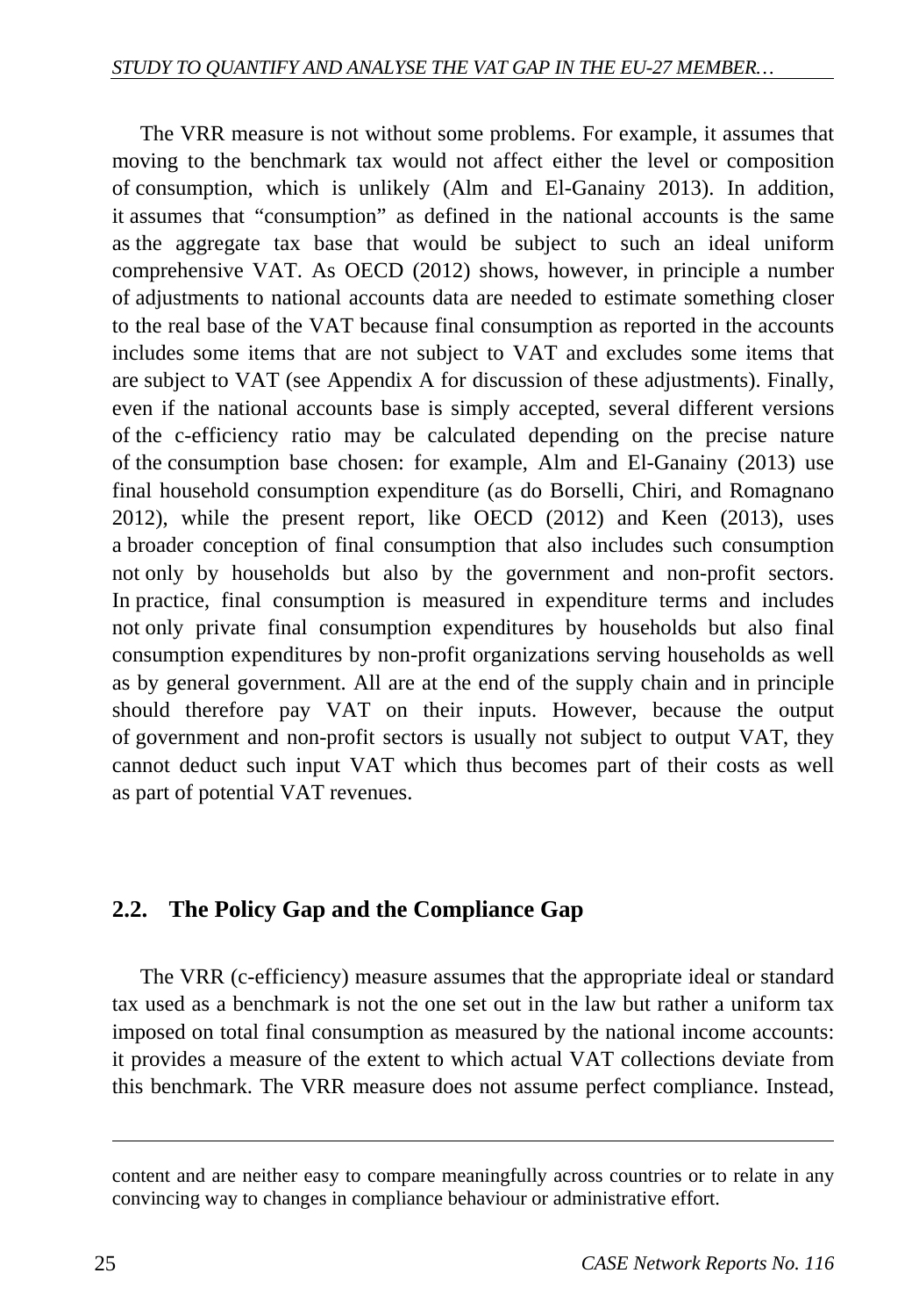The VRR measure is not without some problems. For example, it assumes that moving to the benchmark tax would not affect either the level or composition of consumption, which is unlikely (Alm and El-Ganainy 2013). In addition, it assumes that "consumption" as defined in the national accounts is the same as the aggregate tax base that would be subject to such an ideal uniform comprehensive VAT. As OECD (2012) shows, however, in principle a number of adjustments to national accounts data are needed to estimate something closer to the real base of the VAT because final consumption as reported in the accounts includes some items that are not subject to VAT and excludes some items that are subject to VAT (see Appendix A for discussion of these adjustments). Finally, even if the national accounts base is simply accepted, several different versions of the c-efficiency ratio may be calculated depending on the precise nature of the consumption base chosen: for example, Alm and El-Ganainy (2013) use final household consumption expenditure (as do Borselli, Chiri, and Romagnano 2012), while the present report, like OECD (2012) and Keen (2013), uses a broader conception of final consumption that also includes such consumption not only by households but also by the government and non-profit sectors. In practice, final consumption is measured in expenditure terms and includes not only private final consumption expenditures by households but also final consumption expenditures by non-profit organizations serving households as well as by general government. All are at the end of the supply chain and in principle should therefore pay VAT on their inputs. However, because the output of government and non-profit sectors is usually not subject to output VAT, they cannot deduct such input VAT which thus becomes part of their costs as well as part of potential VAT revenues.

## 2.2. The Policy Gap and the Compliance Gap

The VRR (c-efficiency) measure assumes that the appropriate ideal or standard tax used as a benchmark is not the one set out in the law but rather a uniform tax imposed on total final consumption as measured by the national income accounts: it provides a measure of the extent to which actual VAT collections deviate from this benchmark. The VRR measure does not assume perfect compliance. Instead,

content and are neither easy to compare meaningfully across countries or to relate in any convincing way to changes in compliance behaviour or administrative effort.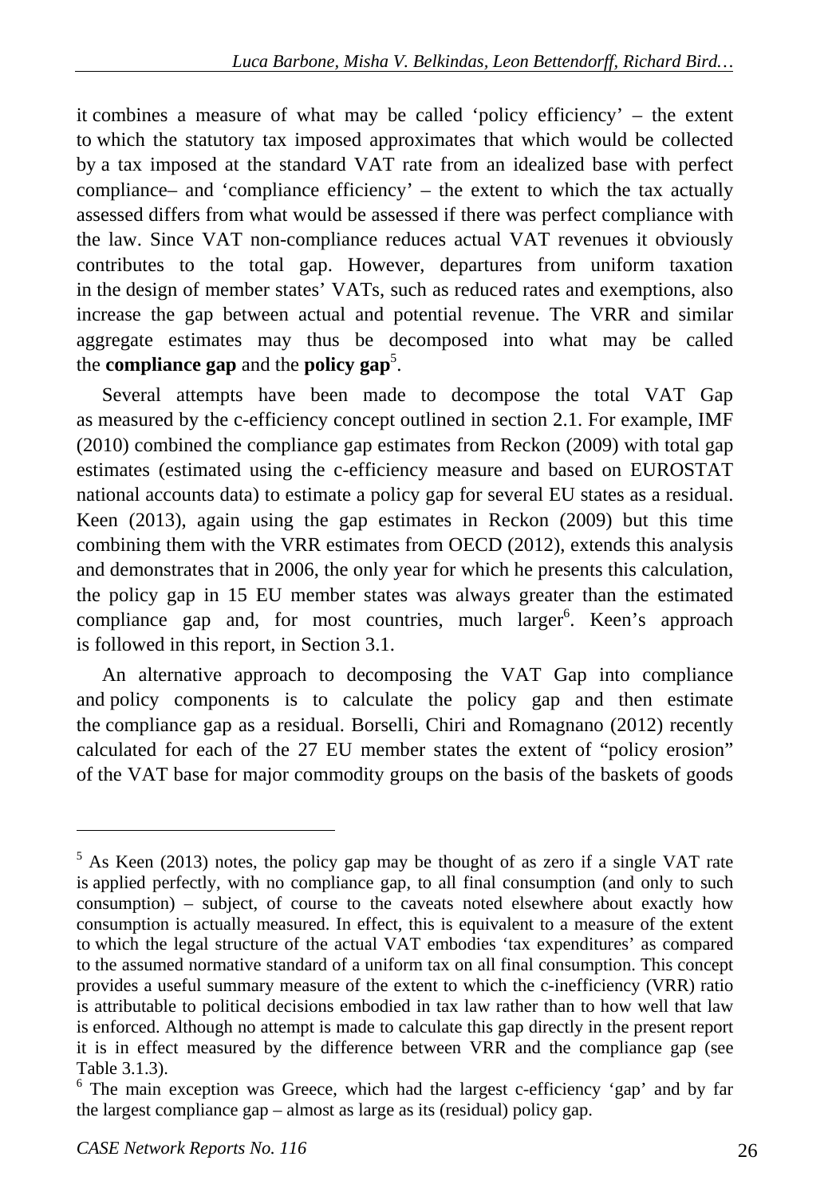it combines a measure of what may be called 'policy efficiency' – the extent to which the statutory tax imposed approximates that which would be collected by a tax imposed at the standard VAT rate from an idealized base with perfect compliance– and 'compliance efficiency' – the extent to which the tax actually assessed differs from what would be assessed if there was perfect compliance with the law. Since VAT non-compliance reduces actual VAT revenues it obviously contributes to the total gap. However, departures from uniform taxation in the design of member states' VATs, such as reduced rates and exemptions, also increase the gap between actual and potential revenue. The VRR and similar aggregate estimates may thus be decomposed into what may be called the **compliance gap** and the **policy gap**[5].

Several attempts have been made to decompose the total VAT Gap as measured by the c-efficiency concept outlined in section 2.1. For example, IMF (2010) combined the compliance gap estimates from Reckon (2009) with total gap estimates (estimated using the c-efficiency measure and based on EUROSTAT national accounts data) to estimate a policy gap for several EU states as a residual. Keen (2013), again using the gap estimates in Reckon (2009) but this time combining them with the VRR estimates from OECD (2012), extends this analysis and demonstrates that in 2006, the only year for which he presents this calculation, the policy gap in 15 EU member states was always greater than the estimated compliance gap and, for most countries, much larger[6]. Keen's approach is followed in this report, in Section 3.1.

An alternative approach to decomposing the VAT Gap into compliance and policy components is to calculate the policy gap and then estimate the compliance gap as a residual. Borselli, Chiri and Romagnano (2012) recently calculated for each of the 27 EU member states the extent of "policy erosion" of the VAT base for major commodity groups on the basis of the baskets of goods

---

[5] As Keen (2013) notes, the policy gap may be thought of as zero if a single VAT rate is applied perfectly, with no compliance gap, to all final consumption (and only to such consumption) – subject, of course to the caveats noted elsewhere about exactly how consumption is actually measured. In effect, this is equivalent to a measure of the extent to which the legal structure of the actual VAT embodies 'tax expenditures' as compared to the assumed normative standard of a uniform tax on all final consumption. This concept provides a useful summary measure of the extent to which the c-inefficiency (VRR) ratio is attributable to political decisions embodied in tax law rather than to how well that law is enforced. Although no attempt is made to calculate this gap directly in the present report it is in effect measured by the difference between VRR and the compliance gap (see Table 3.1.3).

[6] The main exception was Greece, which had the largest c-efficiency 'gap' and by far the largest compliance gap – almost as large as its (residual) policy gap.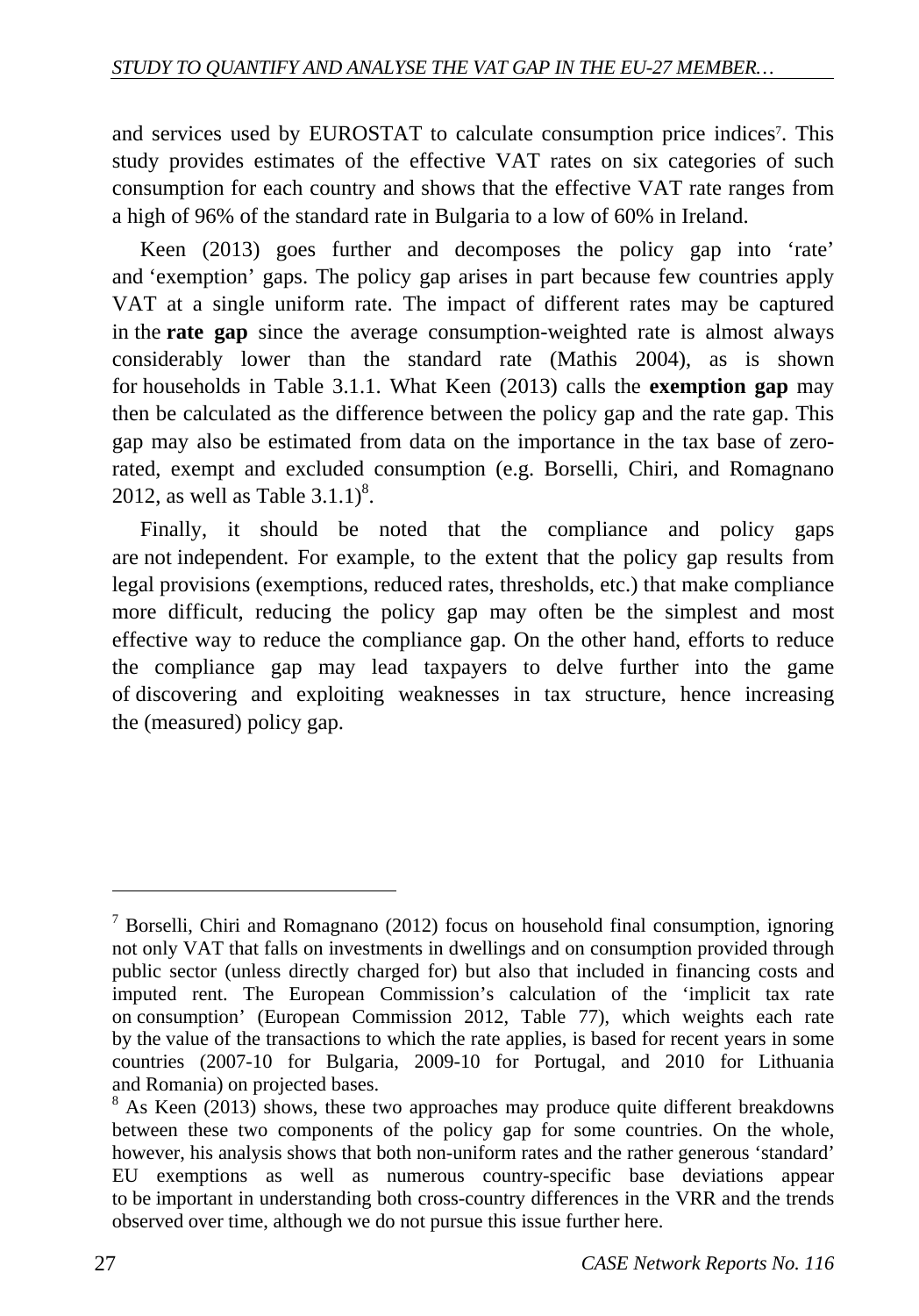and services used by EUROSTAT to calculate consumption price indices[7]. This study provides estimates of the effective VAT rates on six categories of such consumption for each country and shows that the effective VAT rate ranges from a high of 96% of the standard rate in Bulgaria to a low of 60% in Ireland.

Keen (2013) goes further and decomposes the policy gap into 'rate' and 'exemption' gaps. The policy gap arises in part because few countries apply VAT at a single uniform rate. The impact of different rates may be captured in the **rate gap** since the average consumption-weighted rate is almost always considerably lower than the standard rate (Mathis 2004), as is shown for households in Table 3.1.1. What Keen (2013) calls the **exemption gap** may then be calculated as the difference between the policy gap and the rate gap. This gap may also be estimated from data on the importance in the tax base of zero-rated, exempt and excluded consumption (e.g. Borselli, Chiri, and Romagnano 2012, as well as Table 3.1.1)[8].

Finally, it should be noted that the compliance and policy gaps are not independent. For example, to the extent that the policy gap results from legal provisions (exemptions, reduced rates, thresholds, etc.) that make compliance more difficult, reducing the policy gap may often be the simplest and most effective way to reduce the compliance gap. On the other hand, efforts to reduce the compliance gap may lead taxpayers to delve further into the game of discovering and exploiting weaknesses in tax structure, hence increasing the (measured) policy gap.

---

[7] Borselli, Chiri and Romagnano (2012) focus on household final consumption, ignoring not only VAT that falls on investments in dwellings and on consumption provided through public sector (unless directly charged for) but also that included in financing costs and imputed rent. The European Commission's calculation of the 'implicit tax rate on consumption' (European Commission 2012, Table 77), which weights each rate by the value of the transactions to which the rate applies, is based for recent years in some countries (2007-10 for Bulgaria, 2009-10 for Portugal, and 2010 for Lithuania and Romania) on projected bases.

[8] As Keen (2013) shows, these two approaches may produce quite different breakdowns between these two components of the policy gap for some countries. On the whole, however, his analysis shows that both non-uniform rates and the rather generous 'standard' EU exemptions as well as numerous country-specific base deviations appear to be important in understanding both cross-country differences in the VRR and the trends observed over time, although we do not pursue this issue further here.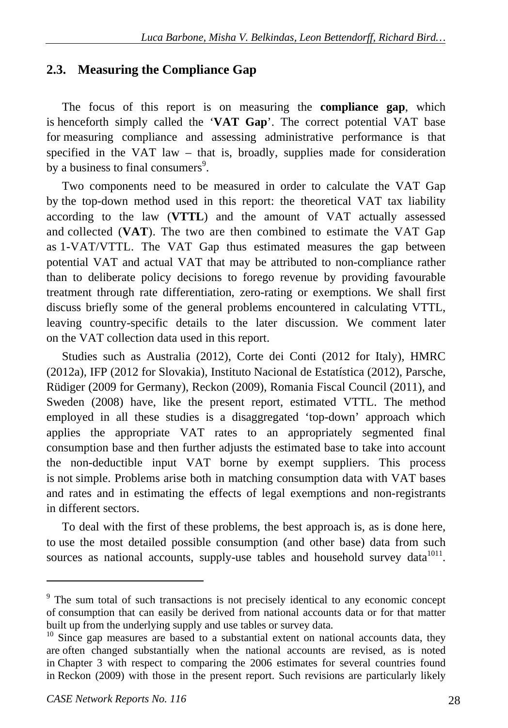## 2.3. Measuring the Compliance Gap

The focus of this report is on measuring the **compliance gap**, which is henceforth simply called the '**VAT Gap**'. The correct potential VAT base for measuring compliance and assessing administrative performance is that specified in the VAT law – that is, broadly, supplies made for consideration by a business to final consumers[9].

Two components need to be measured in order to calculate the VAT Gap by the top-down method used in this report: the theoretical VAT tax liability according to the law (**VTTL**) and the amount of VAT actually assessed and collected (**VAT**). The two are then combined to estimate the VAT Gap as 1-VAT/VTTL. The VAT Gap thus estimated measures the gap between potential VAT and actual VAT that may be attributed to non-compliance rather than to deliberate policy decisions to forego revenue by providing favourable treatment through rate differentiation, zero-rating or exemptions. We shall first discuss briefly some of the general problems encountered in calculating VTTL, leaving country-specific details to the later discussion. We comment later on the VAT collection data used in this report.

Studies such as Australia (2012), Corte dei Conti (2012 for Italy), HMRC (2012a), IFP (2012 for Slovakia), Instituto Nacional de Estatística (2012), Parsche, Rüdiger (2009 for Germany), Reckon (2009), Romania Fiscal Council (2011), and Sweden (2008) have, like the present report, estimated VTTL. The method employed in all these studies is a disaggregated 'top-down' approach which applies the appropriate VAT rates to an appropriately segmented final consumption base and then further adjusts the estimated base to take into account the non-deductible input VAT borne by exempt suppliers. This process is not simple. Problems arise both in matching consumption data with VAT bases and rates and in estimating the effects of legal exemptions and non-registrants in different sectors.

To deal with the first of these problems, the best approach is, as is done here, to use the most detailed possible consumption (and other base) data from such sources as national accounts, supply-use tables and household survey data[10][11].

---

[9] The sum total of such transactions is not precisely identical to any economic concept of consumption that can easily be derived from national accounts data or for that matter built up from the underlying supply and use tables or survey data.

[10] Since gap measures are based to a substantial extent on national accounts data, they are often changed substantially when the national accounts are revised, as is noted in Chapter 3 with respect to comparing the 2006 estimates for several countries found in Reckon (2009) with those in the present report. Such revisions are particularly likely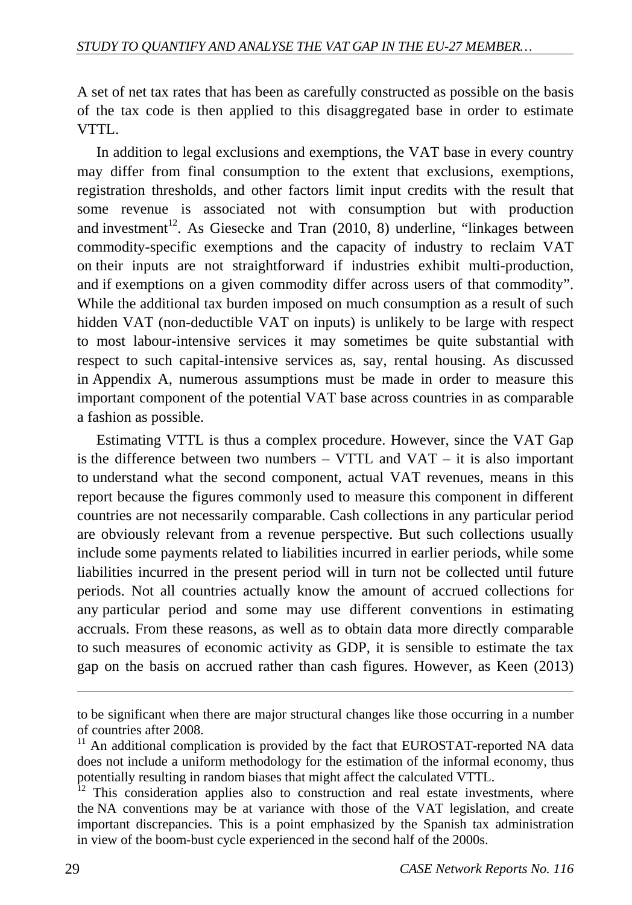A set of net tax rates that has been as carefully constructed as possible on the basis of the tax code is then applied to this disaggregated base in order to estimate VTTL.

In addition to legal exclusions and exemptions, the VAT base in every country may differ from final consumption to the extent that exclusions, exemptions, registration thresholds, and other factors limit input credits with the result that some revenue is associated not with consumption but with production and investment[12]. As Giesecke and Tran (2010, 8) underline, "linkages between commodity-specific exemptions and the capacity of industry to reclaim VAT on their inputs are not straightforward if industries exhibit multi-production, and if exemptions on a given commodity differ across users of that commodity". While the additional tax burden imposed on much consumption as a result of such hidden VAT (non-deductible VAT on inputs) is unlikely to be large with respect to most labour-intensive services it may sometimes be quite substantial with respect to such capital-intensive services as, say, rental housing. As discussed in Appendix A, numerous assumptions must be made in order to measure this important component of the potential VAT base across countries in as comparable a fashion as possible.

Estimating VTTL is thus a complex procedure. However, since the VAT Gap is the difference between two numbers – VTTL and VAT – it is also important to understand what the second component, actual VAT revenues, means in this report because the figures commonly used to measure this component in different countries are not necessarily comparable. Cash collections in any particular period are obviously relevant from a revenue perspective. But such collections usually include some payments related to liabilities incurred in earlier periods, while some liabilities incurred in the present period will in turn not be collected until future periods. Not all countries actually know the amount of accrued collections for any particular period and some may use different conventions in estimating accruals. From these reasons, as well as to obtain data more directly comparable to such measures of economic activity as GDP, it is sensible to estimate the tax gap on the basis on accrued rather than cash figures. However, as Keen (2013)

---

to be significant when there are major structural changes like those occurring in a number of countries after 2008.

[11] An additional complication is provided by the fact that EUROSTAT-reported NA data does not include a uniform methodology for the estimation of the informal economy, thus potentially resulting in random biases that might affect the calculated VTTL.

[12] This consideration applies also to construction and real estate investments, where the NA conventions may be at variance with those of the VAT legislation, and create important discrepancies. This is a point emphasized by the Spanish tax administration in view of the boom-bust cycle experienced in the second half of the 2000s.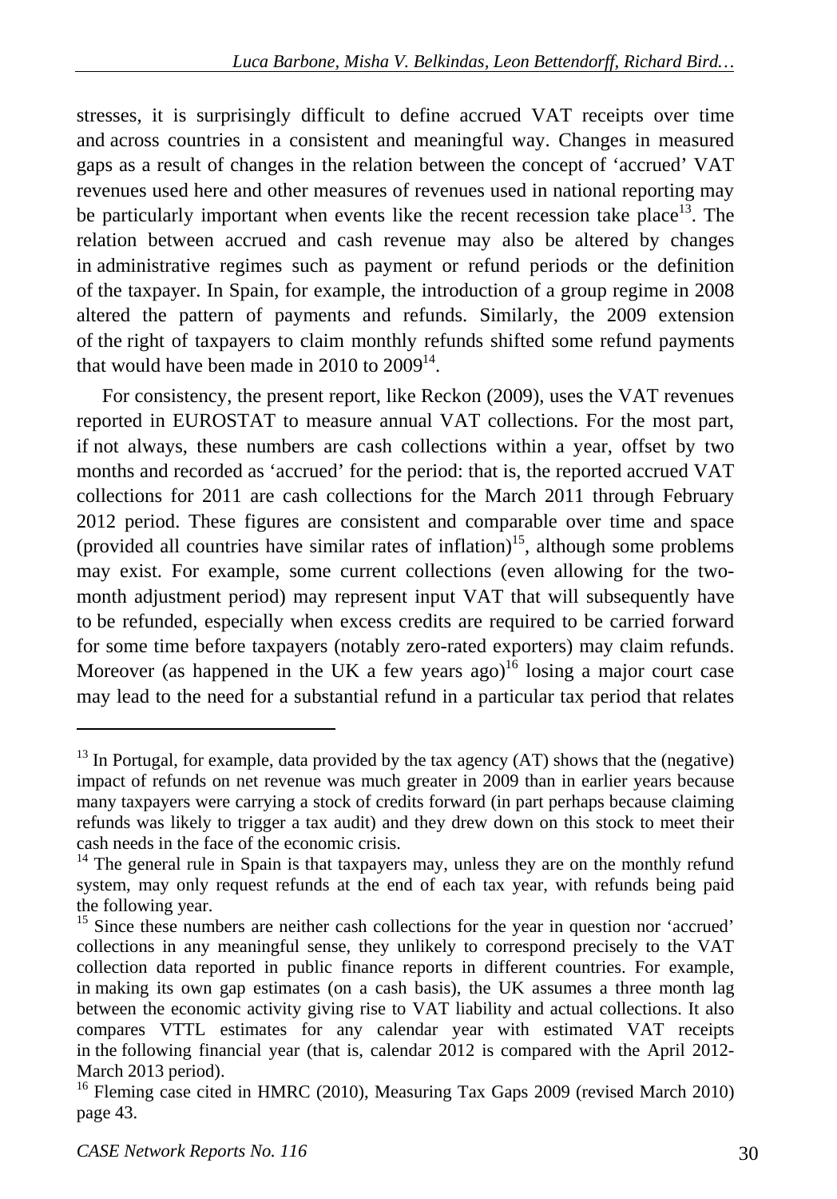stresses, it is surprisingly difficult to define accrued VAT receipts over time and across countries in a consistent and meaningful way. Changes in measured gaps as a result of changes in the relation between the concept of 'accrued' VAT revenues used here and other measures of revenues used in national reporting may be particularly important when events like the recent recession take place[13]. The relation between accrued and cash revenue may also be altered by changes in administrative regimes such as payment or refund periods or the definition of the taxpayer. In Spain, for example, the introduction of a group regime in 2008 altered the pattern of payments and refunds. Similarly, the 2009 extension of the right of taxpayers to claim monthly refunds shifted some refund payments that would have been made in 2010 to 2009[14].

For consistency, the present report, like Reckon (2009), uses the VAT revenues reported in EUROSTAT to measure annual VAT collections. For the most part, if not always, these numbers are cash collections within a year, offset by two months and recorded as 'accrued' for the period: that is, the reported accrued VAT collections for 2011 are cash collections for the March 2011 through February 2012 period. These figures are consistent and comparable over time and space (provided all countries have similar rates of inflation)[15], although some problems may exist. For example, some current collections (even allowing for the two-month adjustment period) may represent input VAT that will subsequently have to be refunded, especially when excess credits are required to be carried forward for some time before taxpayers (notably zero-rated exporters) may claim refunds. Moreover (as happened in the UK a few years ago)[16] losing a major court case may lead to the need for a substantial refund in a particular tax period that relates

---

[13] In Portugal, for example, data provided by the tax agency (AT) shows that the (negative) impact of refunds on net revenue was much greater in 2009 than in earlier years because many taxpayers were carrying a stock of credits forward (in part perhaps because claiming refunds was likely to trigger a tax audit) and they drew down on this stock to meet their cash needs in the face of the economic crisis.

[14] The general rule in Spain is that taxpayers may, unless they are on the monthly refund system, may only request refunds at the end of each tax year, with refunds being paid the following year.

[15] Since these numbers are neither cash collections for the year in question nor 'accrued' collections in any meaningful sense, they unlikely to correspond precisely to the VAT collection data reported in public finance reports in different countries. For example, in making its own gap estimates (on a cash basis), the UK assumes a three month lag between the economic activity giving rise to VAT liability and actual collections. It also compares VTTL estimates for any calendar year with estimated VAT receipts in the following financial year (that is, calendar 2012 is compared with the April 2012-March 2013 period).

[16] Fleming case cited in HMRC (2010), Measuring Tax Gaps 2009 (revised March 2010) page 43.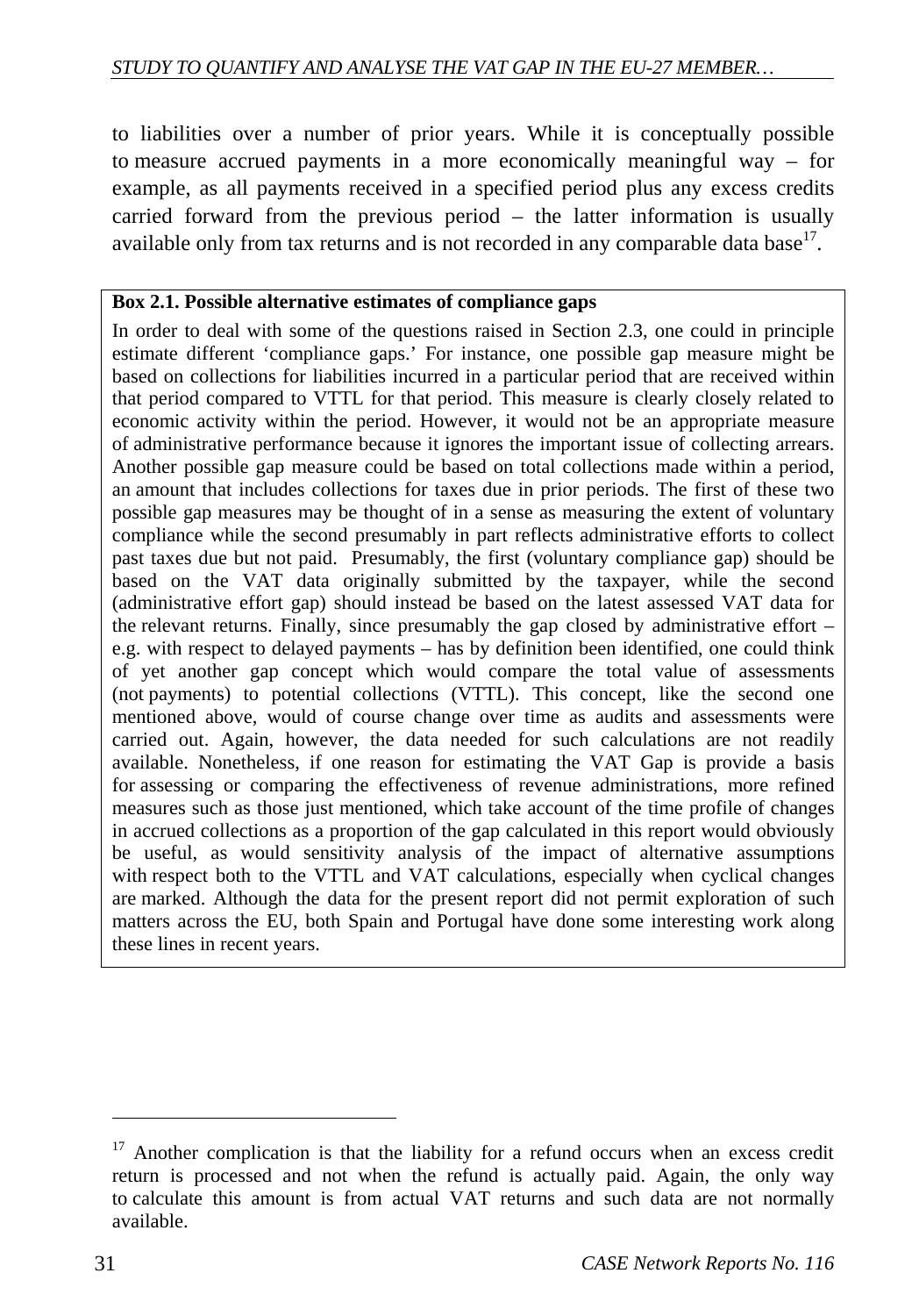to liabilities over a number of prior years. While it is conceptually possible to measure accrued payments in a more economically meaningful way – for example, as all payments received in a specified period plus any excess credits carried forward from the previous period – the latter information is usually available only from tax returns and is not recorded in any comparable data base[17].

**Box 2.1. Possible alternative estimates of compliance gaps**

In order to deal with some of the questions raised in Section 2.3, one could in principle estimate different 'compliance gaps.' For instance, one possible gap measure might be based on collections for liabilities incurred in a particular period that are received within that period compared to VTTL for that period. This measure is clearly closely related to economic activity within the period. However, it would not be an appropriate measure of administrative performance because it ignores the important issue of collecting arrears. Another possible gap measure could be based on total collections made within a period, an amount that includes collections for taxes due in prior periods. The first of these two possible gap measures may be thought of in a sense as measuring the extent of voluntary compliance while the second presumably in part reflects administrative efforts to collect past taxes due but not paid. Presumably, the first (voluntary compliance gap) should be based on the VAT data originally submitted by the taxpayer, while the second (administrative effort gap) should instead be based on the latest assessed VAT data for the relevant returns. Finally, since presumably the gap closed by administrative effort – e.g. with respect to delayed payments – has by definition been identified, one could think of yet another gap concept which would compare the total value of assessments (not payments) to potential collections (VTTL). This concept, like the second one mentioned above, would of course change over time as audits and assessments were carried out. Again, however, the data needed for such calculations are not readily available. Nonetheless, if one reason for estimating the VAT Gap is provide a basis for assessing or comparing the effectiveness of revenue administrations, more refined measures such as those just mentioned, which take account of the time profile of changes in accrued collections as a proportion of the gap calculated in this report would obviously be useful, as would sensitivity analysis of the impact of alternative assumptions with respect both to the VTTL and VAT calculations, especially when cyclical changes are marked. Although the data for the present report did not permit exploration of such matters across the EU, both Spain and Portugal have done some interesting work along these lines in recent years.

---

[17] Another complication is that the liability for a refund occurs when an excess credit return is processed and not when the refund is actually paid. Again, the only way to calculate this amount is from actual VAT returns and such data are not normally available.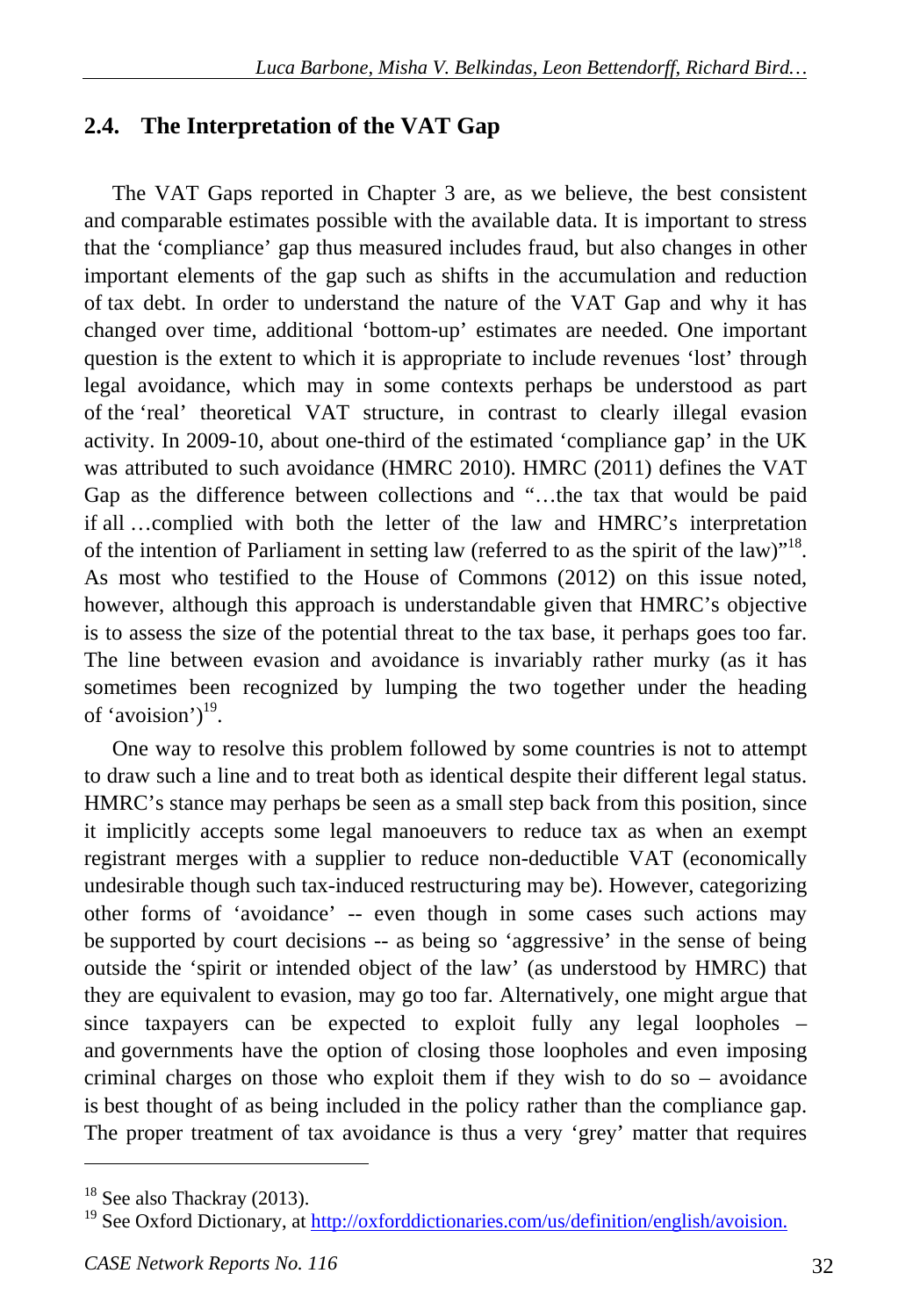## 2.4. The Interpretation of the VAT Gap

The VAT Gaps reported in Chapter 3 are, as we believe, the best consistent and comparable estimates possible with the available data. It is important to stress that the 'compliance' gap thus measured includes fraud, but also changes in other important elements of the gap such as shifts in the accumulation and reduction of tax debt. In order to understand the nature of the VAT Gap and why it has changed over time, additional 'bottom-up' estimates are needed. One important question is the extent to which it is appropriate to include revenues 'lost' through legal avoidance, which may in some contexts perhaps be understood as part of the 'real' theoretical VAT structure, in contrast to clearly illegal evasion activity. In 2009-10, about one-third of the estimated 'compliance gap' in the UK was attributed to such avoidance (HMRC 2010). HMRC (2011) defines the VAT Gap as the difference between collections and "…the tax that would be paid if all …complied with both the letter of the law and HMRC's interpretation of the intention of Parliament in setting law (referred to as the spirit of the law)"[18]. As most who testified to the House of Commons (2012) on this issue noted, however, although this approach is understandable given that HMRC's objective is to assess the size of the potential threat to the tax base, it perhaps goes too far. The line between evasion and avoidance is invariably rather murky (as it has sometimes been recognized by lumping the two together under the heading of 'avoision')[19].

One way to resolve this problem followed by some countries is not to attempt to draw such a line and to treat both as identical despite their different legal status. HMRC's stance may perhaps be seen as a small step back from this position, since it implicitly accepts some legal manoeuvers to reduce tax as when an exempt registrant merges with a supplier to reduce non-deductible VAT (economically undesirable though such tax-induced restructuring may be). However, categorizing other forms of 'avoidance' -- even though in some cases such actions may be supported by court decisions -- as being so 'aggressive' in the sense of being outside the 'spirit or intended object of the law' (as understood by HMRC) that they are equivalent to evasion, may go too far. Alternatively, one might argue that since taxpayers can be expected to exploit fully any legal loopholes – and governments have the option of closing those loopholes and even imposing criminal charges on those who exploit them if they wish to do so – avoidance is best thought of as being included in the policy rather than the compliance gap. The proper treatment of tax avoidance is thus a very 'grey' matter that requires

---

[18] See also Thackray (2013).

[19] See Oxford Dictionary, at http://oxforddictionaries.com/us/definition/english/avoision.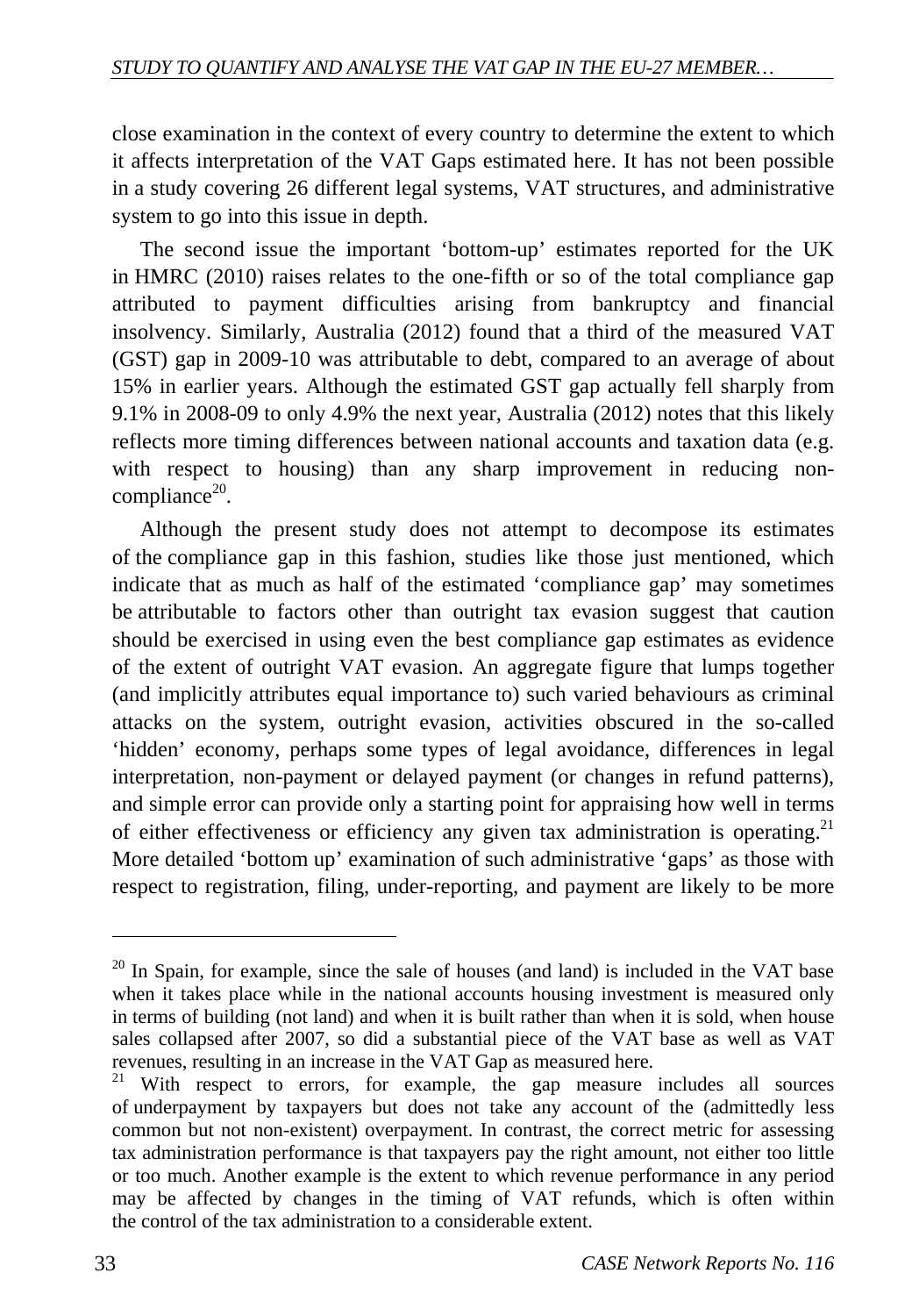close examination in the context of every country to determine the extent to which it affects interpretation of the VAT Gaps estimated here. It has not been possible in a study covering 26 different legal systems, VAT structures, and administrative system to go into this issue in depth.

The second issue the important 'bottom-up' estimates reported for the UK in HMRC (2010) raises relates to the one-fifth or so of the total compliance gap attributed to payment difficulties arising from bankruptcy and financial insolvency. Similarly, Australia (2012) found that a third of the measured VAT (GST) gap in 2009-10 was attributable to debt, compared to an average of about 15% in earlier years. Although the estimated GST gap actually fell sharply from 9.1% in 2008-09 to only 4.9% the next year, Australia (2012) notes that this likely reflects more timing differences between national accounts and taxation data (e.g. with respect to housing) than any sharp improvement in reducing non-compliance[20].

Although the present study does not attempt to decompose its estimates of the compliance gap in this fashion, studies like those just mentioned, which indicate that as much as half of the estimated 'compliance gap' may sometimes be attributable to factors other than outright tax evasion suggest that caution should be exercised in using even the best compliance gap estimates as evidence of the extent of outright VAT evasion. An aggregate figure that lumps together (and implicitly attributes equal importance to) such varied behaviours as criminal attacks on the system, outright evasion, activities obscured in the so-called 'hidden' economy, perhaps some types of legal avoidance, differences in legal interpretation, non-payment or delayed payment (or changes in refund patterns), and simple error can provide only a starting point for appraising how well in terms of either effectiveness or efficiency any given tax administration is operating.[21] More detailed 'bottom up' examination of such administrative 'gaps' as those with respect to registration, filing, under-reporting, and payment are likely to be more

---

[20] In Spain, for example, since the sale of houses (and land) is included in the VAT base when it takes place while in the national accounts housing investment is measured only in terms of building (not land) and when it is built rather than when it is sold, when house sales collapsed after 2007, so did a substantial piece of the VAT base as well as VAT revenues, resulting in an increase in the VAT Gap as measured here.

[21] With respect to errors, for example, the gap measure includes all sources of underpayment by taxpayers but does not take any account of the (admittedly less common but not non-existent) overpayment. In contrast, the correct metric for assessing tax administration performance is that taxpayers pay the right amount, not either too little or too much. Another example is the extent to which revenue performance in any period may be affected by changes in the timing of VAT refunds, which is often within the control of the tax administration to a considerable extent.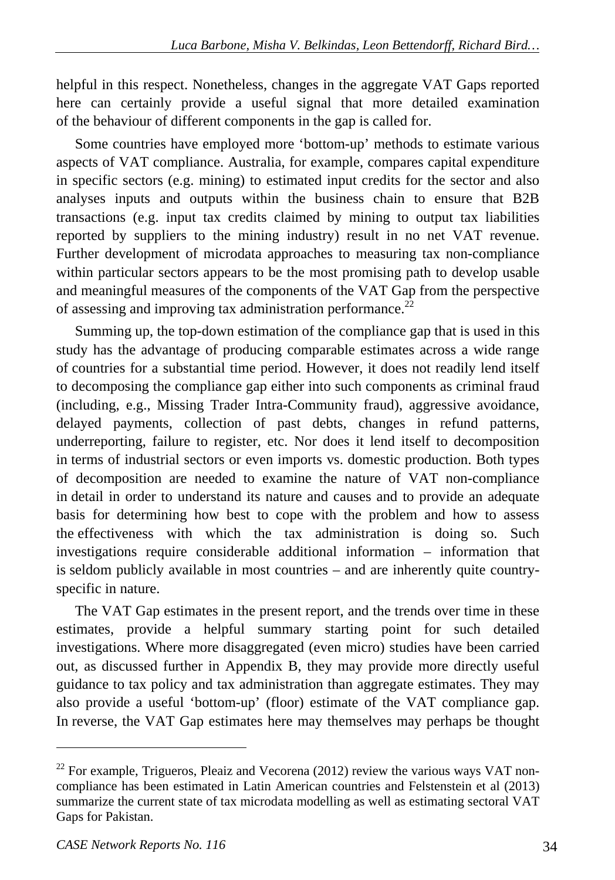helpful in this respect. Nonetheless, changes in the aggregate VAT Gaps reported here can certainly provide a useful signal that more detailed examination of the behaviour of different components in the gap is called for.

Some countries have employed more 'bottom-up' methods to estimate various aspects of VAT compliance. Australia, for example, compares capital expenditure in specific sectors (e.g. mining) to estimated input credits for the sector and also analyses inputs and outputs within the business chain to ensure that B2B transactions (e.g. input tax credits claimed by mining to output tax liabilities reported by suppliers to the mining industry) result in no net VAT revenue. Further development of microdata approaches to measuring tax non-compliance within particular sectors appears to be the most promising path to develop usable and meaningful measures of the components of the VAT Gap from the perspective of assessing and improving tax administration performance.[22]

Summing up, the top-down estimation of the compliance gap that is used in this study has the advantage of producing comparable estimates across a wide range of countries for a substantial time period. However, it does not readily lend itself to decomposing the compliance gap either into such components as criminal fraud (including, e.g., Missing Trader Intra-Community fraud), aggressive avoidance, delayed payments, collection of past debts, changes in refund patterns, underreporting, failure to register, etc. Nor does it lend itself to decomposition in terms of industrial sectors or even imports vs. domestic production. Both types of decomposition are needed to examine the nature of VAT non-compliance in detail in order to understand its nature and causes and to provide an adequate basis for determining how best to cope with the problem and how to assess the effectiveness with which the tax administration is doing so. Such investigations require considerable additional information – information that is seldom publicly available in most countries – and are inherently quite country-specific in nature.

The VAT Gap estimates in the present report, and the trends over time in these estimates, provide a helpful summary starting point for such detailed investigations. Where more disaggregated (even micro) studies have been carried out, as discussed further in Appendix B, they may provide more directly useful guidance to tax policy and tax administration than aggregate estimates. They may also provide a useful 'bottom-up' (floor) estimate of the VAT compliance gap. In reverse, the VAT Gap estimates here may themselves may perhaps be thought

[22] For example, Trigueros, Pleaiz and Vecorena (2012) review the various ways VAT non-compliance has been estimated in Latin American countries and Felstenstein et al (2013) summarize the current state of tax microdata modelling as well as estimating sectoral VAT Gaps for Pakistan.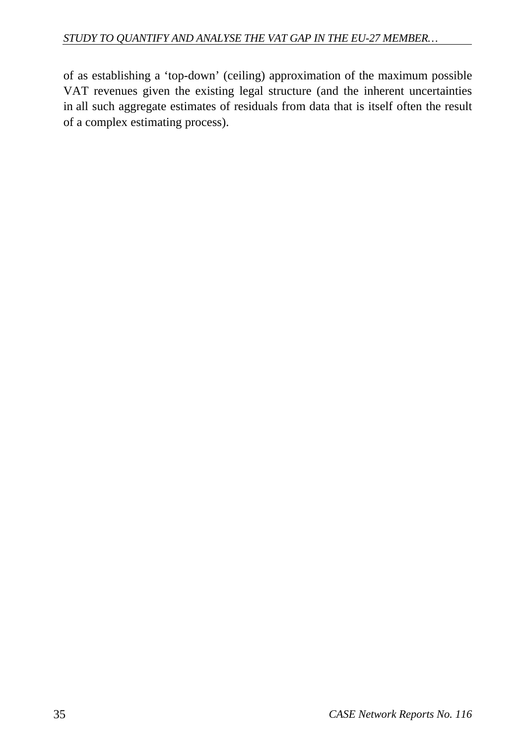of as establishing a ‘top-down’ (ceiling) approximation of the maximum possible VAT revenues given the existing legal structure (and the inherent uncertainties in all such aggregate estimates of residuals from data that is itself often the result of a complex estimating process).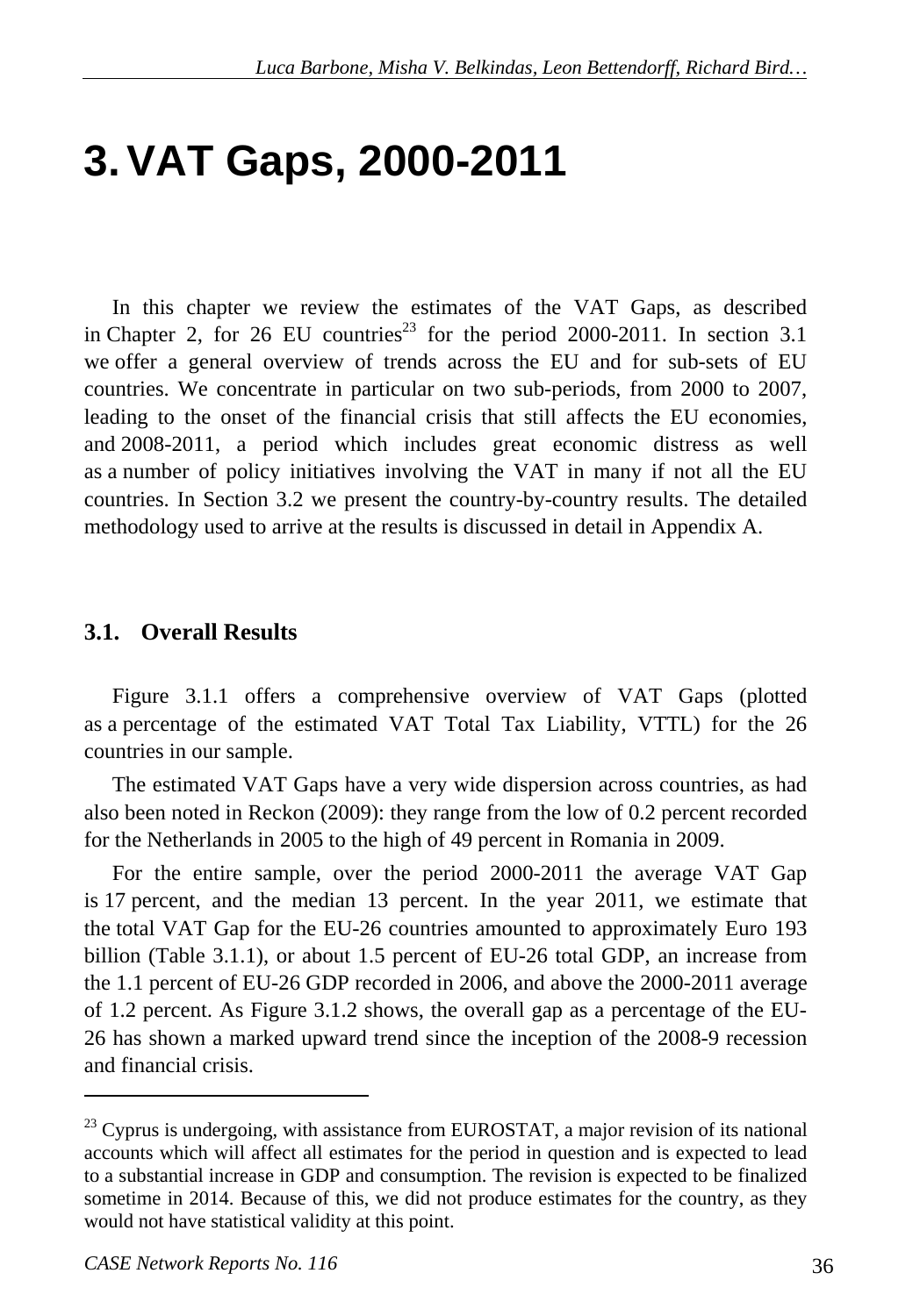# 3. VAT Gaps, 2000-2011

In this chapter we review the estimates of the VAT Gaps, as described in Chapter 2, for 26 EU countries[23] for the period 2000-2011. In section 3.1 we offer a general overview of trends across the EU and for sub-sets of EU countries. We concentrate in particular on two sub-periods, from 2000 to 2007, leading to the onset of the financial crisis that still affects the EU economies, and 2008-2011, a period which includes great economic distress as well as a number of policy initiatives involving the VAT in many if not all the EU countries. In Section 3.2 we present the country-by-country results. The detailed methodology used to arrive at the results is discussed in detail in Appendix A.

## 3.1. Overall Results

Figure 3.1.1 offers a comprehensive overview of VAT Gaps (plotted as a percentage of the estimated VAT Total Tax Liability, VTTL) for the 26 countries in our sample.

The estimated VAT Gaps have a very wide dispersion across countries, as had also been noted in Reckon (2009): they range from the low of 0.2 percent recorded for the Netherlands in 2005 to the high of 49 percent in Romania in 2009.

For the entire sample, over the period 2000-2011 the average VAT Gap is 17 percent, and the median 13 percent. In the year 2011, we estimate that the total VAT Gap for the EU-26 countries amounted to approximately Euro 193 billion (Table 3.1.1), or about 1.5 percent of EU-26 total GDP, an increase from the 1.1 percent of EU-26 GDP recorded in 2006, and above the 2000-2011 average of 1.2 percent. As Figure 3.1.2 shows, the overall gap as a percentage of the EU-26 has shown a marked upward trend since the inception of the 2008-9 recession and financial crisis.

---

[23] Cyprus is undergoing, with assistance from EUROSTAT, a major revision of its national accounts which will affect all estimates for the period in question and is expected to lead to a substantial increase in GDP and consumption. The revision is expected to be finalized sometime in 2014. Because of this, we did not produce estimates for the country, as they would not have statistical validity at this point.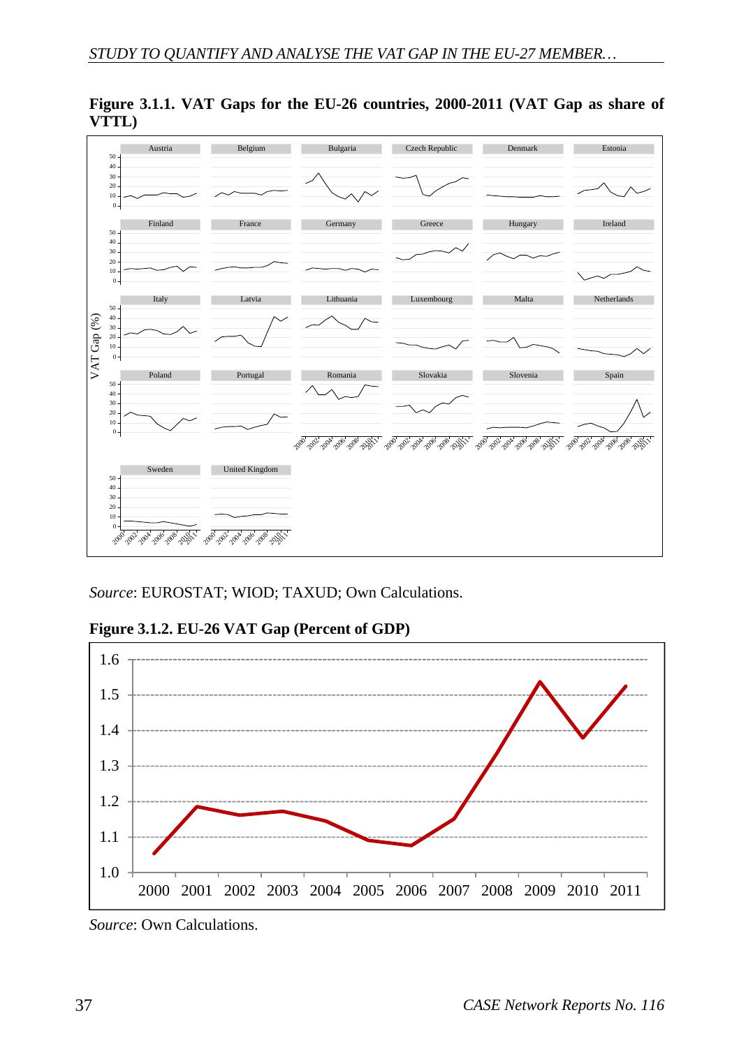**Figure 3.1.1. VAT Gaps for the EU-26 countries, 2000-2011 (VAT Gap as share of VTTL)**

*Source*: EUROSTAT; WIOD; TAXUD; Own Calculations.

**Figure 3.1.2. EU-26 VAT Gap (Percent of GDP)**

*Source*: Own Calculations.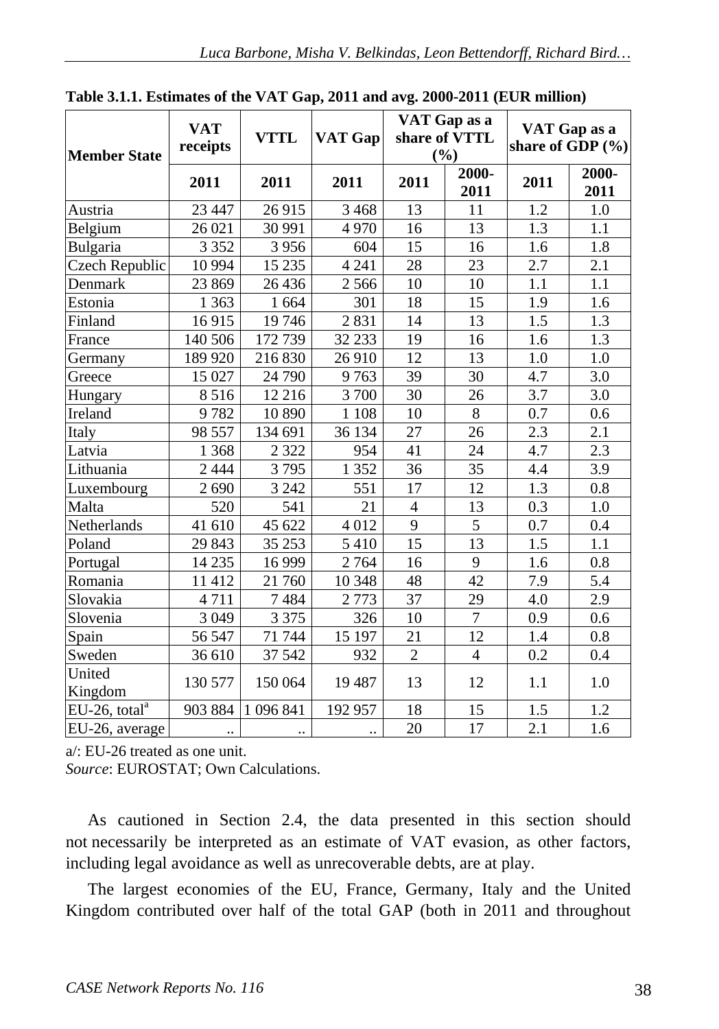**Table 3.1.1. Estimates of the VAT Gap, 2011 and avg. 2000-2011 (EUR million)**

| Member State | VAT receipts | VTTL | VAT Gap | VAT Gap as a share of VTTL (%) | | VAT Gap as a share of GDP (%) | |
|---|---|---|---|---|---|---|---|
| | 2011 | 2011 | 2011 | 2011 | 2000-2011 | 2011 | 2000-2011 |
| Austria | 23 447 | 26 915 | 3 468 | 13 | 11 | 1.2 | 1.0 |
| Belgium | 26 021 | 30 991 | 4 970 | 16 | 13 | 1.3 | 1.1 |
| Bulgaria | 3 352 | 3 956 | 604 | 15 | 16 | 1.6 | 1.8 |
| Czech Republic | 10 994 | 15 235 | 4 241 | 28 | 23 | 2.7 | 2.1 |
| Denmark | 23 869 | 26 436 | 2 566 | 10 | 10 | 1.1 | 1.1 |
| Estonia | 1 363 | 1 664 | 301 | 18 | 15 | 1.9 | 1.6 |
| Finland | 16 915 | 19 746 | 2 831 | 14 | 13 | 1.5 | 1.3 |
| France | 140 506 | 172 739 | 32 233 | 19 | 16 | 1.6 | 1.3 |
| Germany | 189 920 | 216 830 | 26 910 | 12 | 13 | 1.0 | 1.0 |
| Greece | 15 027 | 24 790 | 9 763 | 39 | 30 | 4.7 | 3.0 |
| Hungary | 8 516 | 12 216 | 3 700 | 30 | 26 | 3.7 | 3.0 |
| Ireland | 9 782 | 10 890 | 1 108 | 10 | 8 | 0.7 | 0.6 |
| Italy | 98 557 | 134 691 | 36 134 | 27 | 26 | 2.3 | 2.1 |
| Latvia | 1 368 | 2 322 | 954 | 41 | 24 | 4.7 | 2.3 |
| Lithuania | 2 444 | 3 795 | 1 352 | 36 | 35 | 4.4 | 3.9 |
| Luxembourg | 2 690 | 3 242 | 551 | 17 | 12 | 1.3 | 0.8 |
| Malta | 520 | 541 | 21 | 4 | 13 | 0.3 | 1.0 |
| Netherlands | 41 610 | 45 622 | 4 012 | 9 | 5 | 0.7 | 0.4 |
| Poland | 29 843 | 35 253 | 5 410 | 15 | 13 | 1.5 | 1.1 |
| Portugal | 14 235 | 16 999 | 2 764 | 16 | 9 | 1.6 | 0.8 |
| Romania | 11 412 | 21 760 | 10 348 | 48 | 42 | 7.9 | 5.4 |
| Slovakia | 4 711 | 7 484 | 2 773 | 37 | 29 | 4.0 | 2.9 |
| Slovenia | 3 049 | 3 375 | 326 | 10 | 7 | 0.9 | 0.6 |
| Spain | 56 547 | 71 744 | 15 197 | 21 | 12 | 1.4 | 0.8 |
| Sweden | 36 610 | 37 542 | 932 | 2 | 4 | 0.2 | 0.4 |
| United Kingdom | 130 577 | 150 064 | 19 487 | 13 | 12 | 1.1 | 1.0 |
| EU-26, total[a] | 903 884 | 1 096 841 | 192 957 | 18 | 15 | 1.5 | 1.2 |
| EU-26, average | .. | .. | .. | 20 | 17 | 2.1 | 1.6 |

a/: EU-26 treated as one unit.

*Source*: EUROSTAT; Own Calculations.

As cautioned in Section 2.4, the data presented in this section should not necessarily be interpreted as an estimate of VAT evasion, as other factors, including legal avoidance as well as unrecoverable debts, are at play.

The largest economies of the EU, France, Germany, Italy and the United Kingdom contributed over half of the total GAP (both in 2011 and throughout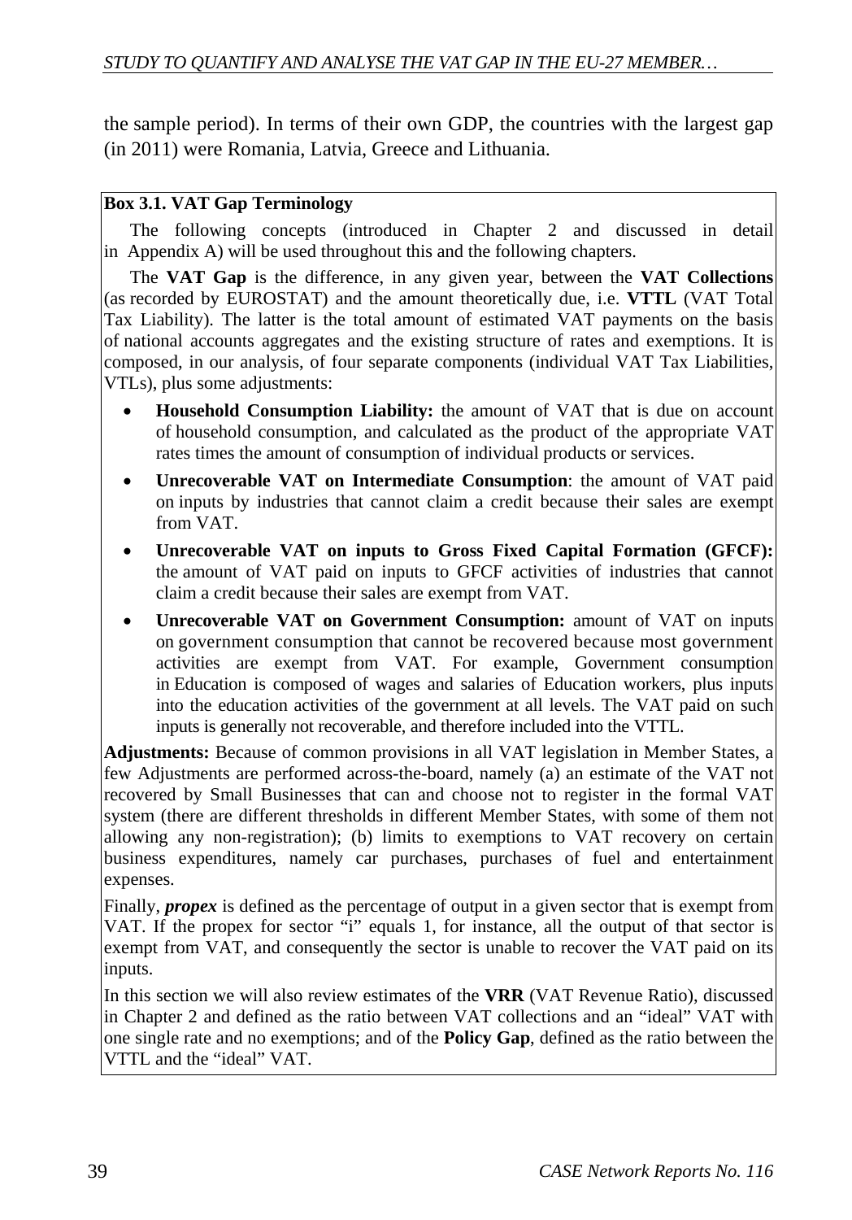the sample period). In terms of their own GDP, the countries with the largest gap (in 2011) were Romania, Latvia, Greece and Lithuania.

**Box 3.1. VAT Gap Terminology**

The following concepts (introduced in Chapter 2 and discussed in detail in Appendix A) will be used throughout this and the following chapters.

The **VAT Gap** is the difference, in any given year, between the **VAT Collections** (as recorded by EUROSTAT) and the amount theoretically due, i.e. **VTTL** (VAT Total Tax Liability). The latter is the total amount of estimated VAT payments on the basis of national accounts aggregates and the existing structure of rates and exemptions. It is composed, in our analysis, of four separate components (individual VAT Tax Liabilities, VTLs), plus some adjustments:

- **Household Consumption Liability:** the amount of VAT that is due on account of household consumption, and calculated as the product of the appropriate VAT rates times the amount of consumption of individual products or services.
- **Unrecoverable VAT on Intermediate Consumption**: the amount of VAT paid on inputs by industries that cannot claim a credit because their sales are exempt from VAT.
- **Unrecoverable VAT on inputs to Gross Fixed Capital Formation (GFCF):** the amount of VAT paid on inputs to GFCF activities of industries that cannot claim a credit because their sales are exempt from VAT.
- **Unrecoverable VAT on Government Consumption:** amount of VAT on inputs on government consumption that cannot be recovered because most government activities are exempt from VAT. For example, Government consumption in Education is composed of wages and salaries of Education workers, plus inputs into the education activities of the government at all levels. The VAT paid on such inputs is generally not recoverable, and therefore included into the VTTL.

**Adjustments:** Because of common provisions in all VAT legislation in Member States, a few Adjustments are performed across-the-board, namely (a) an estimate of the VAT not recovered by Small Businesses that can and choose not to register in the formal VAT system (there are different thresholds in different Member States, with some of them not allowing any non-registration); (b) limits to exemptions to VAT recovery on certain business expenditures, namely car purchases, purchases of fuel and entertainment expenses.

Finally, ***propex*** is defined as the percentage of output in a given sector that is exempt from VAT. If the propex for sector "i" equals 1, for instance, all the output of that sector is exempt from VAT, and consequently the sector is unable to recover the VAT paid on its inputs.

In this section we will also review estimates of the **VRR** (VAT Revenue Ratio), discussed in Chapter 2 and defined as the ratio between VAT collections and an "ideal" VAT with one single rate and no exemptions; and of the **Policy Gap**, defined as the ratio between the VTTL and the "ideal" VAT.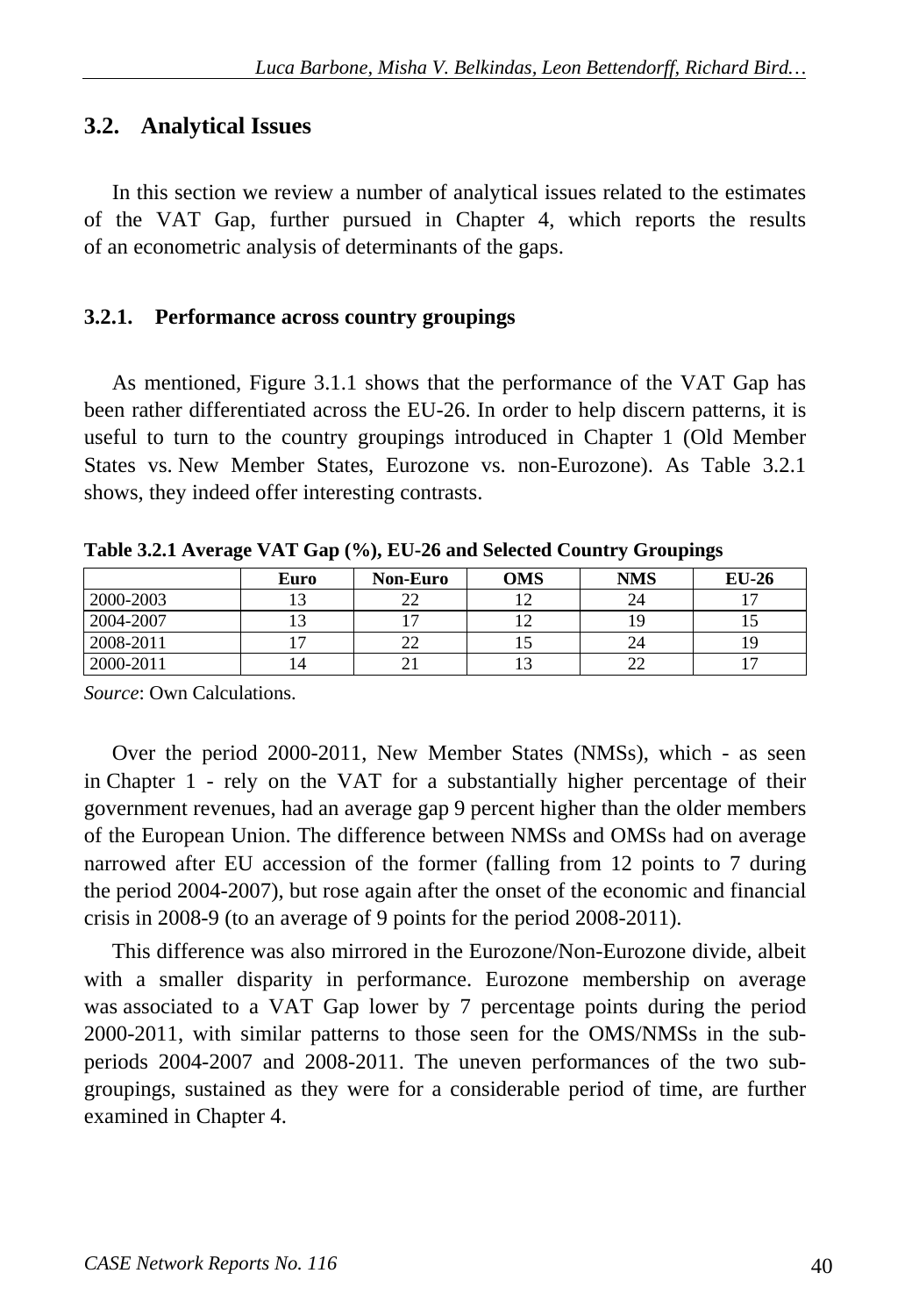## 3.2. Analytical Issues

In this section we review a number of analytical issues related to the estimates of the VAT Gap, further pursued in Chapter 4, which reports the results of an econometric analysis of determinants of the gaps.

### 3.2.1. Performance across country groupings

As mentioned, Figure 3.1.1 shows that the performance of the VAT Gap has been rather differentiated across the EU-26. In order to help discern patterns, it is useful to turn to the country groupings introduced in Chapter 1 (Old Member States vs. New Member States, Eurozone vs. non-Eurozone). As Table 3.2.1 shows, they indeed offer interesting contrasts.

**Table 3.2.1 Average VAT Gap (%), EU-26 and Selected Country Groupings**

| | Euro | Non-Euro | OMS | NMS | EU-26 |
|---|---|---|---|---|---|
| 2000-2003 | 13 | 22 | 12 | 24 | 17 |
| 2004-2007 | 13 | 17 | 12 | 19 | 15 |
| 2008-2011 | 17 | 22 | 15 | 24 | 19 |
| 2000-2011 | 14 | 21 | 13 | 22 | 17 |

*Source*: Own Calculations.

Over the period 2000-2011, New Member States (NMSs), which - as seen in Chapter 1 - rely on the VAT for a substantially higher percentage of their government revenues, had an average gap 9 percent higher than the older members of the European Union. The difference between NMSs and OMSs had on average narrowed after EU accession of the former (falling from 12 points to 7 during the period 2004-2007), but rose again after the onset of the economic and financial crisis in 2008-9 (to an average of 9 points for the period 2008-2011).

This difference was also mirrored in the Eurozone/Non-Eurozone divide, albeit with a smaller disparity in performance. Eurozone membership on average was associated to a VAT Gap lower by 7 percentage points during the period 2000-2011, with similar patterns to those seen for the OMS/NMSs in the sub-periods 2004-2007 and 2008-2011. The uneven performances of the two sub-groupings, sustained as they were for a considerable period of time, are further examined in Chapter 4.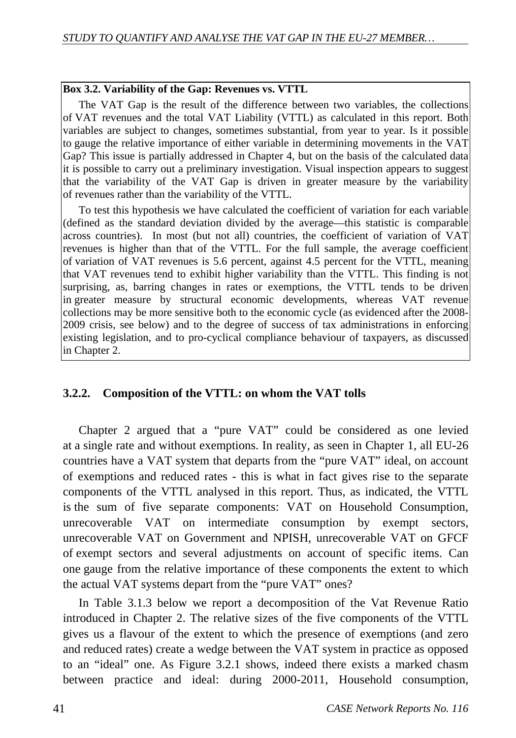**Box 3.2. Variability of the Gap: Revenues vs. VTTL**

The VAT Gap is the result of the difference between two variables, the collections of VAT revenues and the total VAT Liability (VTTL) as calculated in this report. Both variables are subject to changes, sometimes substantial, from year to year. Is it possible to gauge the relative importance of either variable in determining movements in the VAT Gap? This issue is partially addressed in Chapter 4, but on the basis of the calculated data it is possible to carry out a preliminary investigation. Visual inspection appears to suggest that the variability of the VAT Gap is driven in greater measure by the variability of revenues rather than the variability of the VTTL.

To test this hypothesis we have calculated the coefficient of variation for each variable (defined as the standard deviation divided by the average—this statistic is comparable across countries). In most (but not all) countries, the coefficient of variation of VAT revenues is higher than that of the VTTL. For the full sample, the average coefficient of variation of VAT revenues is 5.6 percent, against 4.5 percent for the VTTL, meaning that VAT revenues tend to exhibit higher variability than the VTTL. This finding is not surprising, as, barring changes in rates or exemptions, the VTTL tends to be driven in greater measure by structural economic developments, whereas VAT revenue collections may be more sensitive both to the economic cycle (as evidenced after the 2008-2009 crisis, see below) and to the degree of success of tax administrations in enforcing existing legislation, and to pro-cyclical compliance behaviour of taxpayers, as discussed in Chapter 2.

### 3.2.2. Composition of the VTTL: on whom the VAT tolls

Chapter 2 argued that a "pure VAT" could be considered as one levied at a single rate and without exemptions. In reality, as seen in Chapter 1, all EU-26 countries have a VAT system that departs from the "pure VAT" ideal, on account of exemptions and reduced rates - this is what in fact gives rise to the separate components of the VTTL analysed in this report. Thus, as indicated, the VTTL is the sum of five separate components: VAT on Household Consumption, unrecoverable VAT on intermediate consumption by exempt sectors, unrecoverable VAT on Government and NPISH, unrecoverable VAT on GFCF of exempt sectors and several adjustments on account of specific items. Can one gauge from the relative importance of these components the extent to which the actual VAT systems depart from the "pure VAT" ones?

In Table 3.1.3 below we report a decomposition of the Vat Revenue Ratio introduced in Chapter 2. The relative sizes of the five components of the VTTL gives us a flavour of the extent to which the presence of exemptions (and zero and reduced rates) create a wedge between the VAT system in practice as opposed to an "ideal" one. As Figure 3.2.1 shows, indeed there exists a marked chasm between practice and ideal: during 2000-2011, Household consumption,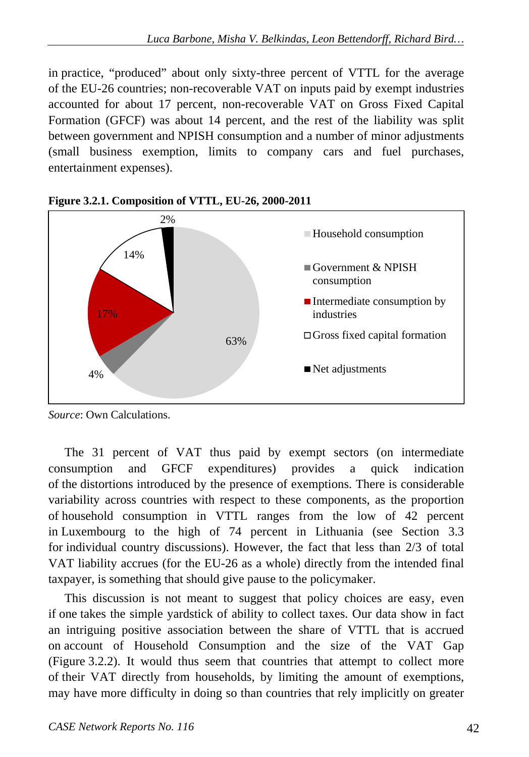in practice, "produced" about only sixty-three percent of VTTL for the average of the EU-26 countries; non-recoverable VAT on inputs paid by exempt industries accounted for about 17 percent, non-recoverable VAT on Gross Fixed Capital Formation (GFCF) was about 14 percent, and the rest of the liability was split between government and NPISH consumption and a number of minor adjustments (small business exemption, limits to company cars and fuel purchases, entertainment expenses).

**Figure 3.2.1. Composition of VTTL, EU-26, 2000-2011**

*Source*: Own Calculations.

The 31 percent of VAT thus paid by exempt sectors (on intermediate consumption and GFCF expenditures) provides a quick indication of the distortions introduced by the presence of exemptions. There is considerable variability across countries with respect to these components, as the proportion of household consumption in VTTL ranges from the low of 42 percent in Luxembourg to the high of 74 percent in Lithuania (see Section 3.3 for individual country discussions). However, the fact that less than 2/3 of total VAT liability accrues (for the EU-26 as a whole) directly from the intended final taxpayer, is something that should give pause to the policymaker.

This discussion is not meant to suggest that policy choices are easy, even if one takes the simple yardstick of ability to collect taxes. Our data show in fact an intriguing positive association between the share of VTTL that is accrued on account of Household Consumption and the size of the VAT Gap (Figure 3.2.2). It would thus seem that countries that attempt to collect more of their VAT directly from households, by limiting the amount of exemptions, may have more difficulty in doing so than countries that rely implicitly on greater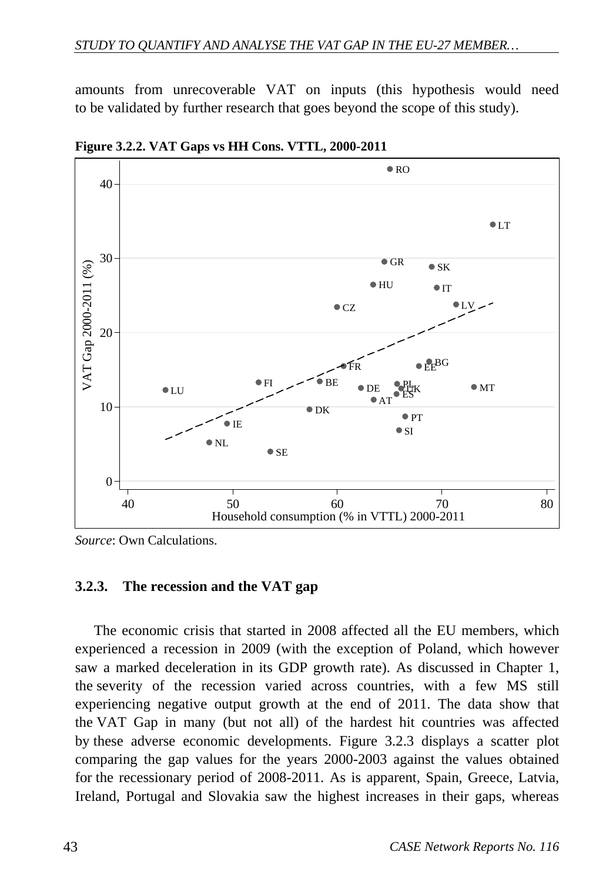amounts from unrecoverable VAT on inputs (this hypothesis would need to be validated by further research that goes beyond the scope of this study).

**Figure 3.2.2. VAT Gaps vs HH Cons. VTTL, 2000-2011**

*Source*: Own Calculations.

### 3.2.3. The recession and the VAT gap

The economic crisis that started in 2008 affected all the EU members, which experienced a recession in 2009 (with the exception of Poland, which however saw a marked deceleration in its GDP growth rate). As discussed in Chapter 1, the severity of the recession varied across countries, with a few MS still experiencing negative output growth at the end of 2011. The data show that the VAT Gap in many (but not all) of the hardest hit countries was affected by these adverse economic developments. Figure 3.2.3 displays a scatter plot comparing the gap values for the years 2000-2003 against the values obtained for the recessionary period of 2008-2011. As is apparent, Spain, Greece, Latvia, Ireland, Portugal and Slovakia saw the highest increases in their gaps, whereas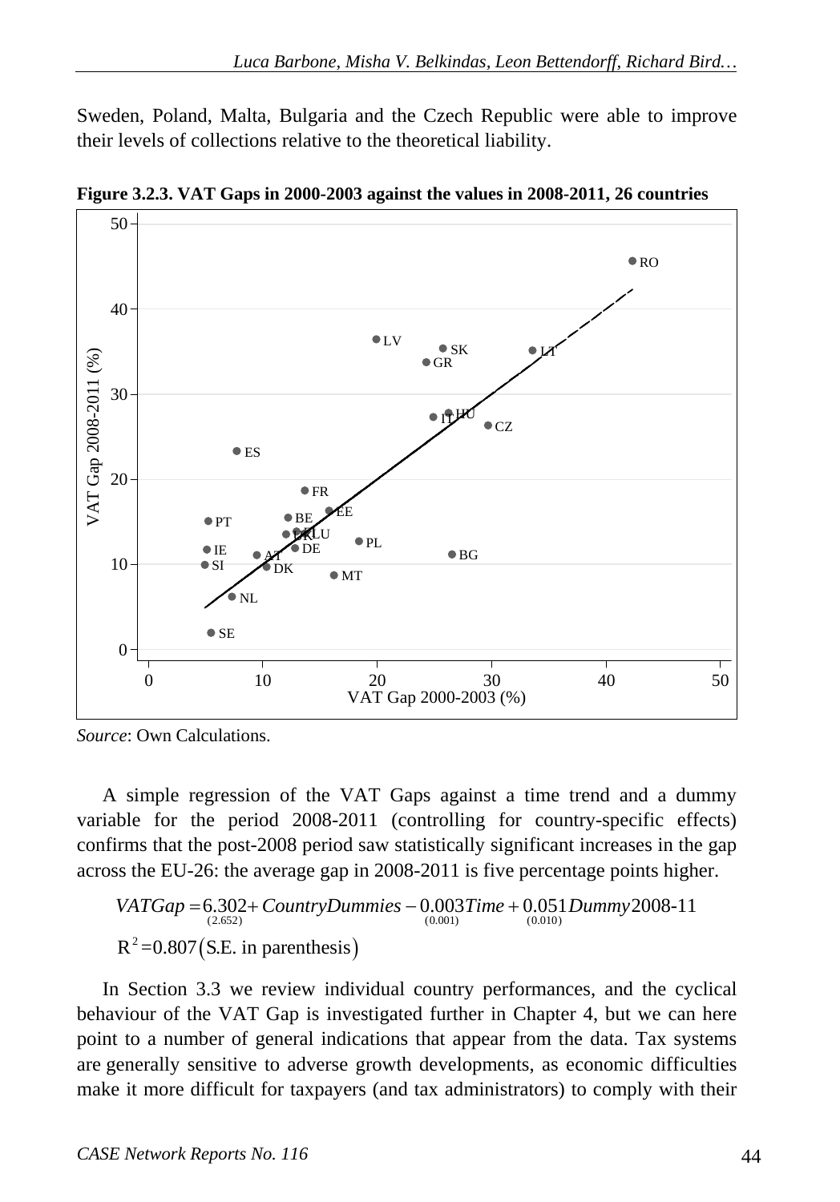Sweden, Poland, Malta, Bulgaria and the Czech Republic were able to improve their levels of collections relative to the theoretical liability.

**Figure 3.2.3. VAT Gaps in 2000-2003 against the values in 2008-2011, 26 countries**

*Source*: Own Calculations.

A simple regression of the VAT Gaps against a time trend and a dummy variable for the period 2008-2011 (controlling for country-specific effects) confirms that the post-2008 period saw statistically significant increases in the gap across the EU-26: the average gap in 2008-2011 is five percentage points higher.

$$VATGap = \underset{(2.652)}{6.302} + CountryDummies - \underset{(0.001)}{0.003}Time + \underset{(0.010)}{0.051}Dummy2008\text{-}11$$

$$R^2 = 0.807 \left(\text{S.E. in parenthesis}\right)$$

In Section 3.3 we review individual country performances, and the cyclical behaviour of the VAT Gap is investigated further in Chapter 4, but we can here point to a number of general indications that appear from the data. Tax systems are generally sensitive to adverse growth developments, as economic difficulties make it more difficult for taxpayers (and tax administrators) to comply with their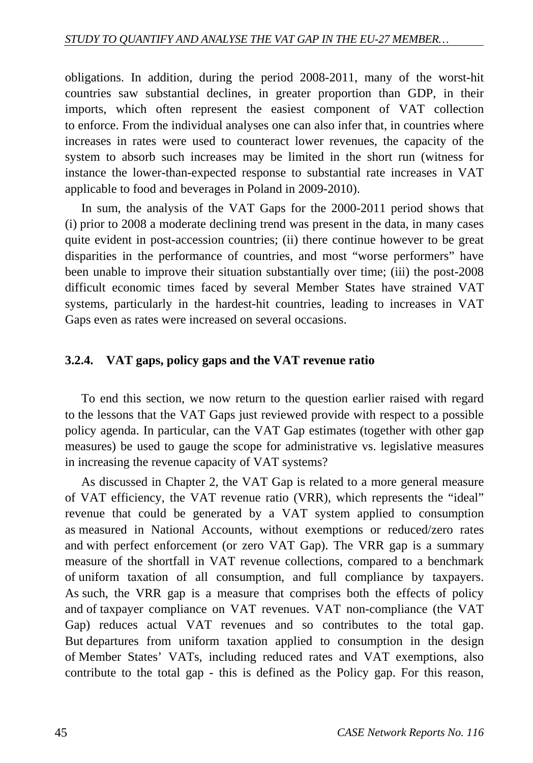obligations. In addition, during the period 2008-2011, many of the worst-hit countries saw substantial declines, in greater proportion than GDP, in their imports, which often represent the easiest component of VAT collection to enforce. From the individual analyses one can also infer that, in countries where increases in rates were used to counteract lower revenues, the capacity of the system to absorb such increases may be limited in the short run (witness for instance the lower-than-expected response to substantial rate increases in VAT applicable to food and beverages in Poland in 2009-2010).

In sum, the analysis of the VAT Gaps for the 2000-2011 period shows that (i) prior to 2008 a moderate declining trend was present in the data, in many cases quite evident in post-accession countries; (ii) there continue however to be great disparities in the performance of countries, and most "worse performers" have been unable to improve their situation substantially over time; (iii) the post-2008 difficult economic times faced by several Member States have strained VAT systems, particularly in the hardest-hit countries, leading to increases in VAT Gaps even as rates were increased on several occasions.

### 3.2.4. VAT gaps, policy gaps and the VAT revenue ratio

To end this section, we now return to the question earlier raised with regard to the lessons that the VAT Gaps just reviewed provide with respect to a possible policy agenda. In particular, can the VAT Gap estimates (together with other gap measures) be used to gauge the scope for administrative vs. legislative measures in increasing the revenue capacity of VAT systems?

As discussed in Chapter 2, the VAT Gap is related to a more general measure of VAT efficiency, the VAT revenue ratio (VRR), which represents the "ideal" revenue that could be generated by a VAT system applied to consumption as measured in National Accounts, without exemptions or reduced/zero rates and with perfect enforcement (or zero VAT Gap). The VRR gap is a summary measure of the shortfall in VAT revenue collections, compared to a benchmark of uniform taxation of all consumption, and full compliance by taxpayers. As such, the VRR gap is a measure that comprises both the effects of policy and of taxpayer compliance on VAT revenues. VAT non-compliance (the VAT Gap) reduces actual VAT revenues and so contributes to the total gap. But departures from uniform taxation applied to consumption in the design of Member States' VATs, including reduced rates and VAT exemptions, also contribute to the total gap - this is defined as the Policy gap. For this reason,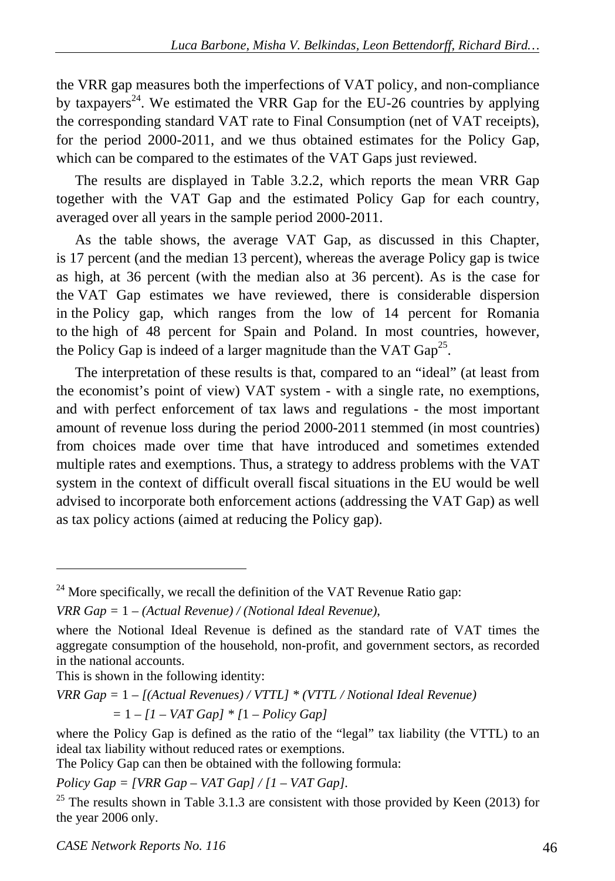the VRR gap measures both the imperfections of VAT policy, and non-compliance by taxpayers[24]. We estimated the VRR Gap for the EU-26 countries by applying the corresponding standard VAT rate to Final Consumption (net of VAT receipts), for the period 2000-2011, and we thus obtained estimates for the Policy Gap, which can be compared to the estimates of the VAT Gaps just reviewed.

The results are displayed in Table 3.2.2, which reports the mean VRR Gap together with the VAT Gap and the estimated Policy Gap for each country, averaged over all years in the sample period 2000-2011.

As the table shows, the average VAT Gap, as discussed in this Chapter, is 17 percent (and the median 13 percent), whereas the average Policy gap is twice as high, at 36 percent (with the median also at 36 percent). As is the case for the VAT Gap estimates we have reviewed, there is considerable dispersion in the Policy gap, which ranges from the low of 14 percent for Romania to the high of 48 percent for Spain and Poland. In most countries, however, the Policy Gap is indeed of a larger magnitude than the VAT Gap[25].

The interpretation of these results is that, compared to an "ideal" (at least from the economist's point of view) VAT system - with a single rate, no exemptions, and with perfect enforcement of tax laws and regulations - the most important amount of revenue loss during the period 2000-2011 stemmed (in most countries) from choices made over time that have introduced and sometimes extended multiple rates and exemptions. Thus, a strategy to address problems with the VAT system in the context of difficult overall fiscal situations in the EU would be well advised to incorporate both enforcement actions (addressing the VAT Gap) as well as tax policy actions (aimed at reducing the Policy gap).

---

[24] More specifically, we recall the definition of the VAT Revenue Ratio gap:

*VRR Gap =* 1 *– (Actual Revenue) / (Notional Ideal Revenue)*,

where the Notional Ideal Revenue is defined as the standard rate of VAT times the aggregate consumption of the household, non-profit, and government sectors, as recorded in the national accounts.

This is shown in the following identity:

*VRR Gap =* 1 *– [(Actual Revenues) / VTTL] \* (VTTL / Notional Ideal Revenue)*

*=* 1 *– [1 – VAT Gap] \* [*1 *– Policy Gap]*

where the Policy Gap is defined as the ratio of the "legal" tax liability (the VTTL) to an ideal tax liability without reduced rates or exemptions.

The Policy Gap can then be obtained with the following formula:

*Policy Gap = [VRR Gap – VAT Gap] / [1 – VAT Gap]*.

[25] The results shown in Table 3.1.3 are consistent with those provided by Keen (2013) for the year 2006 only.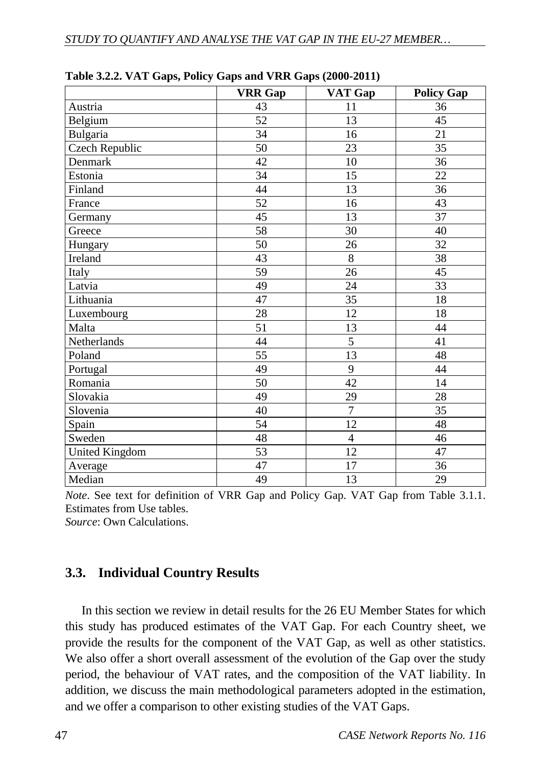**Table 3.2.2. VAT Gaps, Policy Gaps and VRR Gaps (2000-2011)**

| | VRR Gap | VAT Gap | Policy Gap |
|---|---|---|---|
| Austria | 43 | 11 | 36 |
| Belgium | 52 | 13 | 45 |
| Bulgaria | 34 | 16 | 21 |
| Czech Republic | 50 | 23 | 35 |
| Denmark | 42 | 10 | 36 |
| Estonia | 34 | 15 | 22 |
| Finland | 44 | 13 | 36 |
| France | 52 | 16 | 43 |
| Germany | 45 | 13 | 37 |
| Greece | 58 | 30 | 40 |
| Hungary | 50 | 26 | 32 |
| Ireland | 43 | 8 | 38 |
| Italy | 59 | 26 | 45 |
| Latvia | 49 | 24 | 33 |
| Lithuania | 47 | 35 | 18 |
| Luxembourg | 28 | 12 | 18 |
| Malta | 51 | 13 | 44 |
| Netherlands | 44 | 5 | 41 |
| Poland | 55 | 13 | 48 |
| Portugal | 49 | 9 | 44 |
| Romania | 50 | 42 | 14 |
| Slovakia | 49 | 29 | 28 |
| Slovenia | 40 | 7 | 35 |
| Spain | 54 | 12 | 48 |
| Sweden | 48 | 4 | 46 |
| United Kingdom | 53 | 12 | 47 |
| Average | 47 | 17 | 36 |
| Median | 49 | 13 | 29 |

*Note*. See text for definition of VRR Gap and Policy Gap. VAT Gap from Table 3.1.1. Estimates from Use tables.
*Source*: Own Calculations.

## 3.3. Individual Country Results

In this section we review in detail results for the 26 EU Member States for which this study has produced estimates of the VAT Gap. For each Country sheet, we provide the results for the component of the VAT Gap, as well as other statistics. We also offer a short overall assessment of the evolution of the Gap over the study period, the behaviour of VAT rates, and the composition of the VAT liability. In addition, we discuss the main methodological parameters adopted in the estimation, and we offer a comparison to other existing studies of the VAT Gaps.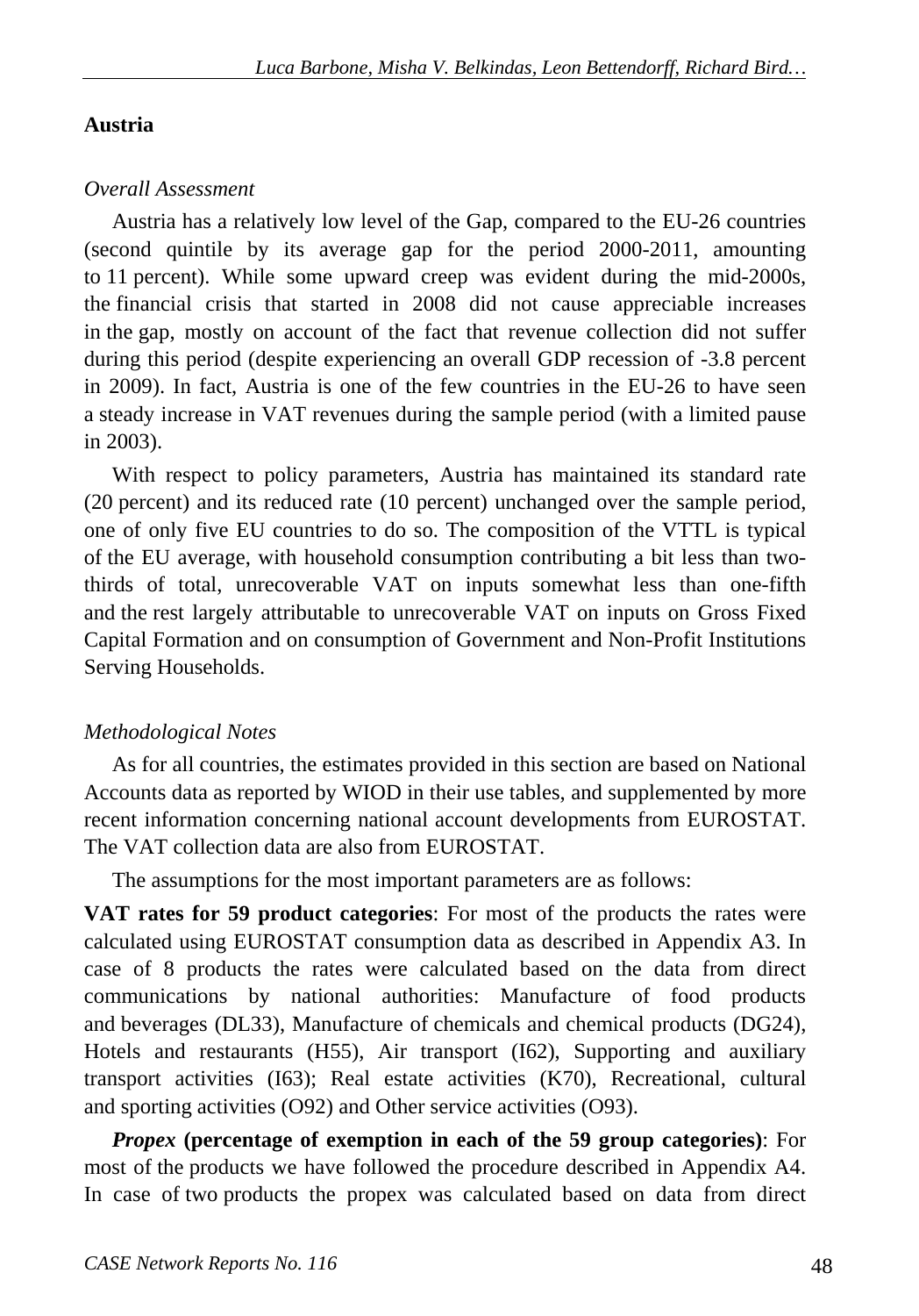**Austria**

*Overall Assessment*

Austria has a relatively low level of the Gap, compared to the EU-26 countries (second quintile by its average gap for the period 2000-2011, amounting to 11 percent). While some upward creep was evident during the mid-2000s, the financial crisis that started in 2008 did not cause appreciable increases in the gap, mostly on account of the fact that revenue collection did not suffer during this period (despite experiencing an overall GDP recession of -3.8 percent in 2009). In fact, Austria is one of the few countries in the EU-26 to have seen a steady increase in VAT revenues during the sample period (with a limited pause in 2003).

With respect to policy parameters, Austria has maintained its standard rate (20 percent) and its reduced rate (10 percent) unchanged over the sample period, one of only five EU countries to do so. The composition of the VTTL is typical of the EU average, with household consumption contributing a bit less than two-thirds of total, unrecoverable VAT on inputs somewhat less than one-fifth and the rest largely attributable to unrecoverable VAT on inputs on Gross Fixed Capital Formation and on consumption of Government and Non-Profit Institutions Serving Households.

*Methodological Notes*

As for all countries, the estimates provided in this section are based on National Accounts data as reported by WIOD in their use tables, and supplemented by more recent information concerning national account developments from EUROSTAT. The VAT collection data are also from EUROSTAT.

The assumptions for the most important parameters are as follows:

**VAT rates for 59 product categories**: For most of the products the rates were calculated using EUROSTAT consumption data as described in Appendix A3. In case of 8 products the rates were calculated based on the data from direct communications by national authorities: Manufacture of food products and beverages (DL33), Manufacture of chemicals and chemical products (DG24), Hotels and restaurants (H55), Air transport (I62), Supporting and auxiliary transport activities (I63); Real estate activities (K70), Recreational, cultural and sporting activities (O92) and Other service activities (O93).

***Propex* (percentage of exemption in each of the 59 group categories)**: For most of the products we have followed the procedure described in Appendix A4. In case of two products the propex was calculated based on data from direct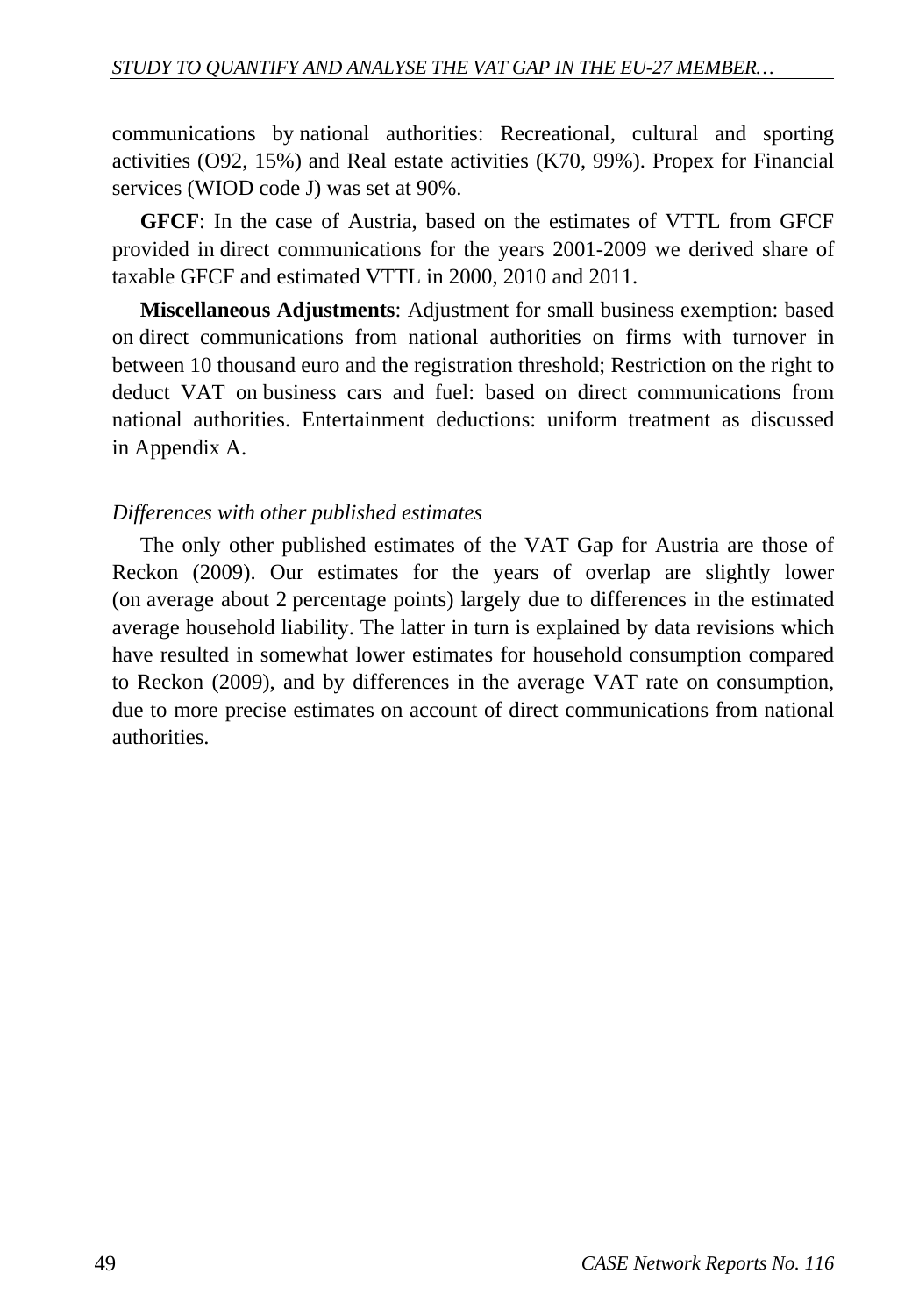communications by national authorities: Recreational, cultural and sporting activities (O92, 15%) and Real estate activities (K70, 99%). Propex for Financial services (WIOD code J) was set at 90%.

**GFCF**: In the case of Austria, based on the estimates of VTTL from GFCF provided in direct communications for the years 2001-2009 we derived share of taxable GFCF and estimated VTTL in 2000, 2010 and 2011.

**Miscellaneous Adjustments**: Adjustment for small business exemption: based on direct communications from national authorities on firms with turnover in between 10 thousand euro and the registration threshold; Restriction on the right to deduct VAT on business cars and fuel: based on direct communications from national authorities. Entertainment deductions: uniform treatment as discussed in Appendix A.

*Differences with other published estimates*

The only other published estimates of the VAT Gap for Austria are those of Reckon (2009). Our estimates for the years of overlap are slightly lower (on average about 2 percentage points) largely due to differences in the estimated average household liability. The latter in turn is explained by data revisions which have resulted in somewhat lower estimates for household consumption compared to Reckon (2009), and by differences in the average VAT rate on consumption, due to more precise estimates on account of direct communications from national authorities.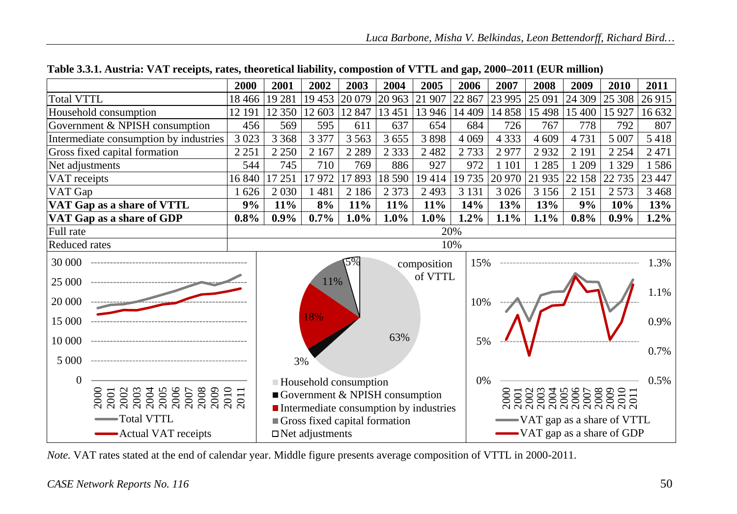**Table 3.3.1. Austria: VAT receipts, rates, theoretical liability, compostion of VTTL and gap, 2000–2011 (EUR million)**

| | 2000 | 2001 | 2002 | 2003 | 2004 | 2005 | 2006 | 2007 | 2008 | 2009 | 2010 | 2011 |
|---|---|---|---|---|---|---|---|---|---|---|---|---|
| Total VTTL | 18 466 | 19 281 | 19 453 | 20 079 | 20 963 | 21 907 | 22 867 | 23 995 | 25 091 | 24 309 | 25 308 | 26 915 |
| Household consumption | 12 191 | 12 350 | 12 603 | 12 847 | 13 451 | 13 946 | 14 409 | 14 858 | 15 498 | 15 400 | 15 927 | 16 632 |
| Government & NPISH consumption | 456 | 569 | 595 | 611 | 637 | 654 | 684 | 726 | 767 | 778 | 792 | 807 |
| Intermediate consumption by industries | 3 023 | 3 368 | 3 377 | 3 563 | 3 655 | 3 898 | 4 069 | 4 333 | 4 609 | 4 731 | 5 007 | 5 418 |
| Gross fixed capital formation | 2 251 | 2 250 | 2 167 | 2 289 | 2 333 | 2 482 | 2 733 | 2 977 | 2 932 | 2 191 | 2 254 | 2 471 |
| Net adjustments | 544 | 745 | 710 | 769 | 886 | 927 | 972 | 1 101 | 1 285 | 1 209 | 1 329 | 1 586 |
| VAT receipts | 16 840 | 17 251 | 17 972 | 17 893 | 18 590 | 19 414 | 19 735 | 20 970 | 21 935 | 22 158 | 22 735 | 23 447 |
| VAT Gap | 1 626 | 2 030 | 1 481 | 2 186 | 2 373 | 2 493 | 3 131 | 3 026 | 3 156 | 2 151 | 2 573 | 3 468 |
| **VAT Gap as a share of VTTL** | **9%** | **11%** | **8%** | **11%** | **11%** | **11%** | **14%** | **13%** | **13%** | **9%** | **10%** | **13%** |
| **VAT Gap as a share of GDP** | **0.8%** | **0.9%** | **0.7%** | **1.0%** | **1.0%** | **1.0%** | **1.2%** | **1.1%** | **1.1%** | **0.8%** | **0.9%** | **1.2%** |
| Full rate | 20% | | | | | | | | | | | |
| Reduced rates | 10% | | | | | | | | | | | |

*Note.* VAT rates stated at the end of calendar year. Middle figure presents average composition of VTTL in 2000-2011.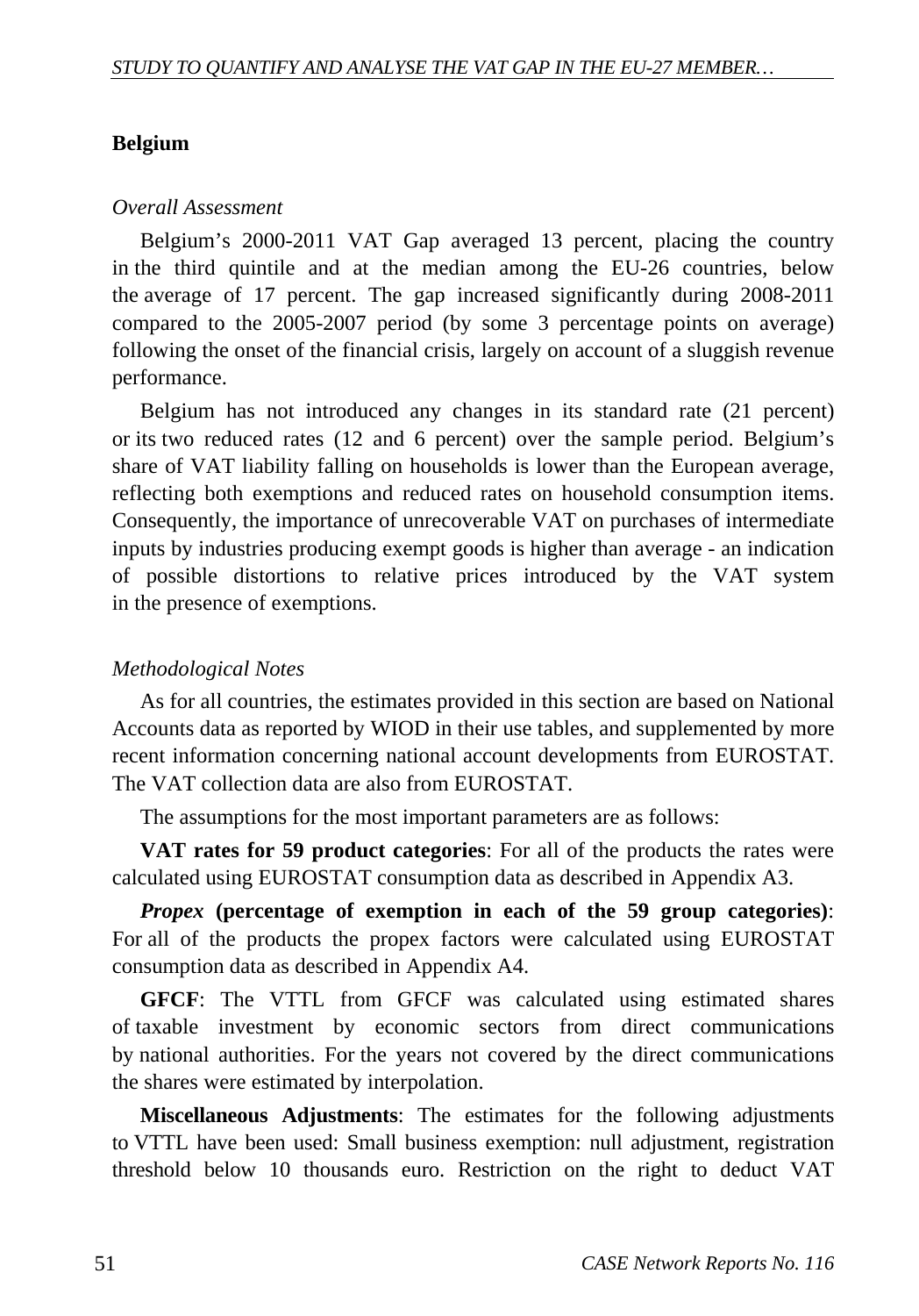**Belgium**

*Overall Assessment*

Belgium's 2000-2011 VAT Gap averaged 13 percent, placing the country in the third quintile and at the median among the EU-26 countries, below the average of 17 percent. The gap increased significantly during 2008-2011 compared to the 2005-2007 period (by some 3 percentage points on average) following the onset of the financial crisis, largely on account of a sluggish revenue performance.

Belgium has not introduced any changes in its standard rate (21 percent) or its two reduced rates (12 and 6 percent) over the sample period. Belgium's share of VAT liability falling on households is lower than the European average, reflecting both exemptions and reduced rates on household consumption items. Consequently, the importance of unrecoverable VAT on purchases of intermediate inputs by industries producing exempt goods is higher than average - an indication of possible distortions to relative prices introduced by the VAT system in the presence of exemptions.

*Methodological Notes*

As for all countries, the estimates provided in this section are based on National Accounts data as reported by WIOD in their use tables, and supplemented by more recent information concerning national account developments from EUROSTAT. The VAT collection data are also from EUROSTAT.

The assumptions for the most important parameters are as follows:

**VAT rates for 59 product categories**: For all of the products the rates were calculated using EUROSTAT consumption data as described in Appendix A3.

***Propex*** **(percentage of exemption in each of the 59 group categories)**: For all of the products the propex factors were calculated using EUROSTAT consumption data as described in Appendix A4.

**GFCF**: The VTTL from GFCF was calculated using estimated shares of taxable investment by economic sectors from direct communications by national authorities. For the years not covered by the direct communications the shares were estimated by interpolation.

**Miscellaneous Adjustments**: The estimates for the following adjustments to VTTL have been used: Small business exemption: null adjustment, registration threshold below 10 thousands euro. Restriction on the right to deduct VAT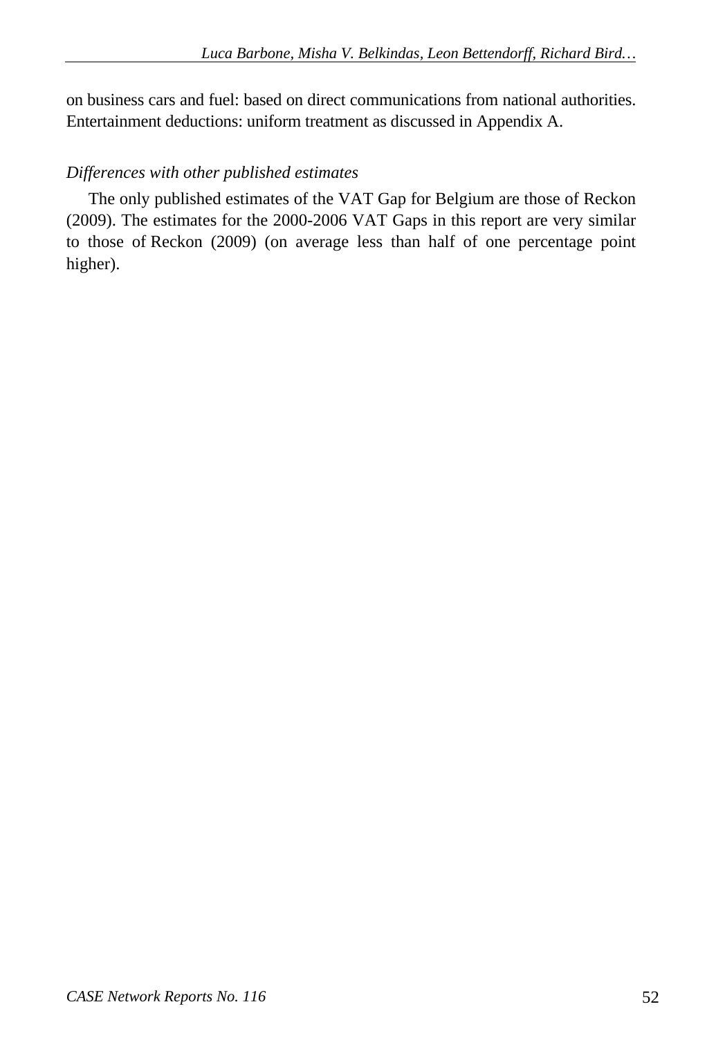on business cars and fuel: based on direct communications from national authorities. Entertainment deductions: uniform treatment as discussed in Appendix A.

*Differences with other published estimates*

The only published estimates of the VAT Gap for Belgium are those of Reckon (2009). The estimates for the 2000-2006 VAT Gaps in this report are very similar to those of Reckon (2009) (on average less than half of one percentage point higher).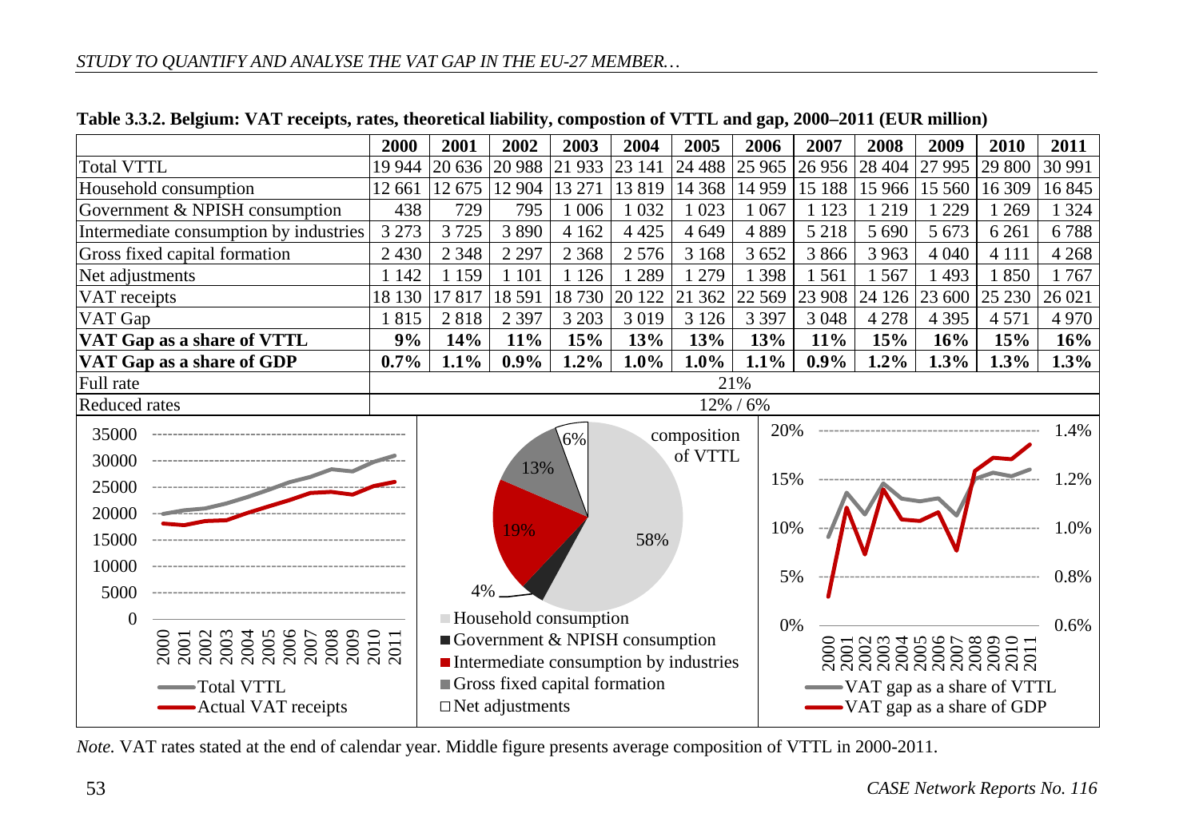**Table 3.3.2. Belgium: VAT receipts, rates, theoretical liability, compostion of VTTL and gap, 2000–2011 (EUR million)**

| | 2000 | 2001 | 2002 | 2003 | 2004 | 2005 | 2006 | 2007 | 2008 | 2009 | 2010 | 2011 |
|---|---|---|---|---|---|---|---|---|---|---|---|---|
| Total VTTL | 19 944 | 20 636 | 20 988 | 21 933 | 23 141 | 24 488 | 25 965 | 26 956 | 28 404 | 27 995 | 29 800 | 30 991 |
| Household consumption | 12 661 | 12 675 | 12 904 | 13 271 | 13 819 | 14 368 | 14 959 | 15 188 | 15 966 | 15 560 | 16 309 | 16 845 |
| Government & NPISH consumption | 438 | 729 | 795 | 1 006 | 1 032 | 1 023 | 1 067 | 1 123 | 1 219 | 1 229 | 1 269 | 1 324 |
| Intermediate consumption by industries | 3 273 | 3 725 | 3 890 | 4 162 | 4 425 | 4 649 | 4 889 | 5 218 | 5 690 | 5 673 | 6 261 | 6 788 |
| Gross fixed capital formation | 2 430 | 2 348 | 2 297 | 2 368 | 2 576 | 3 168 | 3 652 | 3 866 | 3 963 | 4 040 | 4 111 | 4 268 |
| Net adjustments | 1 142 | 1 159 | 1 101 | 1 126 | 1 289 | 1 279 | 1 398 | 1 561 | 1 567 | 1 493 | 1 850 | 1 767 |
| VAT receipts | 18 130 | 17 817 | 18 591 | 18 730 | 20 122 | 21 362 | 22 569 | 23 908 | 24 126 | 23 600 | 25 230 | 26 021 |
| VAT Gap | 1 815 | 2 818 | 2 397 | 3 203 | 3 019 | 3 126 | 3 397 | 3 048 | 4 278 | 4 395 | 4 571 | 4 970 |
| **VAT Gap as a share of VTTL** | **9%** | **14%** | **11%** | **15%** | **13%** | **13%** | **13%** | **11%** | **15%** | **16%** | **15%** | **16%** |
| **VAT Gap as a share of GDP** | **0.7%** | **1.1%** | **0.9%** | **1.2%** | **1.0%** | **1.0%** | **1.1%** | **0.9%** | **1.2%** | **1.3%** | **1.3%** | **1.3%** |
| Full rate | 21% | | | | | | | | | | | |
| Reduced rates | 12% / 6% | | | | | | | | | | | |

*Note.* VAT rates stated at the end of calendar year. Middle figure presents average composition of VTTL in 2000-2011.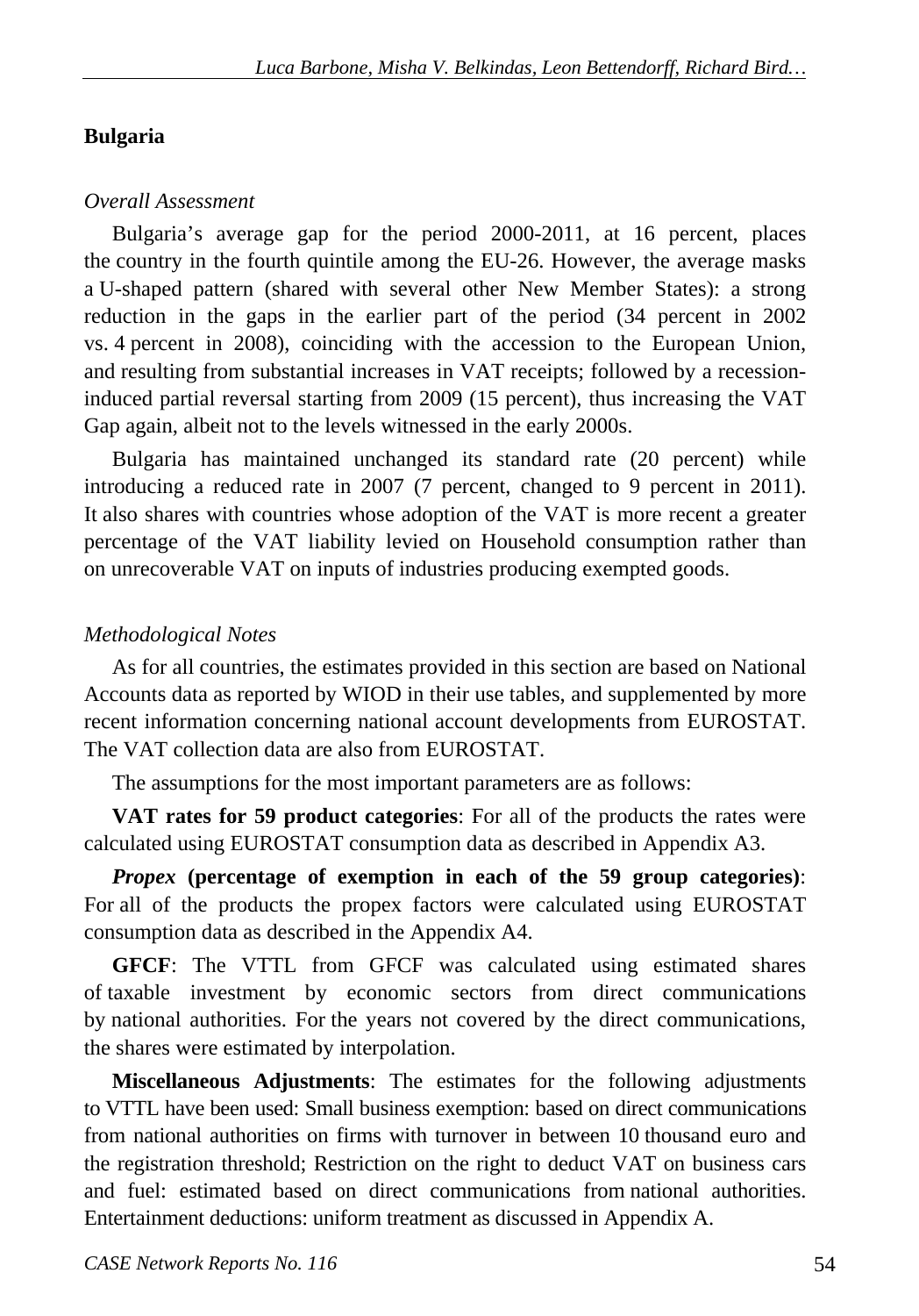## Bulgaria

*Overall Assessment*

Bulgaria's average gap for the period 2000-2011, at 16 percent, places the country in the fourth quintile among the EU-26. However, the average masks a U-shaped pattern (shared with several other New Member States): a strong reduction in the gaps in the earlier part of the period (34 percent in 2002 vs. 4 percent in 2008), coinciding with the accession to the European Union, and resulting from substantial increases in VAT receipts; followed by a recession-induced partial reversal starting from 2009 (15 percent), thus increasing the VAT Gap again, albeit not to the levels witnessed in the early 2000s.

Bulgaria has maintained unchanged its standard rate (20 percent) while introducing a reduced rate in 2007 (7 percent, changed to 9 percent in 2011). It also shares with countries whose adoption of the VAT is more recent a greater percentage of the VAT liability levied on Household consumption rather than on unrecoverable VAT on inputs of industries producing exempted goods.

*Methodological Notes*

As for all countries, the estimates provided in this section are based on National Accounts data as reported by WIOD in their use tables, and supplemented by more recent information concerning national account developments from EUROSTAT. The VAT collection data are also from EUROSTAT.

The assumptions for the most important parameters are as follows:

**VAT rates for 59 product categories**: For all of the products the rates were calculated using EUROSTAT consumption data as described in Appendix A3.

***Propex* (percentage of exemption in each of the 59 group categories)**: For all of the products the propex factors were calculated using EUROSTAT consumption data as described in the Appendix A4.

**GFCF**: The VTTL from GFCF was calculated using estimated shares of taxable investment by economic sectors from direct communications by national authorities. For the years not covered by the direct communications, the shares were estimated by interpolation.

**Miscellaneous Adjustments**: The estimates for the following adjustments to VTTL have been used: Small business exemption: based on direct communications from national authorities on firms with turnover in between 10 thousand euro and the registration threshold; Restriction on the right to deduct VAT on business cars and fuel: estimated based on direct communications from national authorities. Entertainment deductions: uniform treatment as discussed in Appendix A.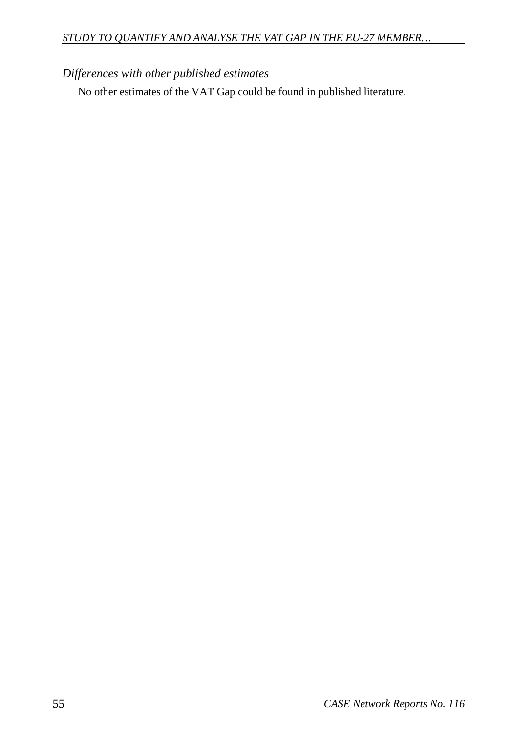*Differences with other published estimates*

No other estimates of the VAT Gap could be found in published literature.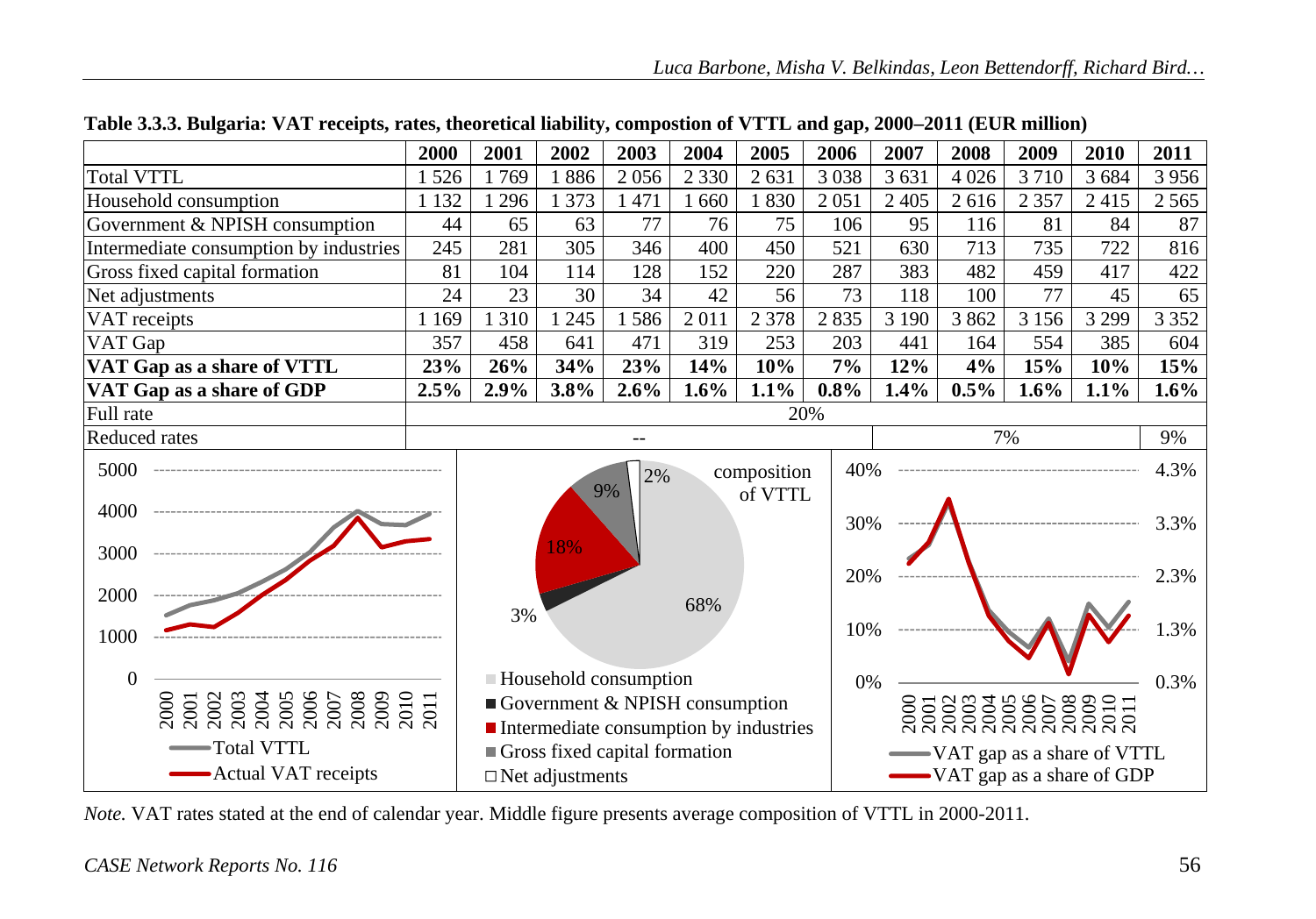**Table 3.3.3. Bulgaria: VAT receipts, rates, theoretical liability, compostion of VTTL and gap, 2000–2011 (EUR million)**

| | 2000 | 2001 | 2002 | 2003 | 2004 | 2005 | 2006 | 2007 | 2008 | 2009 | 2010 | 2011 |
|---|---|---|---|---|---|---|---|---|---|---|---|---|
| Total VTTL | 1 526 | 1 769 | 1 886 | 2 056 | 2 330 | 2 631 | 3 038 | 3 631 | 4 026 | 3 710 | 3 684 | 3 956 |
| Household consumption | 1 132 | 1 296 | 1 373 | 1 471 | 1 660 | 1 830 | 2 051 | 2 405 | 2 616 | 2 357 | 2 415 | 2 565 |
| Government & NPISH consumption | 44 | 65 | 63 | 77 | 76 | 75 | 106 | 95 | 116 | 81 | 84 | 87 |
| Intermediate consumption by industries | 245 | 281 | 305 | 346 | 400 | 450 | 521 | 630 | 713 | 735 | 722 | 816 |
| Gross fixed capital formation | 81 | 104 | 114 | 128 | 152 | 220 | 287 | 383 | 482 | 459 | 417 | 422 |
| Net adjustments | 24 | 23 | 30 | 34 | 42 | 56 | 73 | 118 | 100 | 77 | 45 | 65 |
| VAT receipts | 1 169 | 1 310 | 1 245 | 1 586 | 2 011 | 2 378 | 2 835 | 3 190 | 3 862 | 3 156 | 3 299 | 3 352 |
| VAT Gap | 357 | 458 | 641 | 471 | 319 | 253 | 203 | 441 | 164 | 554 | 385 | 604 |
| **VAT Gap as a share of VTTL** | **23%** | **26%** | **34%** | **23%** | **14%** | **10%** | **7%** | **12%** | **4%** | **15%** | **10%** | **15%** |
| **VAT Gap as a share of GDP** | **2.5%** | **2.9%** | **3.8%** | **2.6%** | **1.6%** | **1.1%** | **0.8%** | **1.4%** | **0.5%** | **1.6%** | **1.1%** | **1.6%** |
| Full rate | 20% | | | | | | | | | | | |
| Reduced rates | -- | | | | | | | 7% | | | | 9% |

*Note.* VAT rates stated at the end of calendar year. Middle figure presents average composition of VTTL in 2000-2011.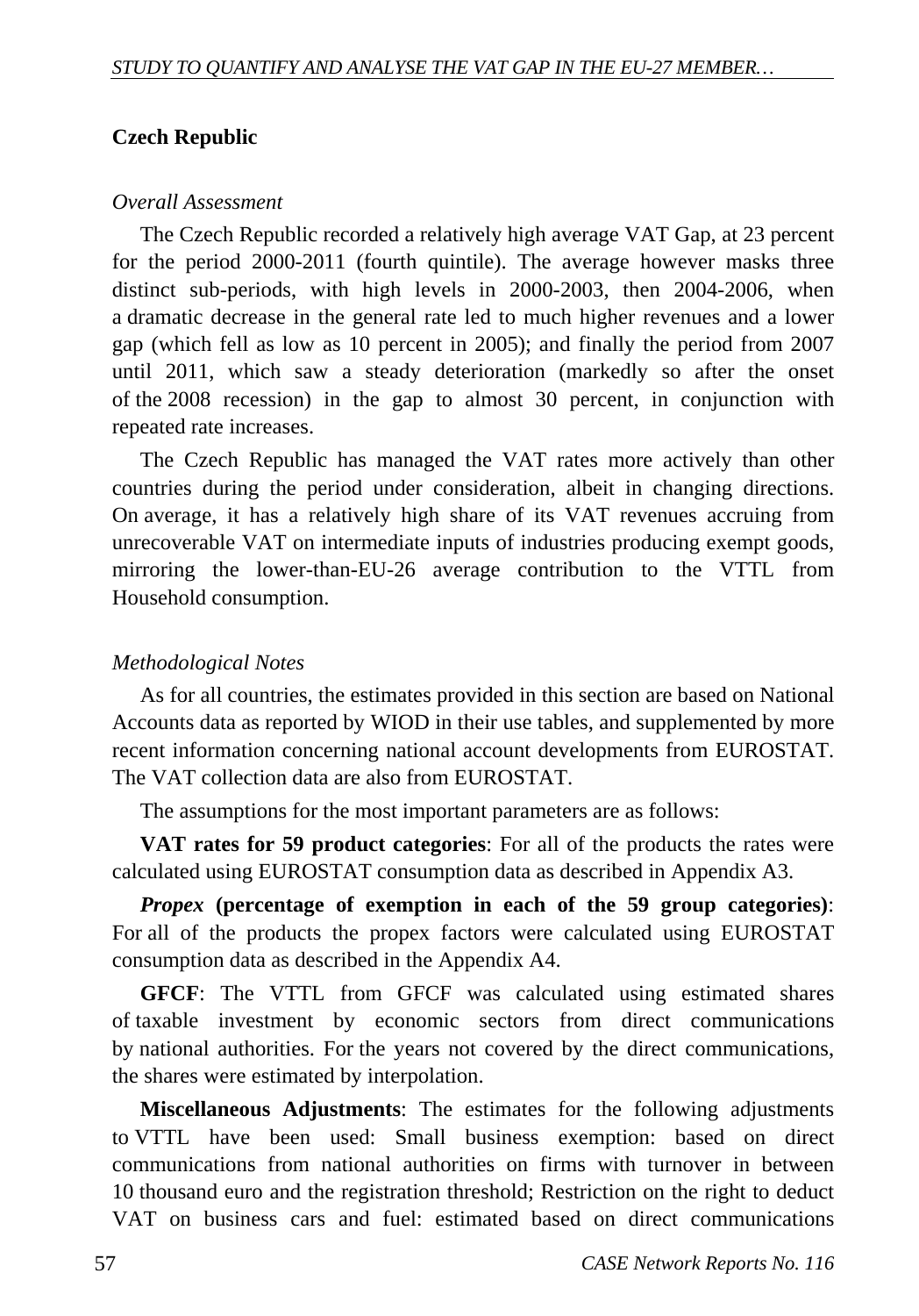## Czech Republic

*Overall Assessment*

The Czech Republic recorded a relatively high average VAT Gap, at 23 percent for the period 2000-2011 (fourth quintile). The average however masks three distinct sub-periods, with high levels in 2000-2003, then 2004-2006, when a dramatic decrease in the general rate led to much higher revenues and a lower gap (which fell as low as 10 percent in 2005); and finally the period from 2007 until 2011, which saw a steady deterioration (markedly so after the onset of the 2008 recession) in the gap to almost 30 percent, in conjunction with repeated rate increases.

The Czech Republic has managed the VAT rates more actively than other countries during the period under consideration, albeit in changing directions. On average, it has a relatively high share of its VAT revenues accruing from unrecoverable VAT on intermediate inputs of industries producing exempt goods, mirroring the lower-than-EU-26 average contribution to the VTTL from Household consumption.

*Methodological Notes*

As for all countries, the estimates provided in this section are based on National Accounts data as reported by WIOD in their use tables, and supplemented by more recent information concerning national account developments from EUROSTAT. The VAT collection data are also from EUROSTAT.

The assumptions for the most important parameters are as follows:

**VAT rates for 59 product categories**: For all of the products the rates were calculated using EUROSTAT consumption data as described in Appendix A3.

***Propex* (percentage of exemption in each of the 59 group categories)**: For all of the products the propex factors were calculated using EUROSTAT consumption data as described in the Appendix A4.

**GFCF**: The VTTL from GFCF was calculated using estimated shares of taxable investment by economic sectors from direct communications by national authorities. For the years not covered by the direct communications, the shares were estimated by interpolation.

**Miscellaneous Adjustments**: The estimates for the following adjustments to VTTL have been used: Small business exemption: based on direct communications from national authorities on firms with turnover in between 10 thousand euro and the registration threshold; Restriction on the right to deduct VAT on business cars and fuel: estimated based on direct communications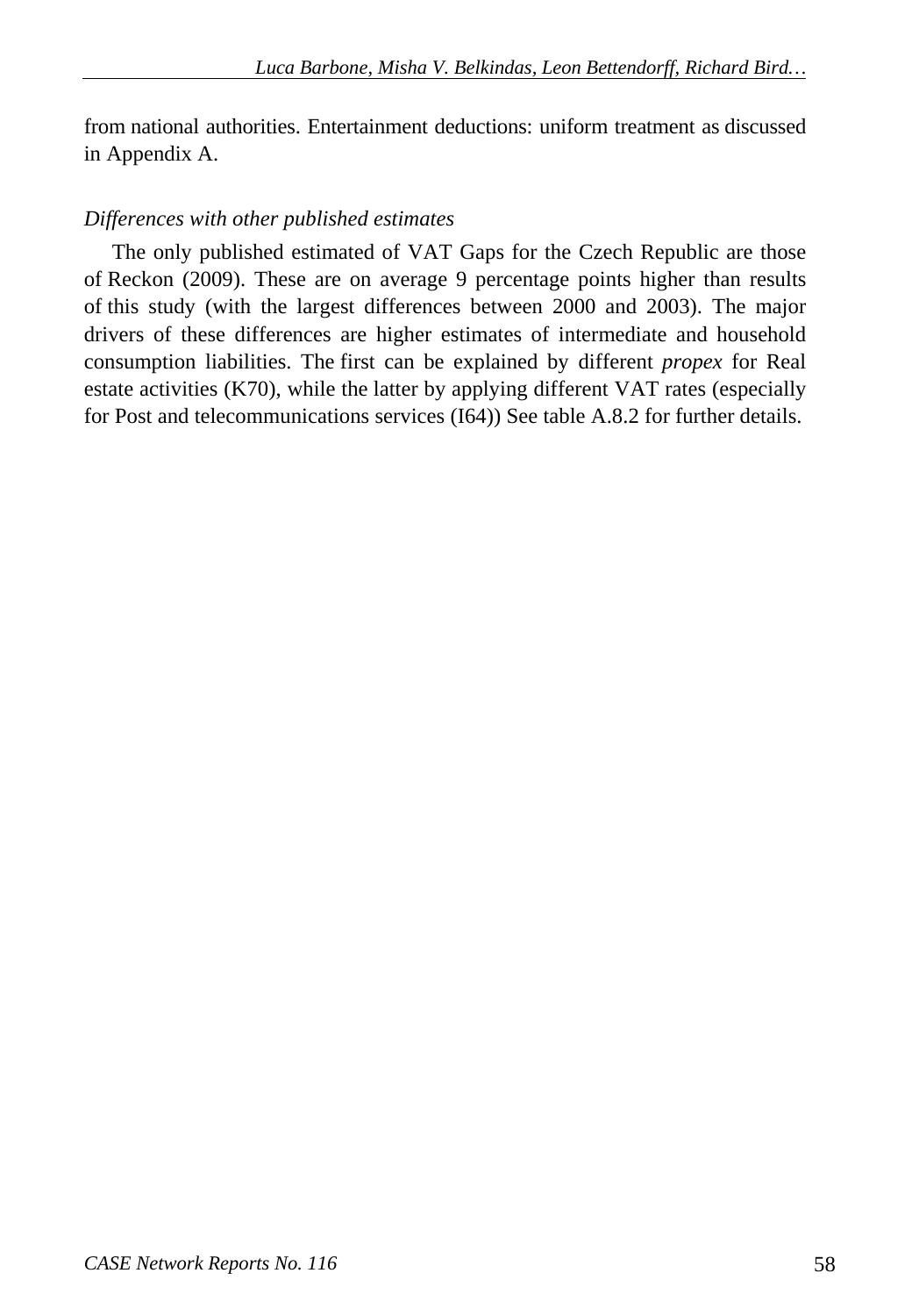from national authorities. Entertainment deductions: uniform treatment as discussed in Appendix A.

*Differences with other published estimates*

The only published estimated of VAT Gaps for the Czech Republic are those of Reckon (2009). These are on average 9 percentage points higher than results of this study (with the largest differences between 2000 and 2003). The major drivers of these differences are higher estimates of intermediate and household consumption liabilities. The first can be explained by different *propex* for Real estate activities (K70), while the latter by applying different VAT rates (especially for Post and telecommunications services (I64)) See table A.8.2 for further details.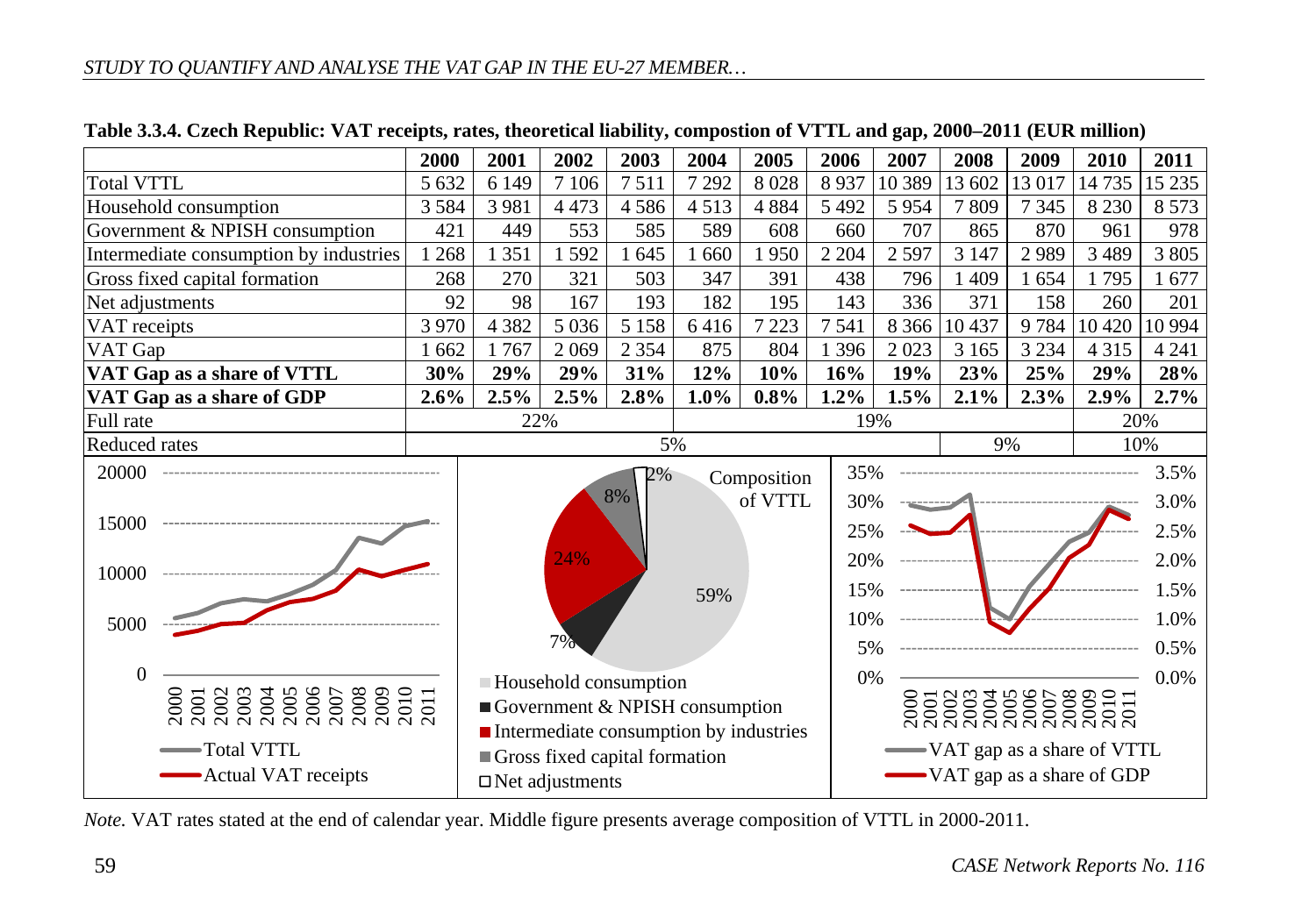**Table 3.3.4. Czech Republic: VAT receipts, rates, theoretical liability, compostion of VTTL and gap, 2000–2011 (EUR million)**

| | 2000 | 2001 | 2002 | 2003 | 2004 | 2005 | 2006 | 2007 | 2008 | 2009 | 2010 | 2011 |
|---|---|---|---|---|---|---|---|---|---|---|---|---|
| Total VTTL | 5 632 | 6 149 | 7 106 | 7 511 | 7 292 | 8 028 | 8 937 | 10 389 | 13 602 | 13 017 | 14 735 | 15 235 |
| Household consumption | 3 584 | 3 981 | 4 473 | 4 586 | 4 513 | 4 884 | 5 492 | 5 954 | 7 809 | 7 345 | 8 230 | 8 573 |
| Government & NPISH consumption | 421 | 449 | 553 | 585 | 589 | 608 | 660 | 707 | 865 | 870 | 961 | 978 |
| Intermediate consumption by industries | 1 268 | 1 351 | 1 592 | 1 645 | 1 660 | 1 950 | 2 204 | 2 597 | 3 147 | 2 989 | 3 489 | 3 805 |
| Gross fixed capital formation | 268 | 270 | 321 | 503 | 347 | 391 | 438 | 796 | 1 409 | 1 654 | 1 795 | 1 677 |
| Net adjustments | 92 | 98 | 167 | 193 | 182 | 195 | 143 | 336 | 371 | 158 | 260 | 201 |
| VAT receipts | 3 970 | 4 382 | 5 036 | 5 158 | 6 416 | 7 223 | 7 541 | 8 366 | 10 437 | 9 784 | 10 420 | 10 994 |
| VAT Gap | 1 662 | 1 767 | 2 069 | 2 354 | 875 | 804 | 1 396 | 2 023 | 3 165 | 3 234 | 4 315 | 4 241 |
| **VAT Gap as a share of VTTL** | **30%** | **29%** | **29%** | **31%** | **12%** | **10%** | **16%** | **19%** | **23%** | **25%** | **29%** | **28%** |
| **VAT Gap as a share of GDP** | **2.6%** | **2.5%** | **2.5%** | **2.8%** | **1.0%** | **0.8%** | **1.2%** | **1.5%** | **2.1%** | **2.3%** | **2.9%** | **2.7%** |
| Full rate | 22% | | | | 19% | | | | | | 20% | |
| Reduced rates | 5% | | | | | | | | 9% | | 10% | |

*Note.* VAT rates stated at the end of calendar year. Middle figure presents average composition of VTTL in 2000-2011.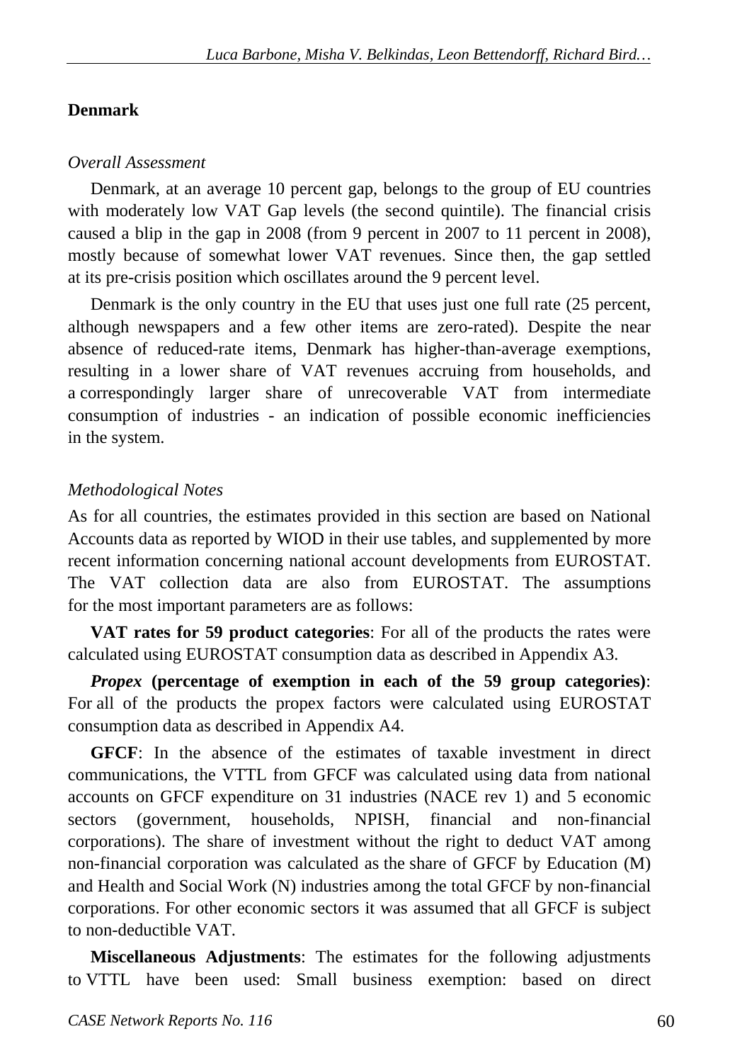## Denmark

*Overall Assessment*

Denmark, at an average 10 percent gap, belongs to the group of EU countries with moderately low VAT Gap levels (the second quintile). The financial crisis caused a blip in the gap in 2008 (from 9 percent in 2007 to 11 percent in 2008), mostly because of somewhat lower VAT revenues. Since then, the gap settled at its pre-crisis position which oscillates around the 9 percent level.

Denmark is the only country in the EU that uses just one full rate (25 percent, although newspapers and a few other items are zero-rated). Despite the near absence of reduced-rate items, Denmark has higher-than-average exemptions, resulting in a lower share of VAT revenues accruing from households, and a correspondingly larger share of unrecoverable VAT from intermediate consumption of industries - an indication of possible economic inefficiencies in the system.

*Methodological Notes*

As for all countries, the estimates provided in this section are based on National Accounts data as reported by WIOD in their use tables, and supplemented by more recent information concerning national account developments from EUROSTAT. The VAT collection data are also from EUROSTAT. The assumptions for the most important parameters are as follows:

**VAT rates for 59 product categories**: For all of the products the rates were calculated using EUROSTAT consumption data as described in Appendix A3.

***Propex* (percentage of exemption in each of the 59 group categories)**: For all of the products the propex factors were calculated using EUROSTAT consumption data as described in Appendix A4.

**GFCF**: In the absence of the estimates of taxable investment in direct communications, the VTTL from GFCF was calculated using data from national accounts on GFCF expenditure on 31 industries (NACE rev 1) and 5 economic sectors (government, households, NPISH, financial and non-financial corporations). The share of investment without the right to deduct VAT among non-financial corporation was calculated as the share of GFCF by Education (M) and Health and Social Work (N) industries among the total GFCF by non-financial corporations. For other economic sectors it was assumed that all GFCF is subject to non-deductible VAT.

**Miscellaneous Adjustments**: The estimates for the following adjustments to VTTL have been used: Small business exemption: based on direct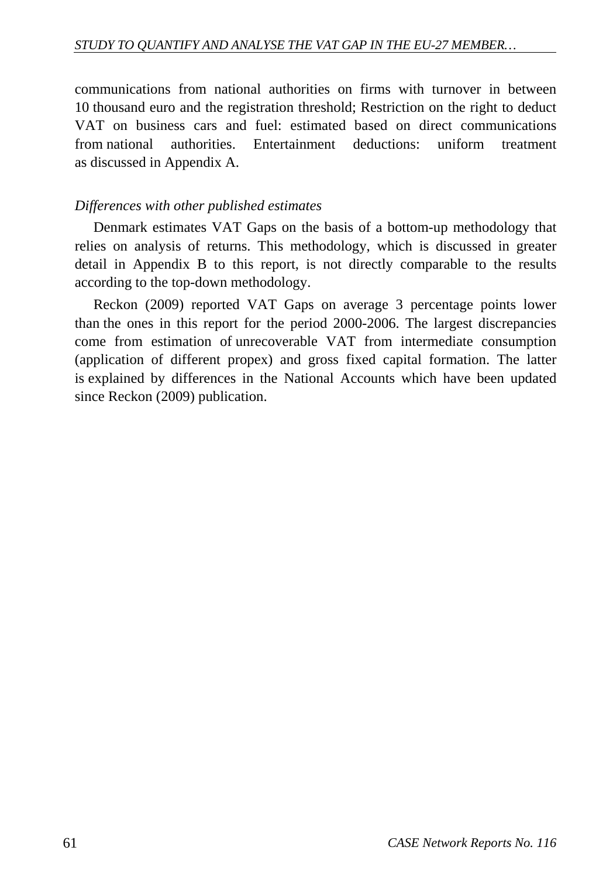communications from national authorities on firms with turnover in between 10 thousand euro and the registration threshold; Restriction on the right to deduct VAT on business cars and fuel: estimated based on direct communications from national authorities. Entertainment deductions: uniform treatment as discussed in Appendix A.

*Differences with other published estimates*

Denmark estimates VAT Gaps on the basis of a bottom-up methodology that relies on analysis of returns. This methodology, which is discussed in greater detail in Appendix B to this report, is not directly comparable to the results according to the top-down methodology.

Reckon (2009) reported VAT Gaps on average 3 percentage points lower than the ones in this report for the period 2000-2006. The largest discrepancies come from estimation of unrecoverable VAT from intermediate consumption (application of different propex) and gross fixed capital formation. The latter is explained by differences in the National Accounts which have been updated since Reckon (2009) publication.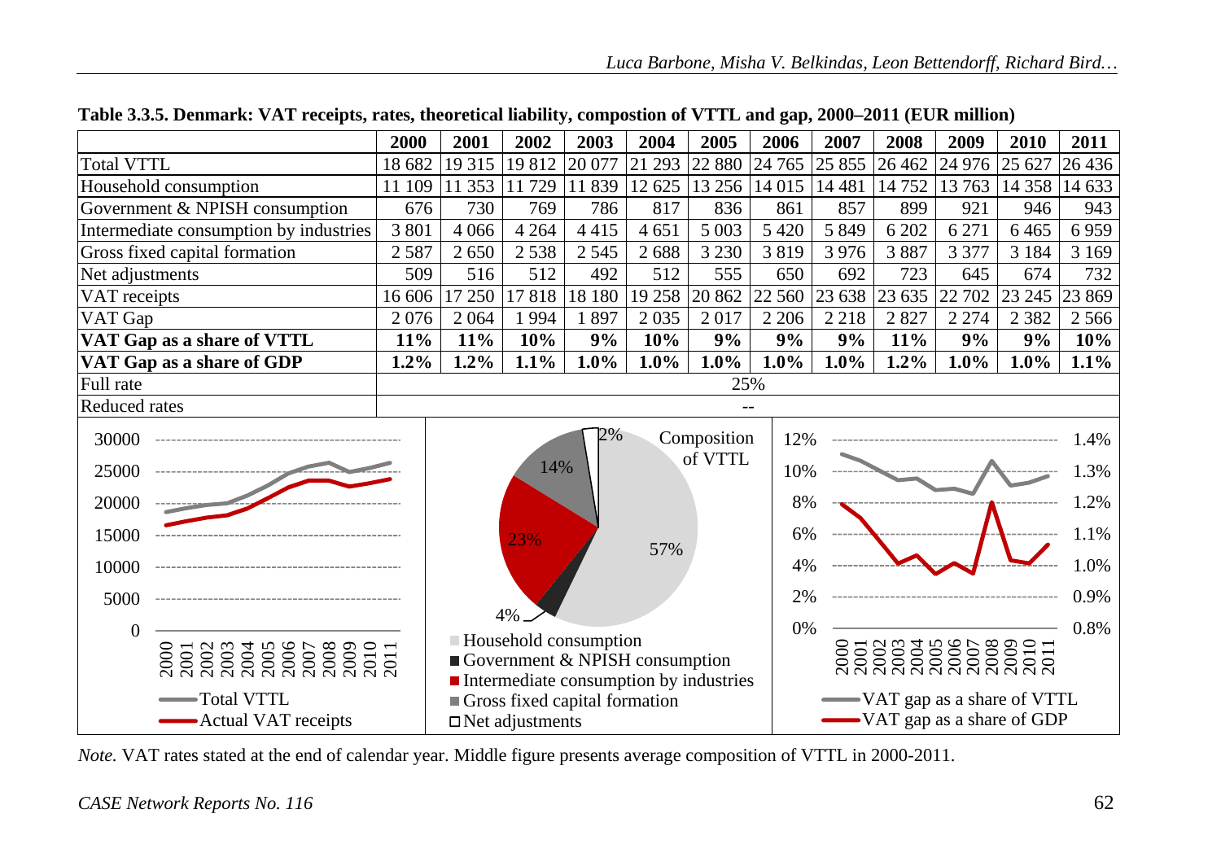**Table 3.3.5. Denmark: VAT receipts, rates, theoretical liability, compostion of VTTL and gap, 2000–2011 (EUR million)**

| | 2000 | 2001 | 2002 | 2003 | 2004 | 2005 | 2006 | 2007 | 2008 | 2009 | 2010 | 2011 |
|---|---|---|---|---|---|---|---|---|---|---|---|---|
| Total VTTL | 18 682 | 19 315 | 19 812 | 20 077 | 21 293 | 22 880 | 24 765 | 25 855 | 26 462 | 24 976 | 25 627 | 26 436 |
| Household consumption | 11 109 | 11 353 | 11 729 | 11 839 | 12 625 | 13 256 | 14 015 | 14 481 | 14 752 | 13 763 | 14 358 | 14 633 |
| Government & NPISH consumption | 676 | 730 | 769 | 786 | 817 | 836 | 861 | 857 | 899 | 921 | 946 | 943 |
| Intermediate consumption by industries | 3 801 | 4 066 | 4 264 | 4 415 | 4 651 | 5 003 | 5 420 | 5 849 | 6 202 | 6 271 | 6 465 | 6 959 |
| Gross fixed capital formation | 2 587 | 2 650 | 2 538 | 2 545 | 2 688 | 3 230 | 3 819 | 3 976 | 3 887 | 3 377 | 3 184 | 3 169 |
| Net adjustments | 509 | 516 | 512 | 492 | 512 | 555 | 650 | 692 | 723 | 645 | 674 | 732 |
| VAT receipts | 16 606 | 17 250 | 17 818 | 18 180 | 19 258 | 20 862 | 22 560 | 23 638 | 23 635 | 22 702 | 23 245 | 23 869 |
| VAT Gap | 2 076 | 2 064 | 1 994 | 1 897 | 2 035 | 2 017 | 2 206 | 2 218 | 2 827 | 2 274 | 2 382 | 2 566 |
| **VAT Gap as a share of VTTL** | **11%** | **11%** | **10%** | **9%** | **10%** | **9%** | **9%** | **9%** | **11%** | **9%** | **9%** | **10%** |
| **VAT Gap as a share of GDP** | **1.2%** | **1.2%** | **1.1%** | **1.0%** | **1.0%** | **1.0%** | **1.0%** | **1.0%** | **1.2%** | **1.0%** | **1.0%** | **1.1%** |
| Full rate | 25% | | | | | | | | | | | |
| Reduced rates | -- | | | | | | | | | | | |

*Note.* VAT rates stated at the end of calendar year. Middle figure presents average composition of VTTL in 2000-2011.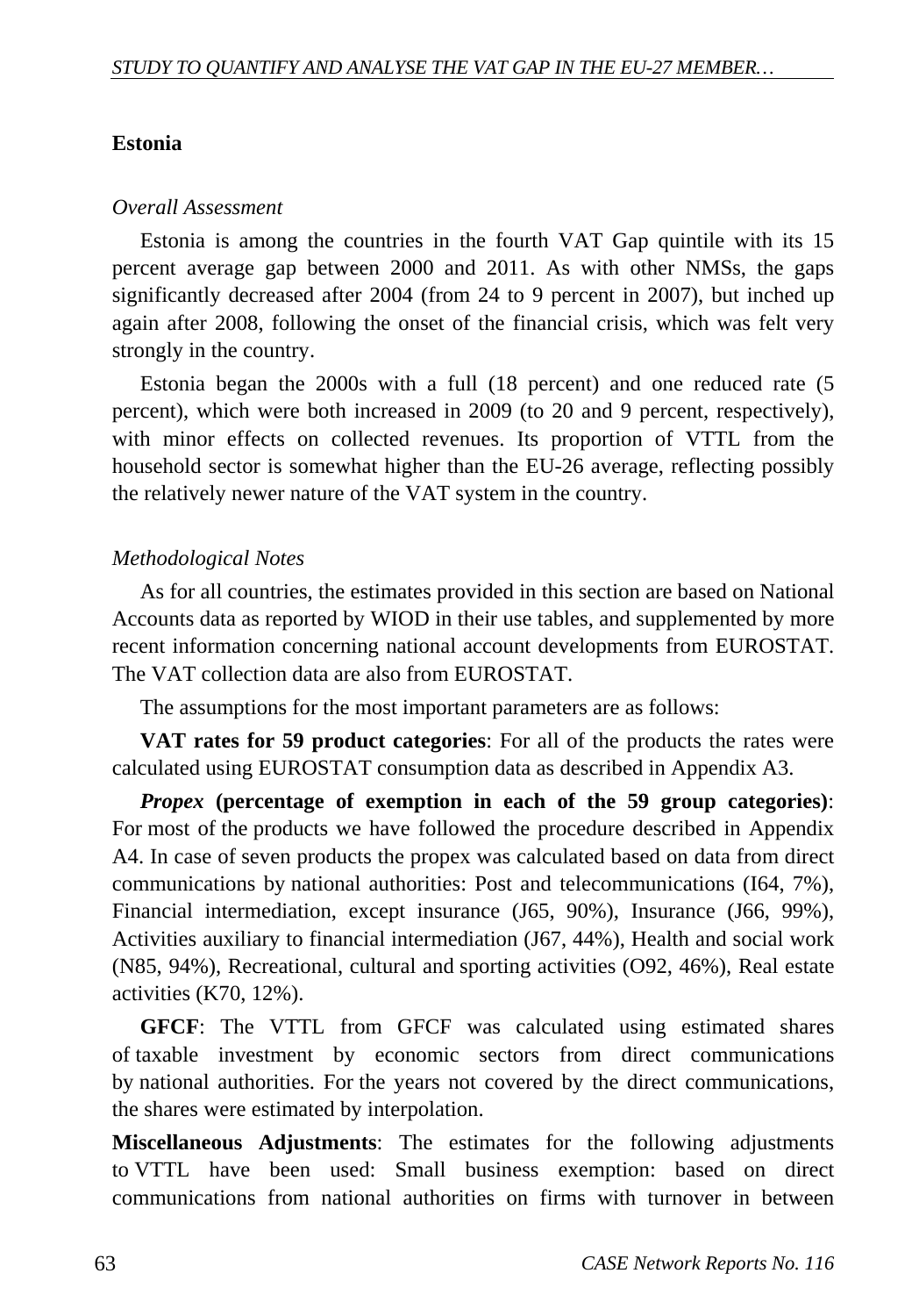## Estonia

*Overall Assessment*

Estonia is among the countries in the fourth VAT Gap quintile with its 15 percent average gap between 2000 and 2011. As with other NMSs, the gaps significantly decreased after 2004 (from 24 to 9 percent in 2007), but inched up again after 2008, following the onset of the financial crisis, which was felt very strongly in the country.

Estonia began the 2000s with a full (18 percent) and one reduced rate (5 percent), which were both increased in 2009 (to 20 and 9 percent, respectively), with minor effects on collected revenues. Its proportion of VTTL from the household sector is somewhat higher than the EU-26 average, reflecting possibly the relatively newer nature of the VAT system in the country.

*Methodological Notes*

As for all countries, the estimates provided in this section are based on National Accounts data as reported by WIOD in their use tables, and supplemented by more recent information concerning national account developments from EUROSTAT. The VAT collection data are also from EUROSTAT.

The assumptions for the most important parameters are as follows:

**VAT rates for 59 product categories**: For all of the products the rates were calculated using EUROSTAT consumption data as described in Appendix A3.

***Propex* (percentage of exemption in each of the 59 group categories)**: For most of the products we have followed the procedure described in Appendix A4. In case of seven products the propex was calculated based on data from direct communications by national authorities: Post and telecommunications (I64, 7%), Financial intermediation, except insurance (J65, 90%), Insurance (J66, 99%), Activities auxiliary to financial intermediation (J67, 44%), Health and social work (N85, 94%), Recreational, cultural and sporting activities (O92, 46%), Real estate activities (K70, 12%).

**GFCF**: The VTTL from GFCF was calculated using estimated shares of taxable investment by economic sectors from direct communications by national authorities. For the years not covered by the direct communications, the shares were estimated by interpolation.

**Miscellaneous Adjustments**: The estimates for the following adjustments to VTTL have been used: Small business exemption: based on direct communications from national authorities on firms with turnover in between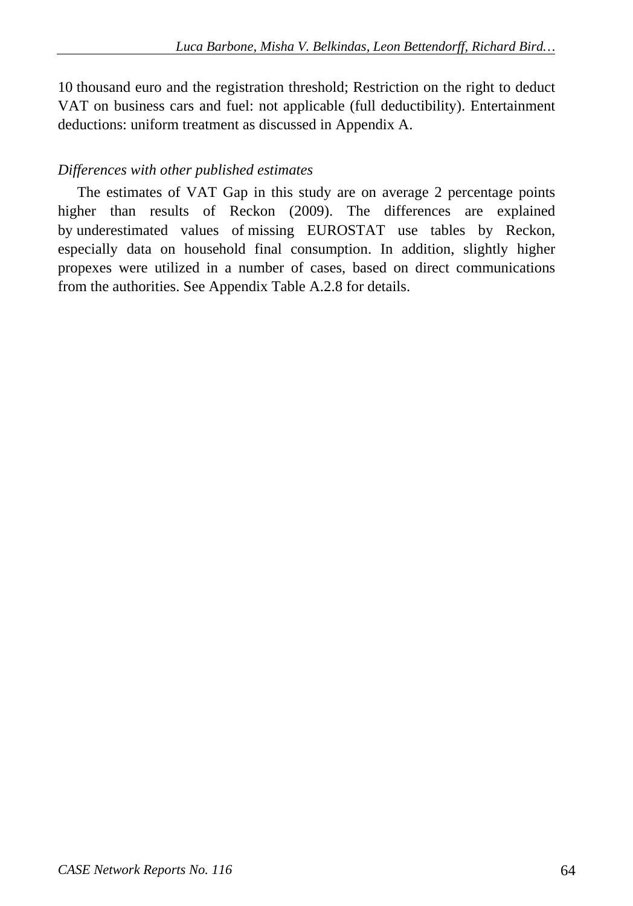10 thousand euro and the registration threshold; Restriction on the right to deduct VAT on business cars and fuel: not applicable (full deductibility). Entertainment deductions: uniform treatment as discussed in Appendix A.

*Differences with other published estimates*

The estimates of VAT Gap in this study are on average 2 percentage points higher than results of Reckon (2009). The differences are explained by underestimated values of missing EUROSTAT use tables by Reckon, especially data on household final consumption. In addition, slightly higher propexes were utilized in a number of cases, based on direct communications from the authorities. See Appendix Table A.2.8 for details.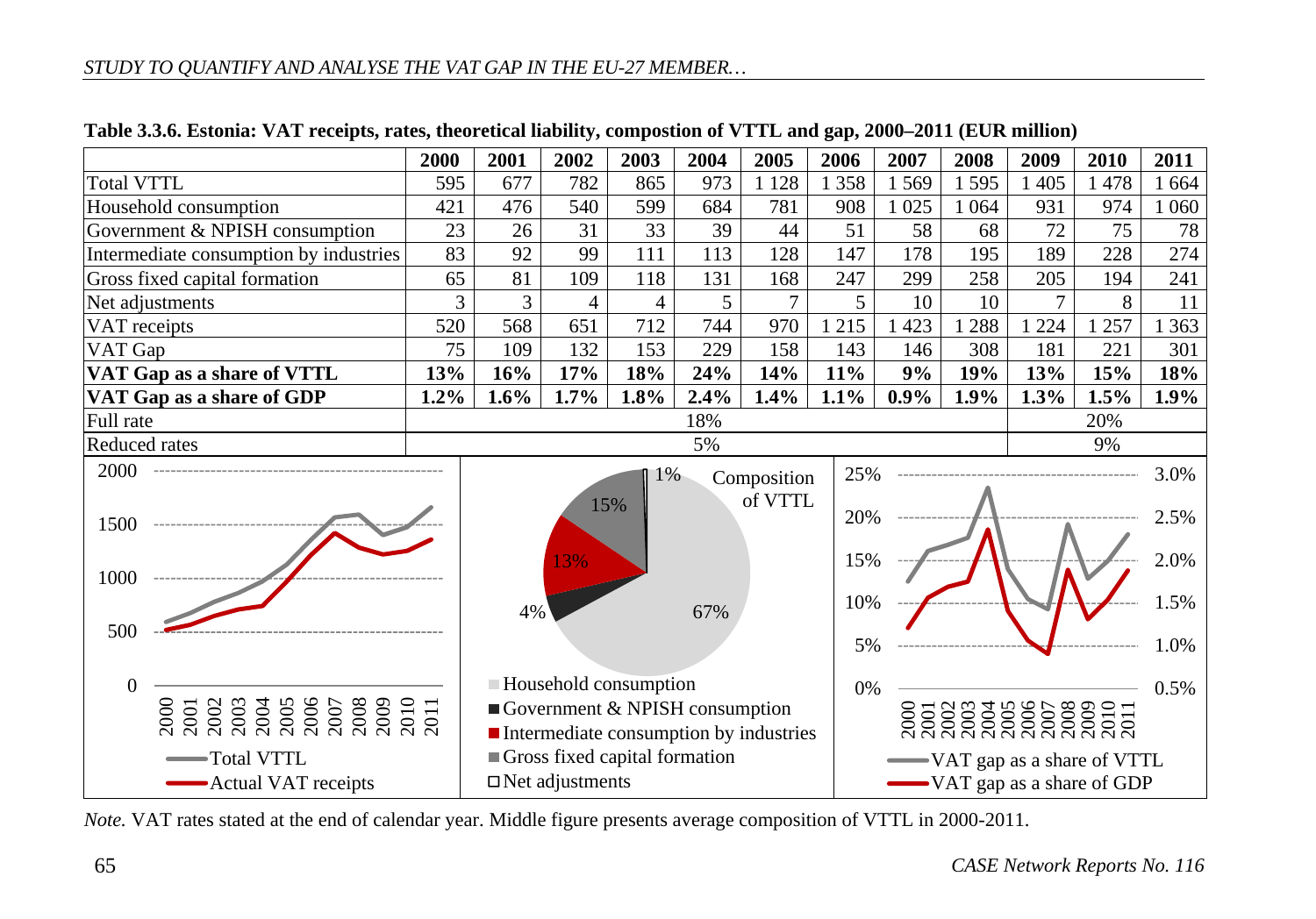**Table 3.3.6. Estonia: VAT receipts, rates, theoretical liability, compostion of VTTL and gap, 2000–2011 (EUR million)**

| | 2000 | 2001 | 2002 | 2003 | 2004 | 2005 | 2006 | 2007 | 2008 | 2009 | 2010 | 2011 |
|---|---|---|---|---|---|---|---|---|---|---|---|---|
| Total VTTL | 595 | 677 | 782 | 865 | 973 | 1 128 | 1 358 | 1 569 | 1 595 | 1 405 | 1 478 | 1 664 |
| Household consumption | 421 | 476 | 540 | 599 | 684 | 781 | 908 | 1 025 | 1 064 | 931 | 974 | 1 060 |
| Government & NPISH consumption | 23 | 26 | 31 | 33 | 39 | 44 | 51 | 58 | 68 | 72 | 75 | 78 |
| Intermediate consumption by industries | 83 | 92 | 99 | 111 | 113 | 128 | 147 | 178 | 195 | 189 | 228 | 274 |
| Gross fixed capital formation | 65 | 81 | 109 | 118 | 131 | 168 | 247 | 299 | 258 | 205 | 194 | 241 |
| Net adjustments | 3 | 3 | 4 | 4 | 5 | 7 | 5 | 10 | 10 | 7 | 8 | 11 |
| VAT receipts | 520 | 568 | 651 | 712 | 744 | 970 | 1 215 | 1 423 | 1 288 | 1 224 | 1 257 | 1 363 |
| VAT Gap | 75 | 109 | 132 | 153 | 229 | 158 | 143 | 146 | 308 | 181 | 221 | 301 |
| **VAT Gap as a share of VTTL** | **13%** | **16%** | **17%** | **18%** | **24%** | **14%** | **11%** | **9%** | **19%** | **13%** | **15%** | **18%** |
| **VAT Gap as a share of GDP** | **1.2%** | **1.6%** | **1.7%** | **1.8%** | **2.4%** | **1.4%** | **1.1%** | **0.9%** | **1.9%** | **1.3%** | **1.5%** | **1.9%** |
| Full rate | 18% | | | | | | | | | 20% | | |
| Reduced rates | 5% | | | | | | | | | 9% | | |

*Note.* VAT rates stated at the end of calendar year. Middle figure presents average composition of VTTL in 2000-2011.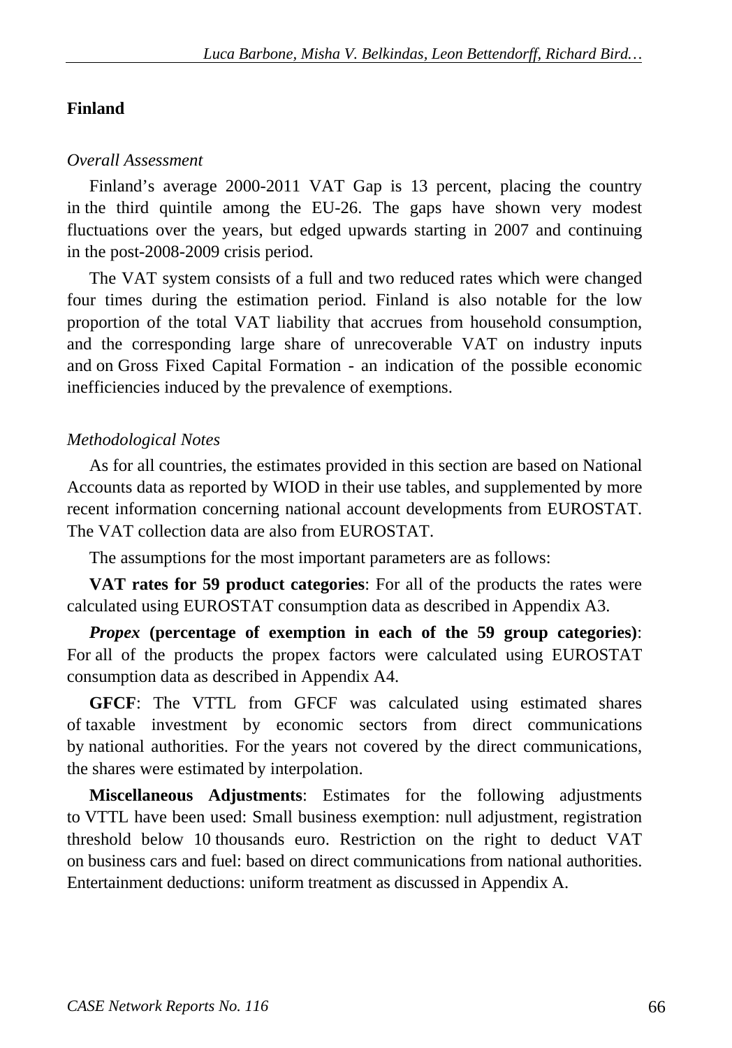## Finland

*Overall Assessment*

Finland's average 2000-2011 VAT Gap is 13 percent, placing the country in the third quintile among the EU-26. The gaps have shown very modest fluctuations over the years, but edged upwards starting in 2007 and continuing in the post-2008-2009 crisis period.

The VAT system consists of a full and two reduced rates which were changed four times during the estimation period. Finland is also notable for the low proportion of the total VAT liability that accrues from household consumption, and the corresponding large share of unrecoverable VAT on industry inputs and on Gross Fixed Capital Formation - an indication of the possible economic inefficiencies induced by the prevalence of exemptions.

*Methodological Notes*

As for all countries, the estimates provided in this section are based on National Accounts data as reported by WIOD in their use tables, and supplemented by more recent information concerning national account developments from EUROSTAT. The VAT collection data are also from EUROSTAT.

The assumptions for the most important parameters are as follows:

**VAT rates for 59 product categories**: For all of the products the rates were calculated using EUROSTAT consumption data as described in Appendix A3.

***Propex* (percentage of exemption in each of the 59 group categories)**: For all of the products the propex factors were calculated using EUROSTAT consumption data as described in Appendix A4.

**GFCF**: The VTTL from GFCF was calculated using estimated shares of taxable investment by economic sectors from direct communications by national authorities. For the years not covered by the direct communications, the shares were estimated by interpolation.

**Miscellaneous Adjustments**: Estimates for the following adjustments to VTTL have been used: Small business exemption: null adjustment, registration threshold below 10 thousands euro. Restriction on the right to deduct VAT on business cars and fuel: based on direct communications from national authorities. Entertainment deductions: uniform treatment as discussed in Appendix A.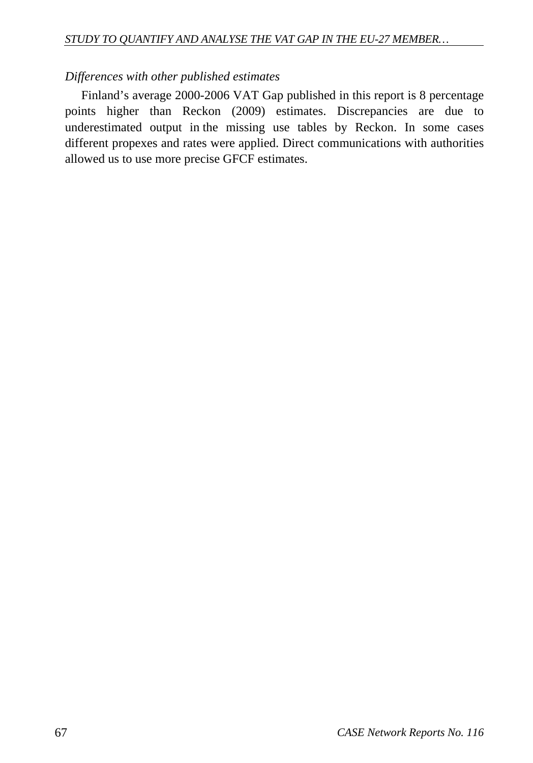*Differences with other published estimates*

Finland's average 2000-2006 VAT Gap published in this report is 8 percentage points higher than Reckon (2009) estimates. Discrepancies are due to underestimated output in the missing use tables by Reckon. In some cases different propexes and rates were applied. Direct communications with authorities allowed us to use more precise GFCF estimates.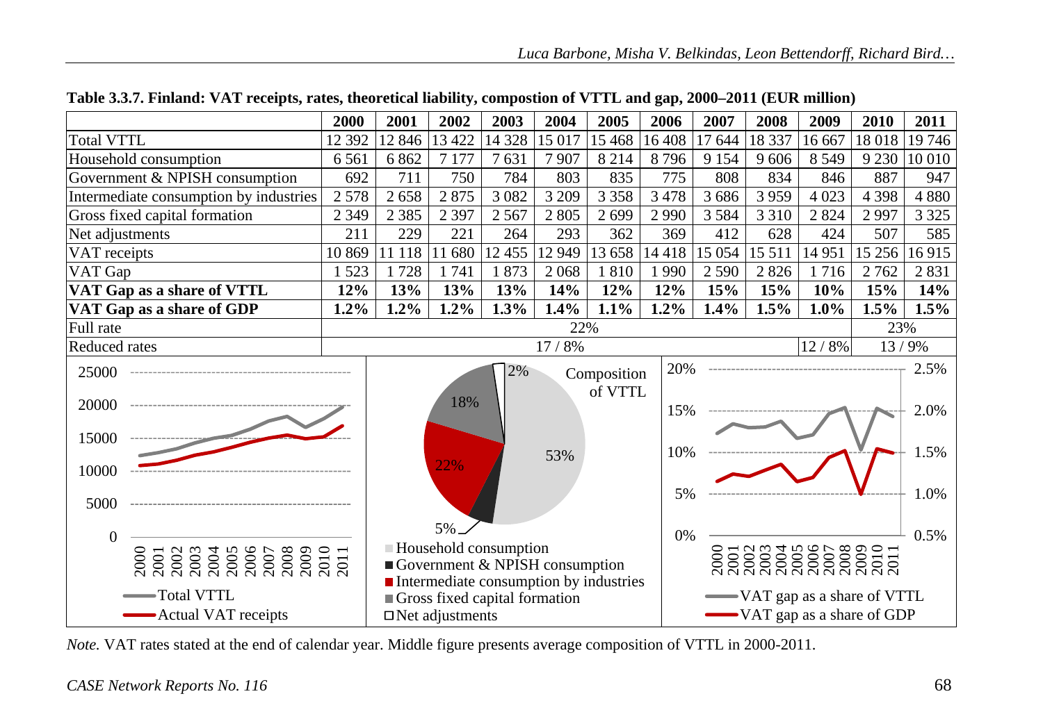**Table 3.3.7. Finland: VAT receipts, rates, theoretical liability, compostion of VTTL and gap, 2000–2011 (EUR million)**

| | 2000 | 2001 | 2002 | 2003 | 2004 | 2005 | 2006 | 2007 | 2008 | 2009 | 2010 | 2011 |
|---|---|---|---|---|---|---|---|---|---|---|---|---|
| Total VTTL | 12 392 | 12 846 | 13 422 | 14 328 | 15 017 | 15 468 | 16 408 | 17 644 | 18 337 | 16 667 | 18 018 | 19 746 |
| Household consumption | 6 561 | 6 862 | 7 177 | 7 631 | 7 907 | 8 214 | 8 796 | 9 154 | 9 606 | 8 549 | 9 230 | 10 010 |
| Government & NPISH consumption | 692 | 711 | 750 | 784 | 803 | 835 | 775 | 808 | 834 | 846 | 887 | 947 |
| Intermediate consumption by industries | 2 578 | 2 658 | 2 875 | 3 082 | 3 209 | 3 358 | 3 478 | 3 686 | 3 959 | 4 023 | 4 398 | 4 880 |
| Gross fixed capital formation | 2 349 | 2 385 | 2 397 | 2 567 | 2 805 | 2 699 | 2 990 | 3 584 | 3 310 | 2 824 | 2 997 | 3 325 |
| Net adjustments | 211 | 229 | 221 | 264 | 293 | 362 | 369 | 412 | 628 | 424 | 507 | 585 |
| VAT receipts | 10 869 | 11 118 | 11 680 | 12 455 | 12 949 | 13 658 | 14 418 | 15 054 | 15 511 | 14 951 | 15 256 | 16 915 |
| VAT Gap | 1 523 | 1 728 | 1 741 | 1 873 | 2 068 | 1 810 | 1 990 | 2 590 | 2 826 | 1 716 | 2 762 | 2 831 |
| **VAT Gap as a share of VTTL** | **12%** | **13%** | **13%** | **13%** | **14%** | **12%** | **12%** | **15%** | **15%** | **10%** | **15%** | **14%** |
| **VAT Gap as a share of GDP** | **1.2%** | **1.2%** | **1.2%** | **1.3%** | **1.4%** | **1.1%** | **1.2%** | **1.4%** | **1.5%** | **1.0%** | **1.5%** | **1.5%** |
| Full rate | 22% | | | | | | | | | | 23% | |
| Reduced rates | 17 / 8% | | | | | | | | | 12 / 8% | 13 / 9% | |

*Note.* VAT rates stated at the end of calendar year. Middle figure presents average composition of VTTL in 2000-2011.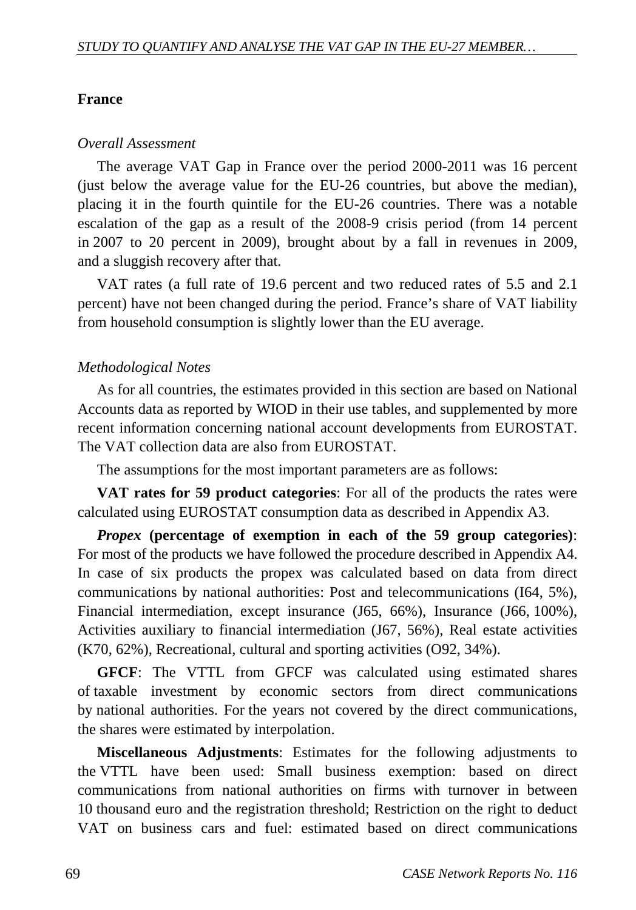## France

*Overall Assessment*

The average VAT Gap in France over the period 2000-2011 was 16 percent (just below the average value for the EU-26 countries, but above the median), placing it in the fourth quintile for the EU-26 countries. There was a notable escalation of the gap as a result of the 2008-9 crisis period (from 14 percent in 2007 to 20 percent in 2009), brought about by a fall in revenues in 2009, and a sluggish recovery after that.

VAT rates (a full rate of 19.6 percent and two reduced rates of 5.5 and 2.1 percent) have not been changed during the period. France's share of VAT liability from household consumption is slightly lower than the EU average.

*Methodological Notes*

As for all countries, the estimates provided in this section are based on National Accounts data as reported by WIOD in their use tables, and supplemented by more recent information concerning national account developments from EUROSTAT. The VAT collection data are also from EUROSTAT.

The assumptions for the most important parameters are as follows:

**VAT rates for 59 product categories**: For all of the products the rates were calculated using EUROSTAT consumption data as described in Appendix A3.

***Propex* (percentage of exemption in each of the 59 group categories)**: For most of the products we have followed the procedure described in Appendix A4. In case of six products the propex was calculated based on data from direct communications by national authorities: Post and telecommunications (I64, 5%), Financial intermediation, except insurance (J65, 66%), Insurance (J66, 100%), Activities auxiliary to financial intermediation (J67, 56%), Real estate activities (K70, 62%), Recreational, cultural and sporting activities (O92, 34%).

**GFCF**: The VTTL from GFCF was calculated using estimated shares of taxable investment by economic sectors from direct communications by national authorities. For the years not covered by the direct communications, the shares were estimated by interpolation.

**Miscellaneous Adjustments**: Estimates for the following adjustments to the VTTL have been used: Small business exemption: based on direct communications from national authorities on firms with turnover in between 10 thousand euro and the registration threshold; Restriction on the right to deduct VAT on business cars and fuel: estimated based on direct communications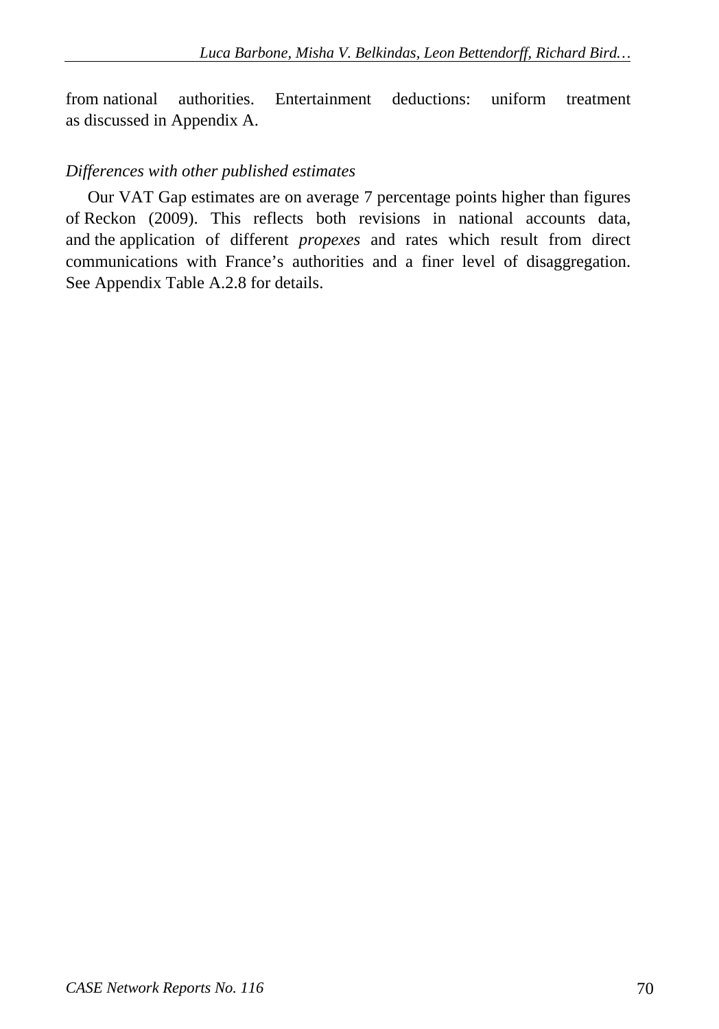from national authorities. Entertainment deductions: uniform treatment as discussed in Appendix A.

*Differences with other published estimates*

Our VAT Gap estimates are on average 7 percentage points higher than figures of Reckon (2009). This reflects both revisions in national accounts data, and the application of different *propexes* and rates which result from direct communications with France's authorities and a finer level of disaggregation. See Appendix Table A.2.8 for details.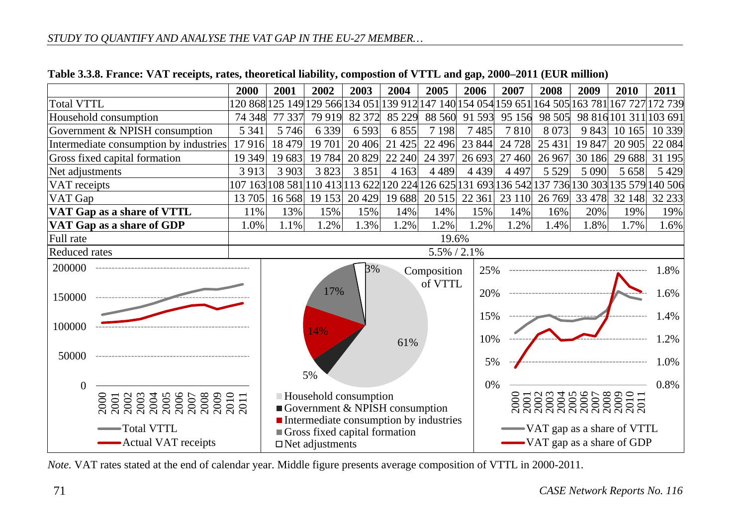**Table 3.3.8. France: VAT receipts, rates, theoretical liability, compostion of VTTL and gap, 2000–2011 (EUR million)**

| | 2000 | 2001 | 2002 | 2003 | 2004 | 2005 | 2006 | 2007 | 2008 | 2009 | 2010 | 2011 |
|---|---|---|---|---|---|---|---|---|---|---|---|---|
| Total VTTL | 120 868 | 125 149 | 129 566 | 134 051 | 139 912 | 147 140 | 154 054 | 159 651 | 164 505 | 163 781 | 167 727 | 172 739 |
| Household consumption | 74 348 | 77 337 | 79 919 | 82 372 | 85 229 | 88 560 | 91 593 | 95 156 | 98 505 | 98 816 | 101 311 | 103 691 |
| Government & NPISH consumption | 5 341 | 5 746 | 6 339 | 6 593 | 6 855 | 7 198 | 7 485 | 7 810 | 8 073 | 9 843 | 10 165 | 10 339 |
| Intermediate consumption by industries | 17 916 | 18 479 | 19 701 | 20 406 | 21 425 | 22 496 | 23 844 | 24 728 | 25 431 | 19 847 | 20 905 | 22 084 |
| Gross fixed capital formation | 19 349 | 19 683 | 19 784 | 20 829 | 22 240 | 24 397 | 26 693 | 27 460 | 26 967 | 30 186 | 29 688 | 31 195 |
| Net adjustments | 3 913 | 3 903 | 3 823 | 3 851 | 4 163 | 4 489 | 4 439 | 4 497 | 5 529 | 5 090 | 5 658 | 5 429 |
| VAT receipts | 107 163 | 108 581 | 110 413 | 113 622 | 120 224 | 126 625 | 131 693 | 136 542 | 137 736 | 130 303 | 135 579 | 140 506 |
| VAT Gap | 13 705 | 16 568 | 19 153 | 20 429 | 19 688 | 20 515 | 22 361 | 23 110 | 26 769 | 33 478 | 32 148 | 32 233 |
| **VAT Gap as a share of VTTL** | 11% | 13% | 15% | 15% | 14% | 14% | 15% | 14% | 16% | 20% | 19% | 19% |
| **VAT Gap as a share of GDP** | 1.0% | 1.1% | 1.2% | 1.3% | 1.2% | 1.2% | 1.2% | 1.2% | 1.4% | 1.8% | 1.7% | 1.6% |
| Full rate | 19.6% | | | | | | | | | | | |
| Reduced rates | 5.5% / 2.1% | | | | | | | | | | | |

*Note.* VAT rates stated at the end of calendar year. Middle figure presents average composition of VTTL in 2000-2011.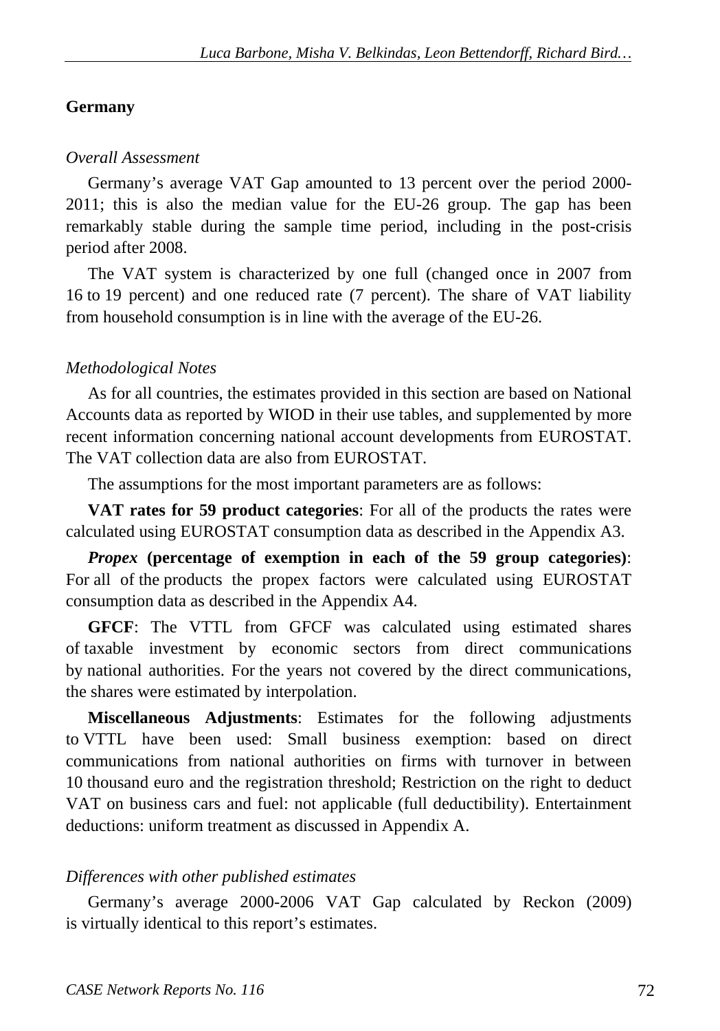## Germany

*Overall Assessment*

Germany's average VAT Gap amounted to 13 percent over the period 2000-2011; this is also the median value for the EU-26 group. The gap has been remarkably stable during the sample time period, including in the post-crisis period after 2008.

The VAT system is characterized by one full (changed once in 2007 from 16 to 19 percent) and one reduced rate (7 percent). The share of VAT liability from household consumption is in line with the average of the EU-26.

*Methodological Notes*

As for all countries, the estimates provided in this section are based on National Accounts data as reported by WIOD in their use tables, and supplemented by more recent information concerning national account developments from EUROSTAT. The VAT collection data are also from EUROSTAT.

The assumptions for the most important parameters are as follows:

**VAT rates for 59 product categories**: For all of the products the rates were calculated using EUROSTAT consumption data as described in the Appendix A3.

***Propex* (percentage of exemption in each of the 59 group categories)**: For all of the products the propex factors were calculated using EUROSTAT consumption data as described in the Appendix A4.

**GFCF**: The VTTL from GFCF was calculated using estimated shares of taxable investment by economic sectors from direct communications by national authorities. For the years not covered by the direct communications, the shares were estimated by interpolation.

**Miscellaneous Adjustments**: Estimates for the following adjustments to VTTL have been used: Small business exemption: based on direct communications from national authorities on firms with turnover in between 10 thousand euro and the registration threshold; Restriction on the right to deduct VAT on business cars and fuel: not applicable (full deductibility). Entertainment deductions: uniform treatment as discussed in Appendix A.

*Differences with other published estimates*

Germany's average 2000-2006 VAT Gap calculated by Reckon (2009) is virtually identical to this report's estimates.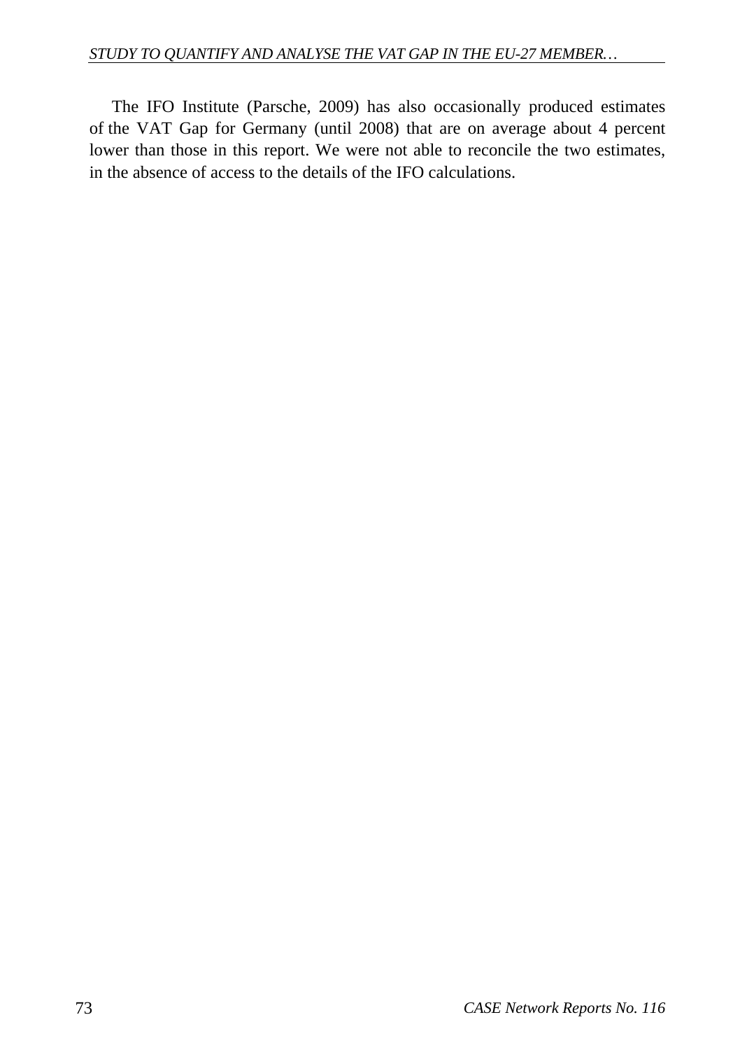The IFO Institute (Parsche, 2009) has also occasionally produced estimates of the VAT Gap for Germany (until 2008) that are on average about 4 percent lower than those in this report. We were not able to reconcile the two estimates, in the absence of access to the details of the IFO calculations.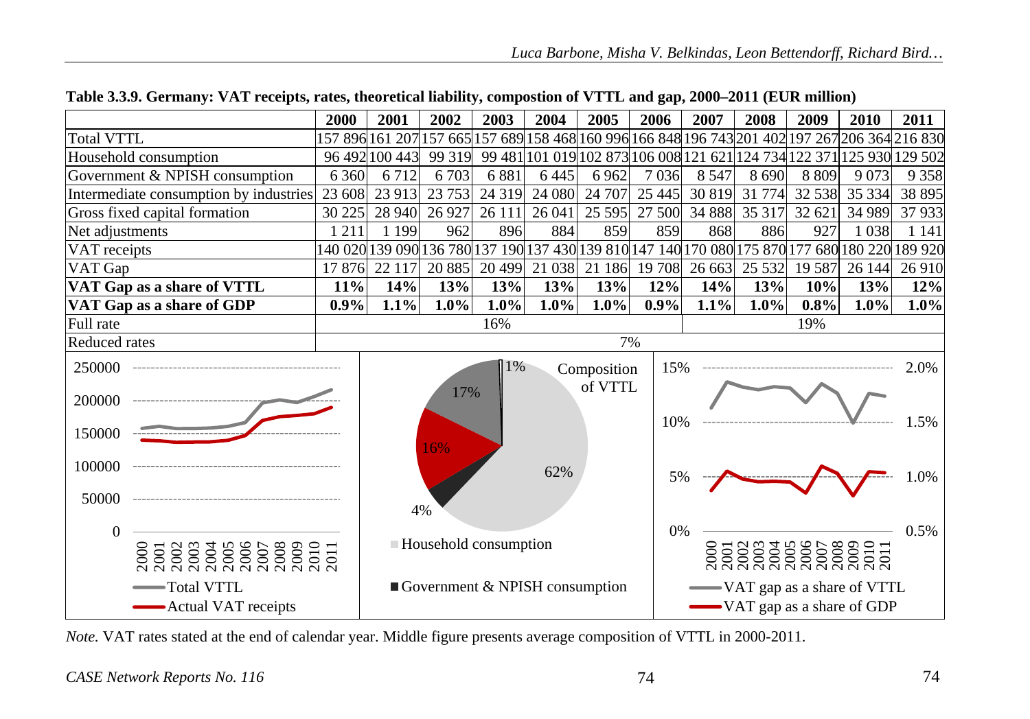**Table 3.3.9. Germany: VAT receipts, rates, theoretical liability, compostion of VTTL and gap, 2000–2011 (EUR million)**

| | 2000 | 2001 | 2002 | 2003 | 2004 | 2005 | 2006 | 2007 | 2008 | 2009 | 2010 | 2011 |
|---|---|---|---|---|---|---|---|---|---|---|---|---|
| Total VTTL | 157 896 | 161 207 | 157 665 | 157 689 | 158 468 | 160 996 | 166 848 | 196 743 | 201 402 | 197 267 | 206 364 | 216 830 |
| Household consumption | 96 492 | 100 443 | 99 319 | 99 481 | 101 019 | 102 873 | 106 008 | 121 621 | 124 734 | 122 371 | 125 930 | 129 502 |
| Government & NPISH consumption | 6 360 | 6 712 | 6 703 | 6 881 | 6 445 | 6 962 | 7 036 | 8 547 | 8 690 | 8 809 | 9 073 | 9 358 |
| Intermediate consumption by industries | 23 608 | 23 913 | 23 753 | 24 319 | 24 080 | 24 707 | 25 445 | 30 819 | 31 774 | 32 538 | 35 334 | 38 895 |
| Gross fixed capital formation | 30 225 | 28 940 | 26 927 | 26 111 | 26 041 | 25 595 | 27 500 | 34 888 | 35 317 | 32 621 | 34 989 | 37 933 |
| Net adjustments | 1 211 | 1 199 | 962 | 896 | 884 | 859 | 859 | 868 | 886 | 927 | 1 038 | 1 141 |
| VAT receipts | 140 020 | 139 090 | 136 780 | 137 190 | 137 430 | 139 810 | 147 140 | 170 080 | 175 870 | 177 680 | 180 220 | 189 920 |
| VAT Gap | 17 876 | 22 117 | 20 885 | 20 499 | 21 038 | 21 186 | 19 708 | 26 663 | 25 532 | 19 587 | 26 144 | 26 910 |
| **VAT Gap as a share of VTTL** | **11%** | **14%** | **13%** | **13%** | **13%** | **13%** | **12%** | **14%** | **13%** | **10%** | **13%** | **12%** |
| **VAT Gap as a share of GDP** | **0.9%** | **1.1%** | **1.0%** | **1.0%** | **1.0%** | **1.0%** | **0.9%** | **1.1%** | **1.0%** | **0.8%** | **1.0%** | **1.0%** |
| Full rate | 16% | | | | | | | 19% | | | | |
| Reduced rates | 7% | | | | | | | | | | | |

*Note.* VAT rates stated at the end of calendar year. Middle figure presents average composition of VTTL in 2000-2011.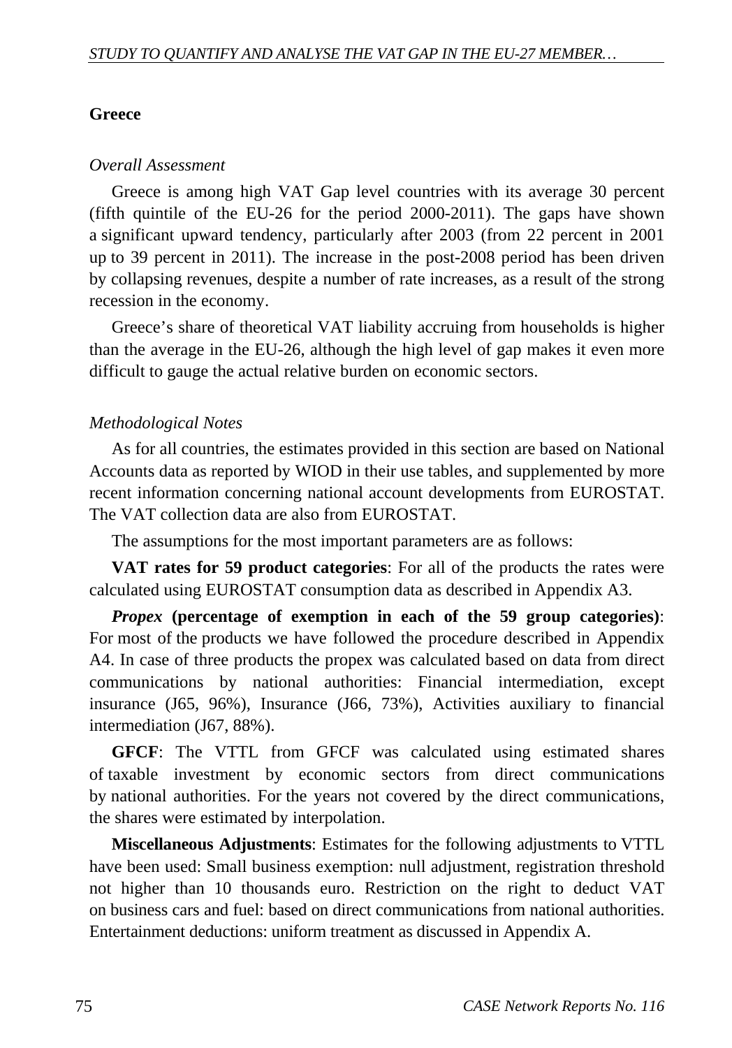## Greece

*Overall Assessment*

Greece is among high VAT Gap level countries with its average 30 percent (fifth quintile of the EU-26 for the period 2000-2011). The gaps have shown a significant upward tendency, particularly after 2003 (from 22 percent in 2001 up to 39 percent in 2011). The increase in the post-2008 period has been driven by collapsing revenues, despite a number of rate increases, as a result of the strong recession in the economy.

Greece's share of theoretical VAT liability accruing from households is higher than the average in the EU-26, although the high level of gap makes it even more difficult to gauge the actual relative burden on economic sectors.

*Methodological Notes*

As for all countries, the estimates provided in this section are based on National Accounts data as reported by WIOD in their use tables, and supplemented by more recent information concerning national account developments from EUROSTAT. The VAT collection data are also from EUROSTAT.

The assumptions for the most important parameters are as follows:

**VAT rates for 59 product categories**: For all of the products the rates were calculated using EUROSTAT consumption data as described in Appendix A3.

***Propex* (percentage of exemption in each of the 59 group categories)**: For most of the products we have followed the procedure described in Appendix A4. In case of three products the propex was calculated based on data from direct communications by national authorities: Financial intermediation, except insurance (J65, 96%), Insurance (J66, 73%), Activities auxiliary to financial intermediation (J67, 88%).

**GFCF**: The VTTL from GFCF was calculated using estimated shares of taxable investment by economic sectors from direct communications by national authorities. For the years not covered by the direct communications, the shares were estimated by interpolation.

**Miscellaneous Adjustments**: Estimates for the following adjustments to VTTL have been used: Small business exemption: null adjustment, registration threshold not higher than 10 thousands euro. Restriction on the right to deduct VAT on business cars and fuel: based on direct communications from national authorities. Entertainment deductions: uniform treatment as discussed in Appendix A.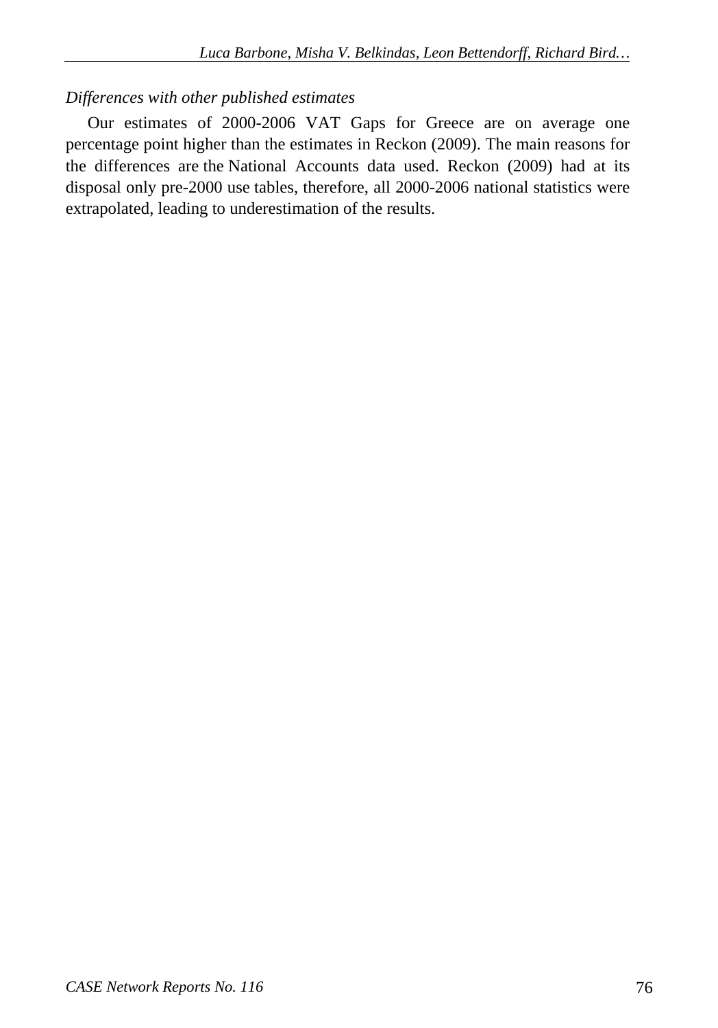*Differences with other published estimates*

Our estimates of 2000-2006 VAT Gaps for Greece are on average one percentage point higher than the estimates in Reckon (2009). The main reasons for the differences are the National Accounts data used. Reckon (2009) had at its disposal only pre-2000 use tables, therefore, all 2000-2006 national statistics were extrapolated, leading to underestimation of the results.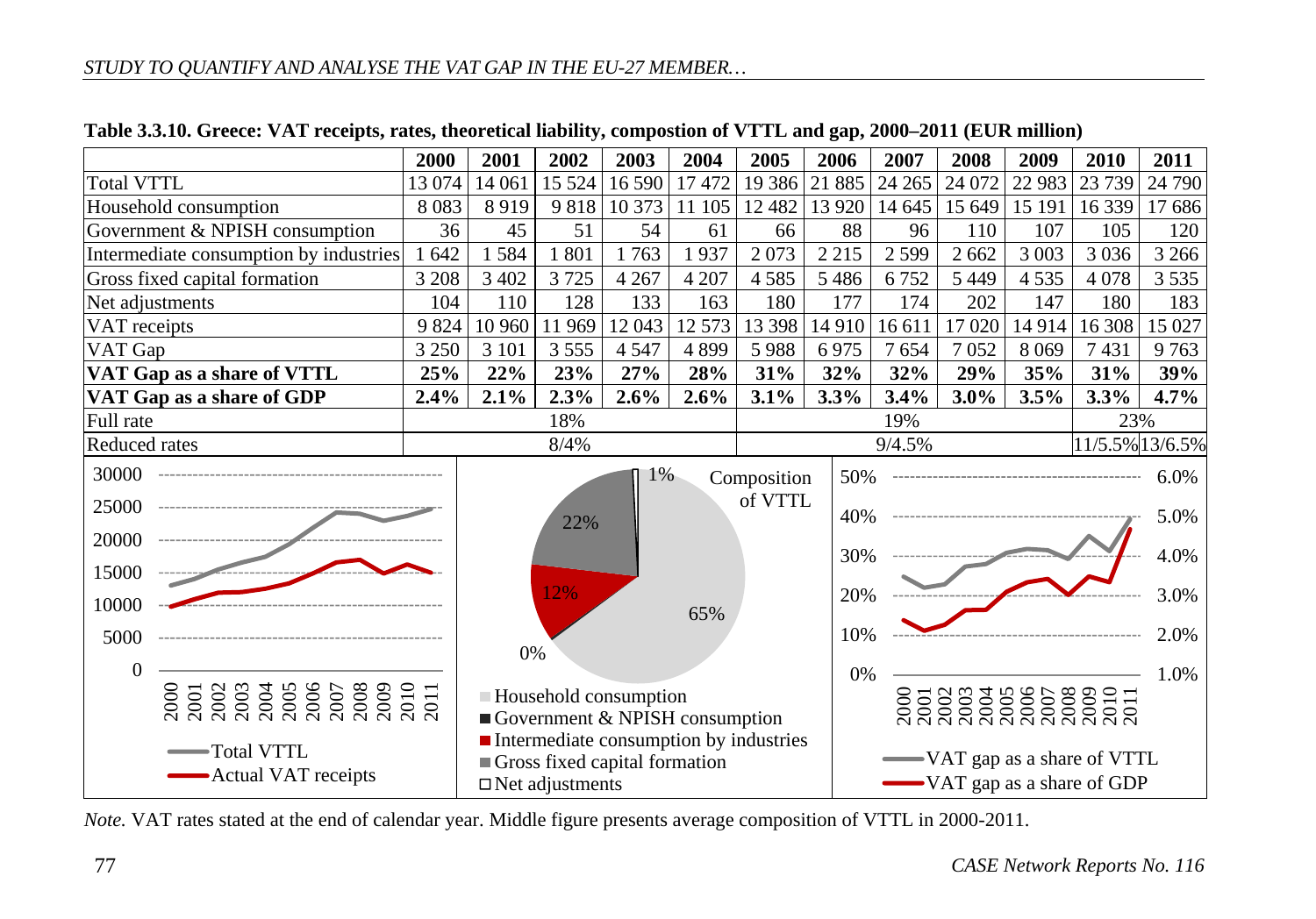**Table 3.3.10. Greece: VAT receipts, rates, theoretical liability, compostion of VTTL and gap, 2000–2011 (EUR million)**

| | 2000 | 2001 | 2002 | 2003 | 2004 | 2005 | 2006 | 2007 | 2008 | 2009 | 2010 | 2011 |
|---|---|---|---|---|---|---|---|---|---|---|---|---|
| Total VTTL | 13 074 | 14 061 | 15 524 | 16 590 | 17 472 | 19 386 | 21 885 | 24 265 | 24 072 | 22 983 | 23 739 | 24 790 |
| Household consumption | 8 083 | 8 919 | 9 818 | 10 373 | 11 105 | 12 482 | 13 920 | 14 645 | 15 649 | 15 191 | 16 339 | 17 686 |
| Government & NPISH consumption | 36 | 45 | 51 | 54 | 61 | 66 | 88 | 96 | 110 | 107 | 105 | 120 |
| Intermediate consumption by industries | 1 642 | 1 584 | 1 801 | 1 763 | 1 937 | 2 073 | 2 215 | 2 599 | 2 662 | 3 003 | 3 036 | 3 266 |
| Gross fixed capital formation | 3 208 | 3 402 | 3 725 | 4 267 | 4 207 | 4 585 | 5 486 | 6 752 | 5 449 | 4 535 | 4 078 | 3 535 |
| Net adjustments | 104 | 110 | 128 | 133 | 163 | 180 | 177 | 174 | 202 | 147 | 180 | 183 |
| VAT receipts | 9 824 | 10 960 | 11 969 | 12 043 | 12 573 | 13 398 | 14 910 | 16 611 | 17 020 | 14 914 | 16 308 | 15 027 |
| VAT Gap | 3 250 | 3 101 | 3 555 | 4 547 | 4 899 | 5 988 | 6 975 | 7 654 | 7 052 | 8 069 | 7 431 | 9 763 |
| **VAT Gap as a share of VTTL** | **25%** | **22%** | **23%** | **27%** | **28%** | **31%** | **32%** | **32%** | **29%** | **35%** | **31%** | **39%** |
| **VAT Gap as a share of GDP** | **2.4%** | **2.1%** | **2.3%** | **2.6%** | **2.6%** | **3.1%** | **3.3%** | **3.4%** | **3.0%** | **3.5%** | **3.3%** | **4.7%** |
| Full rate | 18% | | | | | 19% | | | | | 23% | |
| Reduced rates | 8/4% | | | | | 9/4.5% | | | | | 11/5.5% | 13/6.5% |

*Note.* VAT rates stated at the end of calendar year. Middle figure presents average composition of VTTL in 2000-2011.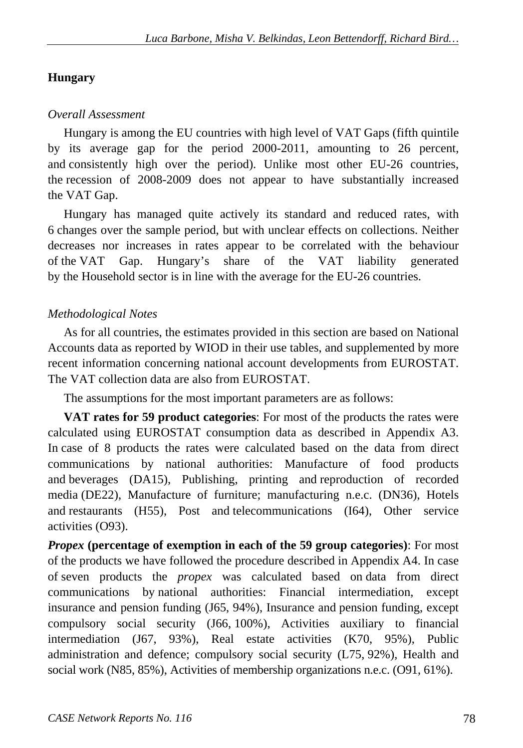## Hungary

*Overall Assessment*

Hungary is among the EU countries with high level of VAT Gaps (fifth quintile by its average gap for the period 2000-2011, amounting to 26 percent, and consistently high over the period). Unlike most other EU-26 countries, the recession of 2008-2009 does not appear to have substantially increased the VAT Gap.

Hungary has managed quite actively its standard and reduced rates, with 6 changes over the sample period, but with unclear effects on collections. Neither decreases nor increases in rates appear to be correlated with the behaviour of the VAT Gap. Hungary's share of the VAT liability generated by the Household sector is in line with the average for the EU-26 countries.

*Methodological Notes*

As for all countries, the estimates provided in this section are based on National Accounts data as reported by WIOD in their use tables, and supplemented by more recent information concerning national account developments from EUROSTAT. The VAT collection data are also from EUROSTAT.

The assumptions for the most important parameters are as follows:

**VAT rates for 59 product categories**: For most of the products the rates were calculated using EUROSTAT consumption data as described in Appendix A3. In case of 8 products the rates were calculated based on the data from direct communications by national authorities: Manufacture of food products and beverages (DA15), Publishing, printing and reproduction of recorded media (DE22), Manufacture of furniture; manufacturing n.e.c. (DN36), Hotels and restaurants (H55), Post and telecommunications (I64), Other service activities (O93).

***Propex* (percentage of exemption in each of the 59 group categories)**: For most of the products we have followed the procedure described in Appendix A4. In case of seven products the *propex* was calculated based on data from direct communications by national authorities: Financial intermediation, except insurance and pension funding (J65, 94%), Insurance and pension funding, except compulsory social security (J66, 100%), Activities auxiliary to financial intermediation (J67, 93%), Real estate activities (K70, 95%), Public administration and defence; compulsory social security (L75, 92%), Health and social work (N85, 85%), Activities of membership organizations n.e.c. (O91, 61%).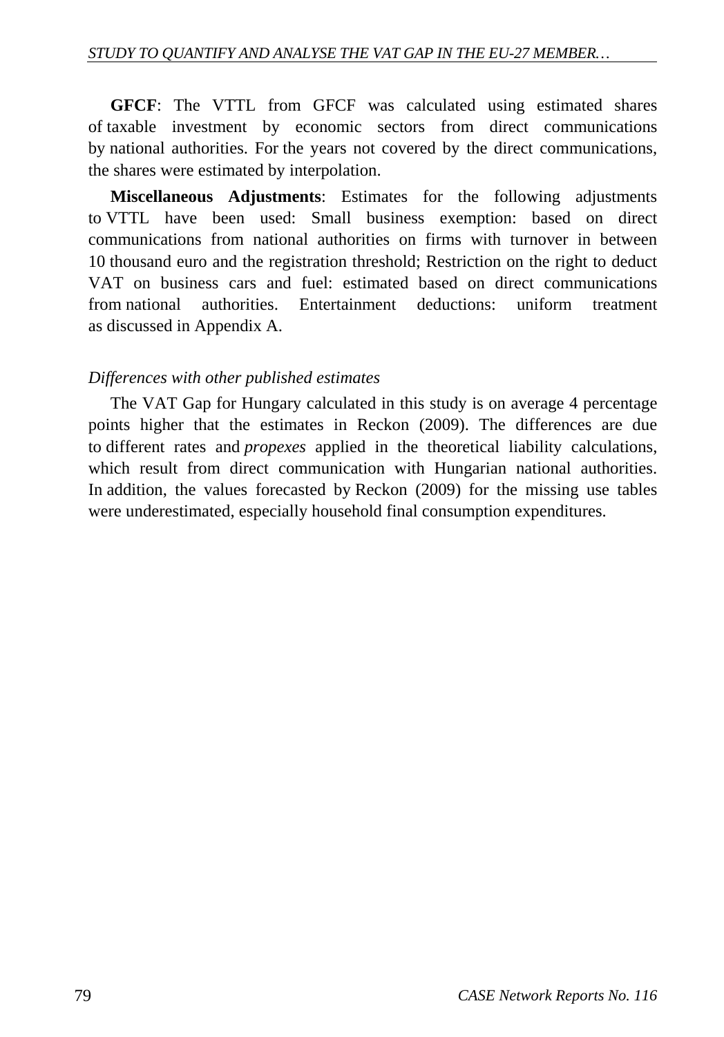**GFCF**: The VTTL from GFCF was calculated using estimated shares of taxable investment by economic sectors from direct communications by national authorities. For the years not covered by the direct communications, the shares were estimated by interpolation.

**Miscellaneous Adjustments**: Estimates for the following adjustments to VTTL have been used: Small business exemption: based on direct communications from national authorities on firms with turnover in between 10 thousand euro and the registration threshold; Restriction on the right to deduct VAT on business cars and fuel: estimated based on direct communications from national authorities. Entertainment deductions: uniform treatment as discussed in Appendix A.

*Differences with other published estimates*

The VAT Gap for Hungary calculated in this study is on average 4 percentage points higher that the estimates in Reckon (2009). The differences are due to different rates and *propexes* applied in the theoretical liability calculations, which result from direct communication with Hungarian national authorities. In addition, the values forecasted by Reckon (2009) for the missing use tables were underestimated, especially household final consumption expenditures.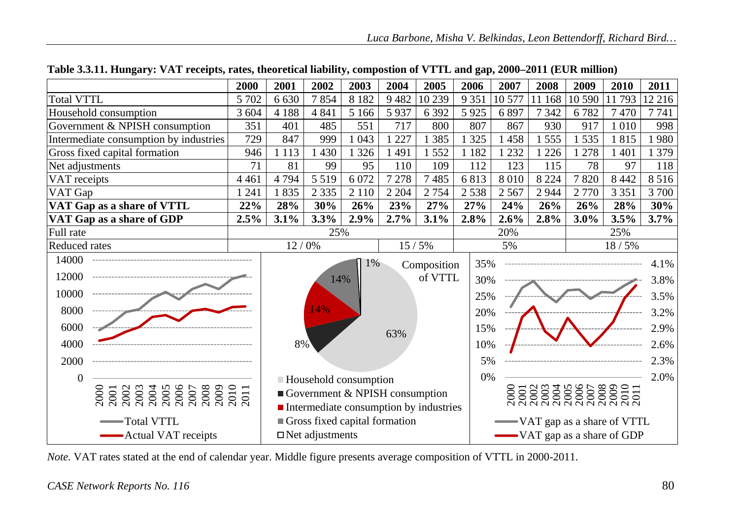**Table 3.3.11. Hungary: VAT receipts, rates, theoretical liability, compostion of VTTL and gap, 2000–2011 (EUR million)**

| | 2000 | 2001 | 2002 | 2003 | 2004 | 2005 | 2006 | 2007 | 2008 | 2009 | 2010 | 2011 |
|---|---|---|---|---|---|---|---|---|---|---|---|---|
| Total VTTL | 5 702 | 6 630 | 7 854 | 8 182 | 9 482 | 10 239 | 9 351 | 10 577 | 11 168 | 10 590 | 11 793 | 12 216 |
| Household consumption | 3 604 | 4 188 | 4 841 | 5 166 | 5 937 | 6 392 | 5 925 | 6 897 | 7 342 | 6 782 | 7 470 | 7 741 |
| Government & NPISH consumption | 351 | 401 | 485 | 551 | 717 | 800 | 807 | 867 | 930 | 917 | 1 010 | 998 |
| Intermediate consumption by industries | 729 | 847 | 999 | 1 043 | 1 227 | 1 385 | 1 325 | 1 458 | 1 555 | 1 535 | 1 815 | 1 980 |
| Gross fixed capital formation | 946 | 1 113 | 1 430 | 1 326 | 1 491 | 1 552 | 1 182 | 1 232 | 1 226 | 1 278 | 1 401 | 1 379 |
| Net adjustments | 71 | 81 | 99 | 95 | 110 | 109 | 112 | 123 | 115 | 78 | 97 | 118 |
| VAT receipts | 4 461 | 4 794 | 5 519 | 6 072 | 7 278 | 7 485 | 6 813 | 8 010 | 8 224 | 7 820 | 8 442 | 8 516 |
| VAT Gap | 1 241 | 1 835 | 2 335 | 2 110 | 2 204 | 2 754 | 2 538 | 2 567 | 2 944 | 2 770 | 3 351 | 3 700 |
| **VAT Gap as a share of VTTL** | **22%** | **28%** | **30%** | **26%** | **23%** | **27%** | **27%** | **24%** | **26%** | **26%** | **28%** | **30%** |
| **VAT Gap as a share of GDP** | **2.5%** | **3.1%** | **3.3%** | **2.9%** | **2.7%** | **3.1%** | **2.8%** | **2.6%** | **2.8%** | **3.0%** | **3.5%** | **3.7%** |
| Full rate | 25% | | | | | | 20% | | | 25% | | |
| Reduced rates | 12 / 0% | | | | 15 / 5% | | 5% | | | 18 / 5% | | |

14000
12000
10000
8000
6000
4000
2000
0
2000 2001 2002 2003 2004 2005 2006 2007 2008 2009 2010 2011
Total VTTL
Actual VAT receipts

Composition of VTTL
63%
8%
14%
14%
1%
Household consumption
Government & NPISH consumption
Intermediate consumption by industries
Gross fixed capital formation
Net adjustments

35% 30% 25% 20% 15% 10% 5% 0%
4.1% 3.8% 3.5% 3.2% 2.9% 2.6% 2.3% 2.0%
2000 2001 2002 2003 2004 2005 2006 2007 2008 2009 2010 2011
VAT gap as a share of VTTL
VAT gap as a share of GDP

*Note.* VAT rates stated at the end of calendar year. Middle figure presents average composition of VTTL in 2000-2011.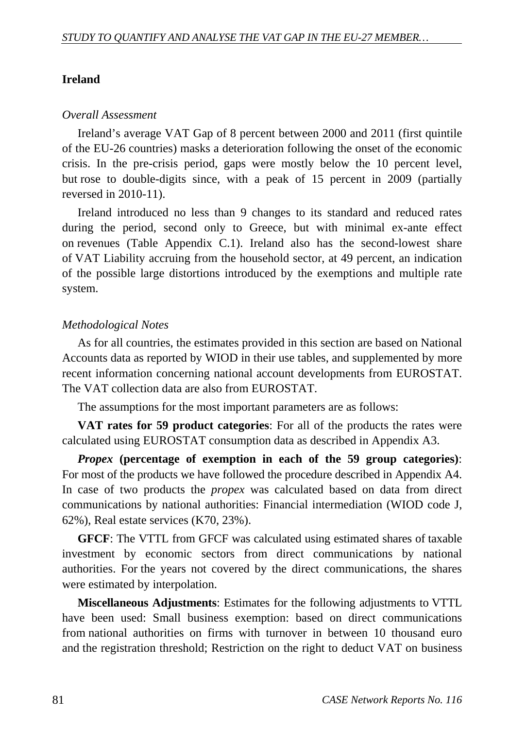## Ireland

*Overall Assessment*

Ireland's average VAT Gap of 8 percent between 2000 and 2011 (first quintile of the EU-26 countries) masks a deterioration following the onset of the economic crisis. In the pre-crisis period, gaps were mostly below the 10 percent level, but rose to double-digits since, with a peak of 15 percent in 2009 (partially reversed in 2010-11).

Ireland introduced no less than 9 changes to its standard and reduced rates during the period, second only to Greece, but with minimal ex-ante effect on revenues (Table Appendix C.1). Ireland also has the second-lowest share of VAT Liability accruing from the household sector, at 49 percent, an indication of the possible large distortions introduced by the exemptions and multiple rate system.

*Methodological Notes*

As for all countries, the estimates provided in this section are based on National Accounts data as reported by WIOD in their use tables, and supplemented by more recent information concerning national account developments from EUROSTAT. The VAT collection data are also from EUROSTAT.

The assumptions for the most important parameters are as follows:

**VAT rates for 59 product categories**: For all of the products the rates were calculated using EUROSTAT consumption data as described in Appendix A3.

***Propex* (percentage of exemption in each of the 59 group categories)**: For most of the products we have followed the procedure described in Appendix A4. In case of two products the *propex* was calculated based on data from direct communications by national authorities: Financial intermediation (WIOD code J, 62%), Real estate services (K70, 23%).

**GFCF**: The VTTL from GFCF was calculated using estimated shares of taxable investment by economic sectors from direct communications by national authorities. For the years not covered by the direct communications, the shares were estimated by interpolation.

**Miscellaneous Adjustments**: Estimates for the following adjustments to VTTL have been used: Small business exemption: based on direct communications from national authorities on firms with turnover in between 10 thousand euro and the registration threshold; Restriction on the right to deduct VAT on business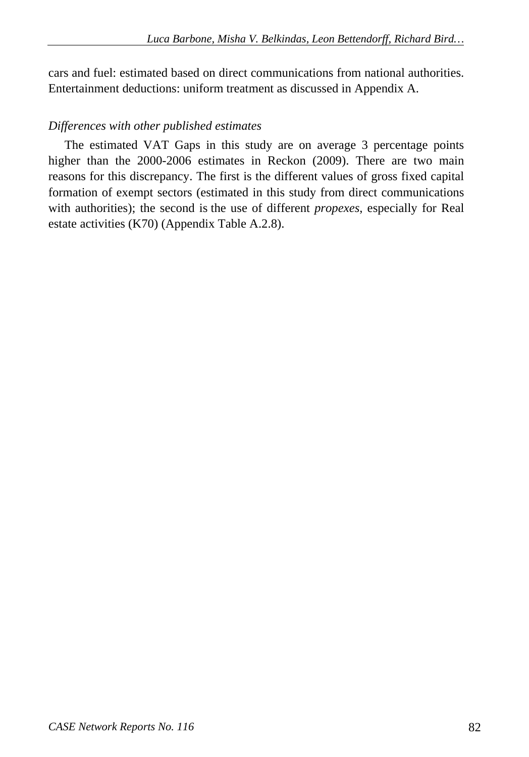cars and fuel: estimated based on direct communications from national authorities. Entertainment deductions: uniform treatment as discussed in Appendix A.

*Differences with other published estimates*

The estimated VAT Gaps in this study are on average 3 percentage points higher than the 2000-2006 estimates in Reckon (2009). There are two main reasons for this discrepancy. The first is the different values of gross fixed capital formation of exempt sectors (estimated in this study from direct communications with authorities); the second is the use of different *propexes*, especially for Real estate activities (K70) (Appendix Table A.2.8).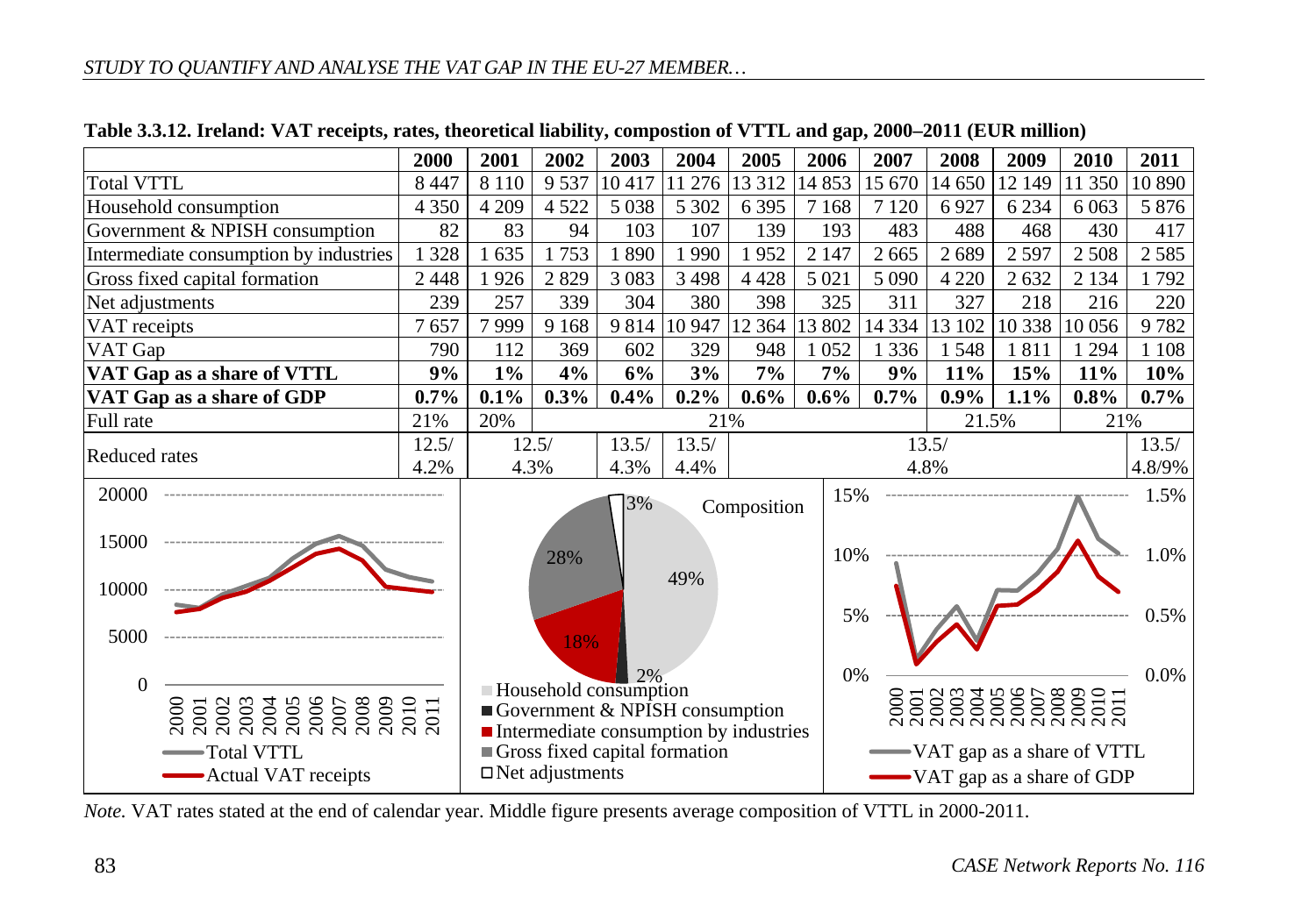**Table 3.3.12. Ireland: VAT receipts, rates, theoretical liability, compostion of VTTL and gap, 2000–2011 (EUR million)**

| | 2000 | 2001 | 2002 | 2003 | 2004 | 2005 | 2006 | 2007 | 2008 | 2009 | 2010 | 2011 |
|---|---|---|---|---|---|---|---|---|---|---|---|---|
| Total VTTL | 8 447 | 8 110 | 9 537 | 10 417 | 11 276 | 13 312 | 14 853 | 15 670 | 14 650 | 12 149 | 11 350 | 10 890 |
| Household consumption | 4 350 | 4 209 | 4 522 | 5 038 | 5 302 | 6 395 | 7 168 | 7 120 | 6 927 | 6 234 | 6 063 | 5 876 |
| Government & NPISH consumption | 82 | 83 | 94 | 103 | 107 | 139 | 193 | 483 | 488 | 468 | 430 | 417 |
| Intermediate consumption by industries | 1 328 | 1 635 | 1 753 | 1 890 | 1 990 | 1 952 | 2 147 | 2 665 | 2 689 | 2 597 | 2 508 | 2 585 |
| Gross fixed capital formation | 2 448 | 1 926 | 2 829 | 3 083 | 3 498 | 4 428 | 5 021 | 5 090 | 4 220 | 2 632 | 2 134 | 1 792 |
| Net adjustments | 239 | 257 | 339 | 304 | 380 | 398 | 325 | 311 | 327 | 218 | 216 | 220 |
| VAT receipts | 7 657 | 7 999 | 9 168 | 9 814 | 10 947 | 12 364 | 13 802 | 14 334 | 13 102 | 10 338 | 10 056 | 9 782 |
| VAT Gap | 790 | 112 | 369 | 602 | 329 | 948 | 1 052 | 1 336 | 1 548 | 1 811 | 1 294 | 1 108 |
| **VAT Gap as a share of VTTL** | **9%** | **1%** | **4%** | **6%** | **3%** | **7%** | **7%** | **9%** | **11%** | **15%** | **11%** | **10%** |
| **VAT Gap as a share of GDP** | **0.7%** | **0.1%** | **0.3%** | **0.4%** | **0.2%** | **0.6%** | **0.6%** | **0.7%** | **0.9%** | **1.1%** | **0.8%** | **0.7%** |
| Full rate | 21% | 20% | 21% | | | | | | 21.5% | | 21% | |
| Reduced rates | 12.5/ 4.2% | 12.5/ 4.3% | | 13.5/ 4.3% | 13.5/ 4.4% | 13.5/ 4.8% | | | | | | 13.5/ 4.8/9% |

*Note.* VAT rates stated at the end of calendar year. Middle figure presents average composition of VTTL in 2000-2011.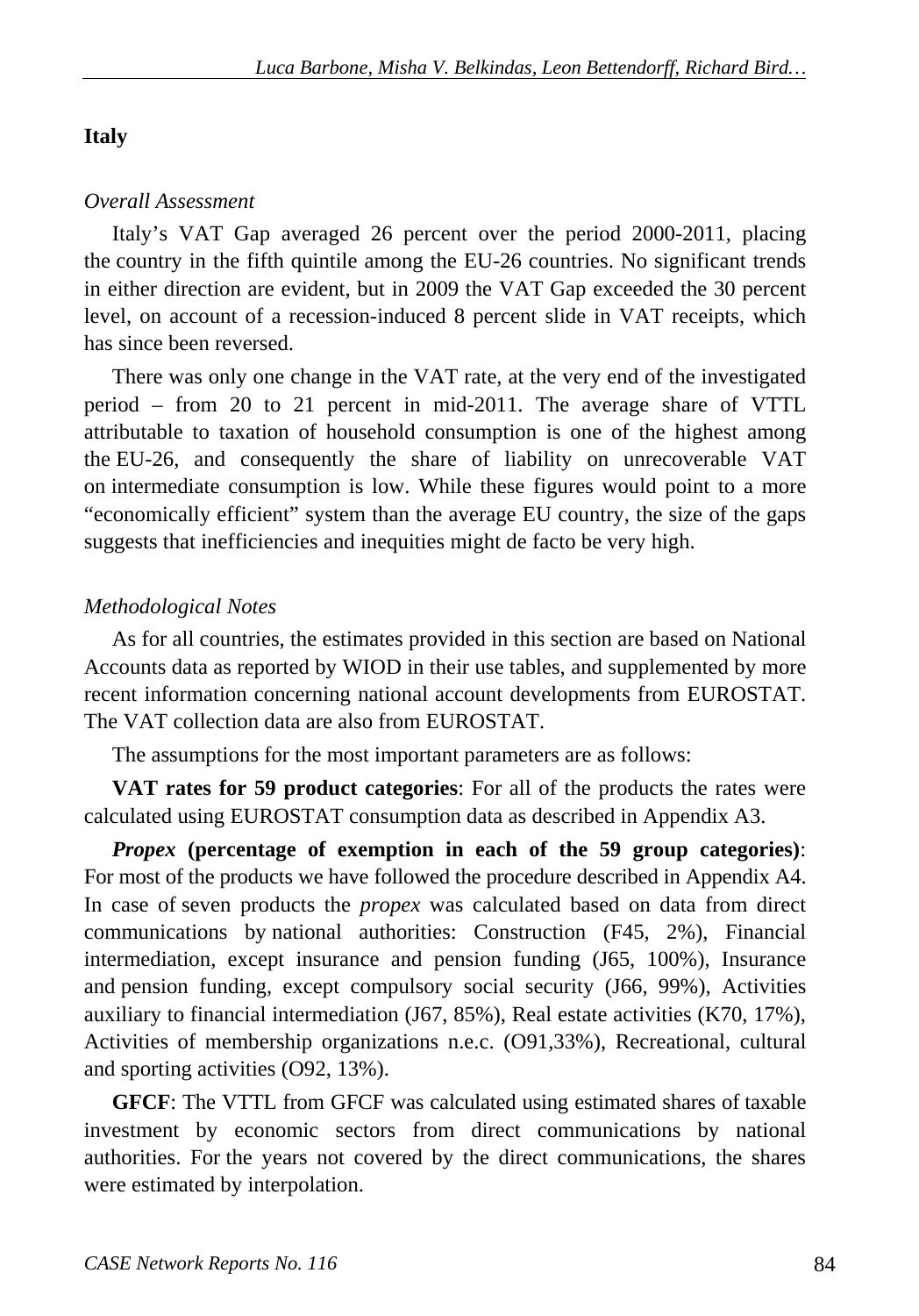## Italy

*Overall Assessment*

Italy's VAT Gap averaged 26 percent over the period 2000-2011, placing the country in the fifth quintile among the EU-26 countries. No significant trends in either direction are evident, but in 2009 the VAT Gap exceeded the 30 percent level, on account of a recession-induced 8 percent slide in VAT receipts, which has since been reversed.

There was only one change in the VAT rate, at the very end of the investigated period – from 20 to 21 percent in mid-2011. The average share of VTTL attributable to taxation of household consumption is one of the highest among the EU-26, and consequently the share of liability on unrecoverable VAT on intermediate consumption is low. While these figures would point to a more "economically efficient" system than the average EU country, the size of the gaps suggests that inefficiencies and inequities might de facto be very high.

*Methodological Notes*

As for all countries, the estimates provided in this section are based on National Accounts data as reported by WIOD in their use tables, and supplemented by more recent information concerning national account developments from EUROSTAT. The VAT collection data are also from EUROSTAT.

The assumptions for the most important parameters are as follows:

**VAT rates for 59 product categories**: For all of the products the rates were calculated using EUROSTAT consumption data as described in Appendix A3.

***Propex* (percentage of exemption in each of the 59 group categories)**: For most of the products we have followed the procedure described in Appendix A4. In case of seven products the *propex* was calculated based on data from direct communications by national authorities: Construction (F45, 2%), Financial intermediation, except insurance and pension funding (J65, 100%), Insurance and pension funding, except compulsory social security (J66, 99%), Activities auxiliary to financial intermediation (J67, 85%), Real estate activities (K70, 17%), Activities of membership organizations n.e.c. (O91,33%), Recreational, cultural and sporting activities (O92, 13%).

**GFCF**: The VTTL from GFCF was calculated using estimated shares of taxable investment by economic sectors from direct communications by national authorities. For the years not covered by the direct communications, the shares were estimated by interpolation.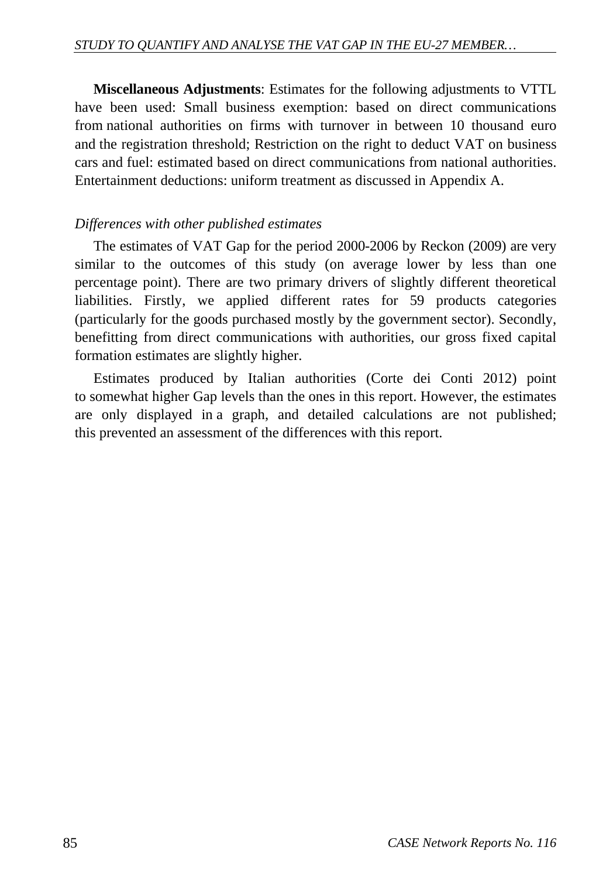**Miscellaneous Adjustments**: Estimates for the following adjustments to VTTL have been used: Small business exemption: based on direct communications from national authorities on firms with turnover in between 10 thousand euro and the registration threshold; Restriction on the right to deduct VAT on business cars and fuel: estimated based on direct communications from national authorities. Entertainment deductions: uniform treatment as discussed in Appendix A.

*Differences with other published estimates*

The estimates of VAT Gap for the period 2000-2006 by Reckon (2009) are very similar to the outcomes of this study (on average lower by less than one percentage point). There are two primary drivers of slightly different theoretical liabilities. Firstly, we applied different rates for 59 products categories (particularly for the goods purchased mostly by the government sector). Secondly, benefitting from direct communications with authorities, our gross fixed capital formation estimates are slightly higher.

Estimates produced by Italian authorities (Corte dei Conti 2012) point to somewhat higher Gap levels than the ones in this report. However, the estimates are only displayed in a graph, and detailed calculations are not published; this prevented an assessment of the differences with this report.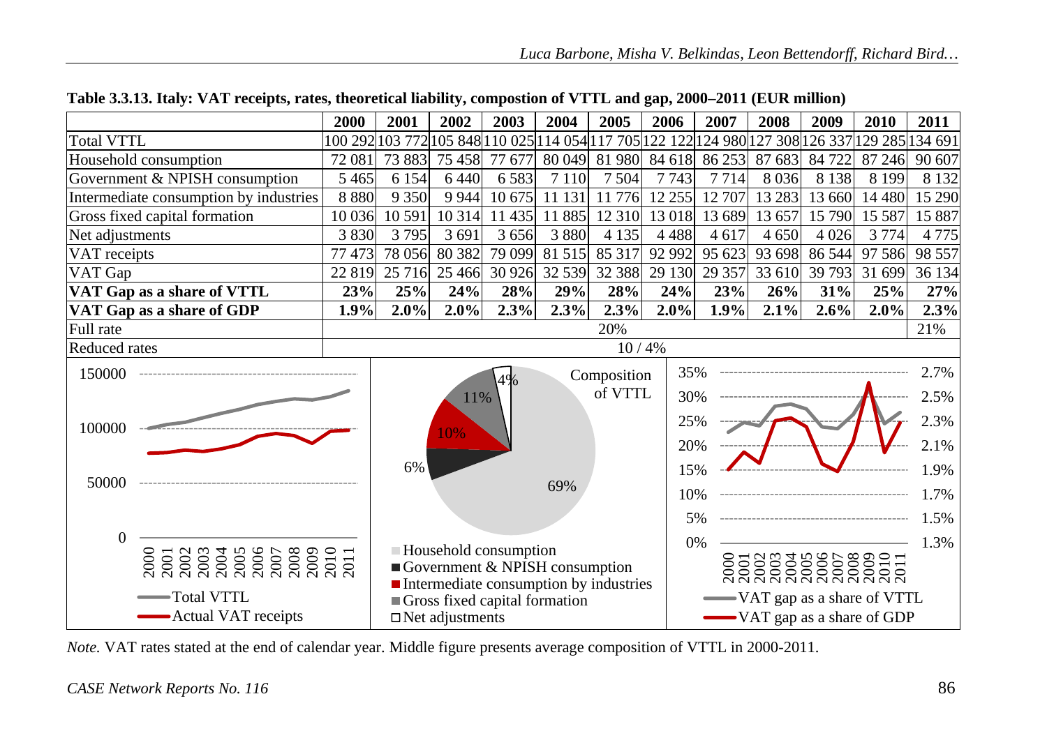**Table 3.3.13. Italy: VAT receipts, rates, theoretical liability, compostion of VTTL and gap, 2000–2011 (EUR million)**

| | 2000 | 2001 | 2002 | 2003 | 2004 | 2005 | 2006 | 2007 | 2008 | 2009 | 2010 | 2011 |
|---|---|---|---|---|---|---|---|---|---|---|---|---|
| Total VTTL | 100 292 | 103 772 | 105 848 | 110 025 | 114 054 | 117 705 | 122 122 | 124 980 | 127 308 | 126 337 | 129 285 | 134 691 |
| Household consumption | 72 081 | 73 883 | 75 458 | 77 677 | 80 049 | 81 980 | 84 618 | 86 253 | 87 683 | 84 722 | 87 246 | 90 607 |
| Government & NPISH consumption | 5 465 | 6 154 | 6 440 | 6 583 | 7 110 | 7 504 | 7 743 | 7 714 | 8 036 | 8 138 | 8 199 | 8 132 |
| Intermediate consumption by industries | 8 880 | 9 350 | 9 944 | 10 675 | 11 131 | 11 776 | 12 255 | 12 707 | 13 283 | 13 660 | 14 480 | 15 290 |
| Gross fixed capital formation | 10 036 | 10 591 | 10 314 | 11 435 | 11 885 | 12 310 | 13 018 | 13 689 | 13 657 | 15 790 | 15 587 | 15 887 |
| Net adjustments | 3 830 | 3 795 | 3 691 | 3 656 | 3 880 | 4 135 | 4 488 | 4 617 | 4 650 | 4 026 | 3 774 | 4 775 |
| VAT receipts | 77 473 | 78 056 | 80 382 | 79 099 | 81 515 | 85 317 | 92 992 | 95 623 | 93 698 | 86 544 | 97 586 | 98 557 |
| VAT Gap | 22 819 | 25 716 | 25 466 | 30 926 | 32 539 | 32 388 | 29 130 | 29 357 | 33 610 | 39 793 | 31 699 | 36 134 |
| **VAT Gap as a share of VTTL** | **23%** | **25%** | **24%** | **28%** | **29%** | **28%** | **24%** | **23%** | **26%** | **31%** | **25%** | **27%** |
| **VAT Gap as a share of GDP** | **1.9%** | **2.0%** | **2.0%** | **2.3%** | **2.3%** | **2.3%** | **2.0%** | **1.9%** | **2.1%** | **2.6%** | **2.0%** | **2.3%** |
| Full rate | 20% | | | | | | | | | | | 21% |
| Reduced rates | 10 / 4% | | | | | | | | | | | |

*Note.* VAT rates stated at the end of calendar year. Middle figure presents average composition of VTTL in 2000-2011.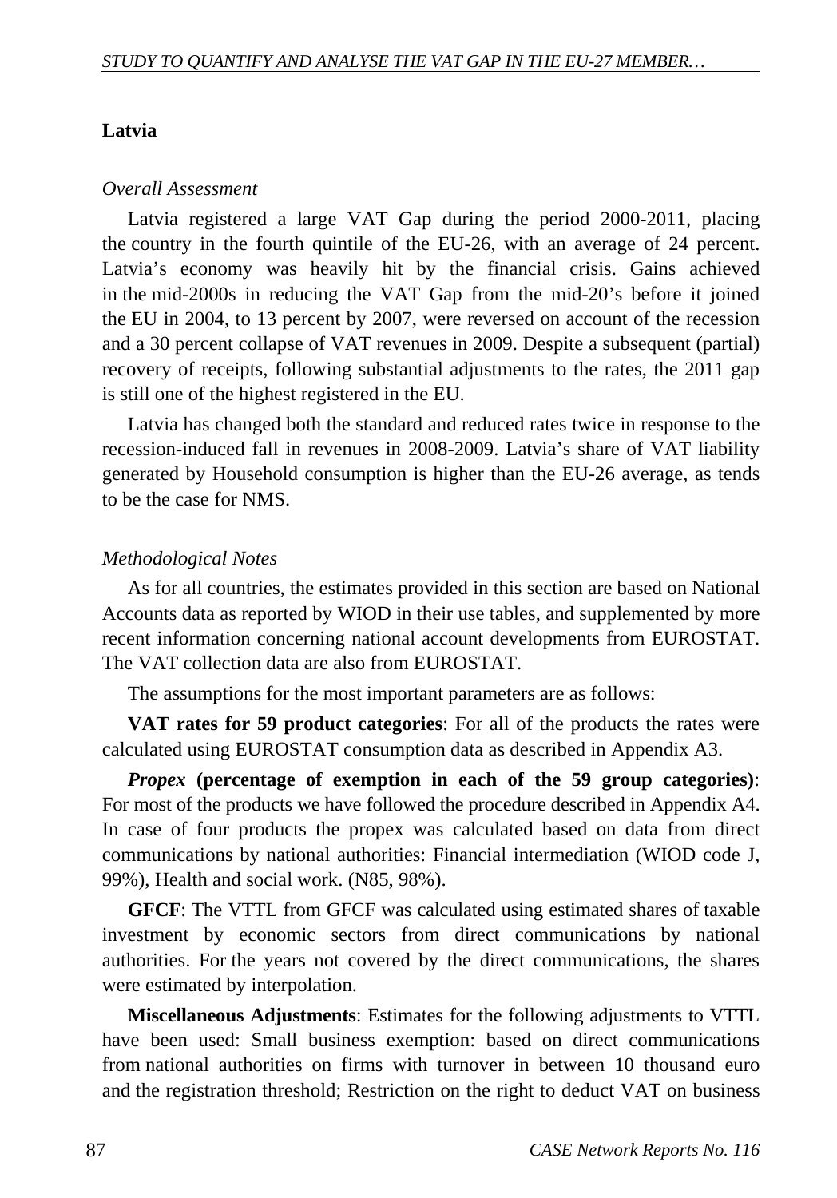## Latvia

*Overall Assessment*

Latvia registered a large VAT Gap during the period 2000-2011, placing the country in the fourth quintile of the EU-26, with an average of 24 percent. Latvia's economy was heavily hit by the financial crisis. Gains achieved in the mid-2000s in reducing the VAT Gap from the mid-20's before it joined the EU in 2004, to 13 percent by 2007, were reversed on account of the recession and a 30 percent collapse of VAT revenues in 2009. Despite a subsequent (partial) recovery of receipts, following substantial adjustments to the rates, the 2011 gap is still one of the highest registered in the EU.

Latvia has changed both the standard and reduced rates twice in response to the recession-induced fall in revenues in 2008-2009. Latvia's share of VAT liability generated by Household consumption is higher than the EU-26 average, as tends to be the case for NMS.

*Methodological Notes*

As for all countries, the estimates provided in this section are based on National Accounts data as reported by WIOD in their use tables, and supplemented by more recent information concerning national account developments from EUROSTAT. The VAT collection data are also from EUROSTAT.

The assumptions for the most important parameters are as follows:

**VAT rates for 59 product categories**: For all of the products the rates were calculated using EUROSTAT consumption data as described in Appendix A3.

***Propex* (percentage of exemption in each of the 59 group categories)**: For most of the products we have followed the procedure described in Appendix A4. In case of four products the propex was calculated based on data from direct communications by national authorities: Financial intermediation (WIOD code J, 99%), Health and social work. (N85, 98%).

**GFCF**: The VTTL from GFCF was calculated using estimated shares of taxable investment by economic sectors from direct communications by national authorities. For the years not covered by the direct communications, the shares were estimated by interpolation.

**Miscellaneous Adjustments**: Estimates for the following adjustments to VTTL have been used: Small business exemption: based on direct communications from national authorities on firms with turnover in between 10 thousand euro and the registration threshold; Restriction on the right to deduct VAT on business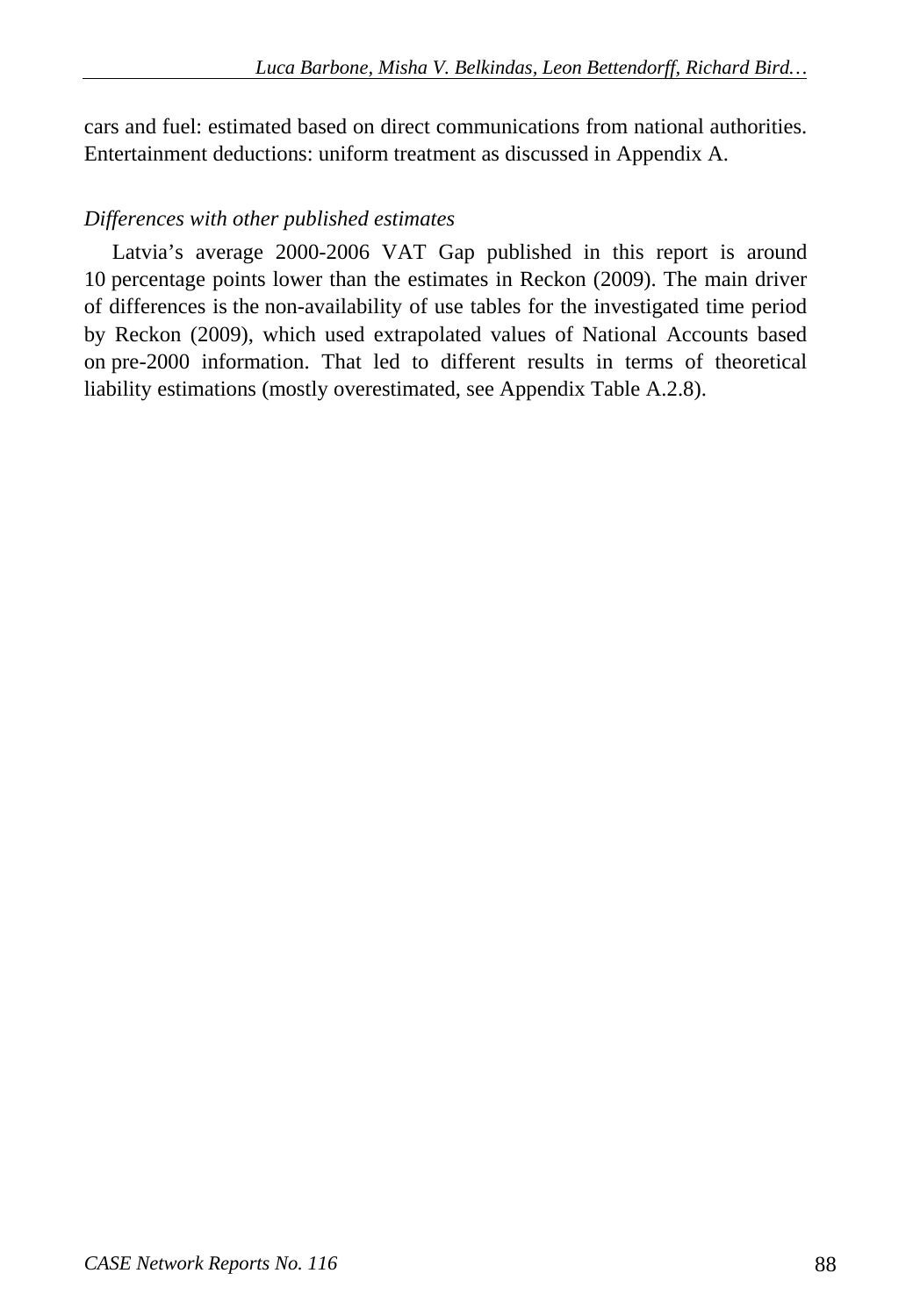cars and fuel: estimated based on direct communications from national authorities. Entertainment deductions: uniform treatment as discussed in Appendix A.

*Differences with other published estimates*

Latvia's average 2000-2006 VAT Gap published in this report is around 10 percentage points lower than the estimates in Reckon (2009). The main driver of differences is the non-availability of use tables for the investigated time period by Reckon (2009), which used extrapolated values of National Accounts based on pre-2000 information. That led to different results in terms of theoretical liability estimations (mostly overestimated, see Appendix Table A.2.8).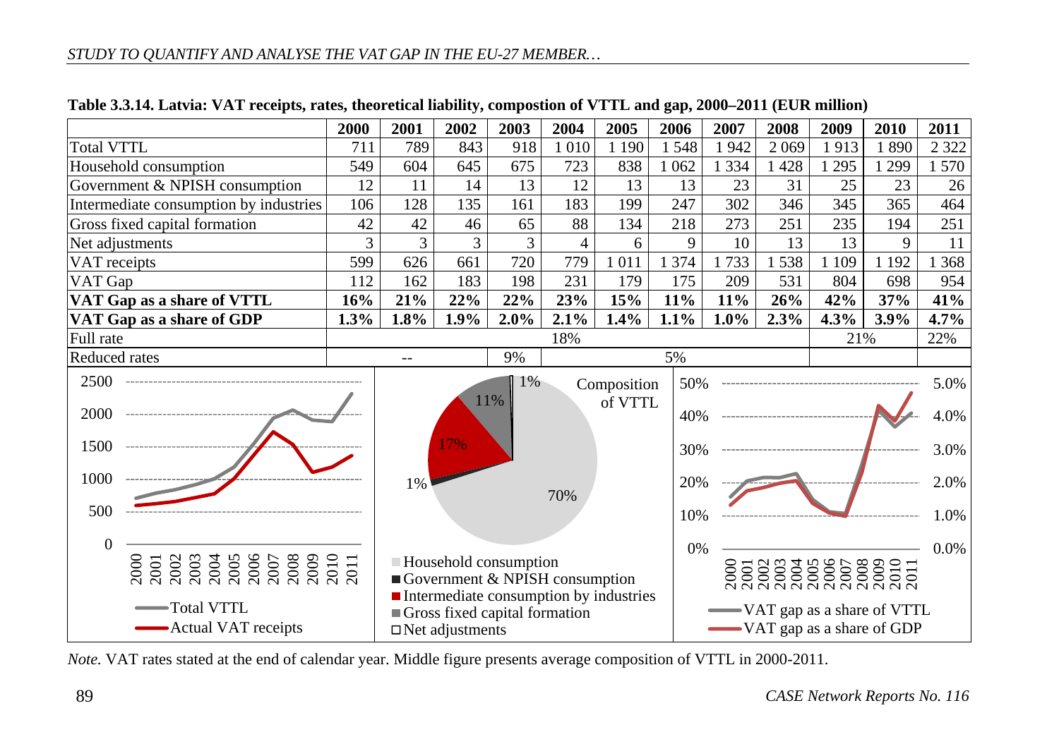**Table 3.3.14. Latvia: VAT receipts, rates, theoretical liability, compostion of VTTL and gap, 2000–2011 (EUR million)**

| | 2000 | 2001 | 2002 | 2003 | 2004 | 2005 | 2006 | 2007 | 2008 | 2009 | 2010 | 2011 |
|---|---|---|---|---|---|---|---|---|---|---|---|---|
| Total VTTL | 711 | 789 | 843 | 918 | 1 010 | 1 190 | 1 548 | 1 942 | 2 069 | 1 913 | 1 890 | 2 322 |
| Household consumption | 549 | 604 | 645 | 675 | 723 | 838 | 1 062 | 1 334 | 1 428 | 1 295 | 1 299 | 1 570 |
| Government & NPISH consumption | 12 | 11 | 14 | 13 | 12 | 13 | 13 | 23 | 31 | 25 | 23 | 26 |
| Intermediate consumption by industries | 106 | 128 | 135 | 161 | 183 | 199 | 247 | 302 | 346 | 345 | 365 | 464 |
| Gross fixed capital formation | 42 | 42 | 46 | 65 | 88 | 134 | 218 | 273 | 251 | 235 | 194 | 251 |
| Net adjustments | 3 | 3 | 3 | 3 | 4 | 6 | 9 | 10 | 13 | 13 | 9 | 11 |
| VAT receipts | 599 | 626 | 661 | 720 | 779 | 1 011 | 1 374 | 1 733 | 1 538 | 1 109 | 1 192 | 1 368 |
| VAT Gap | 112 | 162 | 183 | 198 | 231 | 179 | 175 | 209 | 531 | 804 | 698 | 954 |
| **VAT Gap as a share of VTTL** | **16%** | **21%** | **22%** | **22%** | **23%** | **15%** | **11%** | **11%** | **26%** | **42%** | **37%** | **41%** |
| **VAT Gap as a share of GDP** | **1.3%** | **1.8%** | **1.9%** | **2.0%** | **2.1%** | **1.4%** | **1.1%** | **1.0%** | **2.3%** | **4.3%** | **3.9%** | **4.7%** |
| Full rate | 18% | | | | | | | | | 21% | | 22% |
| Reduced rates | -- | | | 9% | 5% | | | | | | | |

*Note.* VAT rates stated at the end of calendar year. Middle figure presents average composition of VTTL in 2000-2011.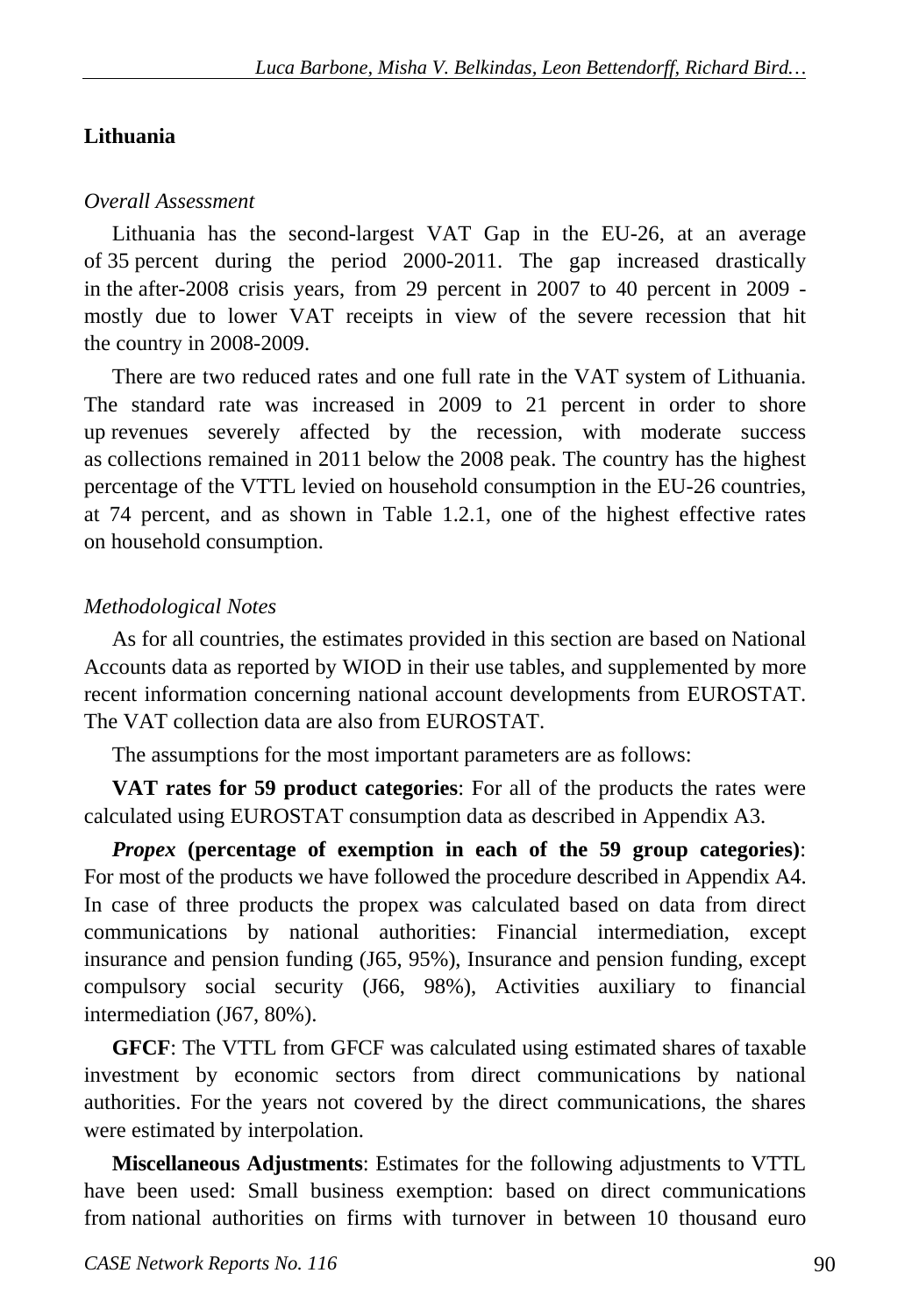## Lithuania

### *Overall Assessment*

Lithuania has the second-largest VAT Gap in the EU-26, at an average of 35 percent during the period 2000-2011. The gap increased drastically in the after-2008 crisis years, from 29 percent in 2007 to 40 percent in 2009 - mostly due to lower VAT receipts in view of the severe recession that hit the country in 2008-2009.

There are two reduced rates and one full rate in the VAT system of Lithuania. The standard rate was increased in 2009 to 21 percent in order to shore up revenues severely affected by the recession, with moderate success as collections remained in 2011 below the 2008 peak. The country has the highest percentage of the VTTL levied on household consumption in the EU-26 countries, at 74 percent, and as shown in Table 1.2.1, one of the highest effective rates on household consumption.

### *Methodological Notes*

As for all countries, the estimates provided in this section are based on National Accounts data as reported by WIOD in their use tables, and supplemented by more recent information concerning national account developments from EUROSTAT. The VAT collection data are also from EUROSTAT.

The assumptions for the most important parameters are as follows:

**VAT rates for 59 product categories**: For all of the products the rates were calculated using EUROSTAT consumption data as described in Appendix A3.

***Propex* (percentage of exemption in each of the 59 group categories)**: For most of the products we have followed the procedure described in Appendix A4. In case of three products the propex was calculated based on data from direct communications by national authorities: Financial intermediation, except insurance and pension funding (J65, 95%), Insurance and pension funding, except compulsory social security (J66, 98%), Activities auxiliary to financial intermediation (J67, 80%).

**GFCF**: The VTTL from GFCF was calculated using estimated shares of taxable investment by economic sectors from direct communications by national authorities. For the years not covered by the direct communications, the shares were estimated by interpolation.

**Miscellaneous Adjustments**: Estimates for the following adjustments to VTTL have been used: Small business exemption: based on direct communications from national authorities on firms with turnover in between 10 thousand euro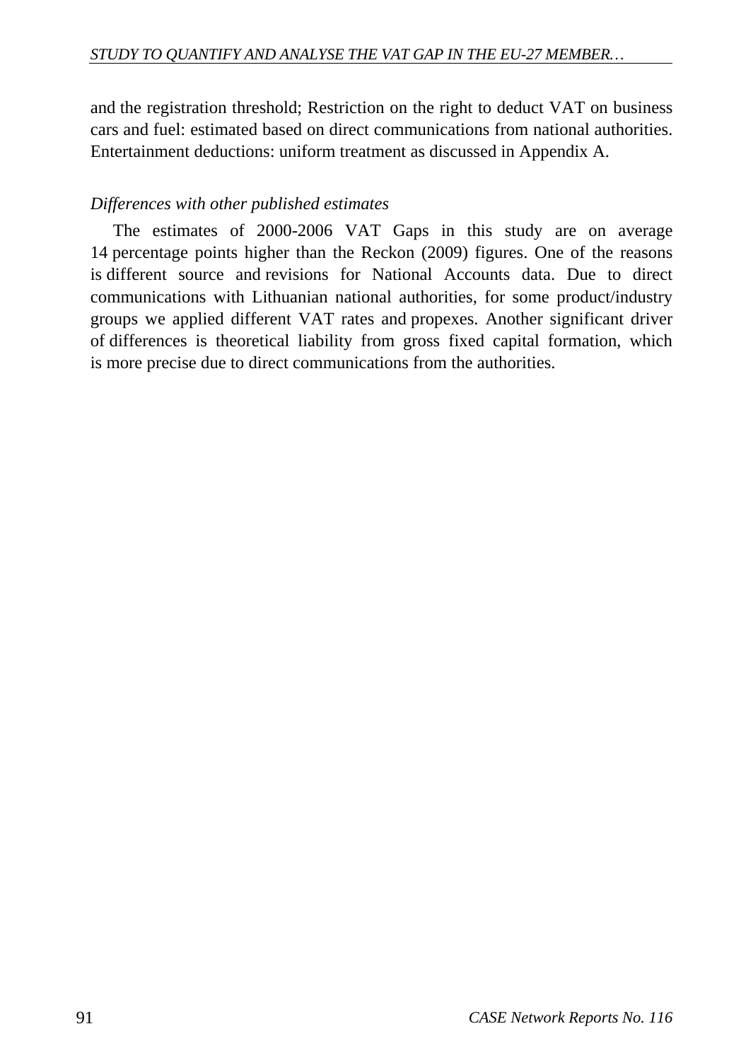and the registration threshold; Restriction on the right to deduct VAT on business cars and fuel: estimated based on direct communications from national authorities. Entertainment deductions: uniform treatment as discussed in Appendix A.

*Differences with other published estimates*

The estimates of 2000-2006 VAT Gaps in this study are on average 14 percentage points higher than the Reckon (2009) figures. One of the reasons is different source and revisions for National Accounts data. Due to direct communications with Lithuanian national authorities, for some product/industry groups we applied different VAT rates and propexes. Another significant driver of differences is theoretical liability from gross fixed capital formation, which is more precise due to direct communications from the authorities.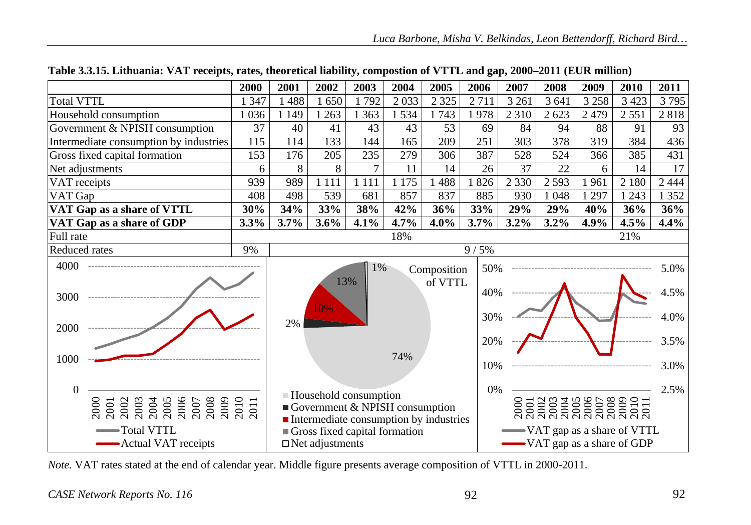**Table 3.3.15. Lithuania: VAT receipts, rates, theoretical liability, compostion of VTTL and gap, 2000–2011 (EUR million)**

| | 2000 | 2001 | 2002 | 2003 | 2004 | 2005 | 2006 | 2007 | 2008 | 2009 | 2010 | 2011 |
|---|---|---|---|---|---|---|---|---|---|---|---|---|
| Total VTTL | 1 347 | 1 488 | 1 650 | 1 792 | 2 033 | 2 325 | 2 711 | 3 261 | 3 641 | 3 258 | 3 423 | 3 795 |
| Household consumption | 1 036 | 1 149 | 1 263 | 1 363 | 1 534 | 1 743 | 1 978 | 2 310 | 2 623 | 2 479 | 2 551 | 2 818 |
| Government & NPISH consumption | 37 | 40 | 41 | 43 | 43 | 53 | 69 | 84 | 94 | 88 | 91 | 93 |
| Intermediate consumption by industries | 115 | 114 | 133 | 144 | 165 | 209 | 251 | 303 | 378 | 319 | 384 | 436 |
| Gross fixed capital formation | 153 | 176 | 205 | 235 | 279 | 306 | 387 | 528 | 524 | 366 | 385 | 431 |
| Net adjustments | 6 | 8 | 8 | 7 | 11 | 14 | 26 | 37 | 22 | 6 | 14 | 17 |
| VAT receipts | 939 | 989 | 1 111 | 1 111 | 1 175 | 1 488 | 1 826 | 2 330 | 2 593 | 1 961 | 2 180 | 2 444 |
| VAT Gap | 408 | 498 | 539 | 681 | 857 | 837 | 885 | 930 | 1 048 | 1 297 | 1 243 | 1 352 |
| **VAT Gap as a share of VTTL** | **30%** | **34%** | **33%** | **38%** | **42%** | **36%** | **33%** | **29%** | **29%** | **40%** | **36%** | **36%** |
| **VAT Gap as a share of GDP** | **3.3%** | **3.7%** | **3.6%** | **4.1%** | **4.7%** | **4.0%** | **3.7%** | **3.2%** | **3.2%** | **4.9%** | **4.5%** | **4.4%** |
| Full rate | 18% | | | | | | | | | 21% | | |
| Reduced rates | 9% | 9 / 5% | | | | | | | | | | |

*Note.* VAT rates stated at the end of calendar year. Middle figure presents average composition of VTTL in 2000-2011.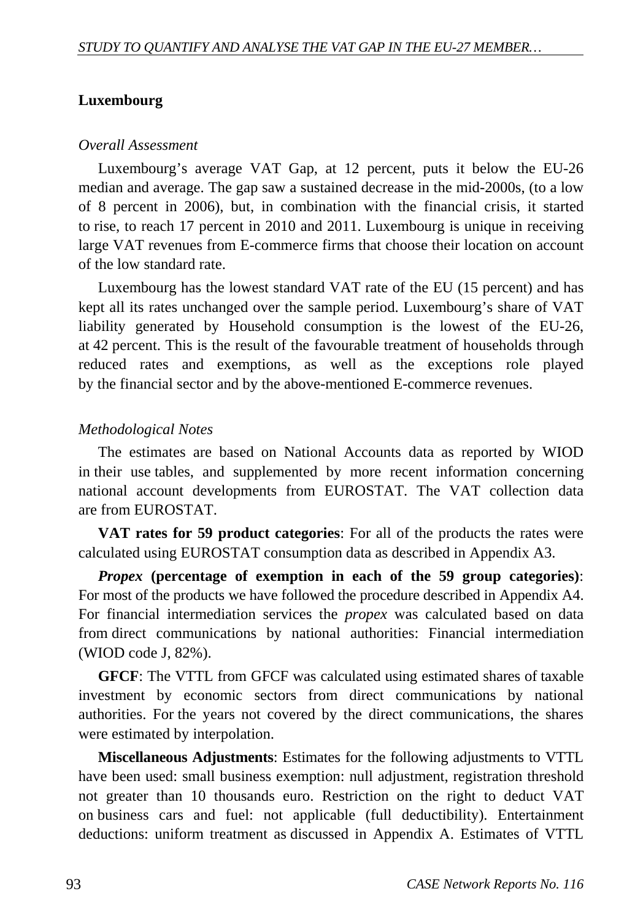## Luxembourg

*Overall Assessment*

Luxembourg’s average VAT Gap, at 12 percent, puts it below the EU-26 median and average. The gap saw a sustained decrease in the mid-2000s, (to a low of 8 percent in 2006), but, in combination with the financial crisis, it started to rise, to reach 17 percent in 2010 and 2011. Luxembourg is unique in receiving large VAT revenues from E-commerce firms that choose their location on account of the low standard rate.

Luxembourg has the lowest standard VAT rate of the EU (15 percent) and has kept all its rates unchanged over the sample period. Luxembourg’s share of VAT liability generated by Household consumption is the lowest of the EU-26, at 42 percent. This is the result of the favourable treatment of households through reduced rates and exemptions, as well as the exceptions role played by the financial sector and by the above-mentioned E-commerce revenues.

*Methodological Notes*

The estimates are based on National Accounts data as reported by WIOD in their use tables, and supplemented by more recent information concerning national account developments from EUROSTAT. The VAT collection data are from EUROSTAT.

**VAT rates for 59 product categories**: For all of the products the rates were calculated using EUROSTAT consumption data as described in Appendix A3.

***Propex* (percentage of exemption in each of the 59 group categories)**: For most of the products we have followed the procedure described in Appendix A4. For financial intermediation services the *propex* was calculated based on data from direct communications by national authorities: Financial intermediation (WIOD code J, 82%).

**GFCF**: The VTTL from GFCF was calculated using estimated shares of taxable investment by economic sectors from direct communications by national authorities. For the years not covered by the direct communications, the shares were estimated by interpolation.

**Miscellaneous Adjustments**: Estimates for the following adjustments to VTTL have been used: small business exemption: null adjustment, registration threshold not greater than 10 thousands euro. Restriction on the right to deduct VAT on business cars and fuel: not applicable (full deductibility). Entertainment deductions: uniform treatment as discussed in Appendix A. Estimates of VTTL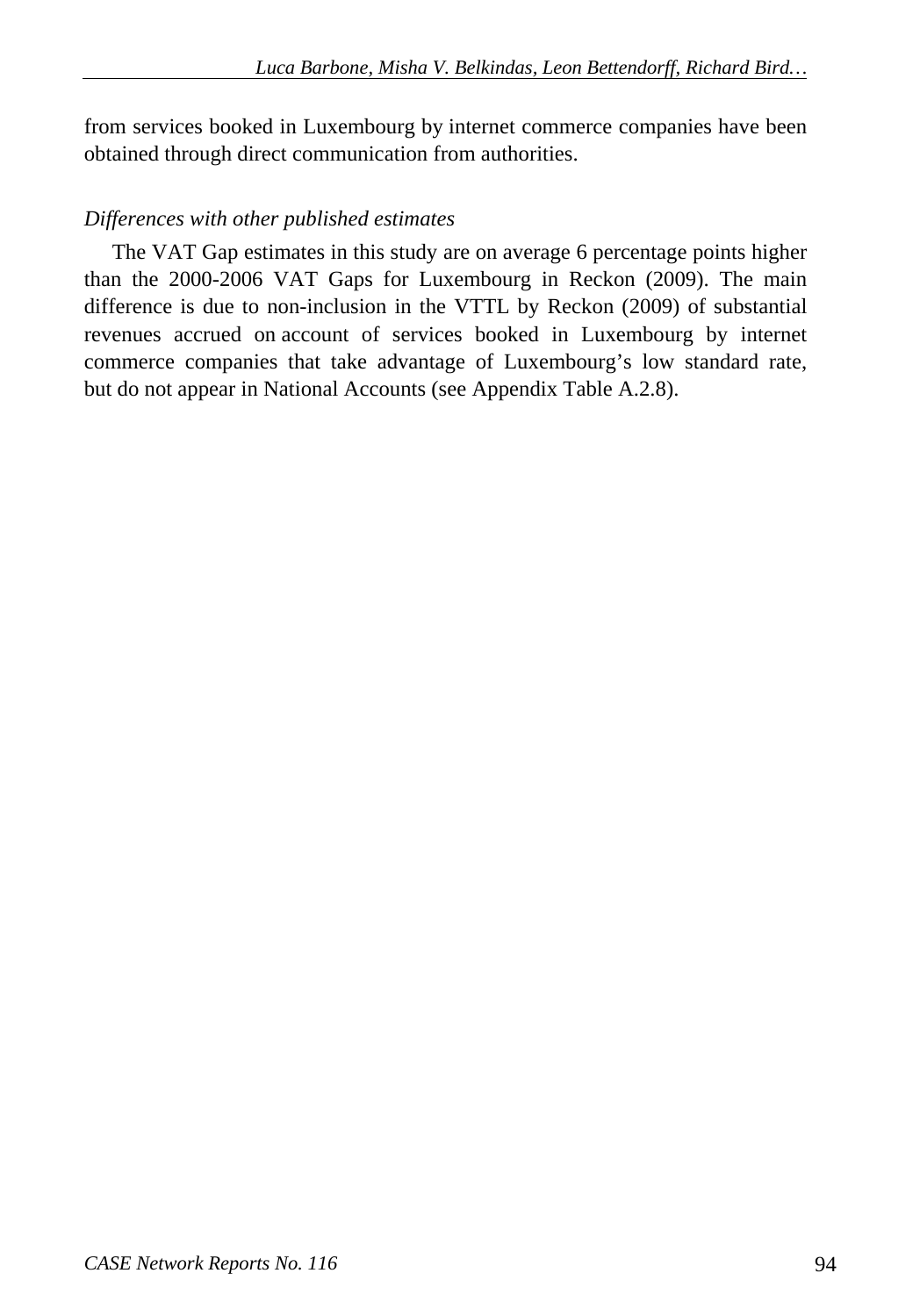from services booked in Luxembourg by internet commerce companies have been obtained through direct communication from authorities.

*Differences with other published estimates*

The VAT Gap estimates in this study are on average 6 percentage points higher than the 2000-2006 VAT Gaps for Luxembourg in Reckon (2009). The main difference is due to non-inclusion in the VTTL by Reckon (2009) of substantial revenues accrued on account of services booked in Luxembourg by internet commerce companies that take advantage of Luxembourg's low standard rate, but do not appear in National Accounts (see Appendix Table A.2.8).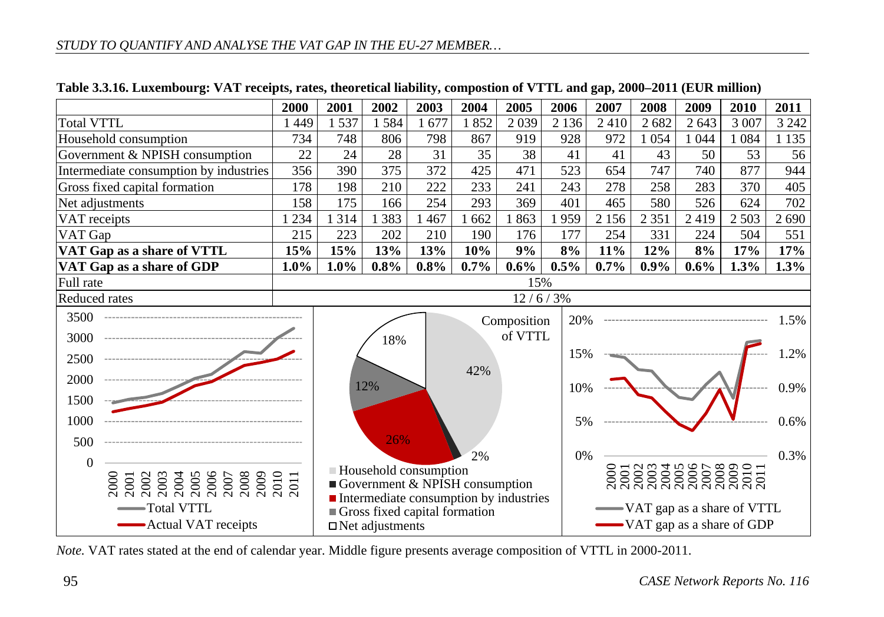**Table 3.3.16. Luxembourg: VAT receipts, rates, theoretical liability, compostion of VTTL and gap, 2000–2011 (EUR million)**

| | 2000 | 2001 | 2002 | 2003 | 2004 | 2005 | 2006 | 2007 | 2008 | 2009 | 2010 | 2011 |
|---|---|---|---|---|---|---|---|---|---|---|---|---|
| Total VTTL | 1 449 | 1 537 | 1 584 | 1 677 | 1 852 | 2 039 | 2 136 | 2 410 | 2 682 | 2 643 | 3 007 | 3 242 |
| Household consumption | 734 | 748 | 806 | 798 | 867 | 919 | 928 | 972 | 1 054 | 1 044 | 1 084 | 1 135 |
| Government & NPISH consumption | 22 | 24 | 28 | 31 | 35 | 38 | 41 | 41 | 43 | 50 | 53 | 56 |
| Intermediate consumption by industries | 356 | 390 | 375 | 372 | 425 | 471 | 523 | 654 | 747 | 740 | 877 | 944 |
| Gross fixed capital formation | 178 | 198 | 210 | 222 | 233 | 241 | 243 | 278 | 258 | 283 | 370 | 405 |
| Net adjustments | 158 | 175 | 166 | 254 | 293 | 369 | 401 | 465 | 580 | 526 | 624 | 702 |
| VAT receipts | 1 234 | 1 314 | 1 383 | 1 467 | 1 662 | 1 863 | 1 959 | 2 156 | 2 351 | 2 419 | 2 503 | 2 690 |
| VAT Gap | 215 | 223 | 202 | 210 | 190 | 176 | 177 | 254 | 331 | 224 | 504 | 551 |
| **VAT Gap as a share of VTTL** | **15%** | **15%** | **13%** | **13%** | **10%** | **9%** | **8%** | **11%** | **12%** | **8%** | **17%** | **17%** |
| **VAT Gap as a share of GDP** | **1.0%** | **1.0%** | **0.8%** | **0.8%** | **0.7%** | **0.6%** | **0.5%** | **0.7%** | **0.9%** | **0.6%** | **1.3%** | **1.3%** |
| Full rate | 15% | | | | | | | | | | | |
| Reduced rates | 12 / 6 / 3% | | | | | | | | | | | |

*Note.* VAT rates stated at the end of calendar year. Middle figure presents average composition of VTTL in 2000-2011.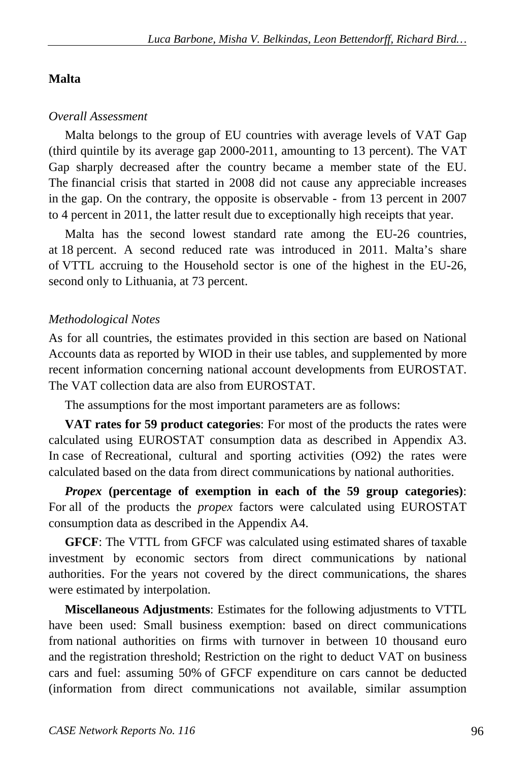## Malta

*Overall Assessment*

Malta belongs to the group of EU countries with average levels of VAT Gap (third quintile by its average gap 2000-2011, amounting to 13 percent). The VAT Gap sharply decreased after the country became a member state of the EU. The financial crisis that started in 2008 did not cause any appreciable increases in the gap. On the contrary, the opposite is observable - from 13 percent in 2007 to 4 percent in 2011, the latter result due to exceptionally high receipts that year.

Malta has the second lowest standard rate among the EU-26 countries, at 18 percent. A second reduced rate was introduced in 2011. Malta's share of VTTL accruing to the Household sector is one of the highest in the EU-26, second only to Lithuania, at 73 percent.

*Methodological Notes*

As for all countries, the estimates provided in this section are based on National Accounts data as reported by WIOD in their use tables, and supplemented by more recent information concerning national account developments from EUROSTAT. The VAT collection data are also from EUROSTAT.

The assumptions for the most important parameters are as follows:

**VAT rates for 59 product categories**: For most of the products the rates were calculated using EUROSTAT consumption data as described in Appendix A3. In case of Recreational, cultural and sporting activities (O92) the rates were calculated based on the data from direct communications by national authorities.

***Propex* (percentage of exemption in each of the 59 group categories)**: For all of the products the *propex* factors were calculated using EUROSTAT consumption data as described in the Appendix A4.

**GFCF**: The VTTL from GFCF was calculated using estimated shares of taxable investment by economic sectors from direct communications by national authorities. For the years not covered by the direct communications, the shares were estimated by interpolation.

**Miscellaneous Adjustments**: Estimates for the following adjustments to VTTL have been used: Small business exemption: based on direct communications from national authorities on firms with turnover in between 10 thousand euro and the registration threshold; Restriction on the right to deduct VAT on business cars and fuel: assuming 50% of GFCF expenditure on cars cannot be deducted (information from direct communications not available, similar assumption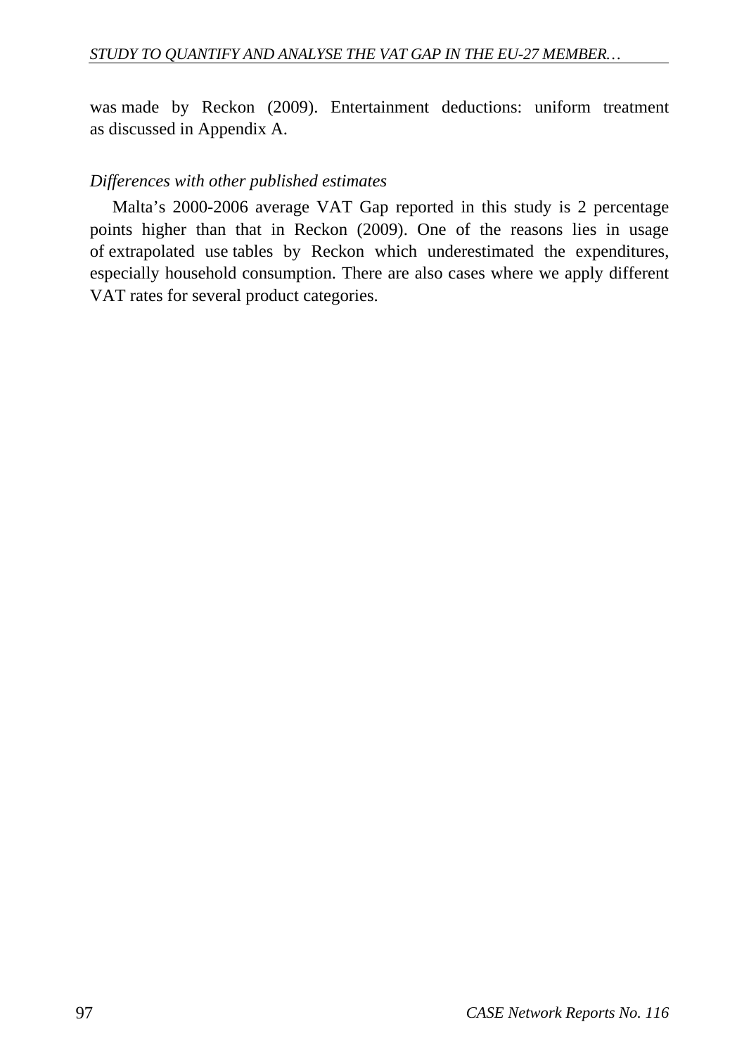was made by Reckon (2009). Entertainment deductions: uniform treatment as discussed in Appendix A.

*Differences with other published estimates*

Malta's 2000-2006 average VAT Gap reported in this study is 2 percentage points higher than that in Reckon (2009). One of the reasons lies in usage of extrapolated use tables by Reckon which underestimated the expenditures, especially household consumption. There are also cases where we apply different VAT rates for several product categories.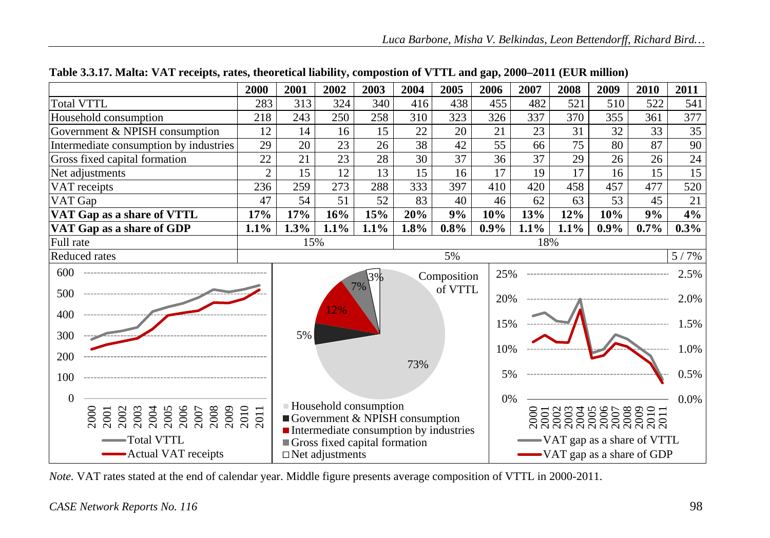**Table 3.3.17. Malta: VAT receipts, rates, theoretical liability, compostion of VTTL and gap, 2000–2011 (EUR million)**

| | 2000 | 2001 | 2002 | 2003 | 2004 | 2005 | 2006 | 2007 | 2008 | 2009 | 2010 | 2011 |
|---|---|---|---|---|---|---|---|---|---|---|---|---|
| Total VTTL | 283 | 313 | 324 | 340 | 416 | 438 | 455 | 482 | 521 | 510 | 522 | 541 |
| Household consumption | 218 | 243 | 250 | 258 | 310 | 323 | 326 | 337 | 370 | 355 | 361 | 377 |
| Government & NPISH consumption | 12 | 14 | 16 | 15 | 22 | 20 | 21 | 23 | 31 | 32 | 33 | 35 |
| Intermediate consumption by industries | 29 | 20 | 23 | 26 | 38 | 42 | 55 | 66 | 75 | 80 | 87 | 90 |
| Gross fixed capital formation | 22 | 21 | 23 | 28 | 30 | 37 | 36 | 37 | 29 | 26 | 26 | 24 |
| Net adjustments | 2 | 15 | 12 | 13 | 15 | 16 | 17 | 19 | 17 | 16 | 15 | 15 |
| VAT receipts | 236 | 259 | 273 | 288 | 333 | 397 | 410 | 420 | 458 | 457 | 477 | 520 |
| VAT Gap | 47 | 54 | 51 | 52 | 83 | 40 | 46 | 62 | 63 | 53 | 45 | 21 |
| **VAT Gap as a share of VTTL** | **17%** | **17%** | **16%** | **15%** | **20%** | **9%** | **10%** | **13%** | **12%** | **10%** | **9%** | **4%** |
| **VAT Gap as a share of GDP** | **1.1%** | **1.3%** | **1.1%** | **1.1%** | **1.8%** | **0.8%** | **0.9%** | **1.1%** | **1.1%** | **0.9%** | **0.7%** | **0.3%** |
| Full rate | 15% | | | | 18% | | | | | | | |
| Reduced rates | 5% | | | | | | | | | | | 5 / 7% |

*Note.* VAT rates stated at the end of calendar year. Middle figure presents average composition of VTTL in 2000-2011.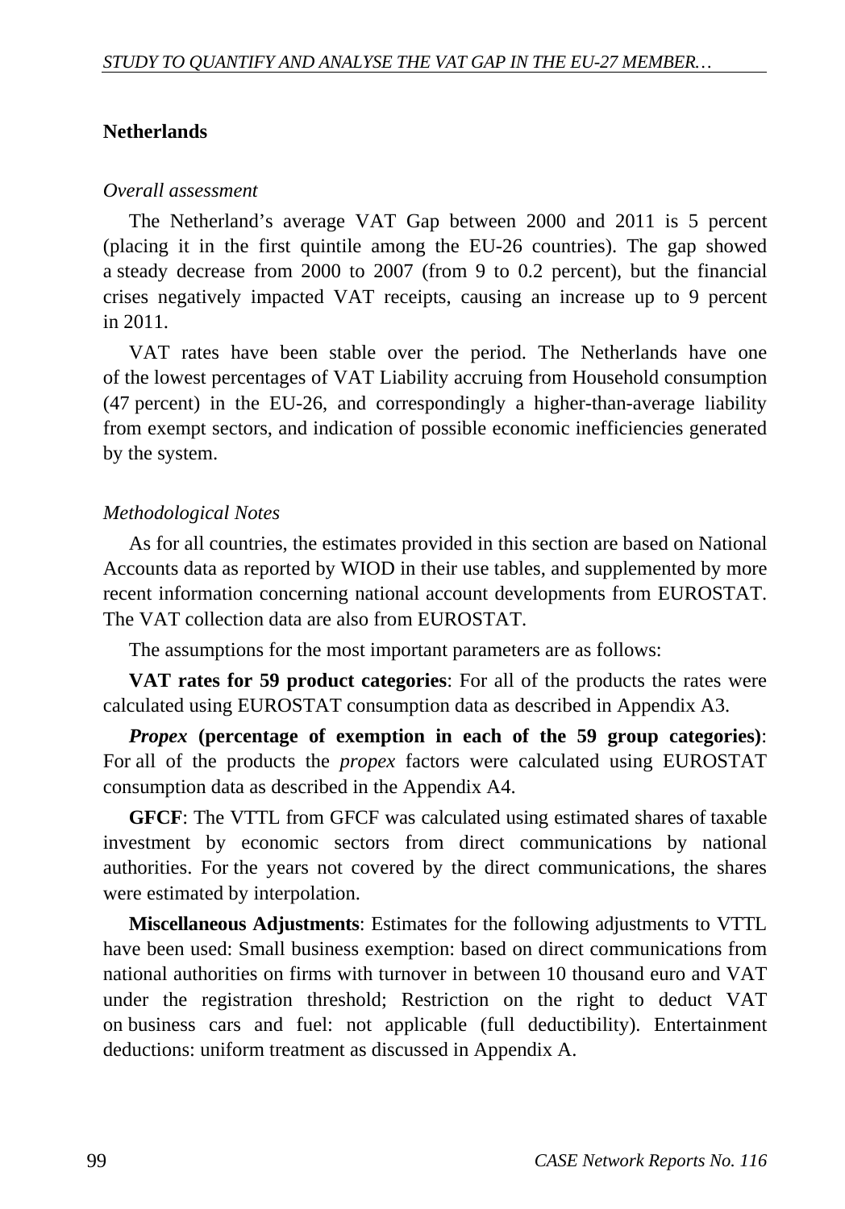## Netherlands

*Overall assessment*

The Netherland's average VAT Gap between 2000 and 2011 is 5 percent (placing it in the first quintile among the EU-26 countries). The gap showed a steady decrease from 2000 to 2007 (from 9 to 0.2 percent), but the financial crises negatively impacted VAT receipts, causing an increase up to 9 percent in 2011.

VAT rates have been stable over the period. The Netherlands have one of the lowest percentages of VAT Liability accruing from Household consumption (47 percent) in the EU-26, and correspondingly a higher-than-average liability from exempt sectors, and indication of possible economic inefficiencies generated by the system.

*Methodological Notes*

As for all countries, the estimates provided in this section are based on National Accounts data as reported by WIOD in their use tables, and supplemented by more recent information concerning national account developments from EUROSTAT. The VAT collection data are also from EUROSTAT.

The assumptions for the most important parameters are as follows:

**VAT rates for 59 product categories**: For all of the products the rates were calculated using EUROSTAT consumption data as described in Appendix A3.

***Propex* (percentage of exemption in each of the 59 group categories)**: For all of the products the *propex* factors were calculated using EUROSTAT consumption data as described in the Appendix A4.

**GFCF**: The VTTL from GFCF was calculated using estimated shares of taxable investment by economic sectors from direct communications by national authorities. For the years not covered by the direct communications, the shares were estimated by interpolation.

**Miscellaneous Adjustments**: Estimates for the following adjustments to VTTL have been used: Small business exemption: based on direct communications from national authorities on firms with turnover in between 10 thousand euro and VAT under the registration threshold; Restriction on the right to deduct VAT on business cars and fuel: not applicable (full deductibility). Entertainment deductions: uniform treatment as discussed in Appendix A.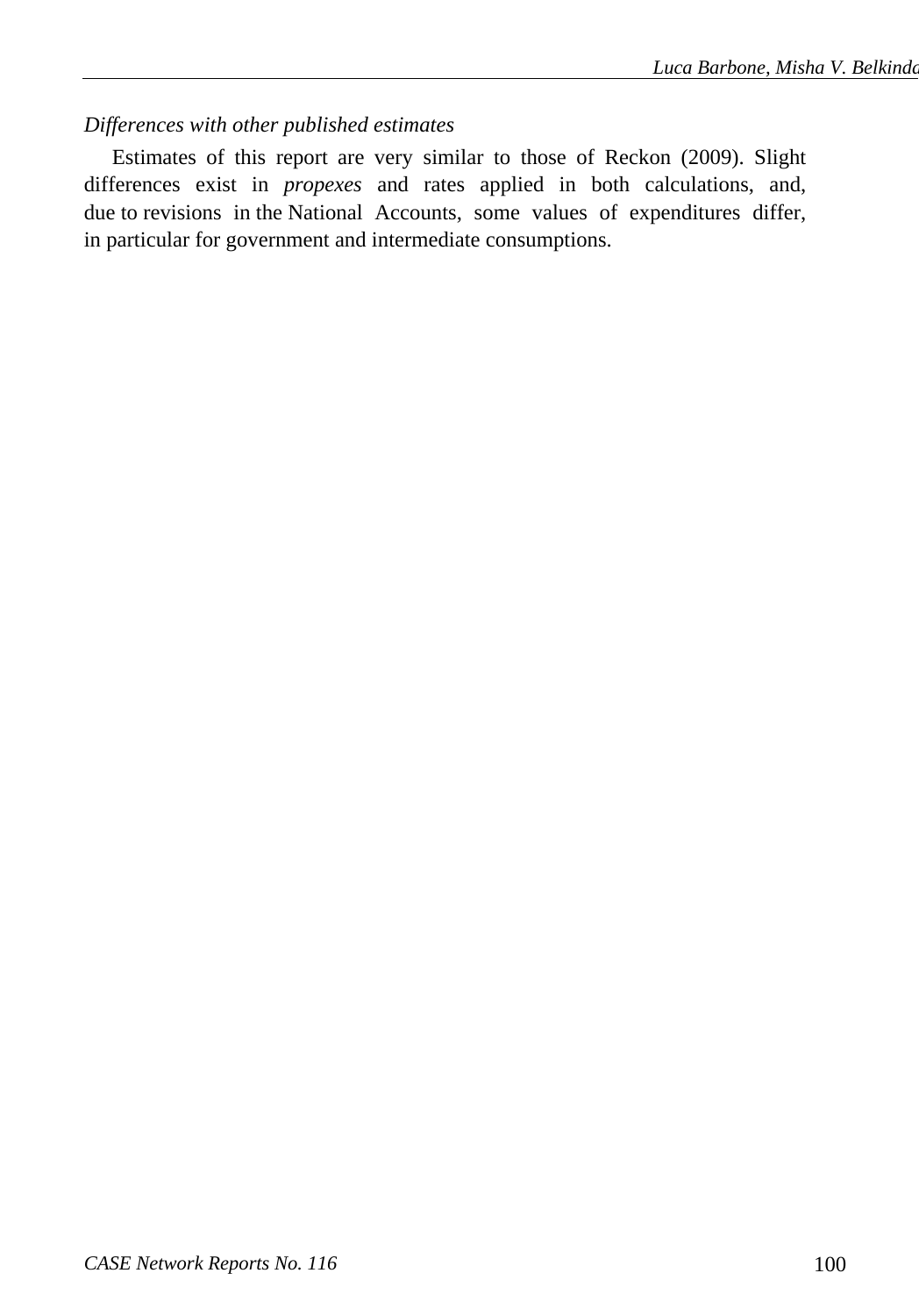*Differences with other published estimates*

Estimates of this report are very similar to those of Reckon (2009). Slight differences exist in *propexes* and rates applied in both calculations, and, due to revisions in the National Accounts, some values of expenditures differ, in particular for government and intermediate consumptions.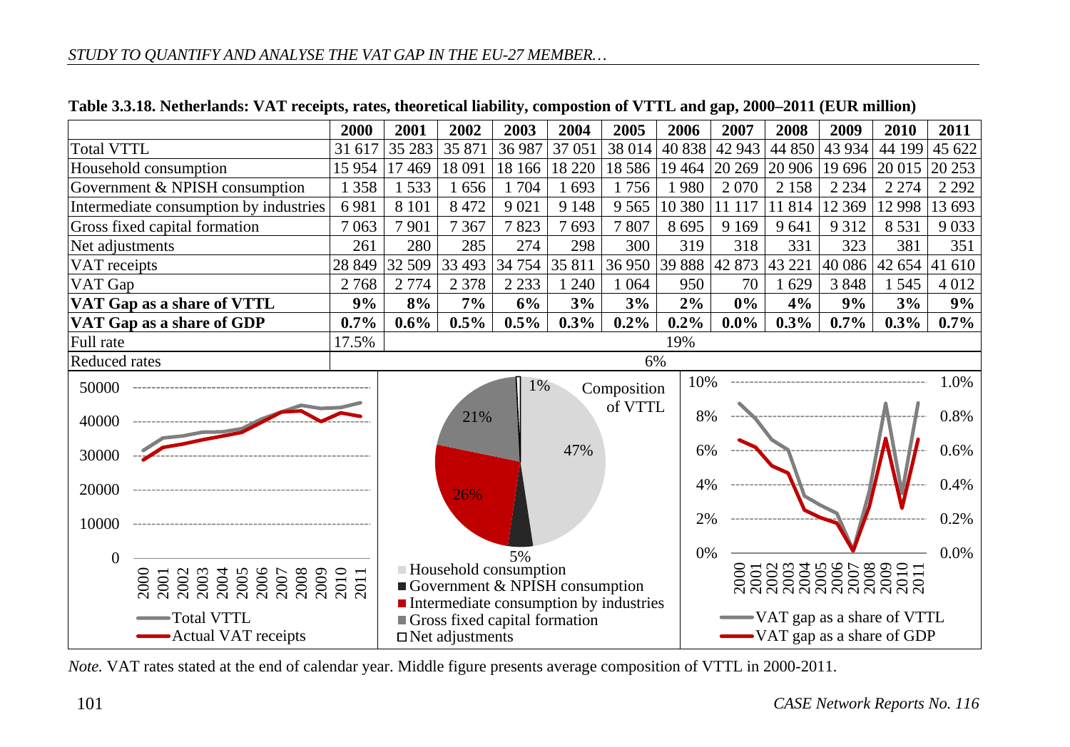**Table 3.3.18. Netherlands: VAT receipts, rates, theoretical liability, compostion of VTTL and gap, 2000–2011 (EUR million)**

| | 2000 | 2001 | 2002 | 2003 | 2004 | 2005 | 2006 | 2007 | 2008 | 2009 | 2010 | 2011 |
|---|---|---|---|---|---|---|---|---|---|---|---|---|
| Total VTTL | 31 617 | 35 283 | 35 871 | 36 987 | 37 051 | 38 014 | 40 838 | 42 943 | 44 850 | 43 934 | 44 199 | 45 622 |
| Household consumption | 15 954 | 17 469 | 18 091 | 18 166 | 18 220 | 18 586 | 19 464 | 20 269 | 20 906 | 19 696 | 20 015 | 20 253 |
| Government & NPISH consumption | 1 358 | 1 533 | 1 656 | 1 704 | 1 693 | 1 756 | 1 980 | 2 070 | 2 158 | 2 234 | 2 274 | 2 292 |
| Intermediate consumption by industries | 6 981 | 8 101 | 8 472 | 9 021 | 9 148 | 9 565 | 10 380 | 11 117 | 11 814 | 12 369 | 12 998 | 13 693 |
| Gross fixed capital formation | 7 063 | 7 901 | 7 367 | 7 823 | 7 693 | 7 807 | 8 695 | 9 169 | 9 641 | 9 312 | 8 531 | 9 033 |
| Net adjustments | 261 | 280 | 285 | 274 | 298 | 300 | 319 | 318 | 331 | 323 | 381 | 351 |
| VAT receipts | 28 849 | 32 509 | 33 493 | 34 754 | 35 811 | 36 950 | 39 888 | 42 873 | 43 221 | 40 086 | 42 654 | 41 610 |
| VAT Gap | 2 768 | 2 774 | 2 378 | 2 233 | 1 240 | 1 064 | 950 | 70 | 1 629 | 3 848 | 1 545 | 4 012 |
| **VAT Gap as a share of VTTL** | **9%** | **8%** | **7%** | **6%** | **3%** | **3%** | **2%** | **0%** | **4%** | **9%** | **3%** | **9%** |
| **VAT Gap as a share of GDP** | **0.7%** | **0.6%** | **0.5%** | **0.5%** | **0.3%** | **0.2%** | **0.2%** | **0.0%** | **0.3%** | **0.7%** | **0.3%** | **0.7%** |
| Full rate | 17.5% | 19% | | | | | | | | | | |
| Reduced rates | 6% | | | | | | | | | | | |

*Note.* VAT rates stated at the end of calendar year. Middle figure presents average composition of VTTL in 2000-2011.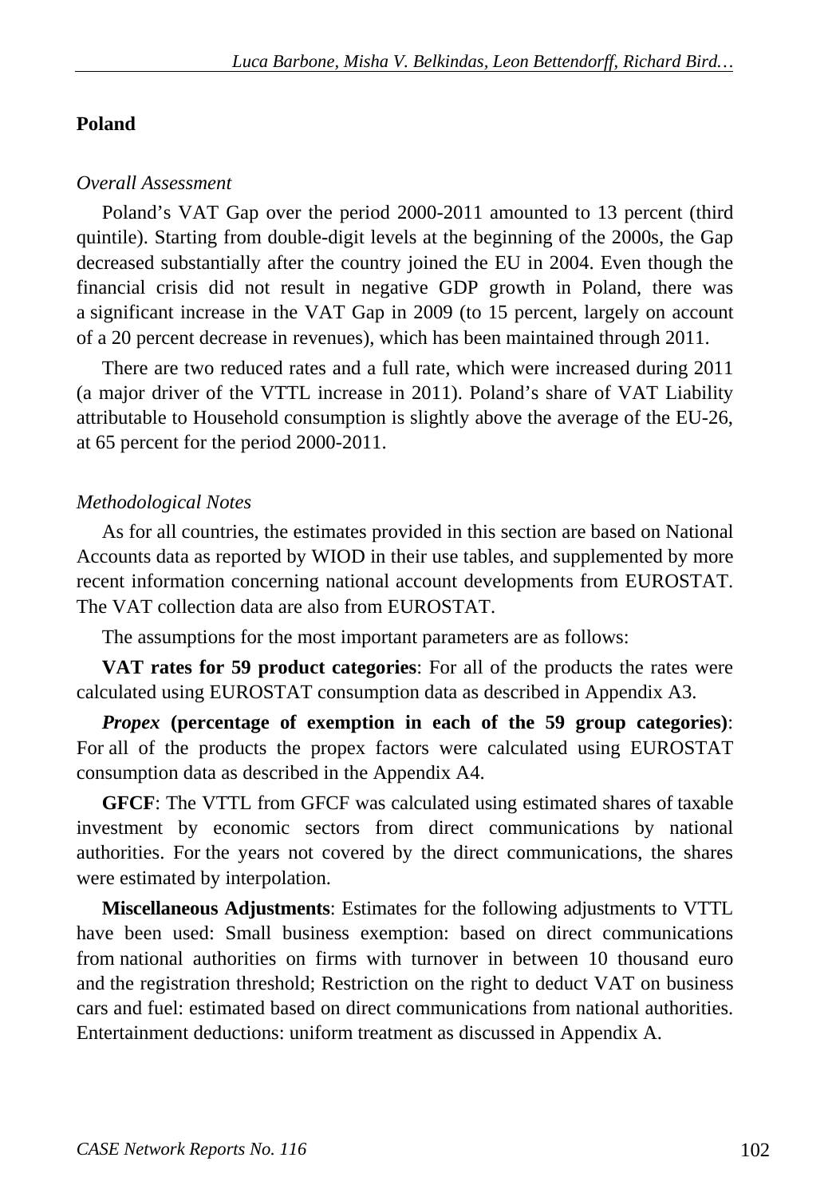## Poland

*Overall Assessment*

Poland's VAT Gap over the period 2000-2011 amounted to 13 percent (third quintile). Starting from double-digit levels at the beginning of the 2000s, the Gap decreased substantially after the country joined the EU in 2004. Even though the financial crisis did not result in negative GDP growth in Poland, there was a significant increase in the VAT Gap in 2009 (to 15 percent, largely on account of a 20 percent decrease in revenues), which has been maintained through 2011.

There are two reduced rates and a full rate, which were increased during 2011 (a major driver of the VTTL increase in 2011). Poland's share of VAT Liability attributable to Household consumption is slightly above the average of the EU-26, at 65 percent for the period 2000-2011.

*Methodological Notes*

As for all countries, the estimates provided in this section are based on National Accounts data as reported by WIOD in their use tables, and supplemented by more recent information concerning national account developments from EUROSTAT. The VAT collection data are also from EUROSTAT.

The assumptions for the most important parameters are as follows:

**VAT rates for 59 product categories**: For all of the products the rates were calculated using EUROSTAT consumption data as described in Appendix A3.

***Propex* (percentage of exemption in each of the 59 group categories)**: For all of the products the propex factors were calculated using EUROSTAT consumption data as described in the Appendix A4.

**GFCF**: The VTTL from GFCF was calculated using estimated shares of taxable investment by economic sectors from direct communications by national authorities. For the years not covered by the direct communications, the shares were estimated by interpolation.

**Miscellaneous Adjustments**: Estimates for the following adjustments to VTTL have been used: Small business exemption: based on direct communications from national authorities on firms with turnover in between 10 thousand euro and the registration threshold; Restriction on the right to deduct VAT on business cars and fuel: estimated based on direct communications from national authorities. Entertainment deductions: uniform treatment as discussed in Appendix A.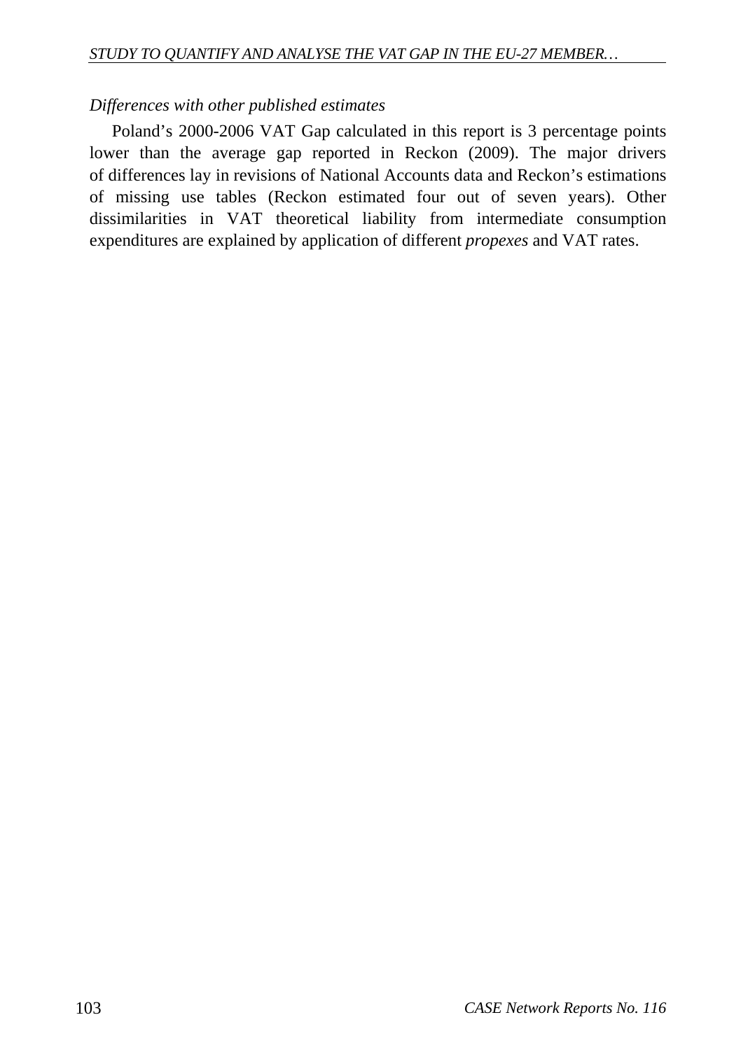*Differences with other published estimates*

Poland’s 2000-2006 VAT Gap calculated in this report is 3 percentage points lower than the average gap reported in Reckon (2009). The major drivers of differences lay in revisions of National Accounts data and Reckon’s estimations of missing use tables (Reckon estimated four out of seven years). Other dissimilarities in VAT theoretical liability from intermediate consumption expenditures are explained by application of different *propexes* and VAT rates.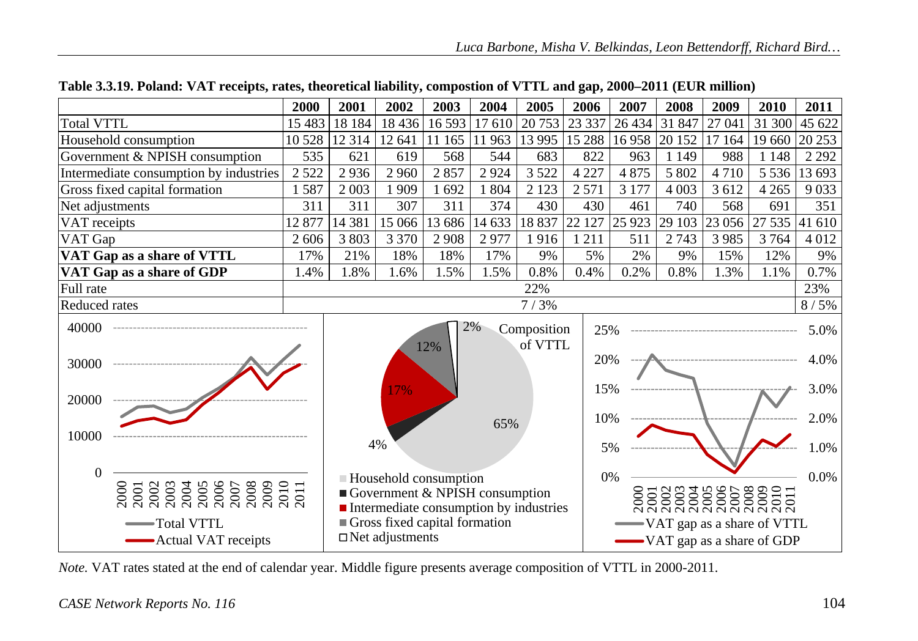**Table 3.3.19. Poland: VAT receipts, rates, theoretical liability, compostion of VTTL and gap, 2000–2011 (EUR million)**

| | 2000 | 2001 | 2002 | 2003 | 2004 | 2005 | 2006 | 2007 | 2008 | 2009 | 2010 | 2011 |
|---|---|---|---|---|---|---|---|---|---|---|---|---|
| Total VTTL | 15 483 | 18 184 | 18 436 | 16 593 | 17 610 | 20 753 | 23 337 | 26 434 | 31 847 | 27 041 | 31 300 | 45 622 |
| Household consumption | 10 528 | 12 314 | 12 641 | 11 165 | 11 963 | 13 995 | 15 288 | 16 958 | 20 152 | 17 164 | 19 660 | 20 253 |
| Government & NPISH consumption | 535 | 621 | 619 | 568 | 544 | 683 | 822 | 963 | 1 149 | 988 | 1 148 | 2 292 |
| Intermediate consumption by industries | 2 522 | 2 936 | 2 960 | 2 857 | 2 924 | 3 522 | 4 227 | 4 875 | 5 802 | 4 710 | 5 536 | 13 693 |
| Gross fixed capital formation | 1 587 | 2 003 | 1 909 | 1 692 | 1 804 | 2 123 | 2 571 | 3 177 | 4 003 | 3 612 | 4 265 | 9 033 |
| Net adjustments | 311 | 311 | 307 | 311 | 374 | 430 | 430 | 461 | 740 | 568 | 691 | 351 |
| VAT receipts | 12 877 | 14 381 | 15 066 | 13 686 | 14 633 | 18 837 | 22 127 | 25 923 | 29 103 | 23 056 | 27 535 | 41 610 |
| VAT Gap | 2 606 | 3 803 | 3 370 | 2 908 | 2 977 | 1 916 | 1 211 | 511 | 2 743 | 3 985 | 3 764 | 4 012 |
| **VAT Gap as a share of VTTL** | 17% | 21% | 18% | 18% | 17% | 9% | 5% | 2% | 9% | 15% | 12% | 9% |
| **VAT Gap as a share of GDP** | 1.4% | 1.8% | 1.6% | 1.5% | 1.5% | 0.8% | 0.4% | 0.2% | 0.8% | 1.3% | 1.1% | 0.7% |
| Full rate | 22% | | | | | | | | | | | 23% |
| Reduced rates | 7 / 3% | | | | | | | | | | | 8 / 5% |

*Note.* VAT rates stated at the end of calendar year. Middle figure presents average composition of VTTL in 2000-2011.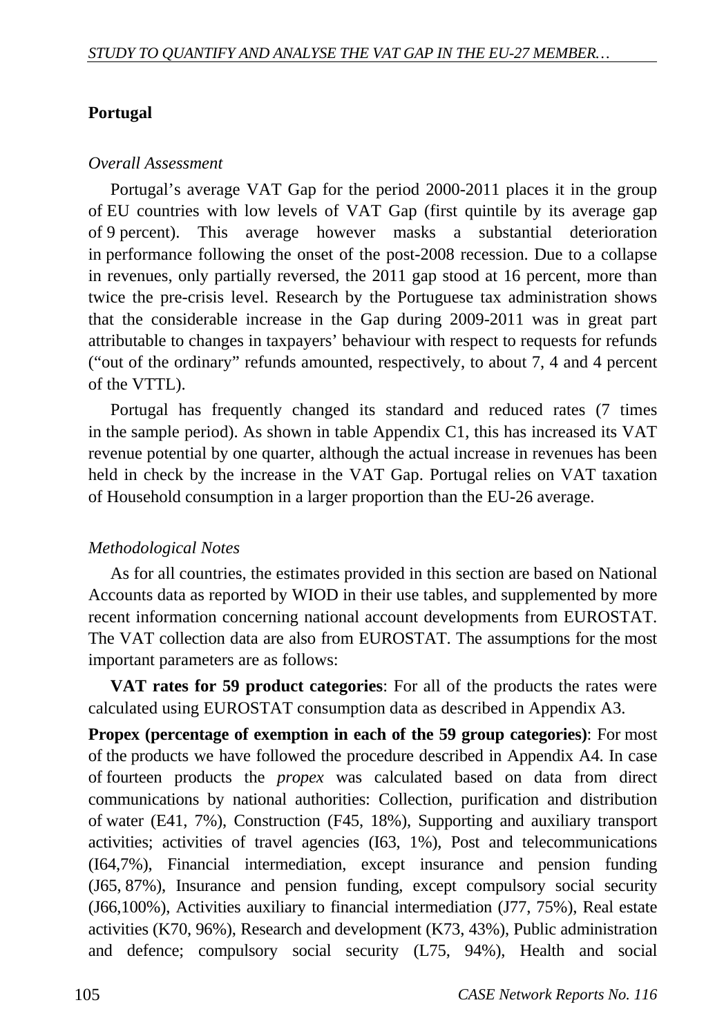## Portugal

*Overall Assessment*

Portugal's average VAT Gap for the period 2000-2011 places it in the group of EU countries with low levels of VAT Gap (first quintile by its average gap of 9 percent). This average however masks a substantial deterioration in performance following the onset of the post-2008 recession. Due to a collapse in revenues, only partially reversed, the 2011 gap stood at 16 percent, more than twice the pre-crisis level. Research by the Portuguese tax administration shows that the considerable increase in the Gap during 2009-2011 was in great part attributable to changes in taxpayers' behaviour with respect to requests for refunds ("out of the ordinary" refunds amounted, respectively, to about 7, 4 and 4 percent of the VTTL).

Portugal has frequently changed its standard and reduced rates (7 times in the sample period). As shown in table Appendix C1, this has increased its VAT revenue potential by one quarter, although the actual increase in revenues has been held in check by the increase in the VAT Gap. Portugal relies on VAT taxation of Household consumption in a larger proportion than the EU-26 average.

*Methodological Notes*

As for all countries, the estimates provided in this section are based on National Accounts data as reported by WIOD in their use tables, and supplemented by more recent information concerning national account developments from EUROSTAT. The VAT collection data are also from EUROSTAT. The assumptions for the most important parameters are as follows:

**VAT rates for 59 product categories**: For all of the products the rates were calculated using EUROSTAT consumption data as described in Appendix A3.

**Propex (percentage of exemption in each of the 59 group categories)**: For most of the products we have followed the procedure described in Appendix A4. In case of fourteen products the *propex* was calculated based on data from direct communications by national authorities: Collection, purification and distribution of water (E41, 7%), Construction (F45, 18%), Supporting and auxiliary transport activities; activities of travel agencies (I63, 1%), Post and telecommunications (I64,7%), Financial intermediation, except insurance and pension funding (J65, 87%), Insurance and pension funding, except compulsory social security (J66,100%), Activities auxiliary to financial intermediation (J77, 75%), Real estate activities (K70, 96%), Research and development (K73, 43%), Public administration and defence; compulsory social security (L75, 94%), Health and social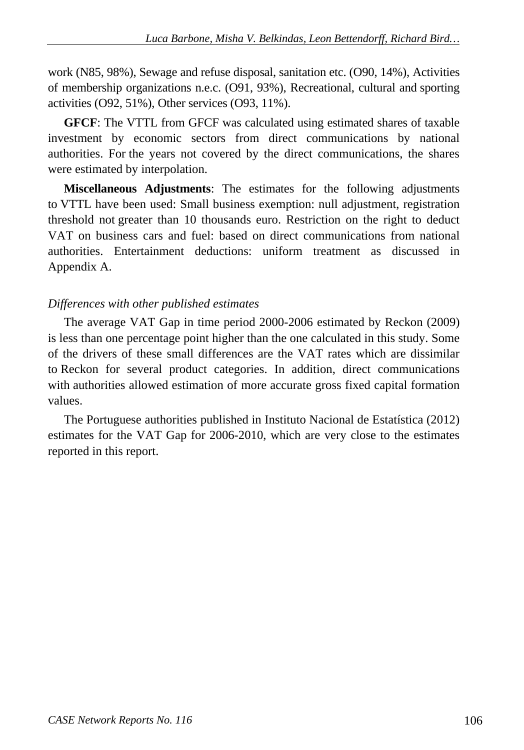work (N85, 98%), Sewage and refuse disposal, sanitation etc. (O90, 14%), Activities of membership organizations n.e.c. (O91, 93%), Recreational, cultural and sporting activities (O92, 51%), Other services (O93, 11%).

**GFCF**: The VTTL from GFCF was calculated using estimated shares of taxable investment by economic sectors from direct communications by national authorities. For the years not covered by the direct communications, the shares were estimated by interpolation.

**Miscellaneous Adjustments**: The estimates for the following adjustments to VTTL have been used: Small business exemption: null adjustment, registration threshold not greater than 10 thousands euro. Restriction on the right to deduct VAT on business cars and fuel: based on direct communications from national authorities. Entertainment deductions: uniform treatment as discussed in Appendix A.

*Differences with other published estimates*

The average VAT Gap in time period 2000-2006 estimated by Reckon (2009) is less than one percentage point higher than the one calculated in this study. Some of the drivers of these small differences are the VAT rates which are dissimilar to Reckon for several product categories. In addition, direct communications with authorities allowed estimation of more accurate gross fixed capital formation values.

The Portuguese authorities published in Instituto Nacional de Estatística (2012) estimates for the VAT Gap for 2006-2010, which are very close to the estimates reported in this report.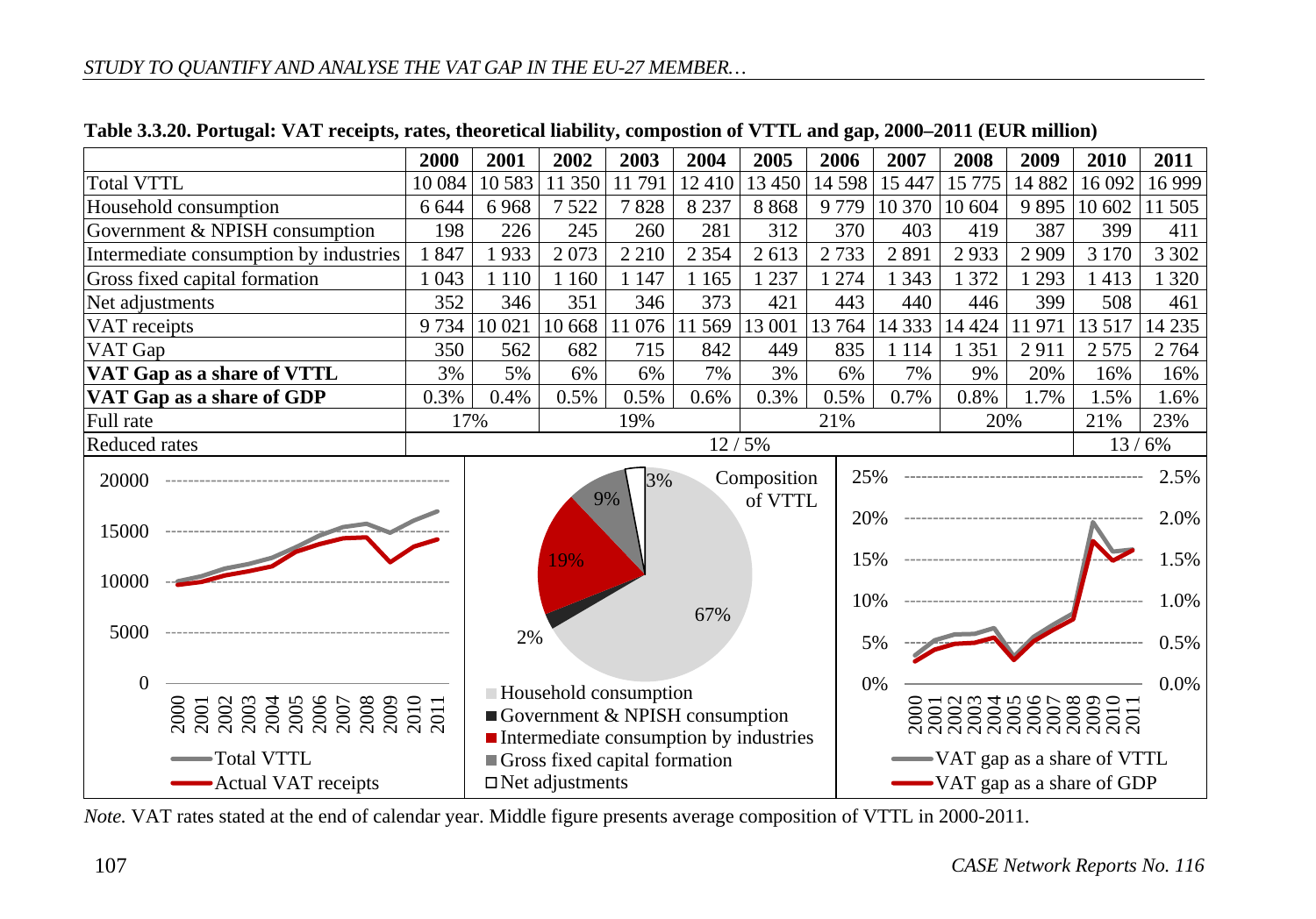**Table 3.3.20. Portugal: VAT receipts, rates, theoretical liability, compostion of VTTL and gap, 2000–2011 (EUR million)**

| | 2000 | 2001 | 2002 | 2003 | 2004 | 2005 | 2006 | 2007 | 2008 | 2009 | 2010 | 2011 |
|---|---|---|---|---|---|---|---|---|---|---|---|---|
| Total VTTL | 10 084 | 10 583 | 11 350 | 11 791 | 12 410 | 13 450 | 14 598 | 15 447 | 15 775 | 14 882 | 16 092 | 16 999 |
| Household consumption | 6 644 | 6 968 | 7 522 | 7 828 | 8 237 | 8 868 | 9 779 | 10 370 | 10 604 | 9 895 | 10 602 | 11 505 |
| Government & NPISH consumption | 198 | 226 | 245 | 260 | 281 | 312 | 370 | 403 | 419 | 387 | 399 | 411 |
| Intermediate consumption by industries | 1 847 | 1 933 | 2 073 | 2 210 | 2 354 | 2 613 | 2 733 | 2 891 | 2 933 | 2 909 | 3 170 | 3 302 |
| Gross fixed capital formation | 1 043 | 1 110 | 1 160 | 1 147 | 1 165 | 1 237 | 1 274 | 1 343 | 1 372 | 1 293 | 1 413 | 1 320 |
| Net adjustments | 352 | 346 | 351 | 346 | 373 | 421 | 443 | 440 | 446 | 399 | 508 | 461 |
| VAT receipts | 9 734 | 10 021 | 10 668 | 11 076 | 11 569 | 13 001 | 13 764 | 14 333 | 14 424 | 11 971 | 13 517 | 14 235 |
| VAT Gap | 350 | 562 | 682 | 715 | 842 | 449 | 835 | 1 114 | 1 351 | 2 911 | 2 575 | 2 764 |
| **VAT Gap as a share of VTTL** | 3% | 5% | 6% | 6% | 7% | 3% | 6% | 7% | 9% | 20% | 16% | 16% |
| **VAT Gap as a share of GDP** | 0.3% | 0.4% | 0.5% | 0.5% | 0.6% | 0.3% | 0.5% | 0.7% | 0.8% | 1.7% | 1.5% | 1.6% |
| Full rate | 17% | | 19% | | | 21% | | | 20% | | 21% | 23% |
| Reduced rates | 12 / 5% | | | | | | | | | | 13 / 6% | |

*Note.* VAT rates stated at the end of calendar year. Middle figure presents average composition of VTTL in 2000-2011.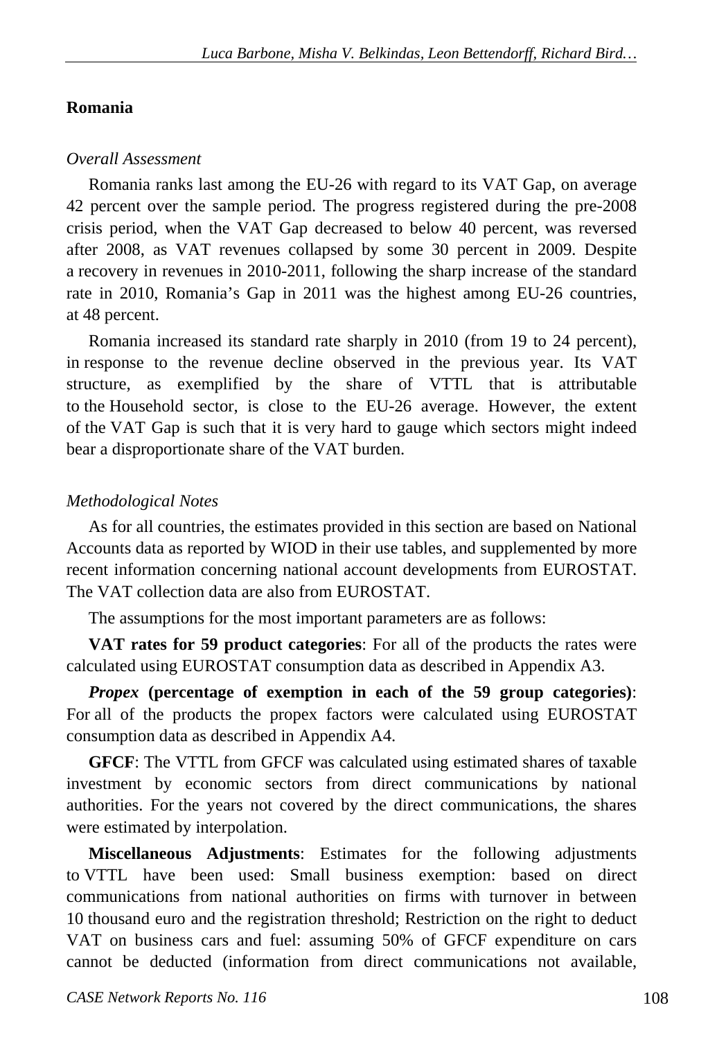## Romania

*Overall Assessment*

Romania ranks last among the EU-26 with regard to its VAT Gap, on average 42 percent over the sample period. The progress registered during the pre-2008 crisis period, when the VAT Gap decreased to below 40 percent, was reversed after 2008, as VAT revenues collapsed by some 30 percent in 2009. Despite a recovery in revenues in 2010-2011, following the sharp increase of the standard rate in 2010, Romania's Gap in 2011 was the highest among EU-26 countries, at 48 percent.

Romania increased its standard rate sharply in 2010 (from 19 to 24 percent), in response to the revenue decline observed in the previous year. Its VAT structure, as exemplified by the share of VTTL that is attributable to the Household sector, is close to the EU-26 average. However, the extent of the VAT Gap is such that it is very hard to gauge which sectors might indeed bear a disproportionate share of the VAT burden.

*Methodological Notes*

As for all countries, the estimates provided in this section are based on National Accounts data as reported by WIOD in their use tables, and supplemented by more recent information concerning national account developments from EUROSTAT. The VAT collection data are also from EUROSTAT.

The assumptions for the most important parameters are as follows:

**VAT rates for 59 product categories**: For all of the products the rates were calculated using EUROSTAT consumption data as described in Appendix A3.

***Propex* (percentage of exemption in each of the 59 group categories)**: For all of the products the propex factors were calculated using EUROSTAT consumption data as described in Appendix A4.

**GFCF**: The VTTL from GFCF was calculated using estimated shares of taxable investment by economic sectors from direct communications by national authorities. For the years not covered by the direct communications, the shares were estimated by interpolation.

**Miscellaneous Adjustments**: Estimates for the following adjustments to VTTL have been used: Small business exemption: based on direct communications from national authorities on firms with turnover in between 10 thousand euro and the registration threshold; Restriction on the right to deduct VAT on business cars and fuel: assuming 50% of GFCF expenditure on cars cannot be deducted (information from direct communications not available,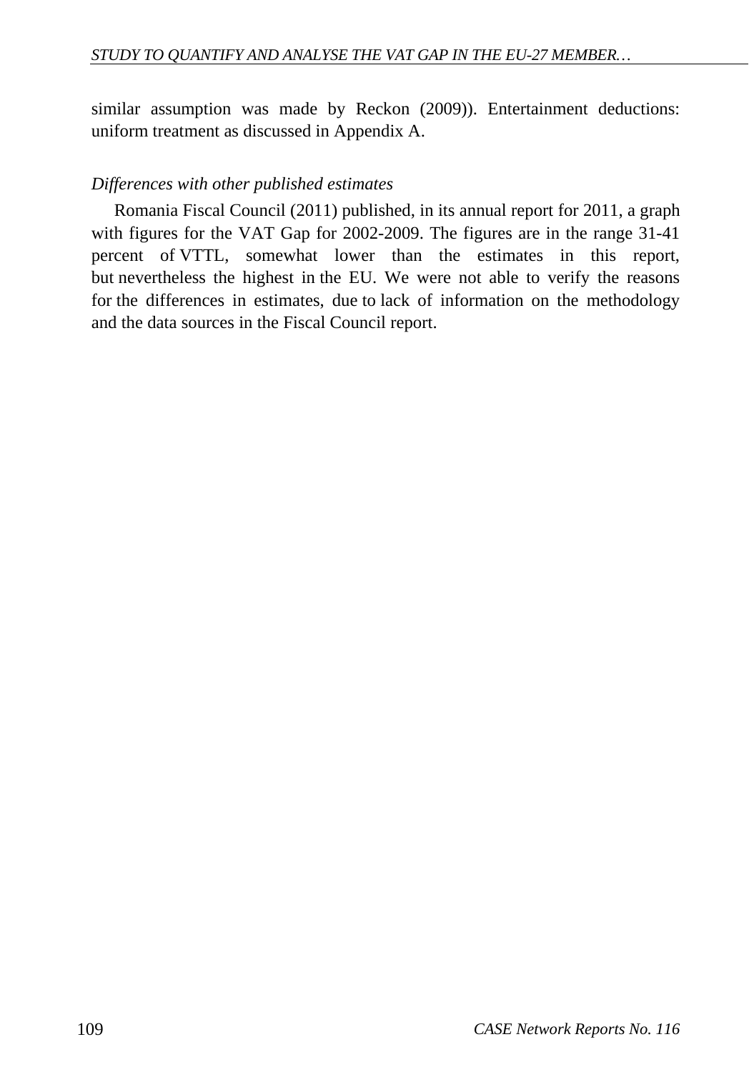similar assumption was made by Reckon (2009)). Entertainment deductions: uniform treatment as discussed in Appendix A.

*Differences with other published estimates*

Romania Fiscal Council (2011) published, in its annual report for 2011, a graph with figures for the VAT Gap for 2002-2009. The figures are in the range 31-41 percent of VTTL, somewhat lower than the estimates in this report, but nevertheless the highest in the EU. We were not able to verify the reasons for the differences in estimates, due to lack of information on the methodology and the data sources in the Fiscal Council report.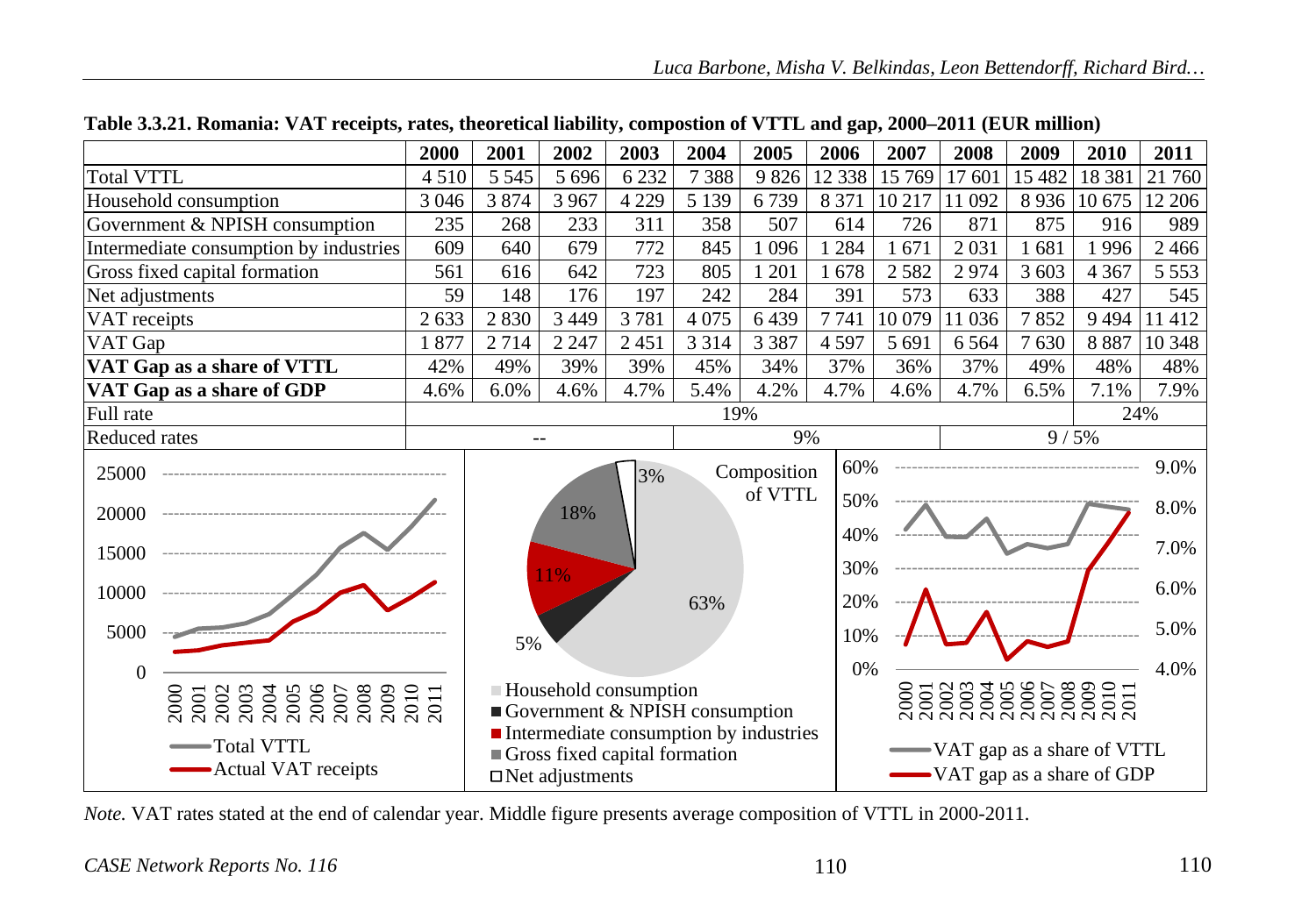**Table 3.3.21. Romania: VAT receipts, rates, theoretical liability, compostion of VTTL and gap, 2000–2011 (EUR million)**

| | 2000 | 2001 | 2002 | 2003 | 2004 | 2005 | 2006 | 2007 | 2008 | 2009 | 2010 | 2011 |
|---|---|---|---|---|---|---|---|---|---|---|---|---|
| Total VTTL | 4 510 | 5 545 | 5 696 | 6 232 | 7 388 | 9 826 | 12 338 | 15 769 | 17 601 | 15 482 | 18 381 | 21 760 |
| Household consumption | 3 046 | 3 874 | 3 967 | 4 229 | 5 139 | 6 739 | 8 371 | 10 217 | 11 092 | 8 936 | 10 675 | 12 206 |
| Government & NPISH consumption | 235 | 268 | 233 | 311 | 358 | 507 | 614 | 726 | 871 | 875 | 916 | 989 |
| Intermediate consumption by industries | 609 | 640 | 679 | 772 | 845 | 1 096 | 1 284 | 1 671 | 2 031 | 1 681 | 1 996 | 2 466 |
| Gross fixed capital formation | 561 | 616 | 642 | 723 | 805 | 1 201 | 1 678 | 2 582 | 2 974 | 3 603 | 4 367 | 5 553 |
| Net adjustments | 59 | 148 | 176 | 197 | 242 | 284 | 391 | 573 | 633 | 388 | 427 | 545 |
| VAT receipts | 2 633 | 2 830 | 3 449 | 3 781 | 4 075 | 6 439 | 7 741 | 10 079 | 11 036 | 7 852 | 9 494 | 11 412 |
| VAT Gap | 1 877 | 2 714 | 2 247 | 2 451 | 3 314 | 3 387 | 4 597 | 5 691 | 6 564 | 7 630 | 8 887 | 10 348 |
| **VAT Gap as a share of VTTL** | 42% | 49% | 39% | 39% | 45% | 34% | 37% | 36% | 37% | 49% | 48% | 48% |
| **VAT Gap as a share of GDP** | 4.6% | 6.0% | 4.6% | 4.7% | 5.4% | 4.2% | 4.7% | 4.6% | 4.7% | 6.5% | 7.1% | 7.9% |
| Full rate | 19% | | | | | | | | | | 24% | |
| Reduced rates | -- | | | | 9% | | | | 9 / 5% | | | |

*Note.* VAT rates stated at the end of calendar year. Middle figure presents average composition of VTTL in 2000-2011.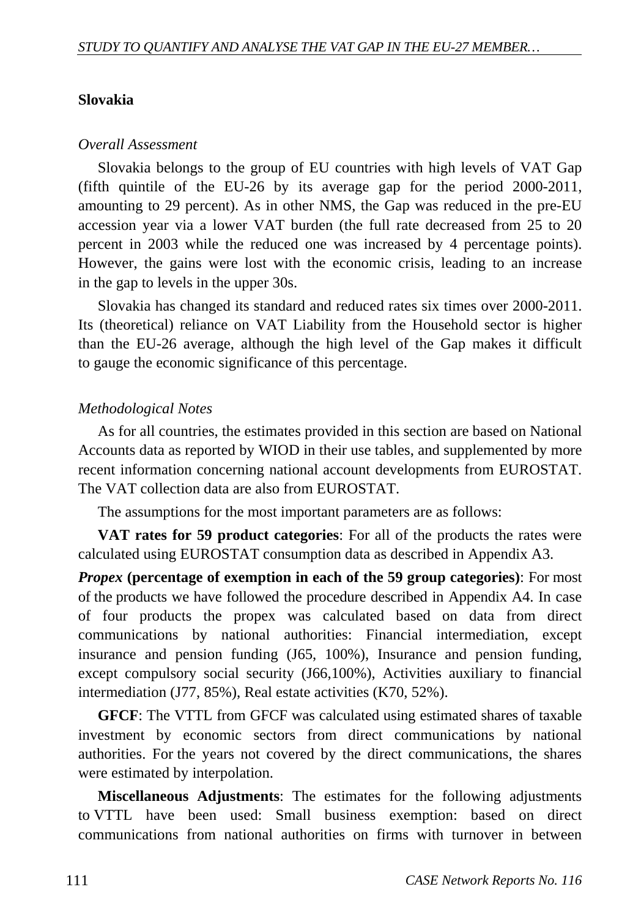**Slovakia**

*Overall Assessment*

Slovakia belongs to the group of EU countries with high levels of VAT Gap (fifth quintile of the EU-26 by its average gap for the period 2000-2011, amounting to 29 percent). As in other NMS, the Gap was reduced in the pre-EU accession year via a lower VAT burden (the full rate decreased from 25 to 20 percent in 2003 while the reduced one was increased by 4 percentage points). However, the gains were lost with the economic crisis, leading to an increase in the gap to levels in the upper 30s.

Slovakia has changed its standard and reduced rates six times over 2000-2011. Its (theoretical) reliance on VAT Liability from the Household sector is higher than the EU-26 average, although the high level of the Gap makes it difficult to gauge the economic significance of this percentage.

*Methodological Notes*

As for all countries, the estimates provided in this section are based on National Accounts data as reported by WIOD in their use tables, and supplemented by more recent information concerning national account developments from EUROSTAT. The VAT collection data are also from EUROSTAT.

The assumptions for the most important parameters are as follows:

**VAT rates for 59 product categories**: For all of the products the rates were calculated using EUROSTAT consumption data as described in Appendix A3.

***Propex* (percentage of exemption in each of the 59 group categories)**: For most of the products we have followed the procedure described in Appendix A4. In case of four products the propex was calculated based on data from direct communications by national authorities: Financial intermediation, except insurance and pension funding (J65, 100%), Insurance and pension funding, except compulsory social security (J66,100%), Activities auxiliary to financial intermediation (J77, 85%), Real estate activities (K70, 52%).

**GFCF**: The VTTL from GFCF was calculated using estimated shares of taxable investment by economic sectors from direct communications by national authorities. For the years not covered by the direct communications, the shares were estimated by interpolation.

**Miscellaneous Adjustments**: The estimates for the following adjustments to VTTL have been used: Small business exemption: based on direct communications from national authorities on firms with turnover in between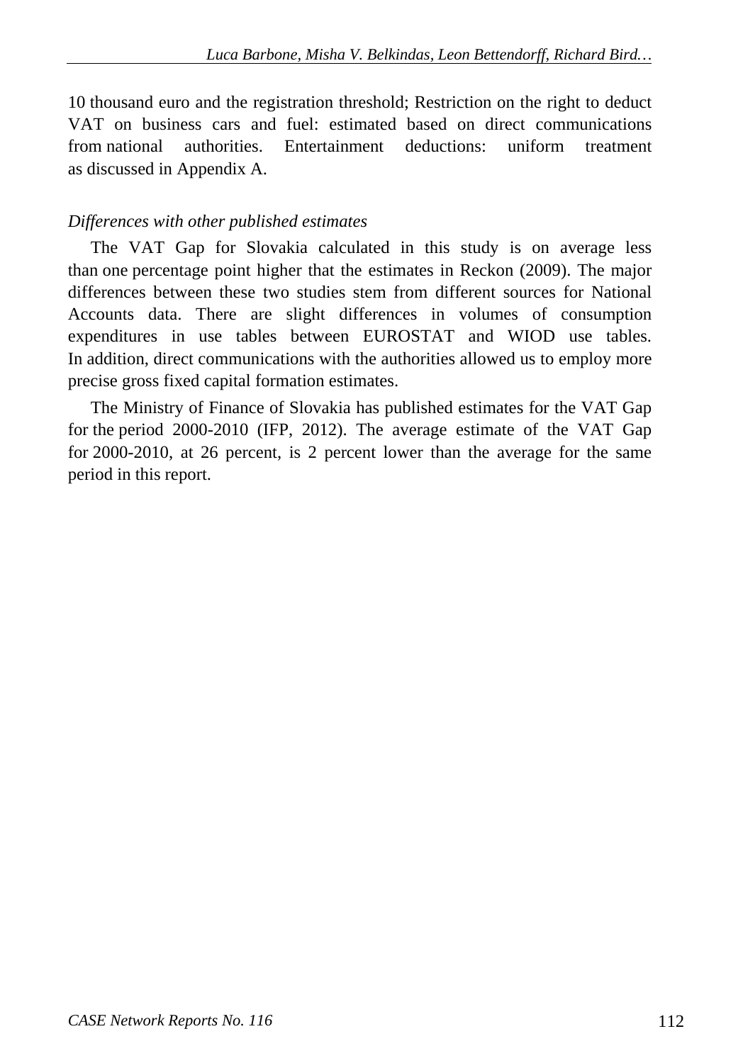10 thousand euro and the registration threshold; Restriction on the right to deduct VAT on business cars and fuel: estimated based on direct communications from national authorities. Entertainment deductions: uniform treatment as discussed in Appendix A.

*Differences with other published estimates*

The VAT Gap for Slovakia calculated in this study is on average less than one percentage point higher that the estimates in Reckon (2009). The major differences between these two studies stem from different sources for National Accounts data. There are slight differences in volumes of consumption expenditures in use tables between EUROSTAT and WIOD use tables. In addition, direct communications with the authorities allowed us to employ more precise gross fixed capital formation estimates.

The Ministry of Finance of Slovakia has published estimates for the VAT Gap for the period 2000-2010 (IFP, 2012). The average estimate of the VAT Gap for 2000-2010, at 26 percent, is 2 percent lower than the average for the same period in this report.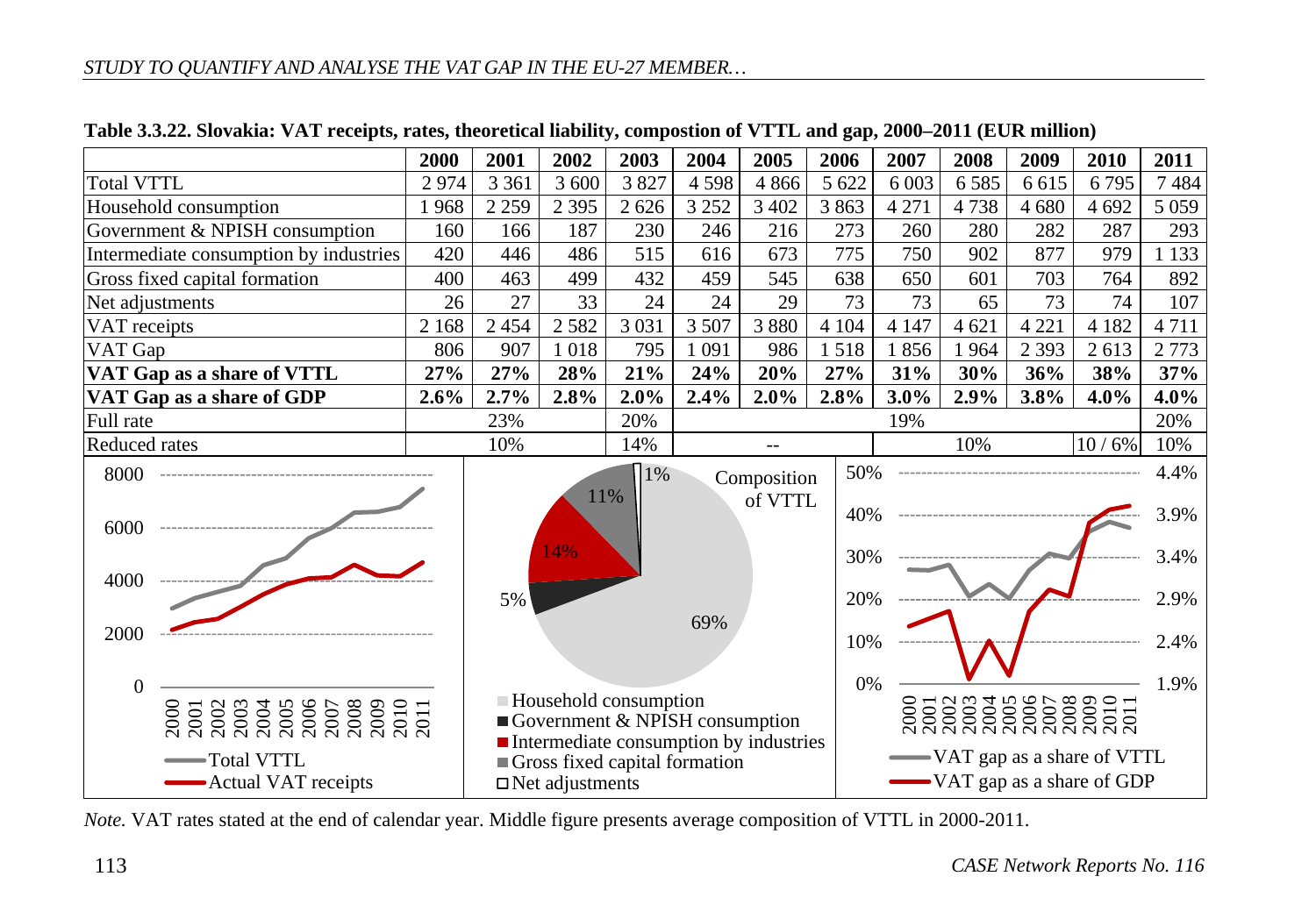**Table 3.3.22. Slovakia: VAT receipts, rates, theoretical liability, compostion of VTTL and gap, 2000–2011 (EUR million)**

| | 2000 | 2001 | 2002 | 2003 | 2004 | 2005 | 2006 | 2007 | 2008 | 2009 | 2010 | 2011 |
|---|---|---|---|---|---|---|---|---|---|---|---|---|
| Total VTTL | 2 974 | 3 361 | 3 600 | 3 827 | 4 598 | 4 866 | 5 622 | 6 003 | 6 585 | 6 615 | 6 795 | 7 484 |
| Household consumption | 1 968 | 2 259 | 2 395 | 2 626 | 3 252 | 3 402 | 3 863 | 4 271 | 4 738 | 4 680 | 4 692 | 5 059 |
| Government & NPISH consumption | 160 | 166 | 187 | 230 | 246 | 216 | 273 | 260 | 280 | 282 | 287 | 293 |
| Intermediate consumption by industries | 420 | 446 | 486 | 515 | 616 | 673 | 775 | 750 | 902 | 877 | 979 | 1 133 |
| Gross fixed capital formation | 400 | 463 | 499 | 432 | 459 | 545 | 638 | 650 | 601 | 703 | 764 | 892 |
| Net adjustments | 26 | 27 | 33 | 24 | 24 | 29 | 73 | 73 | 65 | 73 | 74 | 107 |
| VAT receipts | 2 168 | 2 454 | 2 582 | 3 031 | 3 507 | 3 880 | 4 104 | 4 147 | 4 621 | 4 221 | 4 182 | 4 711 |
| VAT Gap | 806 | 907 | 1 018 | 795 | 1 091 | 986 | 1 518 | 1 856 | 1 964 | 2 393 | 2 613 | 2 773 |
| **VAT Gap as a share of VTTL** | **27%** | **27%** | **28%** | **21%** | **24%** | **20%** | **27%** | **31%** | **30%** | **36%** | **38%** | **37%** |
| **VAT Gap as a share of GDP** | **2.6%** | **2.7%** | **2.8%** | **2.0%** | **2.4%** | **2.0%** | **2.8%** | **3.0%** | **2.9%** | **3.8%** | **4.0%** | **4.0%** |
| Full rate | | 23% | | 20% | | | | 19% | | | | 20% |
| Reduced rates | | 10% | | 14% | | -- | | | 10% | | 10 / 6% | 10% |

*Note.* VAT rates stated at the end of calendar year. Middle figure presents average composition of VTTL in 2000-2011.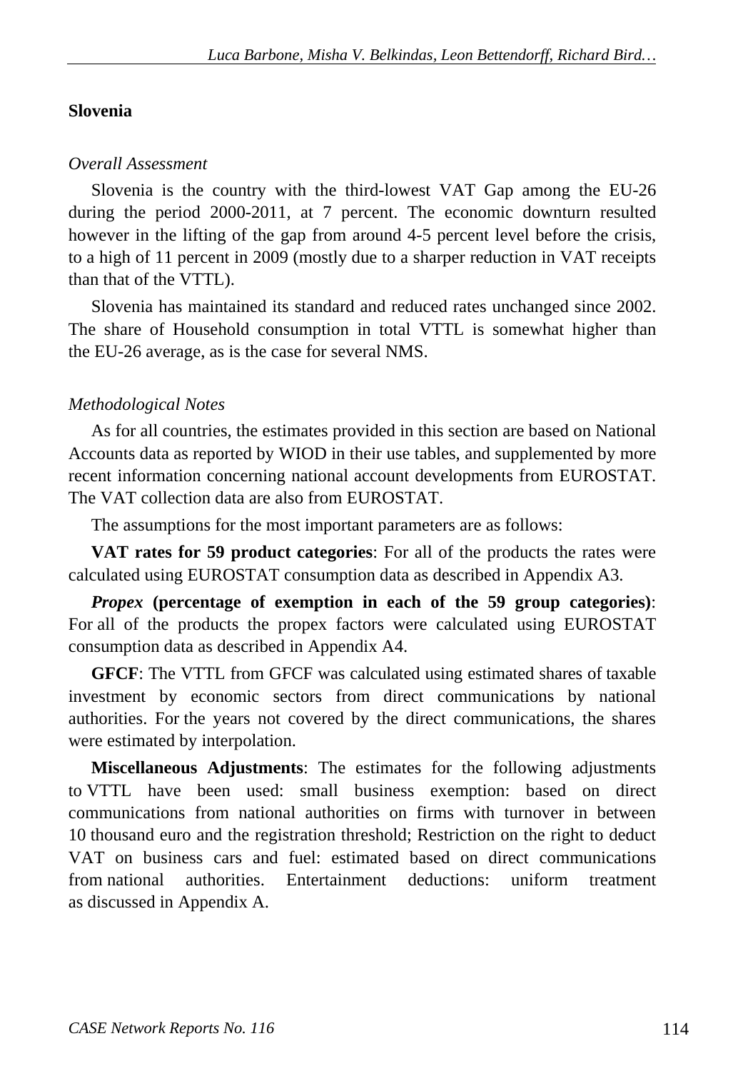## Slovenia

*Overall Assessment*

Slovenia is the country with the third-lowest VAT Gap among the EU-26 during the period 2000-2011, at 7 percent. The economic downturn resulted however in the lifting of the gap from around 4-5 percent level before the crisis, to a high of 11 percent in 2009 (mostly due to a sharper reduction in VAT receipts than that of the VTTL).

Slovenia has maintained its standard and reduced rates unchanged since 2002. The share of Household consumption in total VTTL is somewhat higher than the EU-26 average, as is the case for several NMS.

*Methodological Notes*

As for all countries, the estimates provided in this section are based on National Accounts data as reported by WIOD in their use tables, and supplemented by more recent information concerning national account developments from EUROSTAT. The VAT collection data are also from EUROSTAT.

The assumptions for the most important parameters are as follows:

**VAT rates for 59 product categories**: For all of the products the rates were calculated using EUROSTAT consumption data as described in Appendix A3.

***Propex* (percentage of exemption in each of the 59 group categories)**: For all of the products the propex factors were calculated using EUROSTAT consumption data as described in Appendix A4.

**GFCF**: The VTTL from GFCF was calculated using estimated shares of taxable investment by economic sectors from direct communications by national authorities. For the years not covered by the direct communications, the shares were estimated by interpolation.

**Miscellaneous Adjustments**: The estimates for the following adjustments to VTTL have been used: small business exemption: based on direct communications from national authorities on firms with turnover in between 10 thousand euro and the registration threshold; Restriction on the right to deduct VAT on business cars and fuel: estimated based on direct communications from national authorities. Entertainment deductions: uniform treatment as discussed in Appendix A.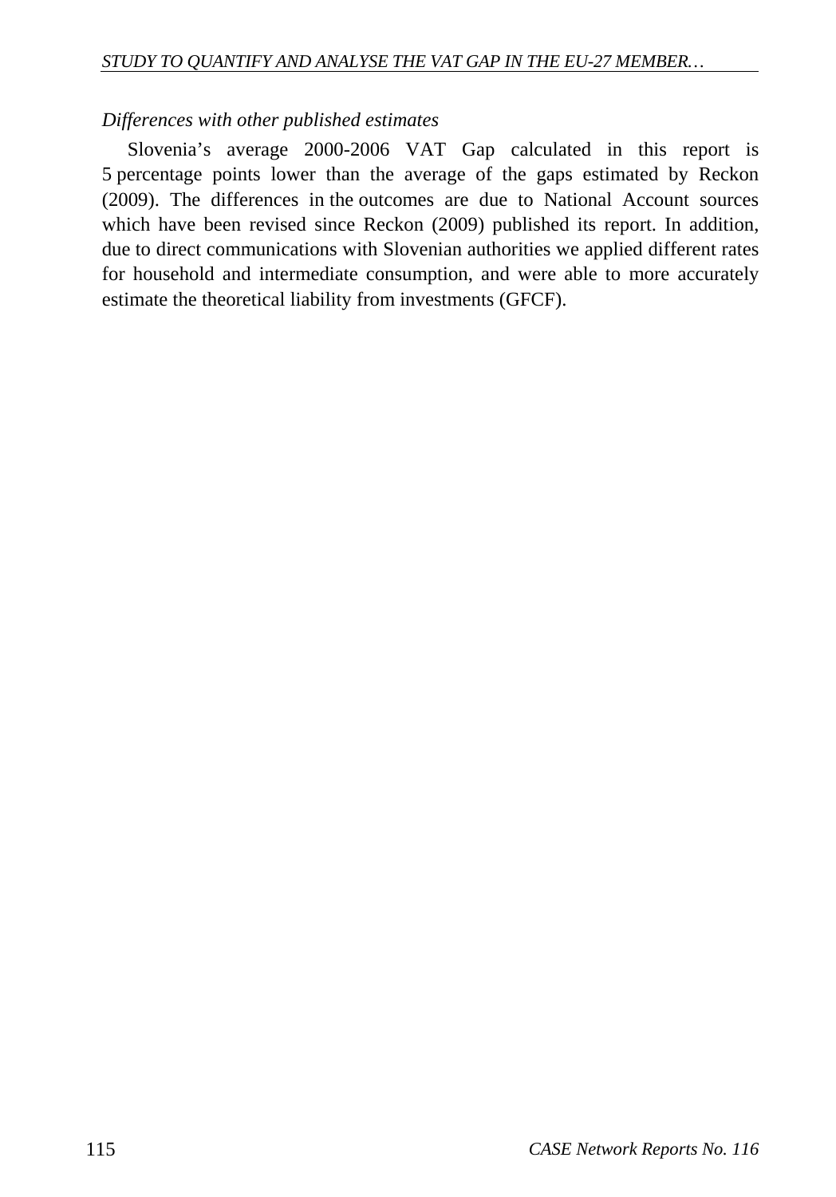*Differences with other published estimates*

Slovenia's average 2000-2006 VAT Gap calculated in this report is 5 percentage points lower than the average of the gaps estimated by Reckon (2009). The differences in the outcomes are due to National Account sources which have been revised since Reckon (2009) published its report. In addition, due to direct communications with Slovenian authorities we applied different rates for household and intermediate consumption, and were able to more accurately estimate the theoretical liability from investments (GFCF).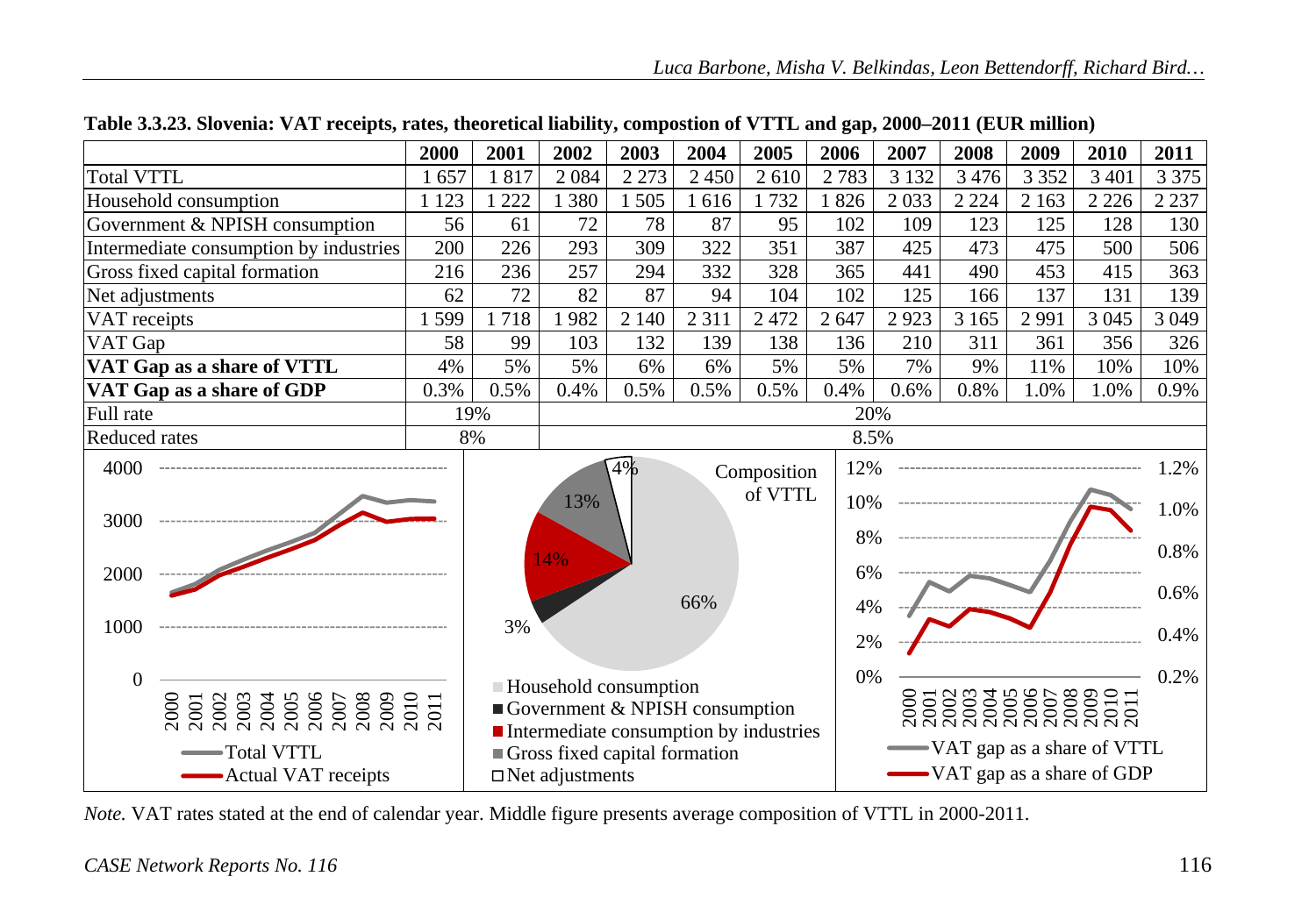**Table 3.3.23. Slovenia: VAT receipts, rates, theoretical liability, compostion of VTTL and gap, 2000–2011 (EUR million)**

| | 2000 | 2001 | 2002 | 2003 | 2004 | 2005 | 2006 | 2007 | 2008 | 2009 | 2010 | 2011 |
|---|---|---|---|---|---|---|---|---|---|---|---|---|
| Total VTTL | 1 657 | 1 817 | 2 084 | 2 273 | 2 450 | 2 610 | 2 783 | 3 132 | 3 476 | 3 352 | 3 401 | 3 375 |
| Household consumption | 1 123 | 1 222 | 1 380 | 1 505 | 1 616 | 1 732 | 1 826 | 2 033 | 2 224 | 2 163 | 2 226 | 2 237 |
| Government & NPISH consumption | 56 | 61 | 72 | 78 | 87 | 95 | 102 | 109 | 123 | 125 | 128 | 130 |
| Intermediate consumption by industries | 200 | 226 | 293 | 309 | 322 | 351 | 387 | 425 | 473 | 475 | 500 | 506 |
| Gross fixed capital formation | 216 | 236 | 257 | 294 | 332 | 328 | 365 | 441 | 490 | 453 | 415 | 363 |
| Net adjustments | 62 | 72 | 82 | 87 | 94 | 104 | 102 | 125 | 166 | 137 | 131 | 139 |
| VAT receipts | 1 599 | 1 718 | 1 982 | 2 140 | 2 311 | 2 472 | 2 647 | 2 923 | 3 165 | 2 991 | 3 045 | 3 049 |
| VAT Gap | 58 | 99 | 103 | 132 | 139 | 138 | 136 | 210 | 311 | 361 | 356 | 326 |
| **VAT Gap as a share of VTTL** | 4% | 5% | 5% | 6% | 6% | 5% | 5% | 7% | 9% | 11% | 10% | 10% |
| **VAT Gap as a share of GDP** | 0.3% | 0.5% | 0.4% | 0.5% | 0.5% | 0.5% | 0.4% | 0.6% | 0.8% | 1.0% | 1.0% | 0.9% |
| Full rate | 19% | | 20% | | | | | | | | | |
| Reduced rates | 8% | | 8.5% | | | | | | | | | |

*Note.* VAT rates stated at the end of calendar year. Middle figure presents average composition of VTTL in 2000-2011.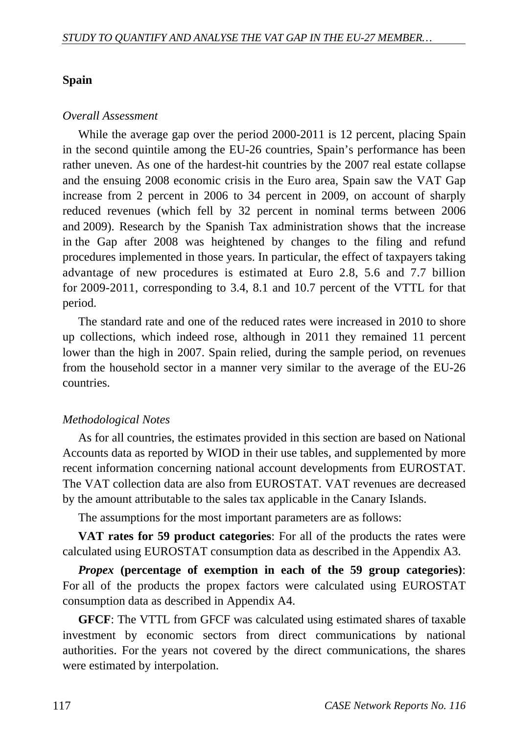**Spain**

*Overall Assessment*

While the average gap over the period 2000-2011 is 12 percent, placing Spain in the second quintile among the EU-26 countries, Spain's performance has been rather uneven. As one of the hardest-hit countries by the 2007 real estate collapse and the ensuing 2008 economic crisis in the Euro area, Spain saw the VAT Gap increase from 2 percent in 2006 to 34 percent in 2009, on account of sharply reduced revenues (which fell by 32 percent in nominal terms between 2006 and 2009). Research by the Spanish Tax administration shows that the increase in the Gap after 2008 was heightened by changes to the filing and refund procedures implemented in those years. In particular, the effect of taxpayers taking advantage of new procedures is estimated at Euro 2.8, 5.6 and 7.7 billion for 2009-2011, corresponding to 3.4, 8.1 and 10.7 percent of the VTTL for that period.

The standard rate and one of the reduced rates were increased in 2010 to shore up collections, which indeed rose, although in 2011 they remained 11 percent lower than the high in 2007. Spain relied, during the sample period, on revenues from the household sector in a manner very similar to the average of the EU-26 countries.

*Methodological Notes*

As for all countries, the estimates provided in this section are based on National Accounts data as reported by WIOD in their use tables, and supplemented by more recent information concerning national account developments from EUROSTAT. The VAT collection data are also from EUROSTAT. VAT revenues are decreased by the amount attributable to the sales tax applicable in the Canary Islands.

The assumptions for the most important parameters are as follows:

**VAT rates for 59 product categories**: For all of the products the rates were calculated using EUROSTAT consumption data as described in the Appendix A3.

***Propex* (percentage of exemption in each of the 59 group categories)**: For all of the products the propex factors were calculated using EUROSTAT consumption data as described in Appendix A4.

**GFCF**: The VTTL from GFCF was calculated using estimated shares of taxable investment by economic sectors from direct communications by national authorities. For the years not covered by the direct communications, the shares were estimated by interpolation.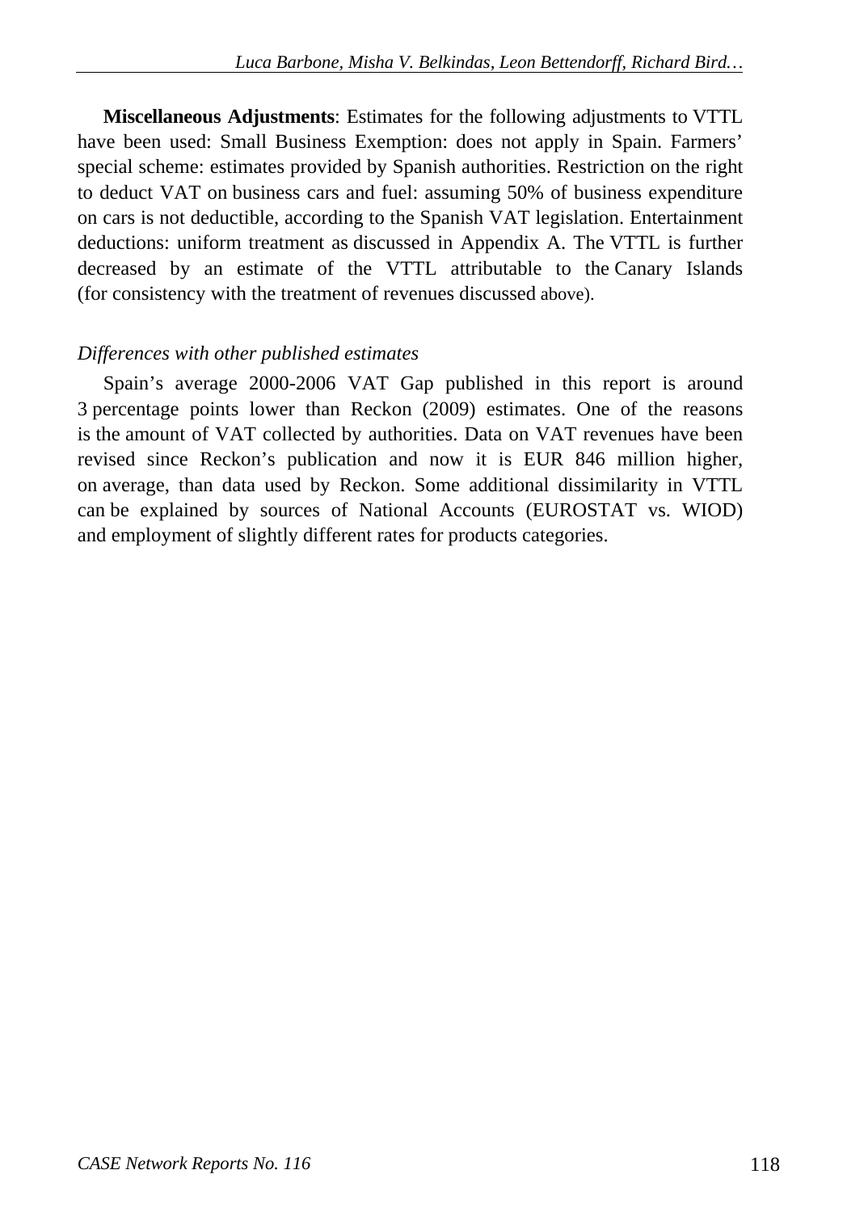**Miscellaneous Adjustments**: Estimates for the following adjustments to VTTL have been used: Small Business Exemption: does not apply in Spain. Farmers' special scheme: estimates provided by Spanish authorities. Restriction on the right to deduct VAT on business cars and fuel: assuming 50% of business expenditure on cars is not deductible, according to the Spanish VAT legislation. Entertainment deductions: uniform treatment as discussed in Appendix A. The VTTL is further decreased by an estimate of the VTTL attributable to the Canary Islands (for consistency with the treatment of revenues discussed above).

*Differences with other published estimates*

Spain's average 2000-2006 VAT Gap published in this report is around 3 percentage points lower than Reckon (2009) estimates. One of the reasons is the amount of VAT collected by authorities. Data on VAT revenues have been revised since Reckon's publication and now it is EUR 846 million higher, on average, than data used by Reckon. Some additional dissimilarity in VTTL can be explained by sources of National Accounts (EUROSTAT vs. WIOD) and employment of slightly different rates for products categories.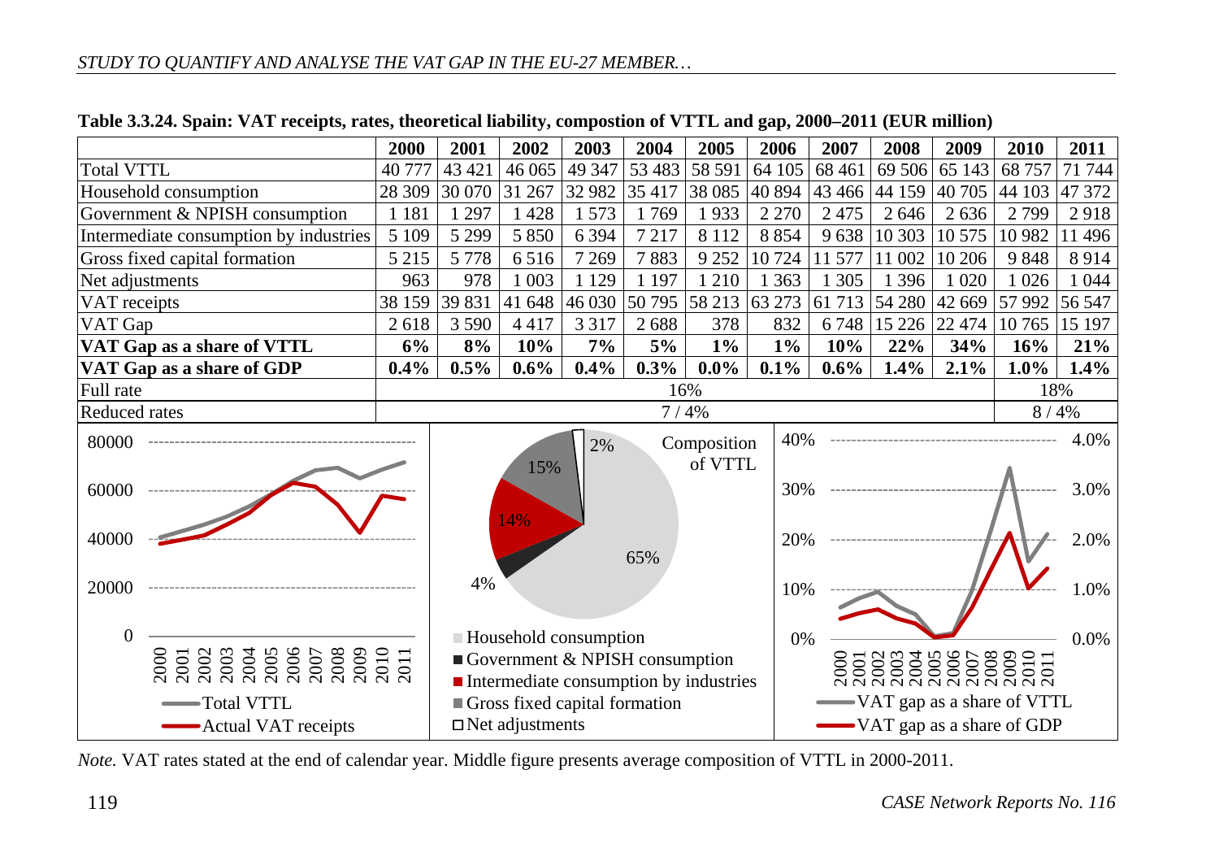**Table 3.3.24. Spain: VAT receipts, rates, theoretical liability, compostion of VTTL and gap, 2000–2011 (EUR million)**

| | 2000 | 2001 | 2002 | 2003 | 2004 | 2005 | 2006 | 2007 | 2008 | 2009 | 2010 | 2011 |
|---|---|---|---|---|---|---|---|---|---|---|---|---|
| Total VTTL | 40 777 | 43 421 | 46 065 | 49 347 | 53 483 | 58 591 | 64 105 | 68 461 | 69 506 | 65 143 | 68 757 | 71 744 |
| Household consumption | 28 309 | 30 070 | 31 267 | 32 982 | 35 417 | 38 085 | 40 894 | 43 466 | 44 159 | 40 705 | 44 103 | 47 372 |
| Government & NPISH consumption | 1 181 | 1 297 | 1 428 | 1 573 | 1 769 | 1 933 | 2 270 | 2 475 | 2 646 | 2 636 | 2 799 | 2 918 |
| Intermediate consumption by industries | 5 109 | 5 299 | 5 850 | 6 394 | 7 217 | 8 112 | 8 854 | 9 638 | 10 303 | 10 575 | 10 982 | 11 496 |
| Gross fixed capital formation | 5 215 | 5 778 | 6 516 | 7 269 | 7 883 | 9 252 | 10 724 | 11 577 | 11 002 | 10 206 | 9 848 | 8 914 |
| Net adjustments | 963 | 978 | 1 003 | 1 129 | 1 197 | 1 210 | 1 363 | 1 305 | 1 396 | 1 020 | 1 026 | 1 044 |
| VAT receipts | 38 159 | 39 831 | 41 648 | 46 030 | 50 795 | 58 213 | 63 273 | 61 713 | 54 280 | 42 669 | 57 992 | 56 547 |
| VAT Gap | 2 618 | 3 590 | 4 417 | 3 317 | 2 688 | 378 | 832 | 6 748 | 15 226 | 22 474 | 10 765 | 15 197 |
| **VAT Gap as a share of VTTL** | **6%** | **8%** | **10%** | **7%** | **5%** | **1%** | **1%** | **10%** | **22%** | **34%** | **16%** | **21%** |
| **VAT Gap as a share of GDP** | **0.4%** | **0.5%** | **0.6%** | **0.4%** | **0.3%** | **0.0%** | **0.1%** | **0.6%** | **1.4%** | **2.1%** | **1.0%** | **1.4%** |
| Full rate | 16% | | | | | | | | | | 18% | |
| Reduced rates | 7 / 4% | | | | | | | | | | 8 / 4% | |

*Note.* VAT rates stated at the end of calendar year. Middle figure presents average composition of VTTL in 2000-2011.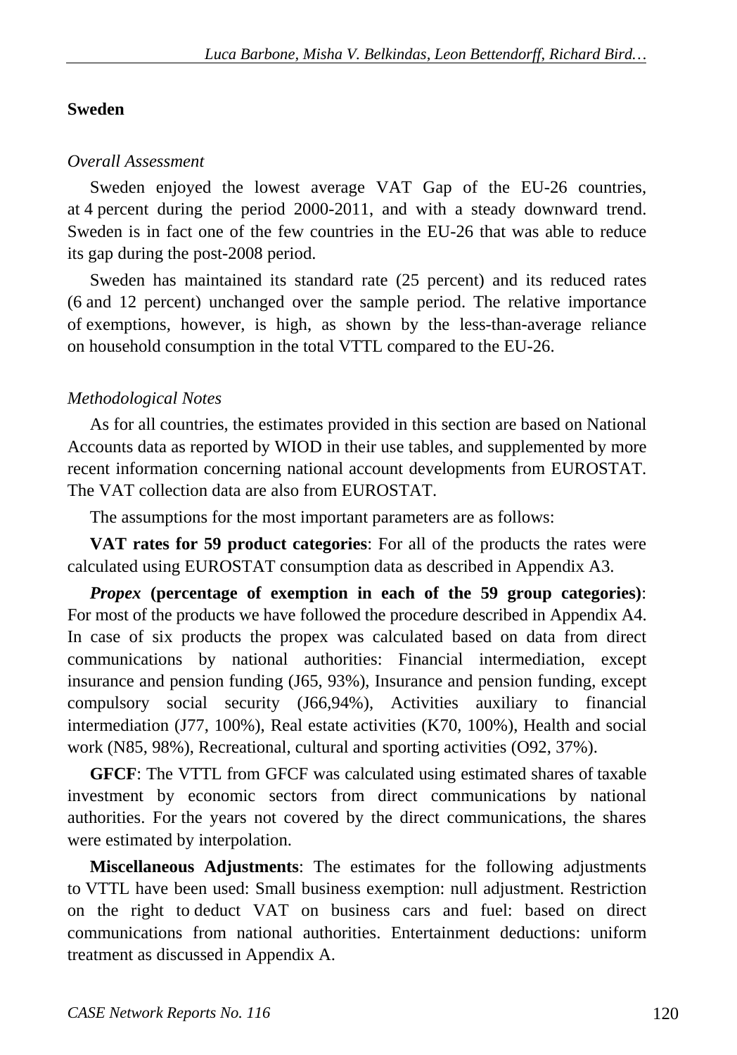## Sweden

*Overall Assessment*

Sweden enjoyed the lowest average VAT Gap of the EU-26 countries, at 4 percent during the period 2000-2011, and with a steady downward trend. Sweden is in fact one of the few countries in the EU-26 that was able to reduce its gap during the post-2008 period.

Sweden has maintained its standard rate (25 percent) and its reduced rates (6 and 12 percent) unchanged over the sample period. The relative importance of exemptions, however, is high, as shown by the less-than-average reliance on household consumption in the total VTTL compared to the EU-26.

*Methodological Notes*

As for all countries, the estimates provided in this section are based on National Accounts data as reported by WIOD in their use tables, and supplemented by more recent information concerning national account developments from EUROSTAT. The VAT collection data are also from EUROSTAT.

The assumptions for the most important parameters are as follows:

**VAT rates for 59 product categories**: For all of the products the rates were calculated using EUROSTAT consumption data as described in Appendix A3.

***Propex* (percentage of exemption in each of the 59 group categories)**: For most of the products we have followed the procedure described in Appendix A4. In case of six products the propex was calculated based on data from direct communications by national authorities: Financial intermediation, except insurance and pension funding (J65, 93%), Insurance and pension funding, except compulsory social security (J66,94%), Activities auxiliary to financial intermediation (J77, 100%), Real estate activities (K70, 100%), Health and social work (N85, 98%), Recreational, cultural and sporting activities (O92, 37%).

**GFCF**: The VTTL from GFCF was calculated using estimated shares of taxable investment by economic sectors from direct communications by national authorities. For the years not covered by the direct communications, the shares were estimated by interpolation.

**Miscellaneous Adjustments**: The estimates for the following adjustments to VTTL have been used: Small business exemption: null adjustment. Restriction on the right to deduct VAT on business cars and fuel: based on direct communications from national authorities. Entertainment deductions: uniform treatment as discussed in Appendix A.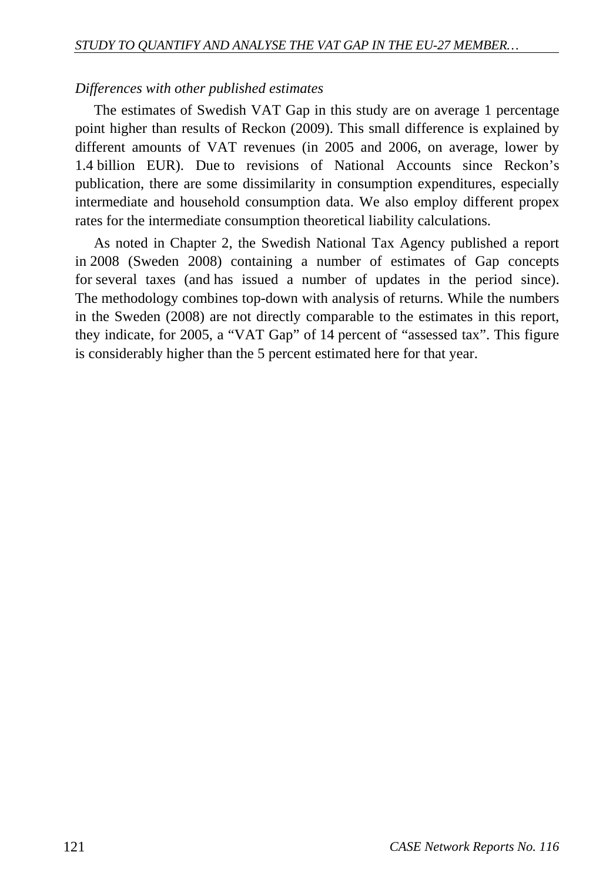*Differences with other published estimates*

The estimates of Swedish VAT Gap in this study are on average 1 percentage point higher than results of Reckon (2009). This small difference is explained by different amounts of VAT revenues (in 2005 and 2006, on average, lower by 1.4 billion EUR). Due to revisions of National Accounts since Reckon's publication, there are some dissimilarity in consumption expenditures, especially intermediate and household consumption data. We also employ different propex rates for the intermediate consumption theoretical liability calculations.

As noted in Chapter 2, the Swedish National Tax Agency published a report in 2008 (Sweden 2008) containing a number of estimates of Gap concepts for several taxes (and has issued a number of updates in the period since). The methodology combines top-down with analysis of returns. While the numbers in the Sweden (2008) are not directly comparable to the estimates in this report, they indicate, for 2005, a "VAT Gap" of 14 percent of "assessed tax". This figure is considerably higher than the 5 percent estimated here for that year.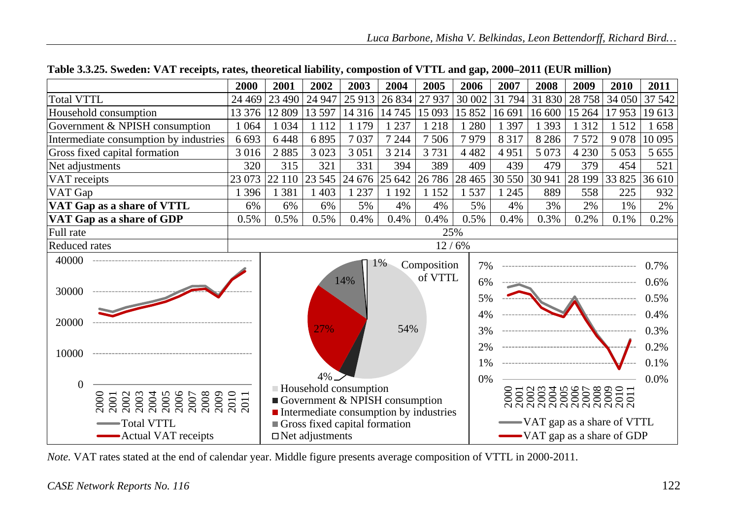**Table 3.3.25. Sweden: VAT receipts, rates, theoretical liability, compostion of VTTL and gap, 2000–2011 (EUR million)**

| | 2000 | 2001 | 2002 | 2003 | 2004 | 2005 | 2006 | 2007 | 2008 | 2009 | 2010 | 2011 |
|---|---|---|---|---|---|---|---|---|---|---|---|---|
| Total VTTL | 24 469 | 23 490 | 24 947 | 25 913 | 26 834 | 27 937 | 30 002 | 31 794 | 31 830 | 28 758 | 34 050 | 37 542 |
| Household consumption | 13 376 | 12 809 | 13 597 | 14 316 | 14 745 | 15 093 | 15 852 | 16 691 | 16 600 | 15 264 | 17 953 | 19 613 |
| Government & NPISH consumption | 1 064 | 1 034 | 1 112 | 1 179 | 1 237 | 1 218 | 1 280 | 1 397 | 1 393 | 1 312 | 1 512 | 1 658 |
| Intermediate consumption by industries | 6 693 | 6 448 | 6 895 | 7 037 | 7 244 | 7 506 | 7 979 | 8 317 | 8 286 | 7 572 | 9 078 | 10 095 |
| Gross fixed capital formation | 3 016 | 2 885 | 3 023 | 3 051 | 3 214 | 3 731 | 4 482 | 4 951 | 5 073 | 4 230 | 5 053 | 5 655 |
| Net adjustments | 320 | 315 | 321 | 331 | 394 | 389 | 409 | 439 | 479 | 379 | 454 | 521 |
| VAT receipts | 23 073 | 22 110 | 23 545 | 24 676 | 25 642 | 26 786 | 28 465 | 30 550 | 30 941 | 28 199 | 33 825 | 36 610 |
| VAT Gap | 1 396 | 1 381 | 1 403 | 1 237 | 1 192 | 1 152 | 1 537 | 1 245 | 889 | 558 | 225 | 932 |
| **VAT Gap as a share of VTTL** | 6% | 6% | 6% | 5% | 4% | 4% | 5% | 4% | 3% | 2% | 1% | 2% |
| **VAT Gap as a share of GDP** | 0.5% | 0.5% | 0.5% | 0.4% | 0.4% | 0.4% | 0.5% | 0.4% | 0.3% | 0.2% | 0.1% | 0.2% |
| Full rate | 25% | | | | | | | | | | | |
| Reduced rates | 12 / 6% | | | | | | | | | | | |

*Note.* VAT rates stated at the end of calendar year. Middle figure presents average composition of VTTL in 2000-2011.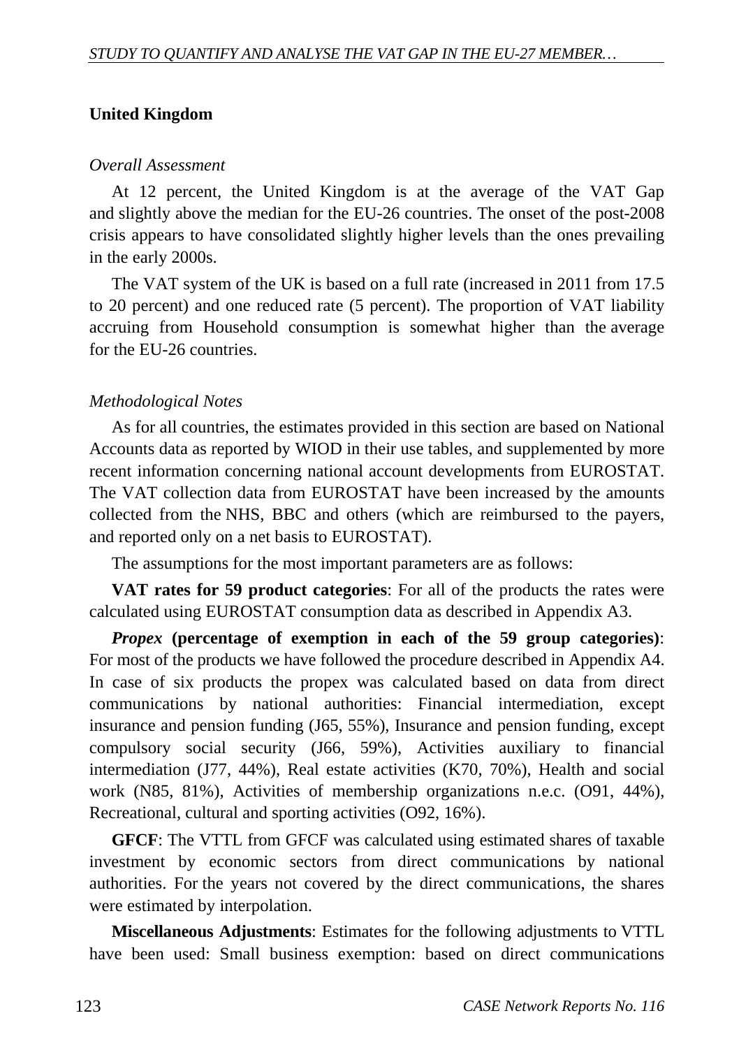## United Kingdom

*Overall Assessment*

At 12 percent, the United Kingdom is at the average of the VAT Gap and slightly above the median for the EU-26 countries. The onset of the post-2008 crisis appears to have consolidated slightly higher levels than the ones prevailing in the early 2000s.

The VAT system of the UK is based on a full rate (increased in 2011 from 17.5 to 20 percent) and one reduced rate (5 percent). The proportion of VAT liability accruing from Household consumption is somewhat higher than the average for the EU-26 countries.

*Methodological Notes*

As for all countries, the estimates provided in this section are based on National Accounts data as reported by WIOD in their use tables, and supplemented by more recent information concerning national account developments from EUROSTAT. The VAT collection data from EUROSTAT have been increased by the amounts collected from the NHS, BBC and others (which are reimbursed to the payers, and reported only on a net basis to EUROSTAT).

The assumptions for the most important parameters are as follows:

**VAT rates for 59 product categories**: For all of the products the rates were calculated using EUROSTAT consumption data as described in Appendix A3.

***Propex*** **(percentage of exemption in each of the 59 group categories)**: For most of the products we have followed the procedure described in Appendix A4. In case of six products the propex was calculated based on data from direct communications by national authorities: Financial intermediation, except insurance and pension funding (J65, 55%), Insurance and pension funding, except compulsory social security (J66, 59%), Activities auxiliary to financial intermediation (J77, 44%), Real estate activities (K70, 70%), Health and social work (N85, 81%), Activities of membership organizations n.e.c. (O91, 44%), Recreational, cultural and sporting activities (O92, 16%).

**GFCF**: The VTTL from GFCF was calculated using estimated shares of taxable investment by economic sectors from direct communications by national authorities. For the years not covered by the direct communications, the shares were estimated by interpolation.

**Miscellaneous Adjustments**: Estimates for the following adjustments to VTTL have been used: Small business exemption: based on direct communications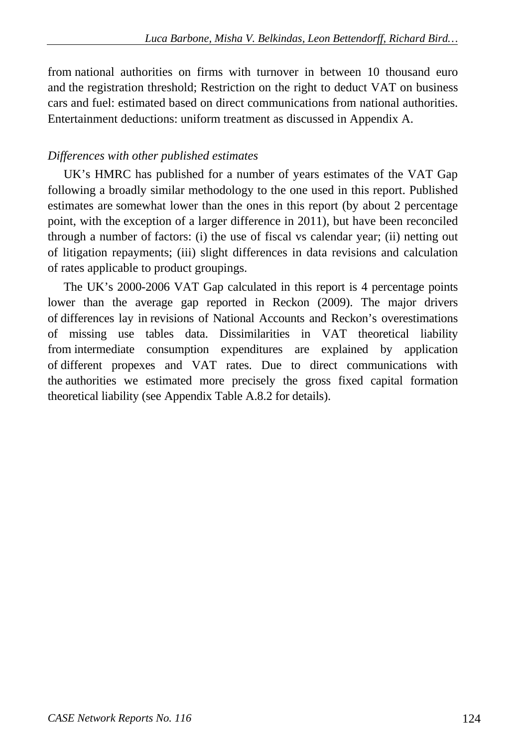from national authorities on firms with turnover in between 10 thousand euro and the registration threshold; Restriction on the right to deduct VAT on business cars and fuel: estimated based on direct communications from national authorities. Entertainment deductions: uniform treatment as discussed in Appendix A.

*Differences with other published estimates*

UK's HMRC has published for a number of years estimates of the VAT Gap following a broadly similar methodology to the one used in this report. Published estimates are somewhat lower than the ones in this report (by about 2 percentage point, with the exception of a larger difference in 2011), but have been reconciled through a number of factors: (i) the use of fiscal vs calendar year; (ii) netting out of litigation repayments; (iii) slight differences in data revisions and calculation of rates applicable to product groupings.

The UK's 2000-2006 VAT Gap calculated in this report is 4 percentage points lower than the average gap reported in Reckon (2009). The major drivers of differences lay in revisions of National Accounts and Reckon's overestimations of missing use tables data. Dissimilarities in VAT theoretical liability from intermediate consumption expenditures are explained by application of different propexes and VAT rates. Due to direct communications with the authorities we estimated more precisely the gross fixed capital formation theoretical liability (see Appendix Table A.8.2 for details).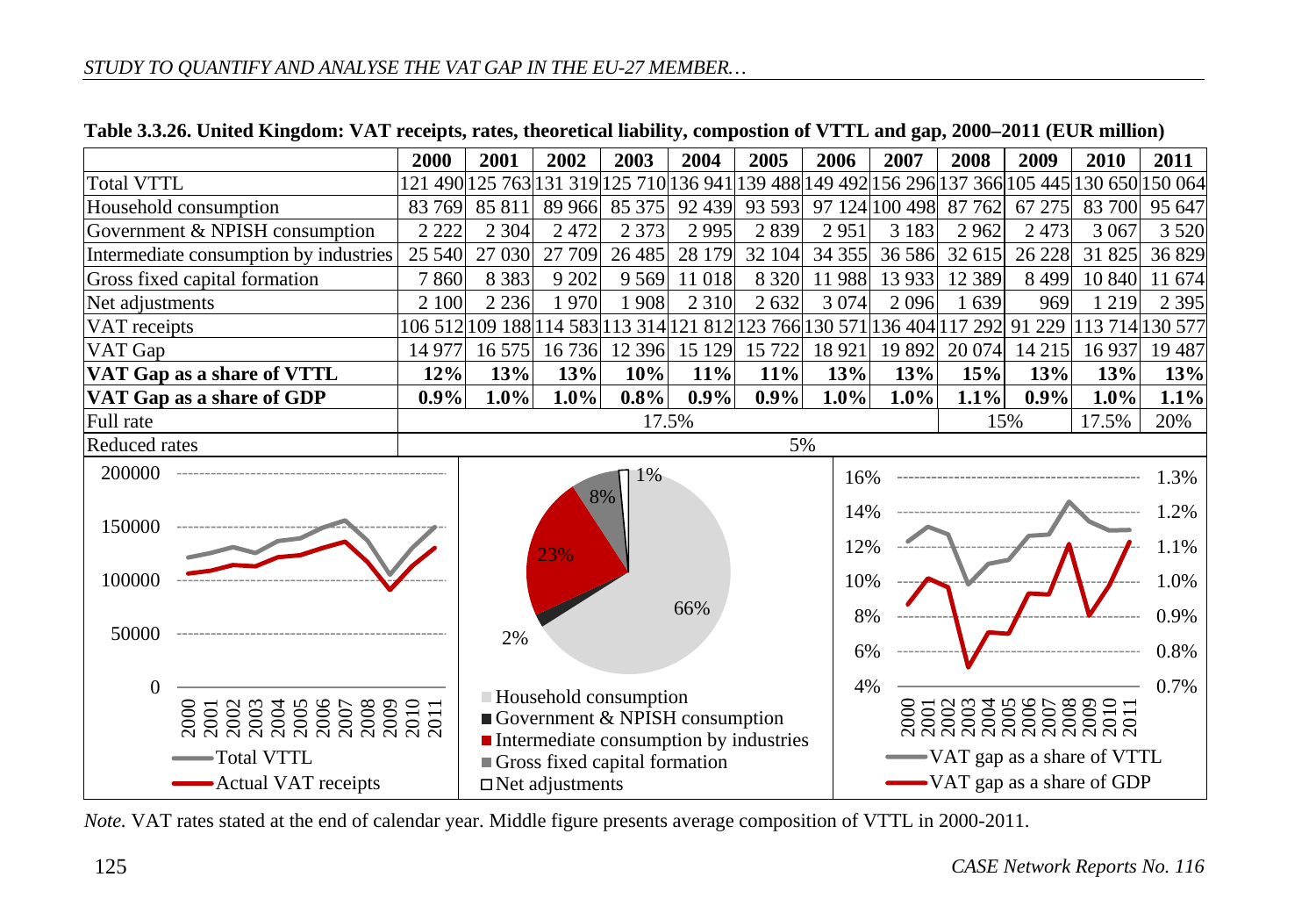**Table 3.3.26. United Kingdom: VAT receipts, rates, theoretical liability, compostion of VTTL and gap, 2000–2011 (EUR million)**

| | 2000 | 2001 | 2002 | 2003 | 2004 | 2005 | 2006 | 2007 | 2008 | 2009 | 2010 | 2011 |
|---|---|---|---|---|---|---|---|---|---|---|---|---|
| Total VTTL | 121 490 | 125 763 | 131 319 | 125 710 | 136 941 | 139 488 | 149 492 | 156 296 | 137 366 | 105 445 | 130 650 | 150 064 |
| Household consumption | 83 769 | 85 811 | 89 966 | 85 375 | 92 439 | 93 593 | 97 124 | 100 498 | 87 762 | 67 275 | 83 700 | 95 647 |
| Government & NPISH consumption | 2 222 | 2 304 | 2 472 | 2 373 | 2 995 | 2 839 | 2 951 | 3 183 | 2 962 | 2 473 | 3 067 | 3 520 |
| Intermediate consumption by industries | 25 540 | 27 030 | 27 709 | 26 485 | 28 179 | 32 104 | 34 355 | 36 586 | 32 615 | 26 228 | 31 825 | 36 829 |
| Gross fixed capital formation | 7 860 | 8 383 | 9 202 | 9 569 | 11 018 | 8 320 | 11 988 | 13 933 | 12 389 | 8 499 | 10 840 | 11 674 |
| Net adjustments | 2 100 | 2 236 | 1 970 | 1 908 | 2 310 | 2 632 | 3 074 | 2 096 | 1 639 | 969 | 1 219 | 2 395 |
| VAT receipts | 106 512 | 109 188 | 114 583 | 113 314 | 121 812 | 123 766 | 130 571 | 136 404 | 117 292 | 91 229 | 113 714 | 130 577 |
| VAT Gap | 14 977 | 16 575 | 16 736 | 12 396 | 15 129 | 15 722 | 18 921 | 19 892 | 20 074 | 14 215 | 16 937 | 19 487 |
| **VAT Gap as a share of VTTL** | **12%** | **13%** | **13%** | **10%** | **11%** | **11%** | **13%** | **13%** | **15%** | **13%** | **13%** | **13%** |
| **VAT Gap as a share of GDP** | **0.9%** | **1.0%** | **1.0%** | **0.8%** | **0.9%** | **0.9%** | **1.0%** | **1.0%** | **1.1%** | **0.9%** | **1.0%** | **1.1%** |
| Full rate | 17.5% | | | | | | | | 15% | | 17.5% | 20% |
| Reduced rates | 5% | | | | | | | | | | | |

*Note.* VAT rates stated at the end of calendar year. Middle figure presents average composition of VTTL in 2000-2011.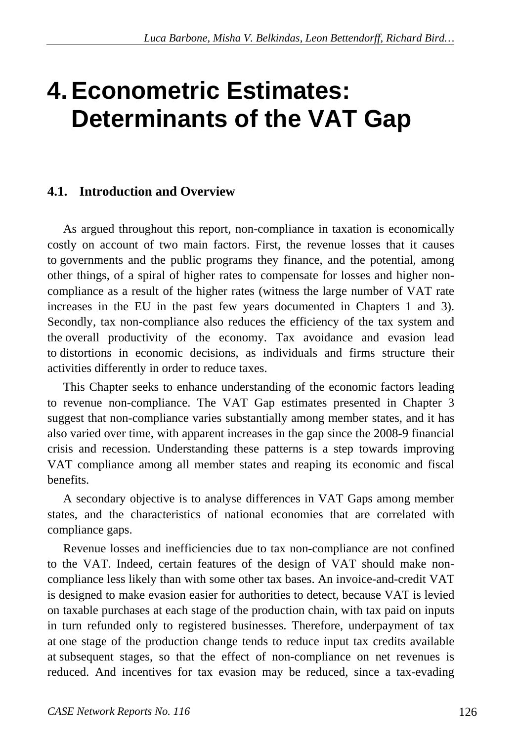# 4. Econometric Estimates: Determinants of the VAT Gap

## 4.1. Introduction and Overview

As argued throughout this report, non-compliance in taxation is economically costly on account of two main factors. First, the revenue losses that it causes to governments and the public programs they finance, and the potential, among other things, of a spiral of higher rates to compensate for losses and higher non-compliance as a result of the higher rates (witness the large number of VAT rate increases in the EU in the past few years documented in Chapters 1 and 3). Secondly, tax non-compliance also reduces the efficiency of the tax system and the overall productivity of the economy. Tax avoidance and evasion lead to distortions in economic decisions, as individuals and firms structure their activities differently in order to reduce taxes.

This Chapter seeks to enhance understanding of the economic factors leading to revenue non-compliance. The VAT Gap estimates presented in Chapter 3 suggest that non-compliance varies substantially among member states, and it has also varied over time, with apparent increases in the gap since the 2008-9 financial crisis and recession. Understanding these patterns is a step towards improving VAT compliance among all member states and reaping its economic and fiscal benefits.

A secondary objective is to analyse differences in VAT Gaps among member states, and the characteristics of national economies that are correlated with compliance gaps.

Revenue losses and inefficiencies due to tax non-compliance are not confined to the VAT. Indeed, certain features of the design of VAT should make non-compliance less likely than with some other tax bases. An invoice-and-credit VAT is designed to make evasion easier for authorities to detect, because VAT is levied on taxable purchases at each stage of the production chain, with tax paid on inputs in turn refunded only to registered businesses. Therefore, underpayment of tax at one stage of the production change tends to reduce input tax credits available at subsequent stages, so that the effect of non-compliance on net revenues is reduced. And incentives for tax evasion may be reduced, since a tax-evading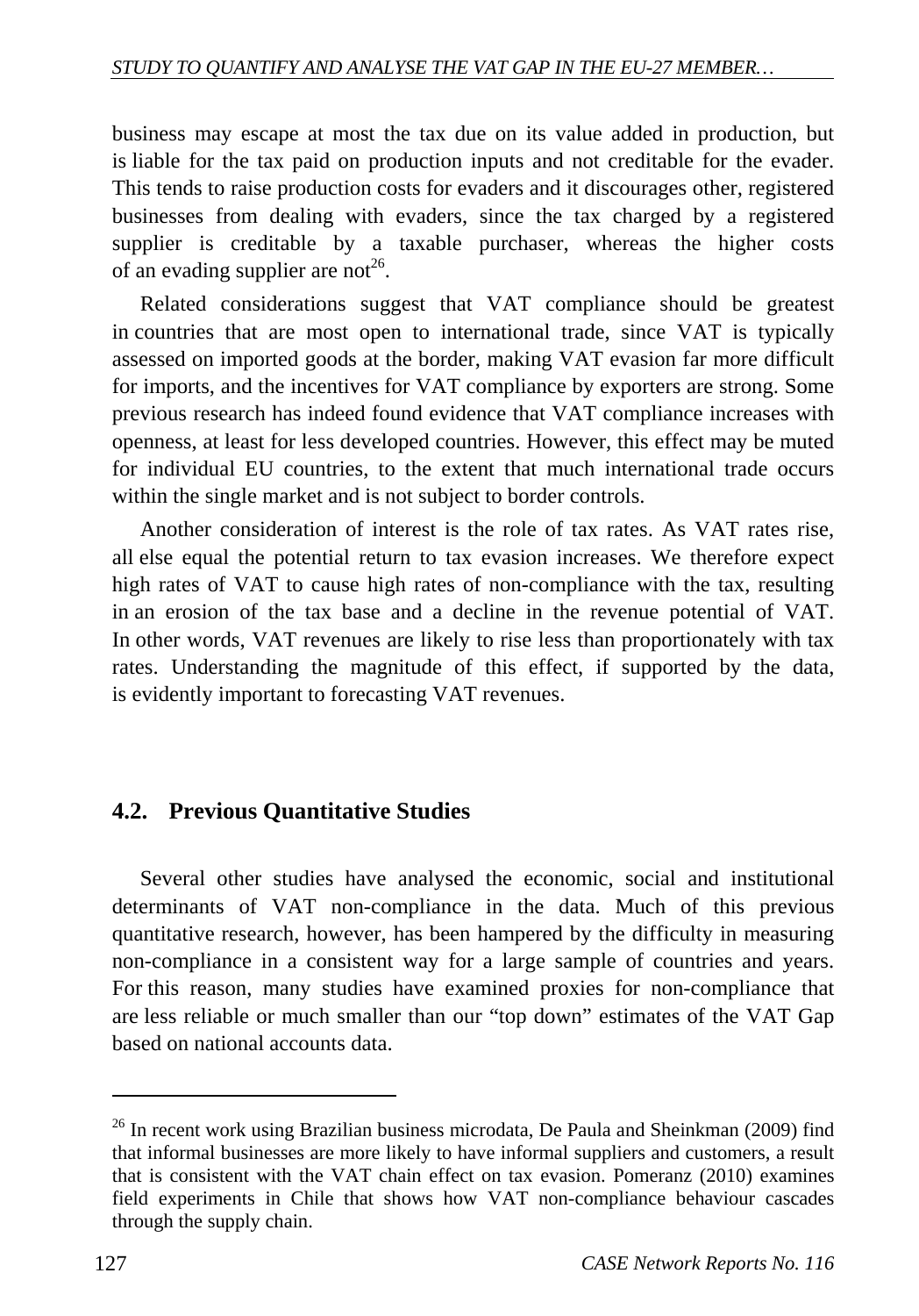business may escape at most the tax due on its value added in production, but is liable for the tax paid on production inputs and not creditable for the evader. This tends to raise production costs for evaders and it discourages other, registered businesses from dealing with evaders, since the tax charged by a registered supplier is creditable by a taxable purchaser, whereas the higher costs of an evading supplier are not[26].

Related considerations suggest that VAT compliance should be greatest in countries that are most open to international trade, since VAT is typically assessed on imported goods at the border, making VAT evasion far more difficult for imports, and the incentives for VAT compliance by exporters are strong. Some previous research has indeed found evidence that VAT compliance increases with openness, at least for less developed countries. However, this effect may be muted for individual EU countries, to the extent that much international trade occurs within the single market and is not subject to border controls.

Another consideration of interest is the role of tax rates. As VAT rates rise, all else equal the potential return to tax evasion increases. We therefore expect high rates of VAT to cause high rates of non-compliance with the tax, resulting in an erosion of the tax base and a decline in the revenue potential of VAT. In other words, VAT revenues are likely to rise less than proportionately with tax rates. Understanding the magnitude of this effect, if supported by the data, is evidently important to forecasting VAT revenues.

## 4.2. Previous Quantitative Studies

Several other studies have analysed the economic, social and institutional determinants of VAT non-compliance in the data. Much of this previous quantitative research, however, has been hampered by the difficulty in measuring non-compliance in a consistent way for a large sample of countries and years. For this reason, many studies have examined proxies for non-compliance that are less reliable or much smaller than our "top down" estimates of the VAT Gap based on national accounts data.

---

[26] In recent work using Brazilian business microdata, De Paula and Sheinkman (2009) find that informal businesses are more likely to have informal suppliers and customers, a result that is consistent with the VAT chain effect on tax evasion. Pomeranz (2010) examines field experiments in Chile that shows how VAT non-compliance behaviour cascades through the supply chain.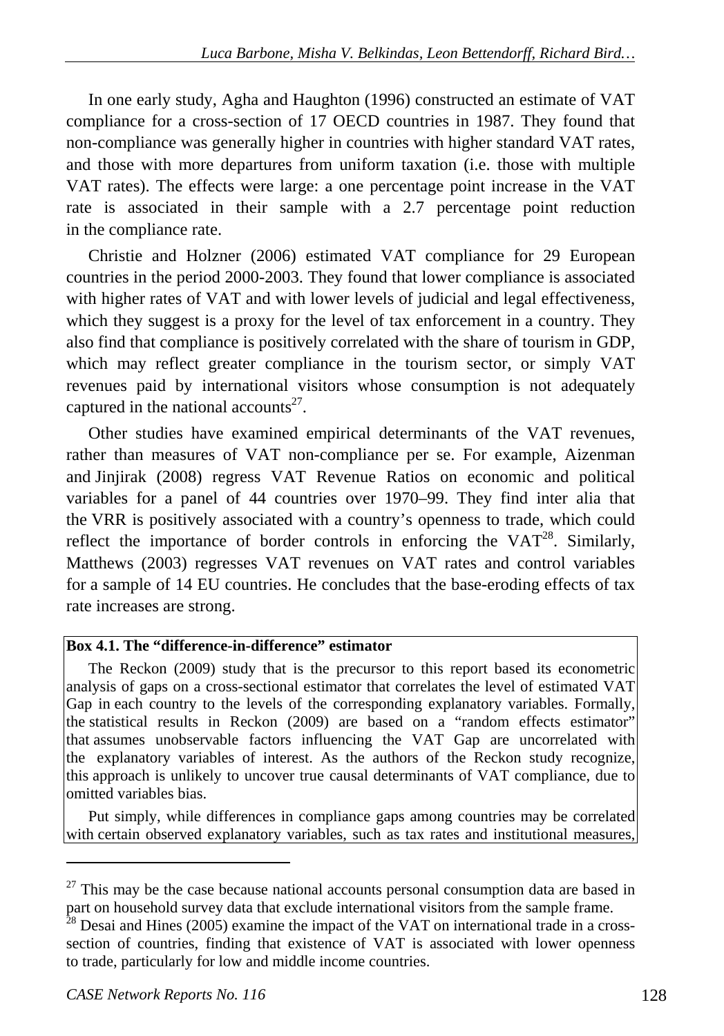In one early study, Agha and Haughton (1996) constructed an estimate of VAT compliance for a cross-section of 17 OECD countries in 1987. They found that non-compliance was generally higher in countries with higher standard VAT rates, and those with more departures from uniform taxation (i.e. those with multiple VAT rates). The effects were large: a one percentage point increase in the VAT rate is associated in their sample with a 2.7 percentage point reduction in the compliance rate.

Christie and Holzner (2006) estimated VAT compliance for 29 European countries in the period 2000-2003. They found that lower compliance is associated with higher rates of VAT and with lower levels of judicial and legal effectiveness, which they suggest is a proxy for the level of tax enforcement in a country. They also find that compliance is positively correlated with the share of tourism in GDP, which may reflect greater compliance in the tourism sector, or simply VAT revenues paid by international visitors whose consumption is not adequately captured in the national accounts[27].

Other studies have examined empirical determinants of the VAT revenues, rather than measures of VAT non-compliance per se. For example, Aizenman and Jinjirak (2008) regress VAT Revenue Ratios on economic and political variables for a panel of 44 countries over 1970–99. They find inter alia that the VRR is positively associated with a country's openness to trade, which could reflect the importance of border controls in enforcing the VAT[28]. Similarly, Matthews (2003) regresses VAT revenues on VAT rates and control variables for a sample of 14 EU countries. He concludes that the base-eroding effects of tax rate increases are strong.

**Box 4.1. The "difference-in-difference" estimator**

The Reckon (2009) study that is the precursor to this report based its econometric analysis of gaps on a cross-sectional estimator that correlates the level of estimated VAT Gap in each country to the levels of the corresponding explanatory variables. Formally, the statistical results in Reckon (2009) are based on a "random effects estimator" that assumes unobservable factors influencing the VAT Gap are uncorrelated with the explanatory variables of interest. As the authors of the Reckon study recognize, this approach is unlikely to uncover true causal determinants of VAT compliance, due to omitted variables bias.

Put simply, while differences in compliance gaps among countries may be correlated with certain observed explanatory variables, such as tax rates and institutional measures,

---

[27] This may be the case because national accounts personal consumption data are based in part on household survey data that exclude international visitors from the sample frame.

[28] Desai and Hines (2005) examine the impact of the VAT on international trade in a cross-section of countries, finding that existence of VAT is associated with lower openness to trade, particularly for low and middle income countries.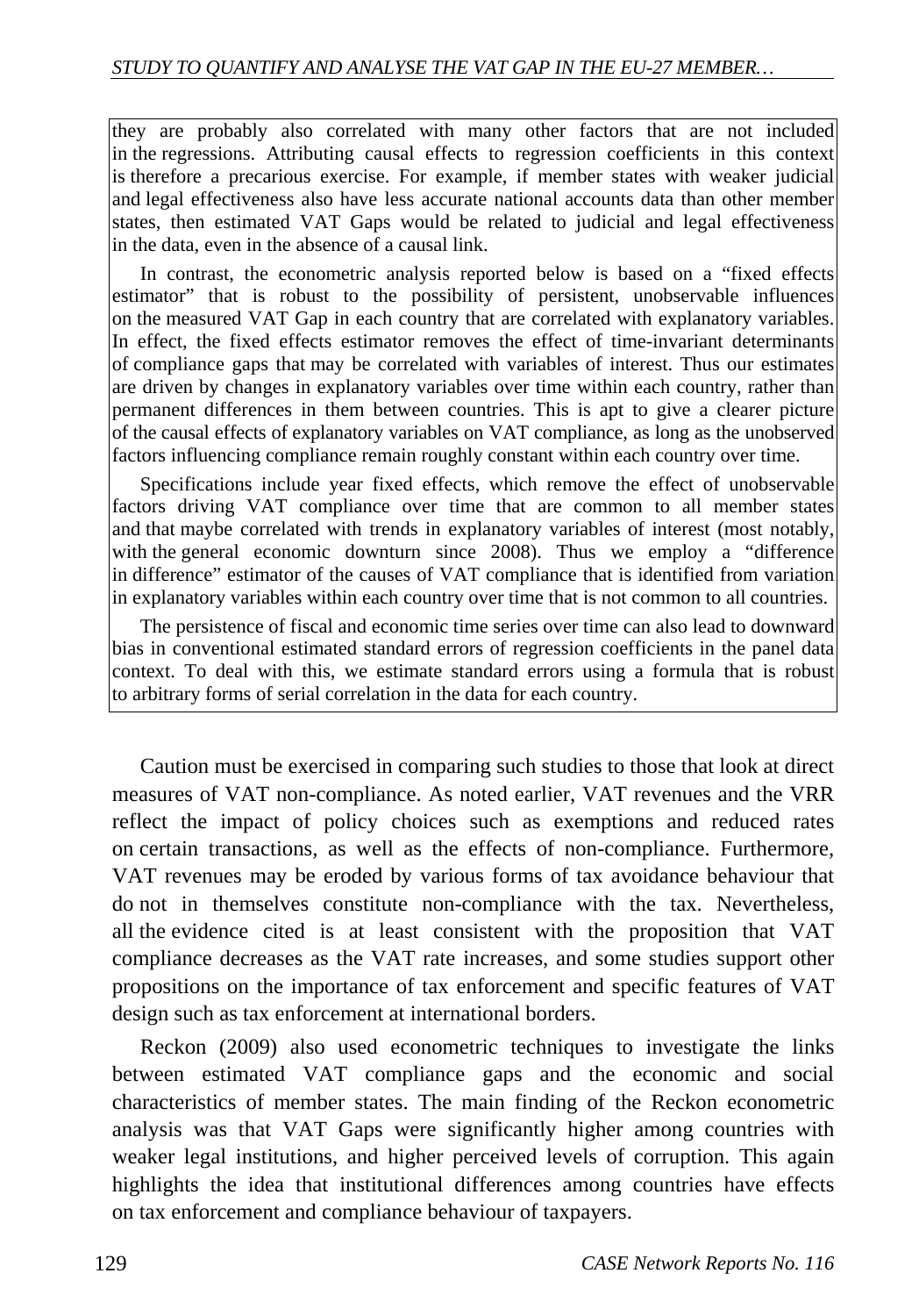they are probably also correlated with many other factors that are not included in the regressions. Attributing causal effects to regression coefficients in this context is therefore a precarious exercise. For example, if member states with weaker judicial and legal effectiveness also have less accurate national accounts data than other member states, then estimated VAT Gaps would be related to judicial and legal effectiveness in the data, even in the absence of a causal link.

In contrast, the econometric analysis reported below is based on a "fixed effects estimator" that is robust to the possibility of persistent, unobservable influences on the measured VAT Gap in each country that are correlated with explanatory variables. In effect, the fixed effects estimator removes the effect of time-invariant determinants of compliance gaps that may be correlated with variables of interest. Thus our estimates are driven by changes in explanatory variables over time within each country, rather than permanent differences in them between countries. This is apt to give a clearer picture of the causal effects of explanatory variables on VAT compliance, as long as the unobserved factors influencing compliance remain roughly constant within each country over time.

Specifications include year fixed effects, which remove the effect of unobservable factors driving VAT compliance over time that are common to all member states and that maybe correlated with trends in explanatory variables of interest (most notably, with the general economic downturn since 2008). Thus we employ a "difference in difference" estimator of the causes of VAT compliance that is identified from variation in explanatory variables within each country over time that is not common to all countries.

The persistence of fiscal and economic time series over time can also lead to downward bias in conventional estimated standard errors of regression coefficients in the panel data context. To deal with this, we estimate standard errors using a formula that is robust to arbitrary forms of serial correlation in the data for each country.

Caution must be exercised in comparing such studies to those that look at direct measures of VAT non-compliance. As noted earlier, VAT revenues and the VRR reflect the impact of policy choices such as exemptions and reduced rates on certain transactions, as well as the effects of non-compliance. Furthermore, VAT revenues may be eroded by various forms of tax avoidance behaviour that do not in themselves constitute non-compliance with the tax. Nevertheless, all the evidence cited is at least consistent with the proposition that VAT compliance decreases as the VAT rate increases, and some studies support other propositions on the importance of tax enforcement and specific features of VAT design such as tax enforcement at international borders.

Reckon (2009) also used econometric techniques to investigate the links between estimated VAT compliance gaps and the economic and social characteristics of member states. The main finding of the Reckon econometric analysis was that VAT Gaps were significantly higher among countries with weaker legal institutions, and higher perceived levels of corruption. This again highlights the idea that institutional differences among countries have effects on tax enforcement and compliance behaviour of taxpayers.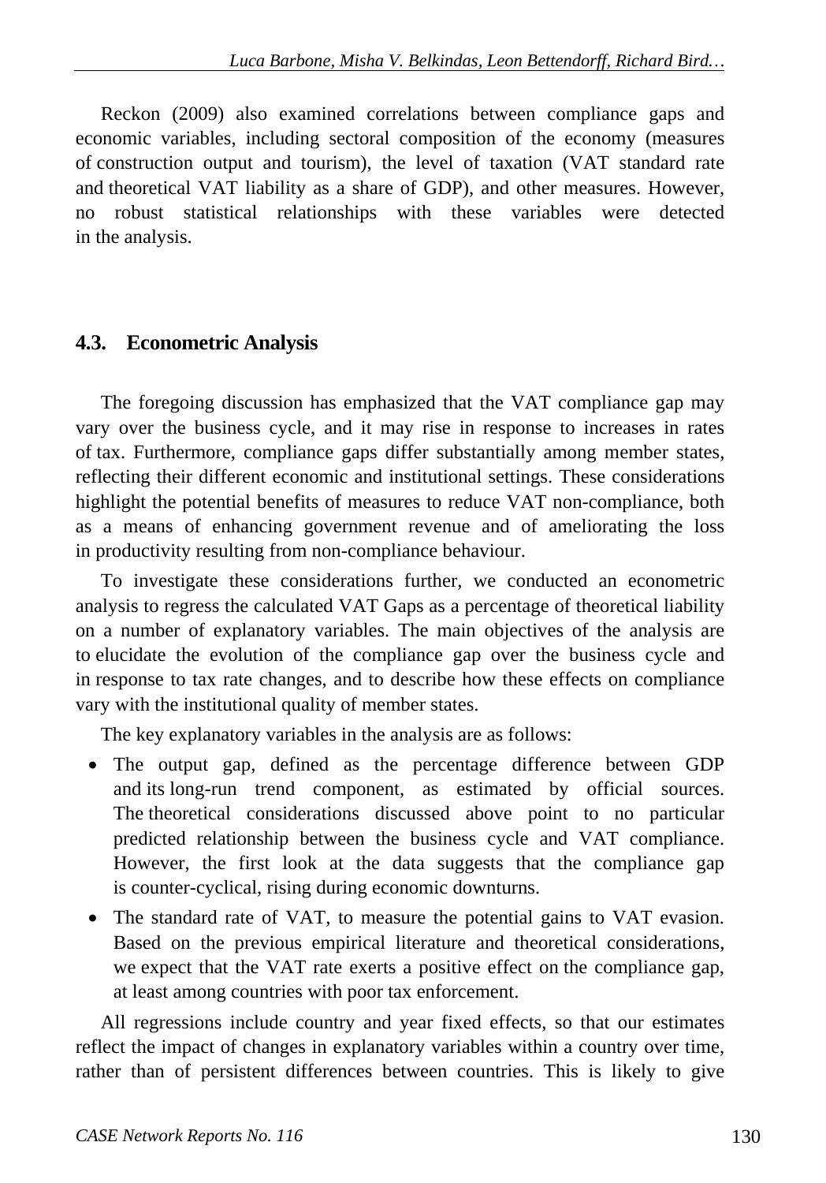Reckon (2009) also examined correlations between compliance gaps and economic variables, including sectoral composition of the economy (measures of construction output and tourism), the level of taxation (VAT standard rate and theoretical VAT liability as a share of GDP), and other measures. However, no robust statistical relationships with these variables were detected in the analysis.

### 4.3. Econometric Analysis

The foregoing discussion has emphasized that the VAT compliance gap may vary over the business cycle, and it may rise in response to increases in rates of tax. Furthermore, compliance gaps differ substantially among member states, reflecting their different economic and institutional settings. These considerations highlight the potential benefits of measures to reduce VAT non-compliance, both as a means of enhancing government revenue and of ameliorating the loss in productivity resulting from non-compliance behaviour.

To investigate these considerations further, we conducted an econometric analysis to regress the calculated VAT Gaps as a percentage of theoretical liability on a number of explanatory variables. The main objectives of the analysis are to elucidate the evolution of the compliance gap over the business cycle and in response to tax rate changes, and to describe how these effects on compliance vary with the institutional quality of member states.

The key explanatory variables in the analysis are as follows:

- The output gap, defined as the percentage difference between GDP and its long-run trend component, as estimated by official sources. The theoretical considerations discussed above point to no particular predicted relationship between the business cycle and VAT compliance. However, the first look at the data suggests that the compliance gap is counter-cyclical, rising during economic downturns.
- The standard rate of VAT, to measure the potential gains to VAT evasion. Based on the previous empirical literature and theoretical considerations, we expect that the VAT rate exerts a positive effect on the compliance gap, at least among countries with poor tax enforcement.

All regressions include country and year fixed effects, so that our estimates reflect the impact of changes in explanatory variables within a country over time, rather than of persistent differences between countries. This is likely to give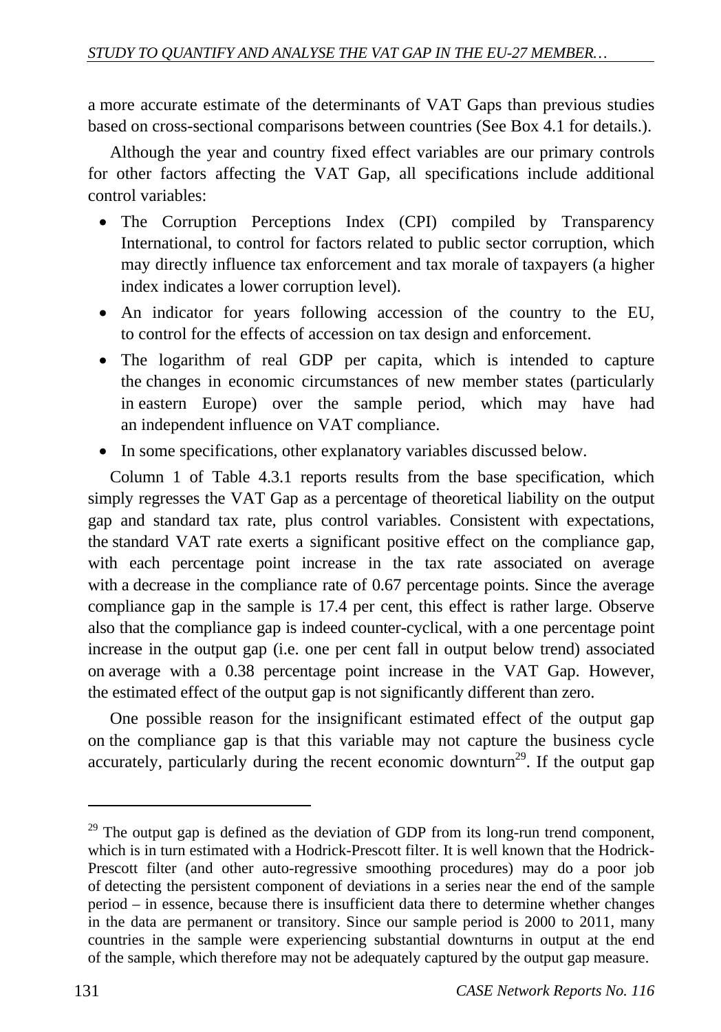a more accurate estimate of the determinants of VAT Gaps than previous studies based on cross-sectional comparisons between countries (See Box 4.1 for details.).

Although the year and country fixed effect variables are our primary controls for other factors affecting the VAT Gap, all specifications include additional control variables:

- The Corruption Perceptions Index (CPI) compiled by Transparency International, to control for factors related to public sector corruption, which may directly influence tax enforcement and tax morale of taxpayers (a higher index indicates a lower corruption level).
- An indicator for years following accession of the country to the EU, to control for the effects of accession on tax design and enforcement.
- The logarithm of real GDP per capita, which is intended to capture the changes in economic circumstances of new member states (particularly in eastern Europe) over the sample period, which may have had an independent influence on VAT compliance.
- In some specifications, other explanatory variables discussed below.

Column 1 of Table 4.3.1 reports results from the base specification, which simply regresses the VAT Gap as a percentage of theoretical liability on the output gap and standard tax rate, plus control variables. Consistent with expectations, the standard VAT rate exerts a significant positive effect on the compliance gap, with each percentage point increase in the tax rate associated on average with a decrease in the compliance rate of 0.67 percentage points. Since the average compliance gap in the sample is 17.4 per cent, this effect is rather large. Observe also that the compliance gap is indeed counter-cyclical, with a one percentage point increase in the output gap (i.e. one per cent fall in output below trend) associated on average with a 0.38 percentage point increase in the VAT Gap. However, the estimated effect of the output gap is not significantly different than zero.

One possible reason for the insignificant estimated effect of the output gap on the compliance gap is that this variable may not capture the business cycle accurately, particularly during the recent economic downturn[29]. If the output gap

[29] The output gap is defined as the deviation of GDP from its long-run trend component, which is in turn estimated with a Hodrick-Prescott filter. It is well known that the Hodrick-Prescott filter (and other auto-regressive smoothing procedures) may do a poor job of detecting the persistent component of deviations in a series near the end of the sample period – in essence, because there is insufficient data there to determine whether changes in the data are permanent or transitory. Since our sample period is 2000 to 2011, many countries in the sample were experiencing substantial downturns in output at the end of the sample, which therefore may not be adequately captured by the output gap measure.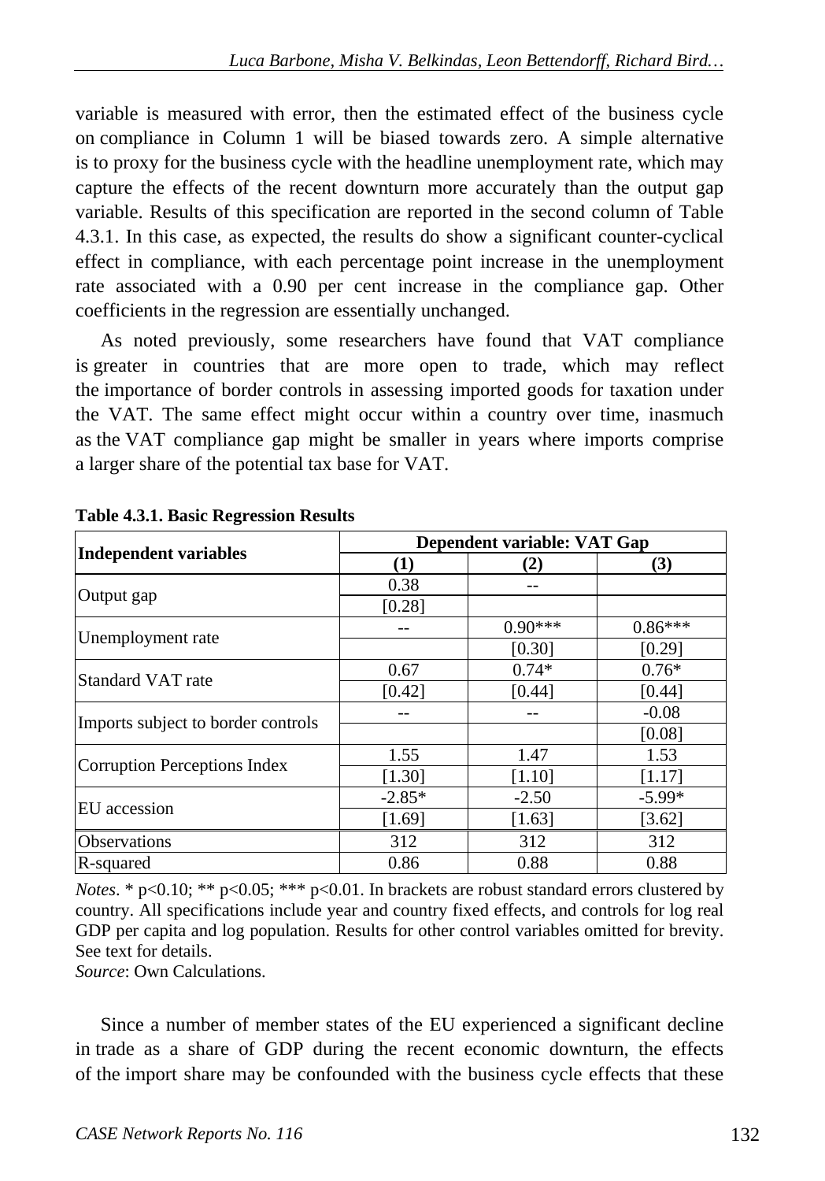variable is measured with error, then the estimated effect of the business cycle on compliance in Column 1 will be biased towards zero. A simple alternative is to proxy for the business cycle with the headline unemployment rate, which may capture the effects of the recent downturn more accurately than the output gap variable. Results of this specification are reported in the second column of Table 4.3.1. In this case, as expected, the results do show a significant counter-cyclical effect in compliance, with each percentage point increase in the unemployment rate associated with a 0.90 per cent increase in the compliance gap. Other coefficients in the regression are essentially unchanged.

As noted previously, some researchers have found that VAT compliance is greater in countries that are more open to trade, which may reflect the importance of border controls in assessing imported goods for taxation under the VAT. The same effect might occur within a country over time, inasmuch as the VAT compliance gap might be smaller in years where imports comprise a larger share of the potential tax base for VAT.

**Table 4.3.1. Basic Regression Results**

| Independent variables | Dependent variable: VAT Gap | | |
|---|---|---|---|
| | **(1)** | **(2)** | **(3)** |
| Output gap | 0.38 | -- | |
| | [0.28] | | |
| Unemployment rate | -- | 0.90*** | 0.86*** |
| | | [0.30] | [0.29] |
| Standard VAT rate | 0.67 | 0.74* | 0.76* |
| | [0.42] | [0.44] | [0.44] |
| Imports subject to border controls | -- | -- | -0.08 |
| | | | [0.08] |
| Corruption Perceptions Index | 1.55 | 1.47 | 1.53 |
| | [1.30] | [1.10] | [1.17] |
| EU accession | -2.85* | -2.50 | -5.99* |
| | [1.69] | [1.63] | [3.62] |
| Observations | 312 | 312 | 312 |
| R-squared | 0.86 | 0.88 | 0.88 |

*Notes*. * p<0.10; ** p<0.05; *** p<0.01. In brackets are robust standard errors clustered by country. All specifications include year and country fixed effects, and controls for log real GDP per capita and log population. Results for other control variables omitted for brevity. See text for details.
*Source*: Own Calculations.

Since a number of member states of the EU experienced a significant decline in trade as a share of GDP during the recent economic downturn, the effects of the import share may be confounded with the business cycle effects that these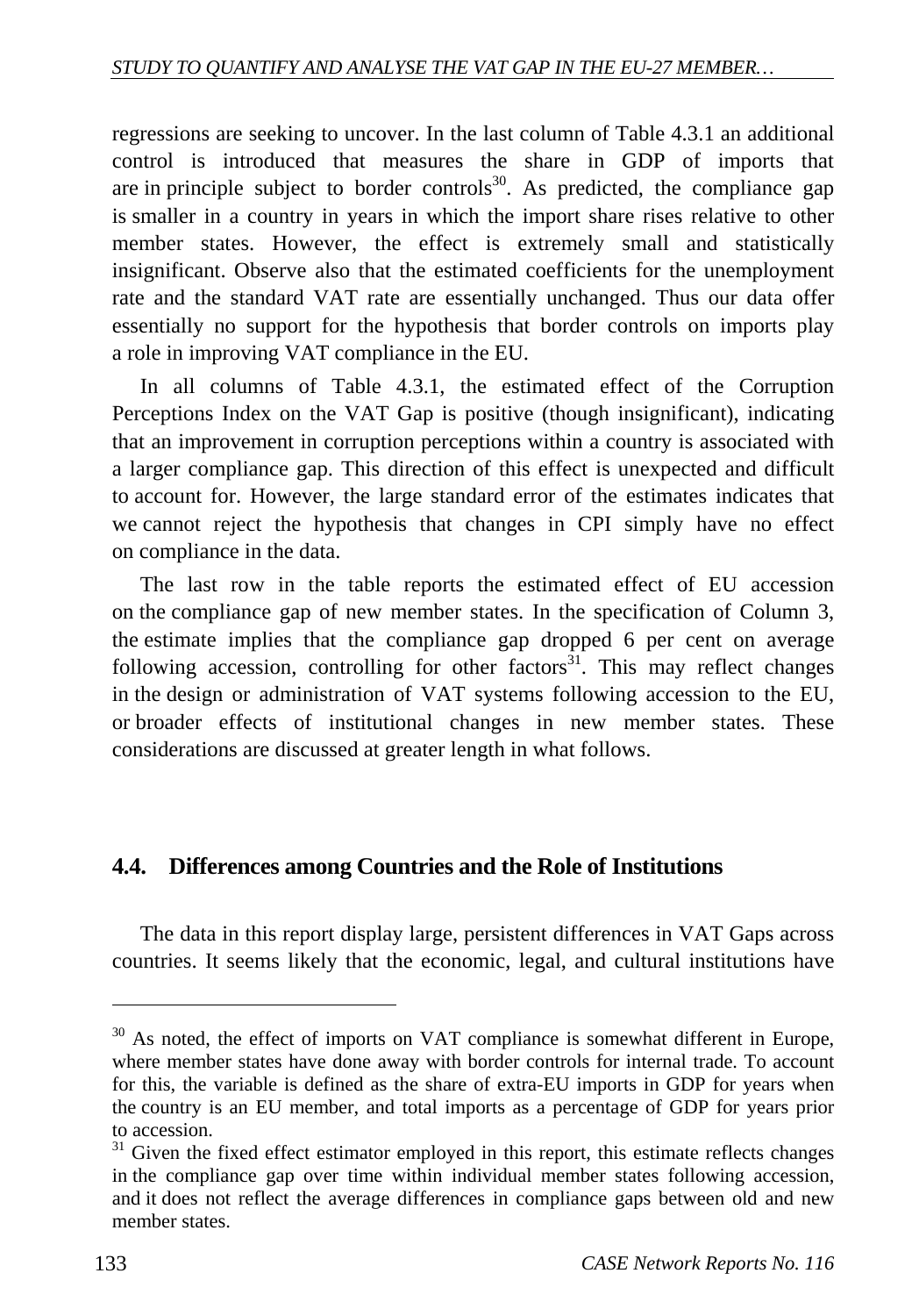regressions are seeking to uncover. In the last column of Table 4.3.1 an additional control is introduced that measures the share in GDP of imports that are in principle subject to border controls[30]. As predicted, the compliance gap is smaller in a country in years in which the import share rises relative to other member states. However, the effect is extremely small and statistically insignificant. Observe also that the estimated coefficients for the unemployment rate and the standard VAT rate are essentially unchanged. Thus our data offer essentially no support for the hypothesis that border controls on imports play a role in improving VAT compliance in the EU.

In all columns of Table 4.3.1, the estimated effect of the Corruption Perceptions Index on the VAT Gap is positive (though insignificant), indicating that an improvement in corruption perceptions within a country is associated with a larger compliance gap. This direction of this effect is unexpected and difficult to account for. However, the large standard error of the estimates indicates that we cannot reject the hypothesis that changes in CPI simply have no effect on compliance in the data.

The last row in the table reports the estimated effect of EU accession on the compliance gap of new member states. In the specification of Column 3, the estimate implies that the compliance gap dropped 6 per cent on average following accession, controlling for other factors[31]. This may reflect changes in the design or administration of VAT systems following accession to the EU, or broader effects of institutional changes in new member states. These considerations are discussed at greater length in what follows.

## 4.4. Differences among Countries and the Role of Institutions

The data in this report display large, persistent differences in VAT Gaps across countries. It seems likely that the economic, legal, and cultural institutions have

---

[30] As noted, the effect of imports on VAT compliance is somewhat different in Europe, where member states have done away with border controls for internal trade. To account for this, the variable is defined as the share of extra-EU imports in GDP for years when the country is an EU member, and total imports as a percentage of GDP for years prior to accession.

[31] Given the fixed effect estimator employed in this report, this estimate reflects changes in the compliance gap over time within individual member states following accession, and it does not reflect the average differences in compliance gaps between old and new member states.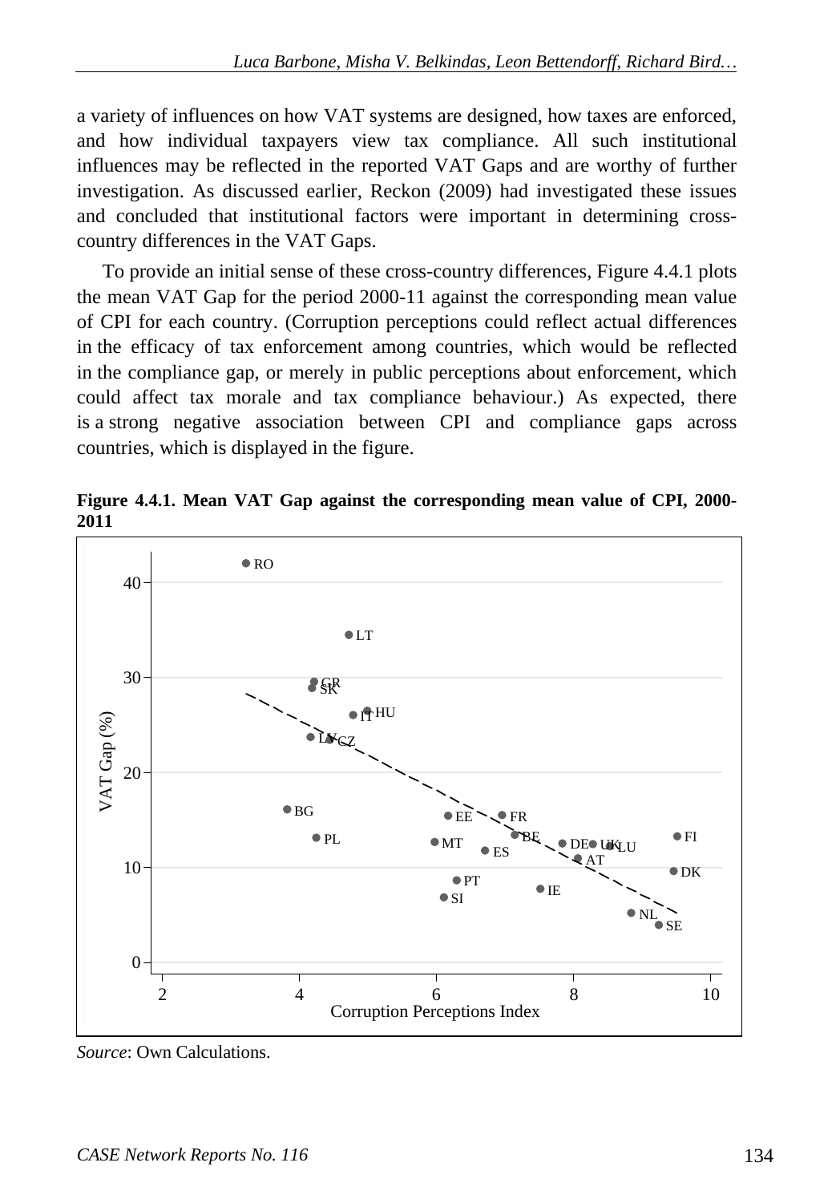a variety of influences on how VAT systems are designed, how taxes are enforced, and how individual taxpayers view tax compliance. All such institutional influences may be reflected in the reported VAT Gaps and are worthy of further investigation. As discussed earlier, Reckon (2009) had investigated these issues and concluded that institutional factors were important in determining cross-country differences in the VAT Gaps.

To provide an initial sense of these cross-country differences, Figure 4.4.1 plots the mean VAT Gap for the period 2000-11 against the corresponding mean value of CPI for each country. (Corruption perceptions could reflect actual differences in the efficacy of tax enforcement among countries, which would be reflected in the compliance gap, or merely in public perceptions about enforcement, which could affect tax morale and tax compliance behaviour.) As expected, there is a strong negative association between CPI and compliance gaps across countries, which is displayed in the figure.

**Figure 4.4.1. Mean VAT Gap against the corresponding mean value of CPI, 2000-2011**

*Source*: Own Calculations.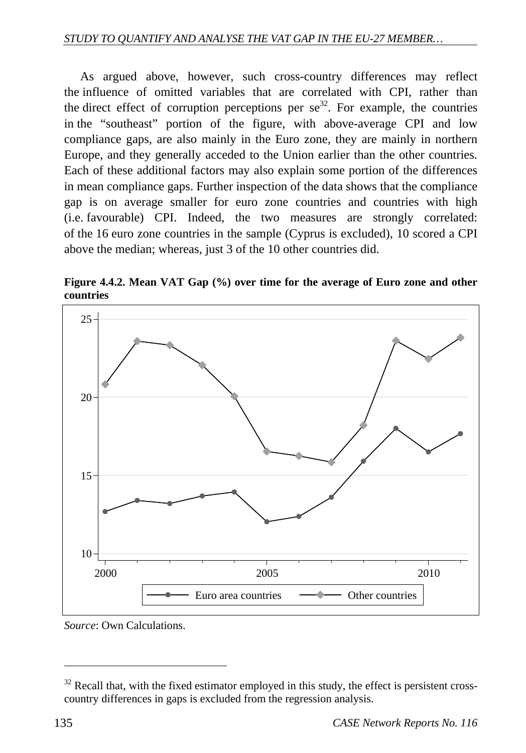As argued above, however, such cross-country differences may reflect the influence of omitted variables that are correlated with CPI, rather than the direct effect of corruption perceptions per se[32]. For example, the countries in the "southeast" portion of the figure, with above-average CPI and low compliance gaps, are also mainly in the Euro zone, they are mainly in northern Europe, and they generally acceded to the Union earlier than the other countries. Each of these additional factors may also explain some portion of the differences in mean compliance gaps. Further inspection of the data shows that the compliance gap is on average smaller for euro zone countries and countries with high (i.e. favourable) CPI. Indeed, the two measures are strongly correlated: of the 16 euro zone countries in the sample (Cyprus is excluded), 10 scored a CPI above the median; whereas, just 3 of the 10 other countries did.

**Figure 4.4.2. Mean VAT Gap (%) over time for the average of Euro zone and other countries**

*Source*: Own Calculations.

[32] Recall that, with the fixed estimator employed in this study, the effect is persistent cross-country differences in gaps is excluded from the regression analysis.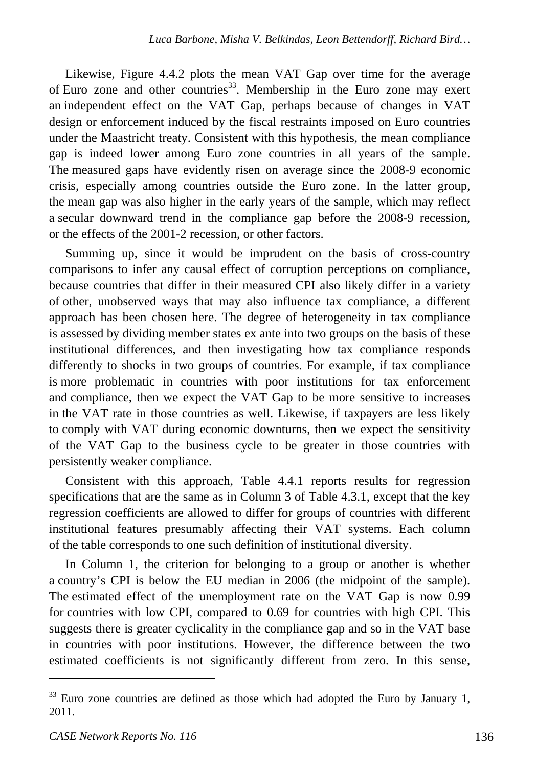Likewise, Figure 4.4.2 plots the mean VAT Gap over time for the average of Euro zone and other countries[33]. Membership in the Euro zone may exert an independent effect on the VAT Gap, perhaps because of changes in VAT design or enforcement induced by the fiscal restraints imposed on Euro countries under the Maastricht treaty. Consistent with this hypothesis, the mean compliance gap is indeed lower among Euro zone countries in all years of the sample. The measured gaps have evidently risen on average since the 2008-9 economic crisis, especially among countries outside the Euro zone. In the latter group, the mean gap was also higher in the early years of the sample, which may reflect a secular downward trend in the compliance gap before the 2008-9 recession, or the effects of the 2001-2 recession, or other factors.

Summing up, since it would be imprudent on the basis of cross-country comparisons to infer any causal effect of corruption perceptions on compliance, because countries that differ in their measured CPI also likely differ in a variety of other, unobserved ways that may also influence tax compliance, a different approach has been chosen here. The degree of heterogeneity in tax compliance is assessed by dividing member states ex ante into two groups on the basis of these institutional differences, and then investigating how tax compliance responds differently to shocks in two groups of countries. For example, if tax compliance is more problematic in countries with poor institutions for tax enforcement and compliance, then we expect the VAT Gap to be more sensitive to increases in the VAT rate in those countries as well. Likewise, if taxpayers are less likely to comply with VAT during economic downturns, then we expect the sensitivity of the VAT Gap to the business cycle to be greater in those countries with persistently weaker compliance.

Consistent with this approach, Table 4.4.1 reports results for regression specifications that are the same as in Column 3 of Table 4.3.1, except that the key regression coefficients are allowed to differ for groups of countries with different institutional features presumably affecting their VAT systems. Each column of the table corresponds to one such definition of institutional diversity.

In Column 1, the criterion for belonging to a group or another is whether a country's CPI is below the EU median in 2006 (the midpoint of the sample). The estimated effect of the unemployment rate on the VAT Gap is now 0.99 for countries with low CPI, compared to 0.69 for countries with high CPI. This suggests there is greater cyclicality in the compliance gap and so in the VAT base in countries with poor institutions. However, the difference between the two estimated coefficients is not significantly different from zero. In this sense,

[33] Euro zone countries are defined as those which had adopted the Euro by January 1, 2011.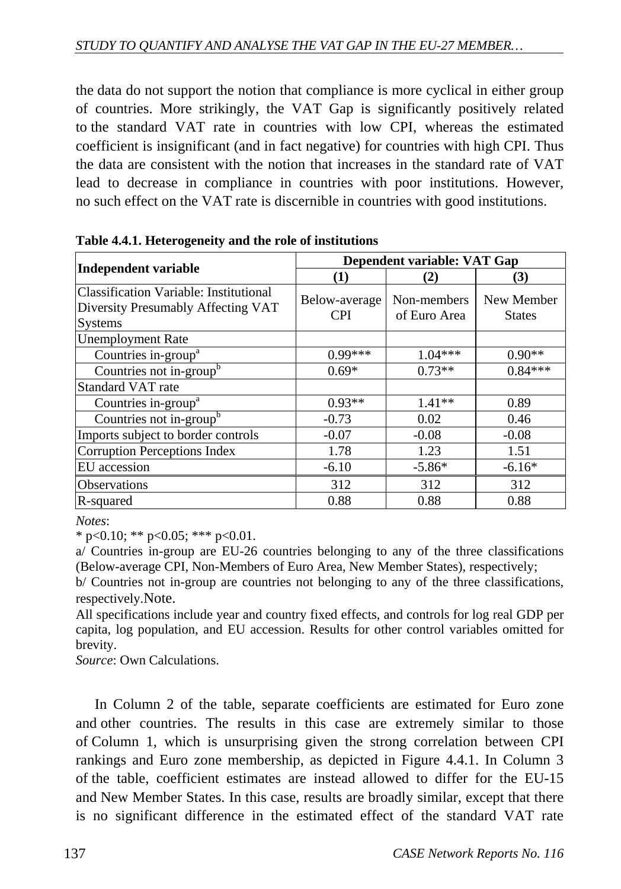the data do not support the notion that compliance is more cyclical in either group of countries. More strikingly, the VAT Gap is significantly positively related to the standard VAT rate in countries with low CPI, whereas the estimated coefficient is insignificant (and in fact negative) for countries with high CPI. Thus the data are consistent with the notion that increases in the standard rate of VAT lead to decrease in compliance in countries with poor institutions. However, no such effect on the VAT rate is discernible in countries with good institutions.

**Table 4.4.1. Heterogeneity and the role of institutions**

| Independent variable | Dependent variable: VAT Gap | | |
|---|---|---|---|
| | **(1)** | **(2)** | **(3)** |
| Classification Variable: Institutional Diversity Presumably Affecting VAT Systems | Below-average CPI | Non-members of Euro Area | New Member States |
| Unemployment Rate | | | |
| Countries in-group[a] | 0.99*** | 1.04*** | 0.90** |
| Countries not in-group[b] | 0.69* | 0.73** | 0.84*** |
| Standard VAT rate | | | |
| Countries in-group[a] | 0.93** | 1.41** | 0.89 |
| Countries not in-group[b] | -0.73 | 0.02 | 0.46 |
| Imports subject to border controls | -0.07 | -0.08 | -0.08 |
| Corruption Perceptions Index | 1.78 | 1.23 | 1.51 |
| EU accession | -6.10 | -5.86* | -6.16* |
| Observations | 312 | 312 | 312 |
| R-squared | 0.88 | 0.88 | 0.88 |

*Notes*:

* p<0.10; ** p<0.05; *** p<0.01.

a/ Countries in-group are EU-26 countries belonging to any of the three classifications (Below-average CPI, Non-Members of Euro Area, New Member States), respectively;

b/ Countries not in-group are countries not belonging to any of the three classifications, respectively.Note.

All specifications include year and country fixed effects, and controls for log real GDP per capita, log population, and EU accession. Results for other control variables omitted for brevity.

*Source*: Own Calculations.

In Column 2 of the table, separate coefficients are estimated for Euro zone and other countries. The results in this case are extremely similar to those of Column 1, which is unsurprising given the strong correlation between CPI rankings and Euro zone membership, as depicted in Figure 4.4.1. In Column 3 of the table, coefficient estimates are instead allowed to differ for the EU-15 and New Member States. In this case, results are broadly similar, except that there is no significant difference in the estimated effect of the standard VAT rate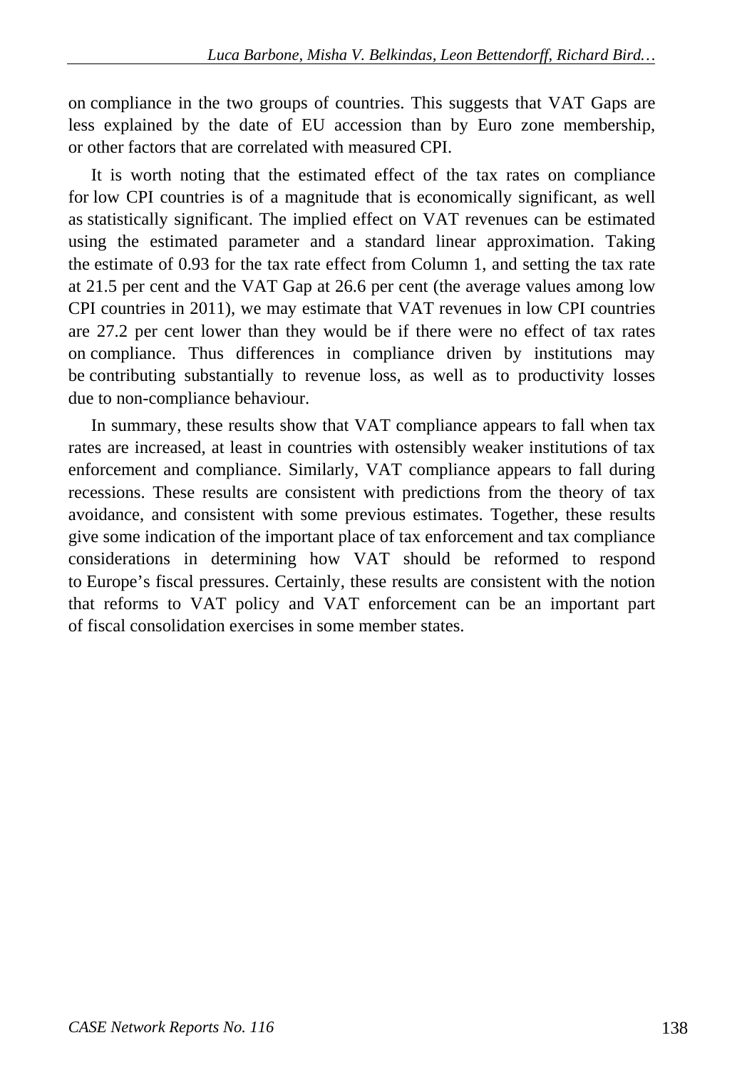on compliance in the two groups of countries. This suggests that VAT Gaps are less explained by the date of EU accession than by Euro zone membership, or other factors that are correlated with measured CPI.

It is worth noting that the estimated effect of the tax rates on compliance for low CPI countries is of a magnitude that is economically significant, as well as statistically significant. The implied effect on VAT revenues can be estimated using the estimated parameter and a standard linear approximation. Taking the estimate of 0.93 for the tax rate effect from Column 1, and setting the tax rate at 21.5 per cent and the VAT Gap at 26.6 per cent (the average values among low CPI countries in 2011), we may estimate that VAT revenues in low CPI countries are 27.2 per cent lower than they would be if there were no effect of tax rates on compliance. Thus differences in compliance driven by institutions may be contributing substantially to revenue loss, as well as to productivity losses due to non-compliance behaviour.

In summary, these results show that VAT compliance appears to fall when tax rates are increased, at least in countries with ostensibly weaker institutions of tax enforcement and compliance. Similarly, VAT compliance appears to fall during recessions. These results are consistent with predictions from the theory of tax avoidance, and consistent with some previous estimates. Together, these results give some indication of the important place of tax enforcement and tax compliance considerations in determining how VAT should be reformed to respond to Europe's fiscal pressures. Certainly, these results are consistent with the notion that reforms to VAT policy and VAT enforcement can be an important part of fiscal consolidation exercises in some member states.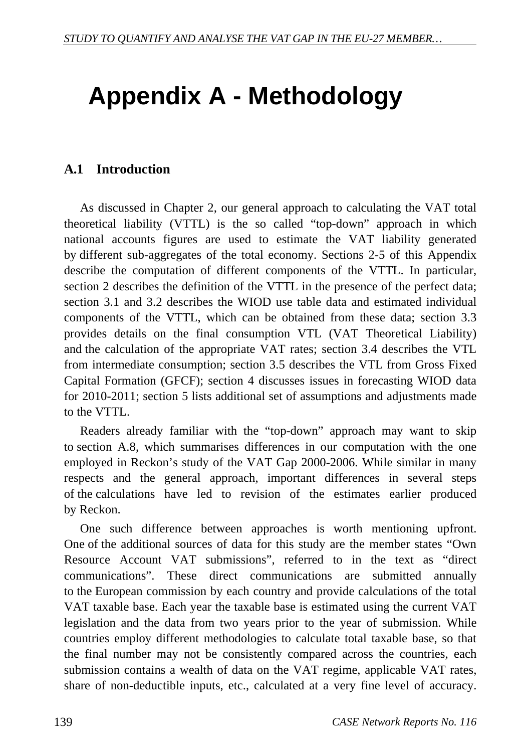# Appendix A - Methodology

## A.1 Introduction

As discussed in Chapter 2, our general approach to calculating the VAT total theoretical liability (VTTL) is the so called "top-down" approach in which national accounts figures are used to estimate the VAT liability generated by different sub-aggregates of the total economy. Sections 2-5 of this Appendix describe the computation of different components of the VTTL. In particular, section 2 describes the definition of the VTTL in the presence of the perfect data; section 3.1 and 3.2 describes the WIOD use table data and estimated individual components of the VTTL, which can be obtained from these data; section 3.3 provides details on the final consumption VTL (VAT Theoretical Liability) and the calculation of the appropriate VAT rates; section 3.4 describes the VTL from intermediate consumption; section 3.5 describes the VTL from Gross Fixed Capital Formation (GFCF); section 4 discusses issues in forecasting WIOD data for 2010-2011; section 5 lists additional set of assumptions and adjustments made to the VTTL.

Readers already familiar with the "top-down" approach may want to skip to section A.8, which summarises differences in our computation with the one employed in Reckon's study of the VAT Gap 2000-2006. While similar in many respects and the general approach, important differences in several steps of the calculations have led to revision of the estimates earlier produced by Reckon.

One such difference between approaches is worth mentioning upfront. One of the additional sources of data for this study are the member states "Own Resource Account VAT submissions", referred to in the text as "direct communications". These direct communications are submitted annually to the European commission by each country and provide calculations of the total VAT taxable base. Each year the taxable base is estimated using the current VAT legislation and the data from two years prior to the year of submission. While countries employ different methodologies to calculate total taxable base, so that the final number may not be consistently compared across the countries, each submission contains a wealth of data on the VAT regime, applicable VAT rates, share of non-deductible inputs, etc., calculated at a very fine level of accuracy.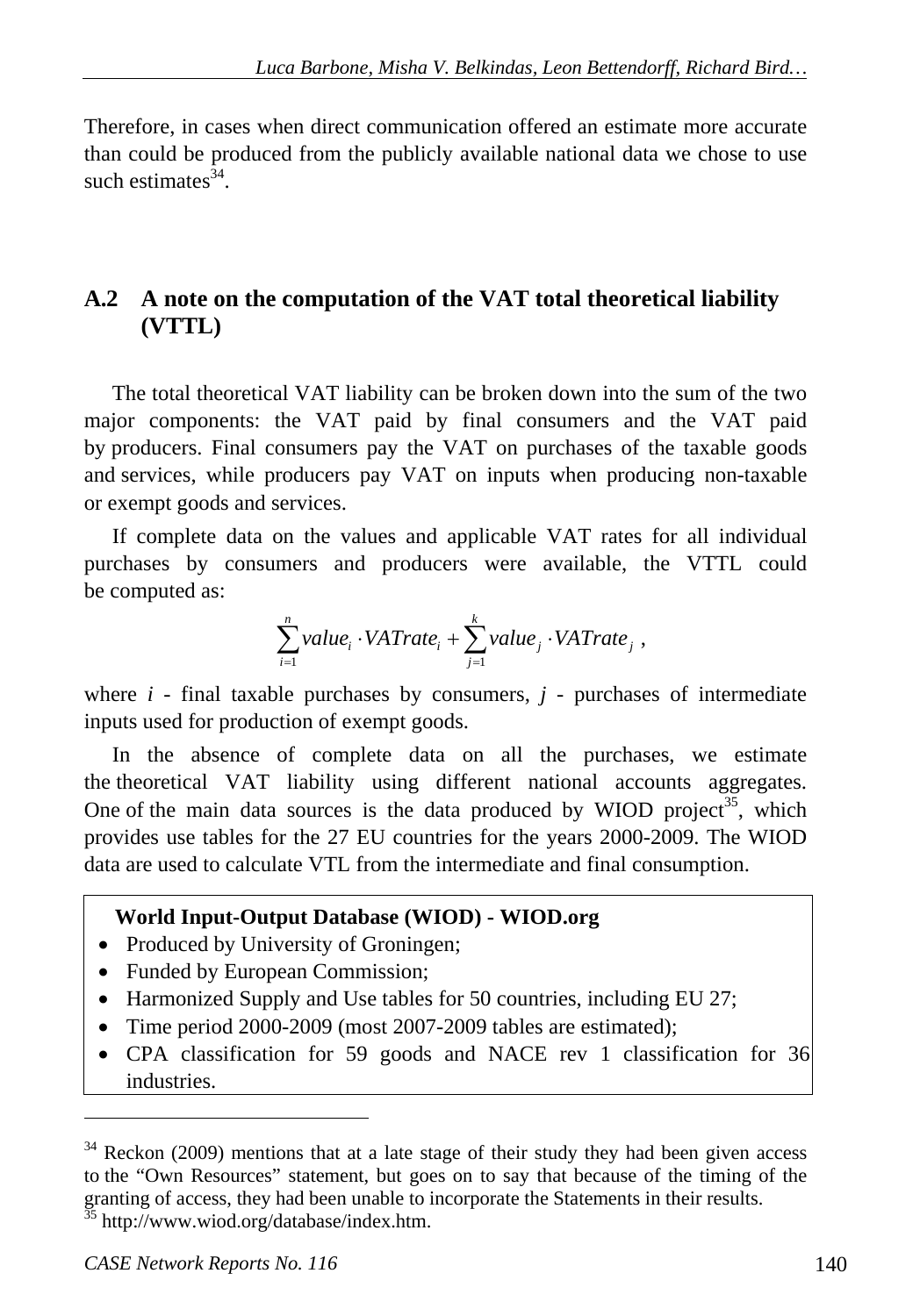Therefore, in cases when direct communication offered an estimate more accurate than could be produced from the publicly available national data we chose to use such estimates[34].

## A.2 A note on the computation of the VAT total theoretical liability (VTTL)

The total theoretical VAT liability can be broken down into the sum of the two major components: the VAT paid by final consumers and the VAT paid by producers. Final consumers pay the VAT on purchases of the taxable goods and services, while producers pay VAT on inputs when producing non-taxable or exempt goods and services.

If complete data on the values and applicable VAT rates for all individual purchases by consumers and producers were available, the VTTL could be computed as:

$$\sum_{i=1}^{n} value_i \cdot VATRate_i + \sum_{j=1}^{k} value_j \cdot VATRate_j \ ,$$

where *i* - final taxable purchases by consumers, *j* - purchases of intermediate inputs used for production of exempt goods.

In the absence of complete data on all the purchases, we estimate the theoretical VAT liability using different national accounts aggregates. One of the main data sources is the data produced by WIOD project[35], which provides use tables for the 27 EU countries for the years 2000-2009. The WIOD data are used to calculate VTL from the intermediate and final consumption.

**World Input-Output Database (WIOD) - WIOD.org**

- Produced by University of Groningen;
- Funded by European Commission;
- Harmonized Supply and Use tables for 50 countries, including EU 27;
- Time period 2000-2009 (most 2007-2009 tables are estimated);
- CPA classification for 59 goods and NACE rev 1 classification for 36 industries.

---

[34] Reckon (2009) mentions that at a late stage of their study they had been given access to the "Own Resources" statement, but goes on to say that because of the timing of the granting of access, they had been unable to incorporate the Statements in their results.

[35] http://www.wiod.org/database/index.htm.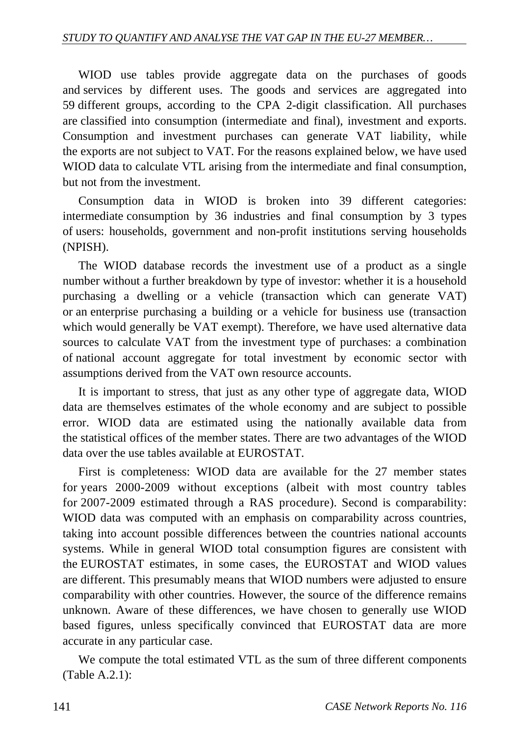WIOD use tables provide aggregate data on the purchases of goods and services by different uses. The goods and services are aggregated into 59 different groups, according to the CPA 2-digit classification. All purchases are classified into consumption (intermediate and final), investment and exports. Consumption and investment purchases can generate VAT liability, while the exports are not subject to VAT. For the reasons explained below, we have used WIOD data to calculate VTL arising from the intermediate and final consumption, but not from the investment.

Consumption data in WIOD is broken into 39 different categories: intermediate consumption by 36 industries and final consumption by 3 types of users: households, government and non-profit institutions serving households (NPISH).

The WIOD database records the investment use of a product as a single number without a further breakdown by type of investor: whether it is a household purchasing a dwelling or a vehicle (transaction which can generate VAT) or an enterprise purchasing a building or a vehicle for business use (transaction which would generally be VAT exempt). Therefore, we have used alternative data sources to calculate VAT from the investment type of purchases: a combination of national account aggregate for total investment by economic sector with assumptions derived from the VAT own resource accounts.

It is important to stress, that just as any other type of aggregate data, WIOD data are themselves estimates of the whole economy and are subject to possible error. WIOD data are estimated using the nationally available data from the statistical offices of the member states. There are two advantages of the WIOD data over the use tables available at EUROSTAT.

First is completeness: WIOD data are available for the 27 member states for years 2000-2009 without exceptions (albeit with most country tables for 2007-2009 estimated through a RAS procedure). Second is comparability: WIOD data was computed with an emphasis on comparability across countries, taking into account possible differences between the countries national accounts systems. While in general WIOD total consumption figures are consistent with the EUROSTAT estimates, in some cases, the EUROSTAT and WIOD values are different. This presumably means that WIOD numbers were adjusted to ensure comparability with other countries. However, the source of the difference remains unknown. Aware of these differences, we have chosen to generally use WIOD based figures, unless specifically convinced that EUROSTAT data are more accurate in any particular case.

We compute the total estimated VTL as the sum of three different components (Table A.2.1):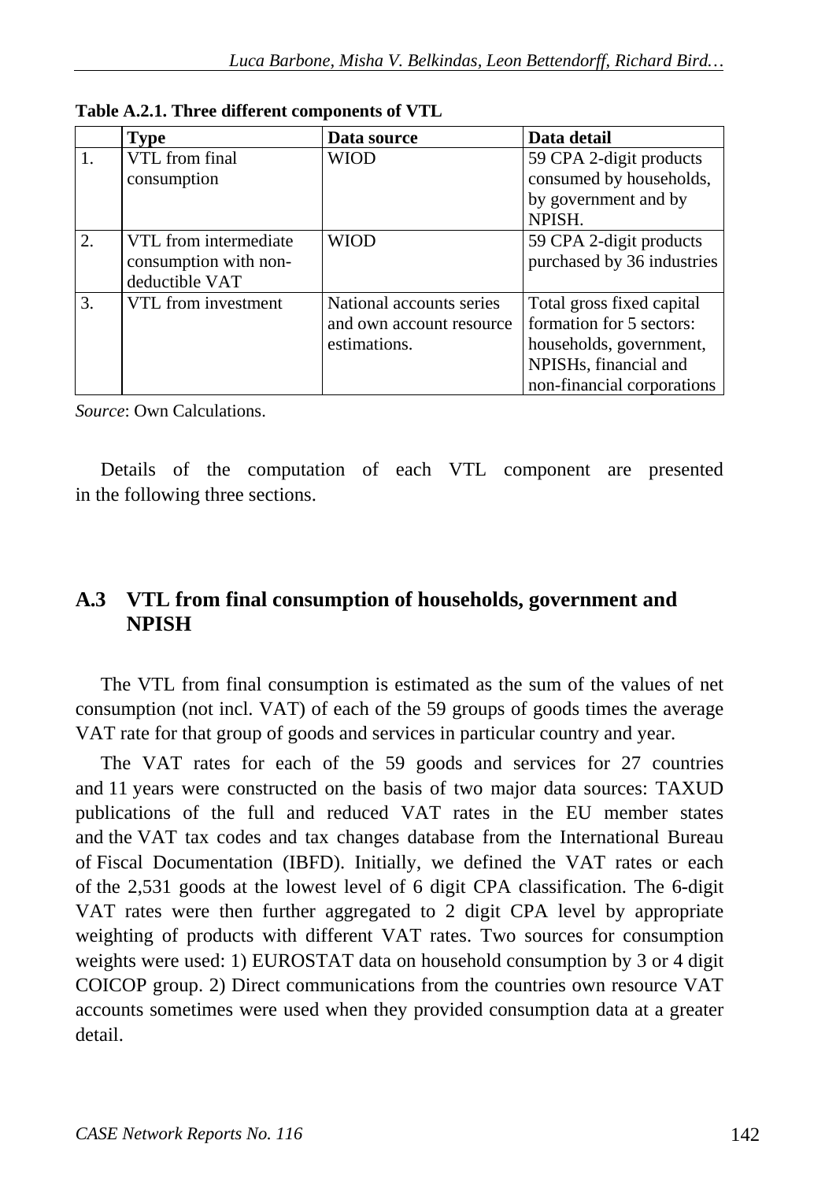**Table A.2.1. Three different components of VTL**

| | Type | Data source | Data detail |
|---|---|---|---|
| 1. | VTL from final consumption | WIOD | 59 CPA 2-digit products consumed by households, by government and by NPISH. |
| 2. | VTL from intermediate consumption with non-deductible VAT | WIOD | 59 CPA 2-digit products purchased by 36 industries |
| 3. | VTL from investment | National accounts series and own account resource estimations. | Total gross fixed capital formation for 5 sectors: households, government, NPISHs, financial and non-financial corporations |

*Source*: Own Calculations.

Details of the computation of each VTL component are presented in the following three sections.

## A.3 VTL from final consumption of households, government and NPISH

The VTL from final consumption is estimated as the sum of the values of net consumption (not incl. VAT) of each of the 59 groups of goods times the average VAT rate for that group of goods and services in particular country and year.

The VAT rates for each of the 59 goods and services for 27 countries and 11 years were constructed on the basis of two major data sources: TAXUD publications of the full and reduced VAT rates in the EU member states and the VAT tax codes and tax changes database from the International Bureau of Fiscal Documentation (IBFD). Initially, we defined the VAT rates or each of the 2,531 goods at the lowest level of 6 digit CPA classification. The 6-digit VAT rates were then further aggregated to 2 digit CPA level by appropriate weighting of products with different VAT rates. Two sources for consumption weights were used: 1) EUROSTAT data on household consumption by 3 or 4 digit COICOP group. 2) Direct communications from the countries own resource VAT accounts sometimes were used when they provided consumption data at a greater detail.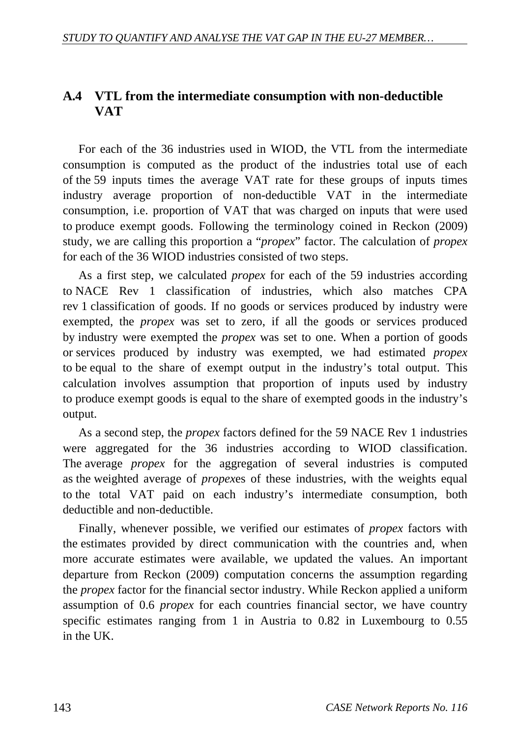## A.4 VTL from the intermediate consumption with non-deductible VAT

For each of the 36 industries used in WIOD, the VTL from the intermediate consumption is computed as the product of the industries total use of each of the 59 inputs times the average VAT rate for these groups of inputs times industry average proportion of non-deductible VAT in the intermediate consumption, i.e. proportion of VAT that was charged on inputs that were used to produce exempt goods. Following the terminology coined in Reckon (2009) study, we are calling this proportion a "*propex*" factor. The calculation of *propex* for each of the 36 WIOD industries consisted of two steps.

As a first step, we calculated *propex* for each of the 59 industries according to NACE Rev 1 classification of industries, which also matches CPA rev 1 classification of goods. If no goods or services produced by industry were exempted, the *propex* was set to zero, if all the goods or services produced by industry were exempted the *propex* was set to one. When a portion of goods or services produced by industry was exempted, we had estimated *propex* to be equal to the share of exempt output in the industry's total output. This calculation involves assumption that proportion of inputs used by industry to produce exempt goods is equal to the share of exempted goods in the industry's output.

As a second step, the *propex* factors defined for the 59 NACE Rev 1 industries were aggregated for the 36 industries according to WIOD classification. The average *propex* for the aggregation of several industries is computed as the weighted average of *propex*es of these industries, with the weights equal to the total VAT paid on each industry's intermediate consumption, both deductible and non-deductible.

Finally, whenever possible, we verified our estimates of *propex* factors with the estimates provided by direct communication with the countries and, when more accurate estimates were available, we updated the values. An important departure from Reckon (2009) computation concerns the assumption regarding the *propex* factor for the financial sector industry. While Reckon applied a uniform assumption of 0.6 *propex* for each countries financial sector, we have country specific estimates ranging from 1 in Austria to 0.82 in Luxembourg to 0.55 in the UK.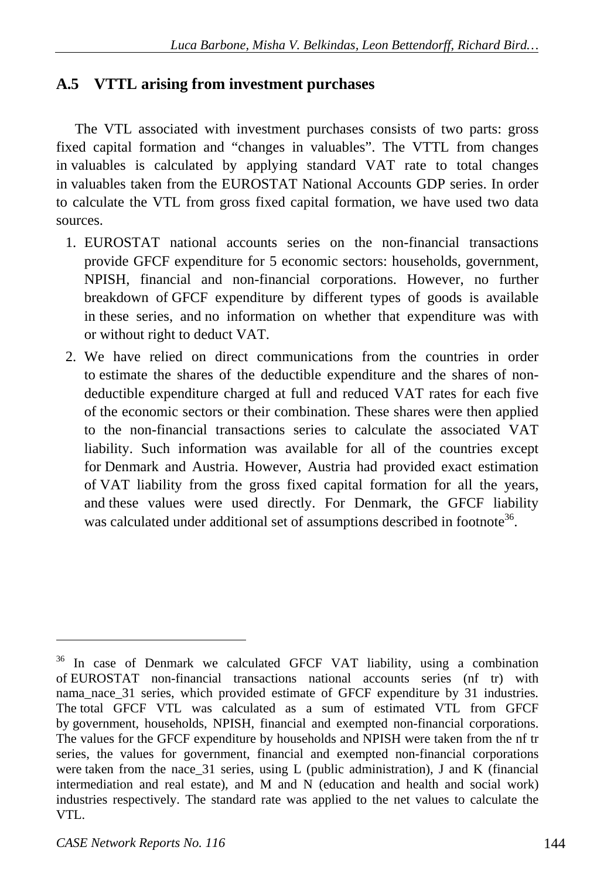## A.5 VTTL arising from investment purchases

The VTL associated with investment purchases consists of two parts: gross fixed capital formation and "changes in valuables". The VTTL from changes in valuables is calculated by applying standard VAT rate to total changes in valuables taken from the EUROSTAT National Accounts GDP series. In order to calculate the VTL from gross fixed capital formation, we have used two data sources.

1. EUROSTAT national accounts series on the non-financial transactions provide GFCF expenditure for 5 economic sectors: households, government, NPISH, financial and non-financial corporations. However, no further breakdown of GFCF expenditure by different types of goods is available in these series, and no information on whether that expenditure was with or without right to deduct VAT.
2. We have relied on direct communications from the countries in order to estimate the shares of the deductible expenditure and the shares of non-deductible expenditure charged at full and reduced VAT rates for each five of the economic sectors or their combination. These shares were then applied to the non-financial transactions series to calculate the associated VAT liability. Such information was available for all of the countries except for Denmark and Austria. However, Austria had provided exact estimation of VAT liability from the gross fixed capital formation for all the years, and these values were used directly. For Denmark, the GFCF liability was calculated under additional set of assumptions described in footnote[36].

[36] In case of Denmark we calculated GFCF VAT liability, using a combination of EUROSTAT non-financial transactions national accounts series (nf tr) with nama_nace_31 series, which provided estimate of GFCF expenditure by 31 industries. The total GFCF VTL was calculated as a sum of estimated VTL from GFCF by government, households, NPISH, financial and exempted non-financial corporations. The values for the GFCF expenditure by households and NPISH were taken from the nf tr series, the values for government, financial and exempted non-financial corporations were taken from the nace_31 series, using L (public administration), J and K (financial intermediation and real estate), and M and N (education and health and social work) industries respectively. The standard rate was applied to the net values to calculate the VTL.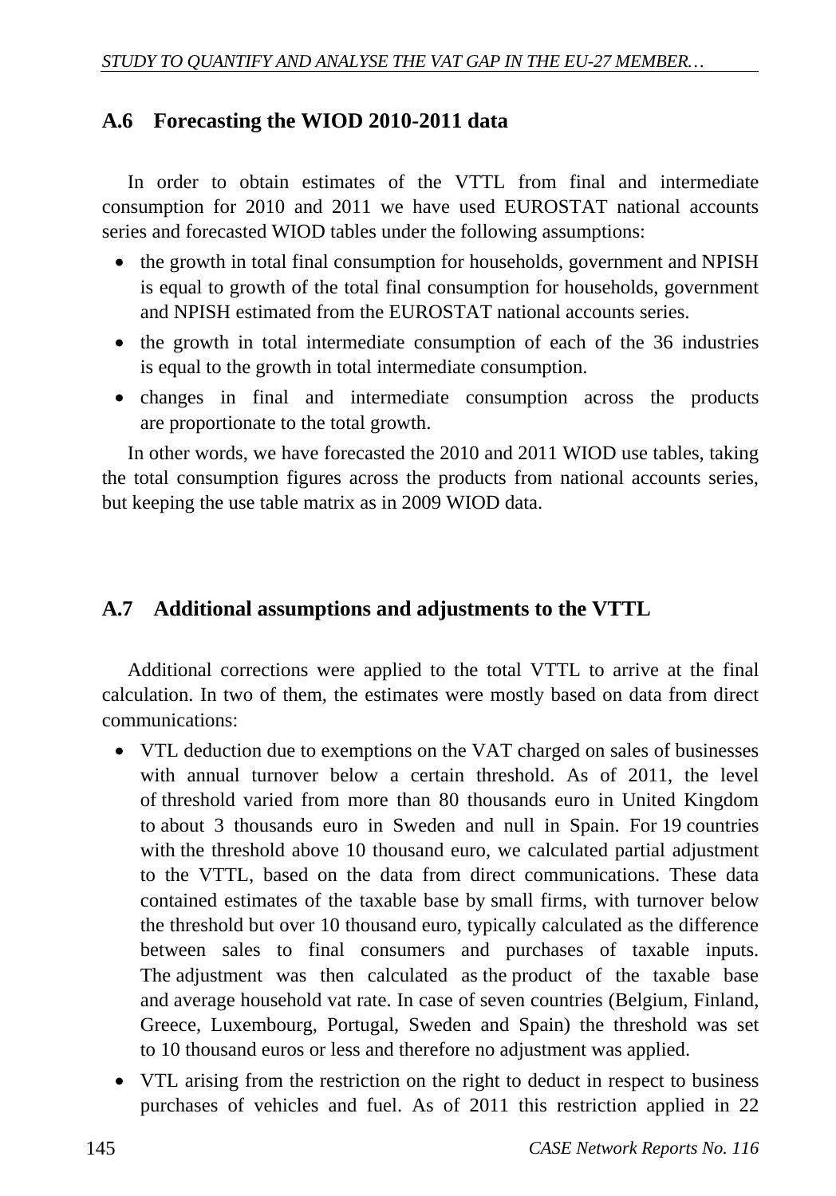## A.6 Forecasting the WIOD 2010-2011 data

In order to obtain estimates of the VTTL from final and intermediate consumption for 2010 and 2011 we have used EUROSTAT national accounts series and forecasted WIOD tables under the following assumptions:

- the growth in total final consumption for households, government and NPISH is equal to growth of the total final consumption for households, government and NPISH estimated from the EUROSTAT national accounts series.
- the growth in total intermediate consumption of each of the 36 industries is equal to the growth in total intermediate consumption.
- changes in final and intermediate consumption across the products are proportionate to the total growth.

In other words, we have forecasted the 2010 and 2011 WIOD use tables, taking the total consumption figures across the products from national accounts series, but keeping the use table matrix as in 2009 WIOD data.

## A.7 Additional assumptions and adjustments to the VTTL

Additional corrections were applied to the total VTTL to arrive at the final calculation. In two of them, the estimates were mostly based on data from direct communications:

- VTL deduction due to exemptions on the VAT charged on sales of businesses with annual turnover below a certain threshold. As of 2011, the level of threshold varied from more than 80 thousands euro in United Kingdom to about 3 thousands euro in Sweden and null in Spain. For 19 countries with the threshold above 10 thousand euro, we calculated partial adjustment to the VTTL, based on the data from direct communications. These data contained estimates of the taxable base by small firms, with turnover below the threshold but over 10 thousand euro, typically calculated as the difference between sales to final consumers and purchases of taxable inputs. The adjustment was then calculated as the product of the taxable base and average household vat rate. In case of seven countries (Belgium, Finland, Greece, Luxembourg, Portugal, Sweden and Spain) the threshold was set to 10 thousand euros or less and therefore no adjustment was applied.
- VTL arising from the restriction on the right to deduct in respect to business purchases of vehicles and fuel. As of 2011 this restriction applied in 22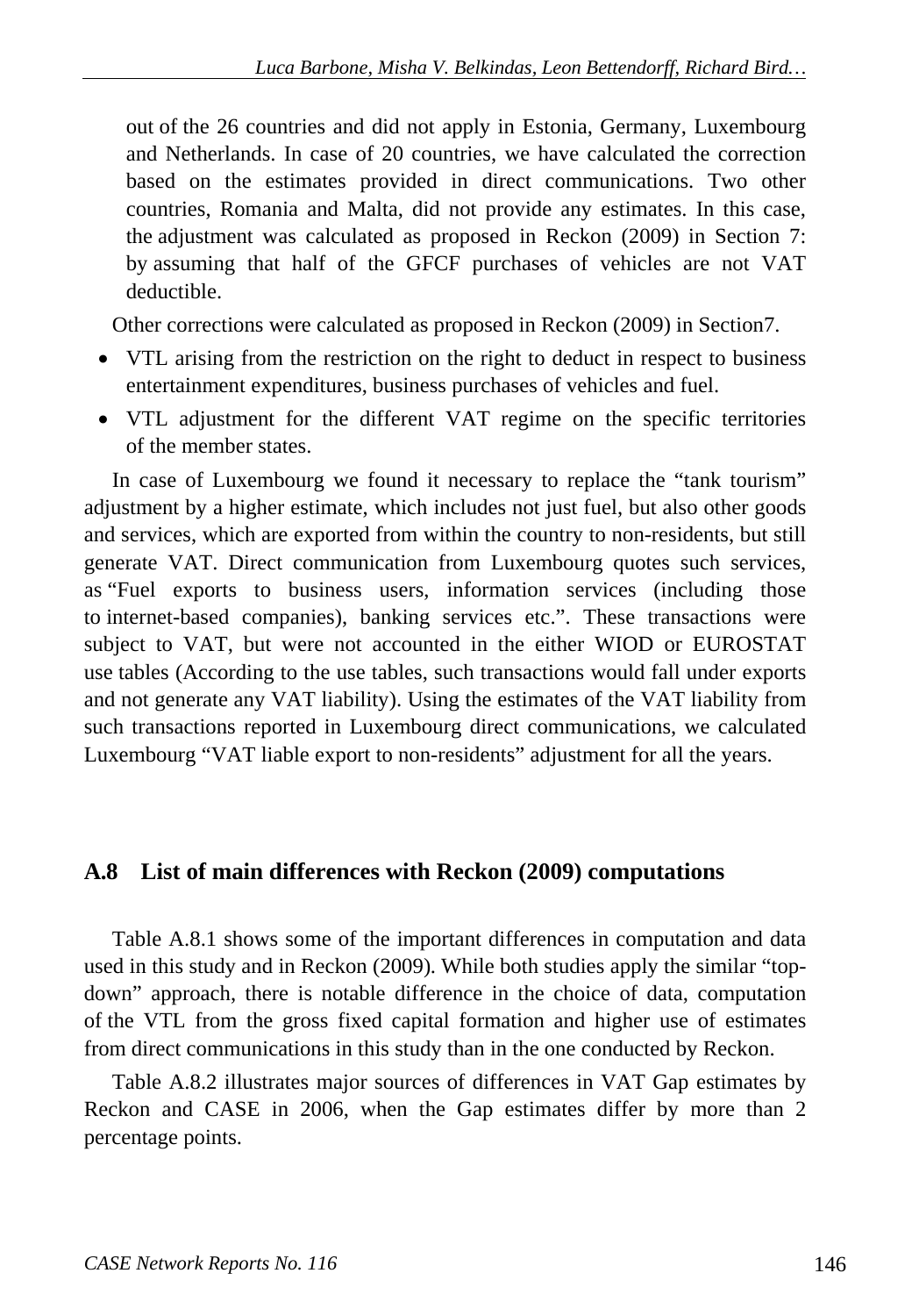out of the 26 countries and did not apply in Estonia, Germany, Luxembourg and Netherlands. In case of 20 countries, we have calculated the correction based on the estimates provided in direct communications. Two other countries, Romania and Malta, did not provide any estimates. In this case, the adjustment was calculated as proposed in Reckon (2009) in Section 7: by assuming that half of the GFCF purchases of vehicles are not VAT deductible.

Other corrections were calculated as proposed in Reckon (2009) in Section7.

- VTL arising from the restriction on the right to deduct in respect to business entertainment expenditures, business purchases of vehicles and fuel.
- VTL adjustment for the different VAT regime on the specific territories of the member states.

In case of Luxembourg we found it necessary to replace the "tank tourism" adjustment by a higher estimate, which includes not just fuel, but also other goods and services, which are exported from within the country to non-residents, but still generate VAT. Direct communication from Luxembourg quotes such services, as "Fuel exports to business users, information services (including those to internet-based companies), banking services etc.". These transactions were subject to VAT, but were not accounted in the either WIOD or EUROSTAT use tables (According to the use tables, such transactions would fall under exports and not generate any VAT liability). Using the estimates of the VAT liability from such transactions reported in Luxembourg direct communications, we calculated Luxembourg "VAT liable export to non-residents" adjustment for all the years.

## A.8 List of main differences with Reckon (2009) computations

Table A.8.1 shows some of the important differences in computation and data used in this study and in Reckon (2009). While both studies apply the similar "top-down" approach, there is notable difference in the choice of data, computation of the VTL from the gross fixed capital formation and higher use of estimates from direct communications in this study than in the one conducted by Reckon.

Table A.8.2 illustrates major sources of differences in VAT Gap estimates by Reckon and CASE in 2006, when the Gap estimates differ by more than 2 percentage points.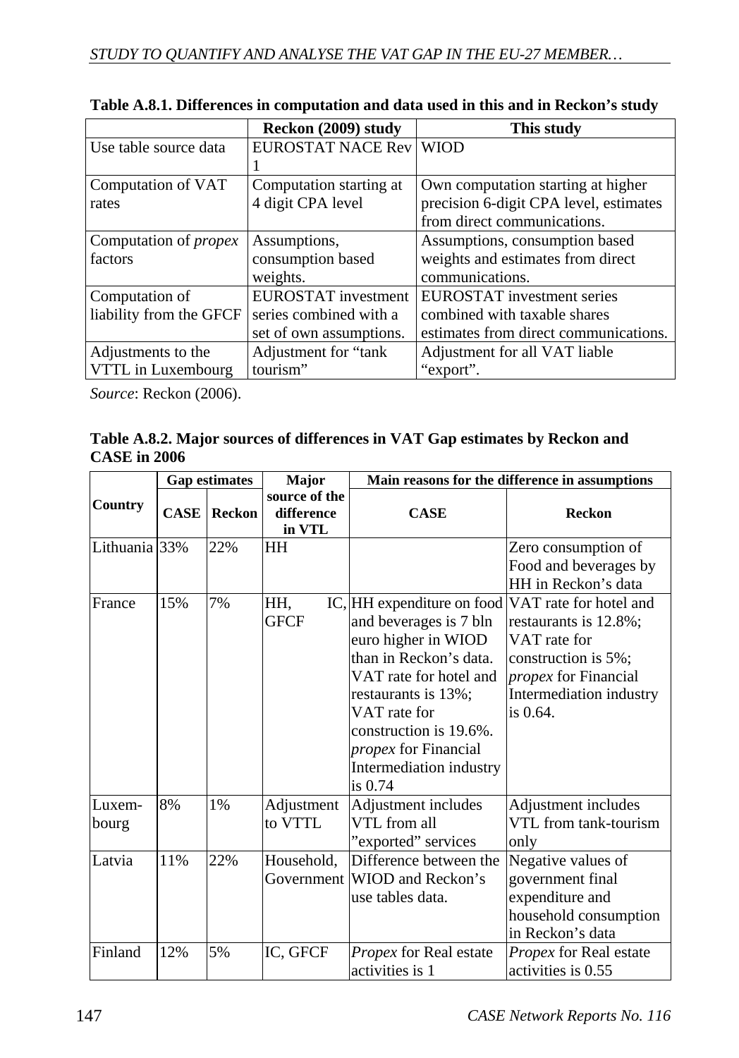**Table A.8.1. Differences in computation and data used in this and in Reckon's study**

| | Reckon (2009) study | This study |
|---|---|---|
| Use table source data | EUROSTAT NACE Rev 1 | WIOD |
| Computation of VAT rates | Computation starting at 4 digit CPA level | Own computation starting at higher precision 6-digit CPA level, estimates from direct communications. |
| Computation of *propex* factors | Assumptions, consumption based weights. | Assumptions, consumption based weights and estimates from direct communications. |
| Computation of liability from the GFCF | EUROSTAT investment series combined with a set of own assumptions. | EUROSTAT investment series combined with taxable shares estimates from direct communications. |
| Adjustments to the VTTL in Luxembourg | Adjustment for "tank tourism" | Adjustment for all VAT liable "export". |

*Source*: Reckon (2006).

**Table A.8.2. Major sources of differences in VAT Gap estimates by Reckon and CASE in 2006**

| Country | Gap estimates | | Major source of the difference in VTL | Main reasons for the difference in assumptions | |
|---|---|---|---|---|---|
| | CASE | Reckon | | CASE | Reckon |
| Lithuania | 33% | 22% | HH | | Zero consumption of Food and beverages by HH in Reckon's data |
| France | 15% | 7% | HH, IC, GFCF | HH expenditure on food and beverages is 7 bln euro higher in WIOD than in Reckon's data. VAT rate for hotel and restaurants is 13%; VAT rate for construction is 19.6%. *propex* for Financial Intermediation industry is 0.74 | VAT rate for hotel and restaurants is 12.8%; VAT rate for construction is 5%; *propex* for Financial Intermediation industry is 0.64. |
| Luxembourg | 8% | 1% | Adjustment to VTTL | Adjustment includes VTL from all "exported" services | Adjustment includes VTL from tank-tourism only |
| Latvia | 11% | 22% | Household, Government | Difference between the WIOD and Reckon's use tables data. | Negative values of government final expenditure and household consumption in Reckon's data |
| Finland | 12% | 5% | IC, GFCF | *Propex* for Real estate activities is 1 | *Propex* for Real estate activities is 0.55 |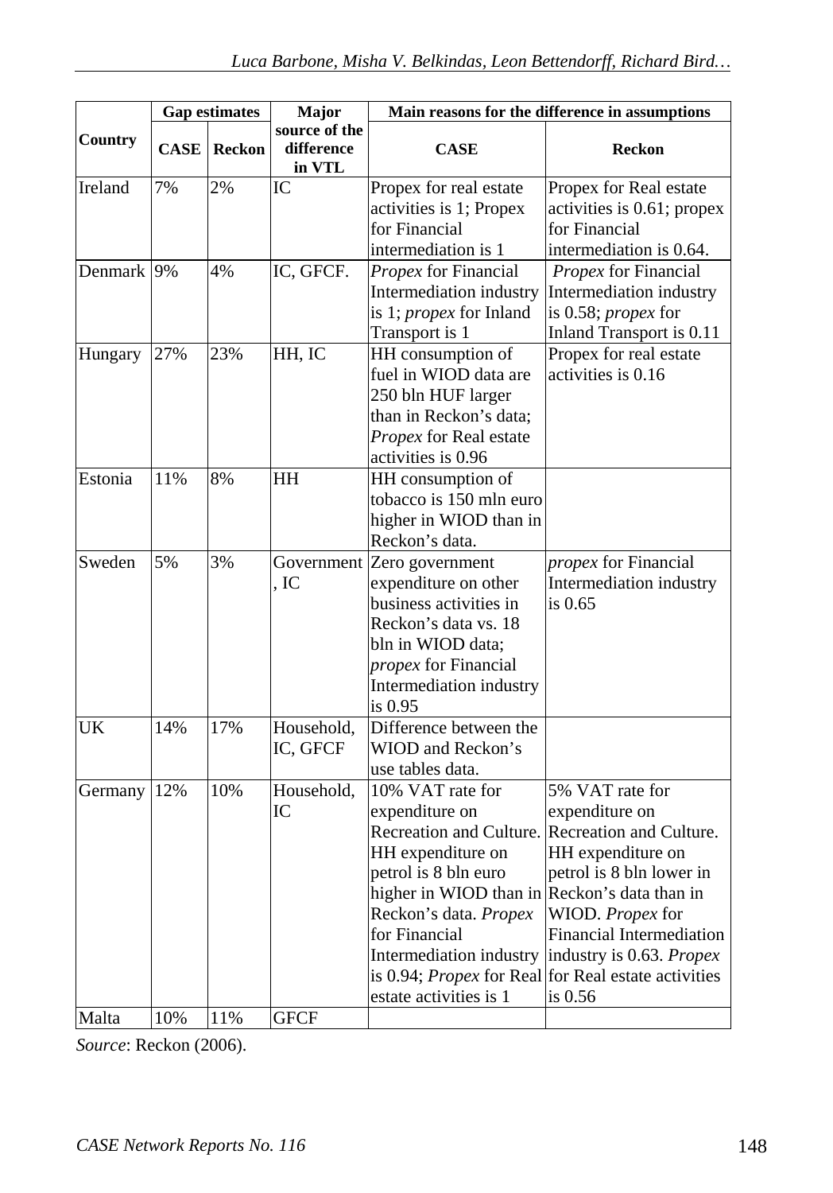| Country | Gap estimates | | Major source of the difference in VTL | Main reasons for the difference in assumptions | |
|---|---|---|---|---|---|
| | CASE | Reckon | | CASE | Reckon |
| Ireland | 7% | 2% | IC | Propex for real estate activities is 1; Propex for Financial intermediation is 1 | Propex for Real estate activities is 0.61; propex for Financial intermediation is 0.64. |
| Denmark | 9% | 4% | IC, GFCF. | *Propex* for Financial Intermediation industry is 1; *propex* for Inland Transport is 1 | *Propex* for Financial Intermediation industry is 0.58; *propex* for Inland Transport is 0.11 |
| Hungary | 27% | 23% | HH, IC | HH consumption of fuel in WIOD data are 250 bln HUF larger than in Reckon's data; *Propex* for Real estate activities is 0.96 | Propex for real estate activities is 0.16 |
| Estonia | 11% | 8% | HH | HH consumption of tobacco is 150 mln euro higher in WIOD than in Reckon's data. | |
| Sweden | 5% | 3% | Government, IC | Zero government expenditure on other business activities in Reckon's data vs. 18 bln in WIOD data; *propex* for Financial Intermediation industry is 0.95 | *propex* for Financial Intermediation industry is 0.65 |
| UK | 14% | 17% | Household, IC, GFCF | Difference between the WIOD and Reckon's use tables data. | |
| Germany | 12% | 10% | Household, IC | 10% VAT rate for expenditure on Recreation and Culture. HH expenditure on petrol is 8 bln euro higher in WIOD than in Reckon's data. *Propex* for Financial Intermediation industry is 0.94; *Propex* for Real estate activities is 1 | 5% VAT rate for expenditure on Recreation and Culture. HH expenditure on petrol is 8 bln lower in Reckon's data than in WIOD. *Propex* for Financial Intermediation industry is 0.63. *Propex* for Real estate activities is 0.56 |
| Malta | 10% | 11% | GFCF | | |

*Source*: Reckon (2006).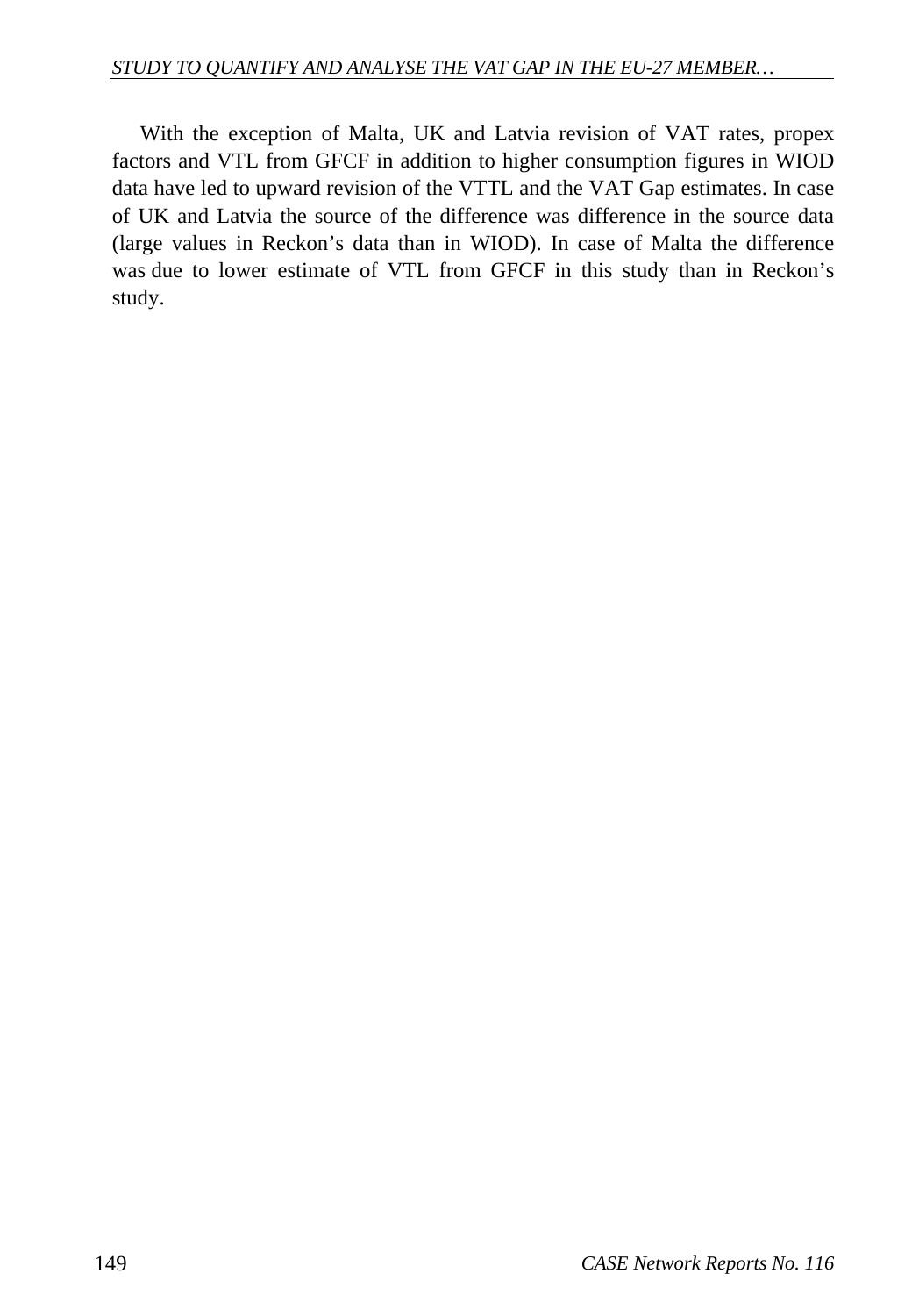With the exception of Malta, UK and Latvia revision of VAT rates, propex factors and VTL from GFCF in addition to higher consumption figures in WIOD data have led to upward revision of the VTTL and the VAT Gap estimates. In case of UK and Latvia the source of the difference was difference in the source data (large values in Reckon's data than in WIOD). In case of Malta the difference was due to lower estimate of VTL from GFCF in this study than in Reckon's study.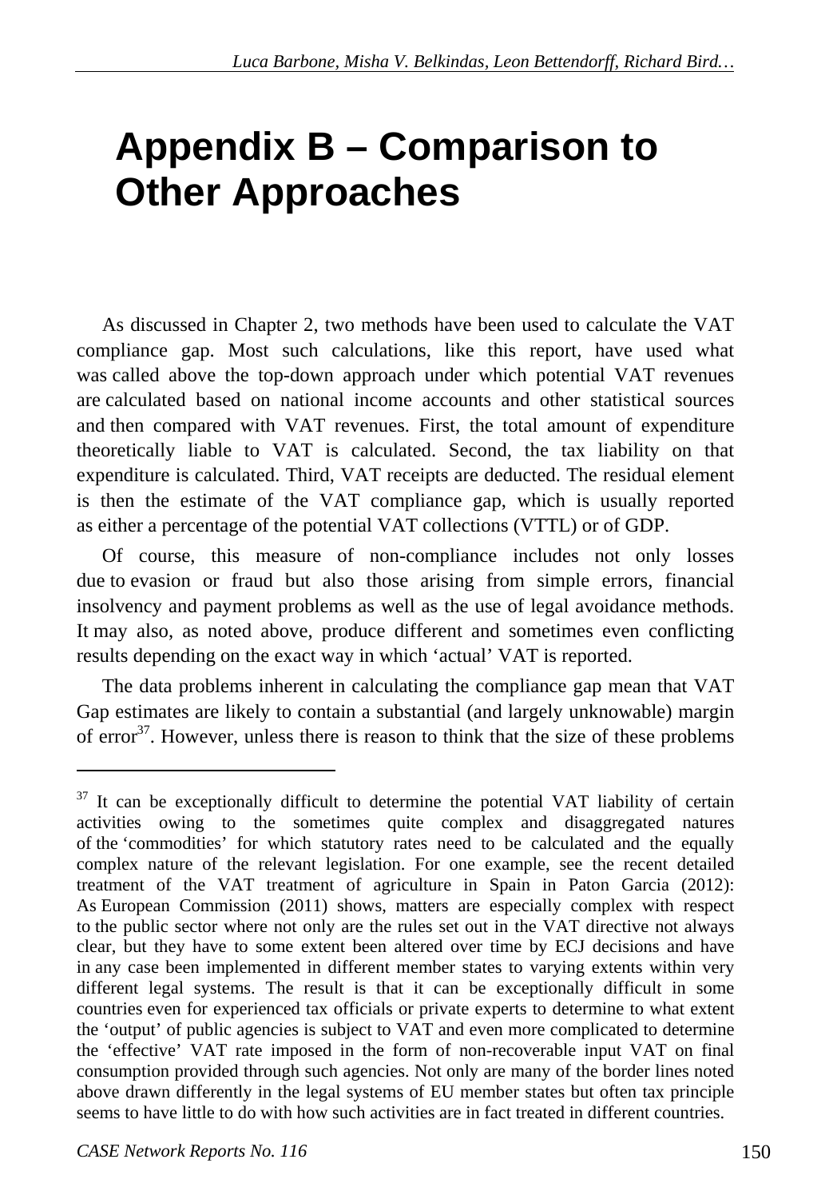# Appendix B – Comparison to Other Approaches

As discussed in Chapter 2, two methods have been used to calculate the VAT compliance gap. Most such calculations, like this report, have used what was called above the top-down approach under which potential VAT revenues are calculated based on national income accounts and other statistical sources and then compared with VAT revenues. First, the total amount of expenditure theoretically liable to VAT is calculated. Second, the tax liability on that expenditure is calculated. Third, VAT receipts are deducted. The residual element is then the estimate of the VAT compliance gap, which is usually reported as either a percentage of the potential VAT collections (VTTL) or of GDP.

Of course, this measure of non-compliance includes not only losses due to evasion or fraud but also those arising from simple errors, financial insolvency and payment problems as well as the use of legal avoidance methods. It may also, as noted above, produce different and sometimes even conflicting results depending on the exact way in which 'actual' VAT is reported.

The data problems inherent in calculating the compliance gap mean that VAT Gap estimates are likely to contain a substantial (and largely unknowable) margin of error[37]. However, unless there is reason to think that the size of these problems

---

[37] It can be exceptionally difficult to determine the potential VAT liability of certain activities owing to the sometimes quite complex and disaggregated natures of the 'commodities' for which statutory rates need to be calculated and the equally complex nature of the relevant legislation. For one example, see the recent detailed treatment of the VAT treatment of agriculture in Spain in Paton Garcia (2012): As European Commission (2011) shows, matters are especially complex with respect to the public sector where not only are the rules set out in the VAT directive not always clear, but they have to some extent been altered over time by ECJ decisions and have in any case been implemented in different member states to varying extents within very different legal systems. The result is that it can be exceptionally difficult in some countries even for experienced tax officials or private experts to determine to what extent the 'output' of public agencies is subject to VAT and even more complicated to determine the 'effective' VAT rate imposed in the form of non-recoverable input VAT on final consumption provided through such agencies. Not only are many of the border lines noted above drawn differently in the legal systems of EU member states but often tax principle seems to have little to do with how such activities are in fact treated in different countries.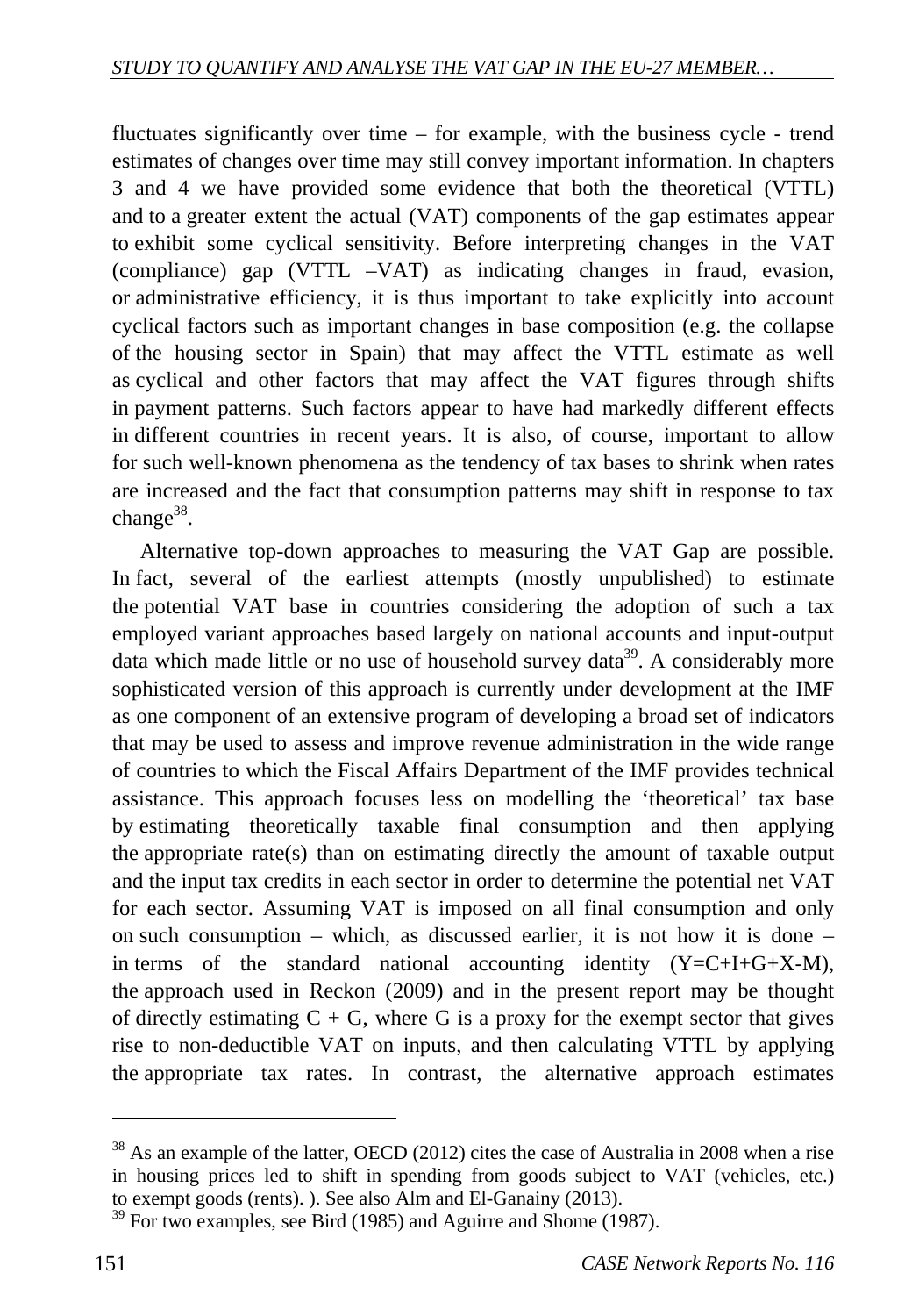fluctuates significantly over time – for example, with the business cycle - trend estimates of changes over time may still convey important information. In chapters 3 and 4 we have provided some evidence that both the theoretical (VTTL) and to a greater extent the actual (VAT) components of the gap estimates appear to exhibit some cyclical sensitivity. Before interpreting changes in the VAT (compliance) gap (VTTL –VAT) as indicating changes in fraud, evasion, or administrative efficiency, it is thus important to take explicitly into account cyclical factors such as important changes in base composition (e.g. the collapse of the housing sector in Spain) that may affect the VTTL estimate as well as cyclical and other factors that may affect the VAT figures through shifts in payment patterns. Such factors appear to have had markedly different effects in different countries in recent years. It is also, of course, important to allow for such well-known phenomena as the tendency of tax bases to shrink when rates are increased and the fact that consumption patterns may shift in response to tax change[38].

Alternative top-down approaches to measuring the VAT Gap are possible. In fact, several of the earliest attempts (mostly unpublished) to estimate the potential VAT base in countries considering the adoption of such a tax employed variant approaches based largely on national accounts and input-output data which made little or no use of household survey data[39]. A considerably more sophisticated version of this approach is currently under development at the IMF as one component of an extensive program of developing a broad set of indicators that may be used to assess and improve revenue administration in the wide range of countries to which the Fiscal Affairs Department of the IMF provides technical assistance. This approach focuses less on modelling the 'theoretical' tax base by estimating theoretically taxable final consumption and then applying the appropriate rate(s) than on estimating directly the amount of taxable output and the input tax credits in each sector in order to determine the potential net VAT for each sector. Assuming VAT is imposed on all final consumption and only on such consumption – which, as discussed earlier, it is not how it is done – in terms of the standard national accounting identity (Y=C+I+G+X-M), the approach used in Reckon (2009) and in the present report may be thought of directly estimating C + G, where G is a proxy for the exempt sector that gives rise to non-deductible VAT on inputs, and then calculating VTTL by applying the appropriate tax rates. In contrast, the alternative approach estimates

[38] As an example of the latter, OECD (2012) cites the case of Australia in 2008 when a rise in housing prices led to shift in spending from goods subject to VAT (vehicles, etc.) to exempt goods (rents). ). See also Alm and El-Ganainy (2013).

[39] For two examples, see Bird (1985) and Aguirre and Shome (1987).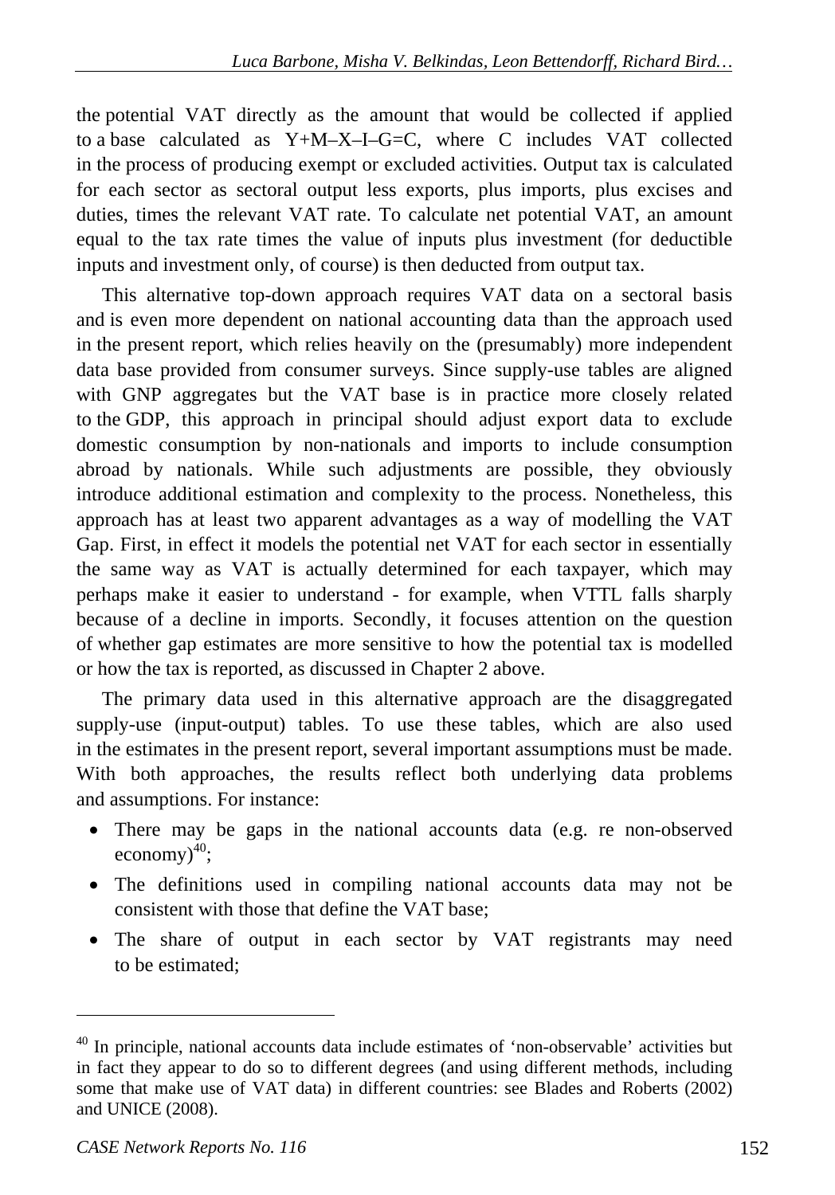the potential VAT directly as the amount that would be collected if applied to a base calculated as Y+M–X–I–G=C, where C includes VAT collected in the process of producing exempt or excluded activities. Output tax is calculated for each sector as sectoral output less exports, plus imports, plus excises and duties, times the relevant VAT rate. To calculate net potential VAT, an amount equal to the tax rate times the value of inputs plus investment (for deductible inputs and investment only, of course) is then deducted from output tax.

This alternative top-down approach requires VAT data on a sectoral basis and is even more dependent on national accounting data than the approach used in the present report, which relies heavily on the (presumably) more independent data base provided from consumer surveys. Since supply-use tables are aligned with GNP aggregates but the VAT base is in practice more closely related to the GDP, this approach in principal should adjust export data to exclude domestic consumption by non-nationals and imports to include consumption abroad by nationals. While such adjustments are possible, they obviously introduce additional estimation and complexity to the process. Nonetheless, this approach has at least two apparent advantages as a way of modelling the VAT Gap. First, in effect it models the potential net VAT for each sector in essentially the same way as VAT is actually determined for each taxpayer, which may perhaps make it easier to understand - for example, when VTTL falls sharply because of a decline in imports. Secondly, it focuses attention on the question of whether gap estimates are more sensitive to how the potential tax is modelled or how the tax is reported, as discussed in Chapter 2 above.

The primary data used in this alternative approach are the disaggregated supply-use (input-output) tables. To use these tables, which are also used in the estimates in the present report, several important assumptions must be made. With both approaches, the results reflect both underlying data problems and assumptions. For instance:

- There may be gaps in the national accounts data (e.g. re non-observed economy)[40];
- The definitions used in compiling national accounts data may not be consistent with those that define the VAT base;
- The share of output in each sector by VAT registrants may need to be estimated;

[40] In principle, national accounts data include estimates of 'non-observable' activities but in fact they appear to do so to different degrees (and using different methods, including some that make use of VAT data) in different countries: see Blades and Roberts (2002) and UNICE (2008).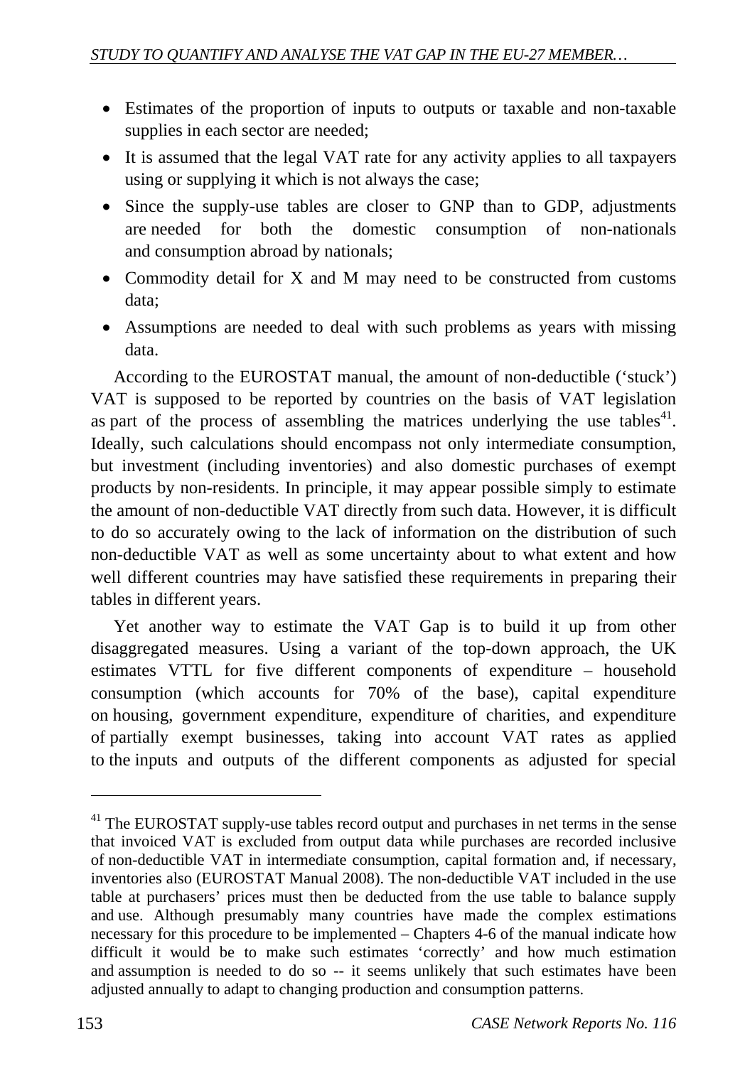- Estimates of the proportion of inputs to outputs or taxable and non-taxable supplies in each sector are needed;
- It is assumed that the legal VAT rate for any activity applies to all taxpayers using or supplying it which is not always the case;
- Since the supply-use tables are closer to GNP than to GDP, adjustments are needed for both the domestic consumption of non-nationals and consumption abroad by nationals;
- Commodity detail for X and M may need to be constructed from customs data;
- Assumptions are needed to deal with such problems as years with missing data.

According to the EUROSTAT manual, the amount of non-deductible ('stuck') VAT is supposed to be reported by countries on the basis of VAT legislation as part of the process of assembling the matrices underlying the use tables[41]. Ideally, such calculations should encompass not only intermediate consumption, but investment (including inventories) and also domestic purchases of exempt products by non-residents. In principle, it may appear possible simply to estimate the amount of non-deductible VAT directly from such data. However, it is difficult to do so accurately owing to the lack of information on the distribution of such non-deductible VAT as well as some uncertainty about to what extent and how well different countries may have satisfied these requirements in preparing their tables in different years.

Yet another way to estimate the VAT Gap is to build it up from other disaggregated measures. Using a variant of the top-down approach, the UK estimates VTTL for five different components of expenditure – household consumption (which accounts for 70% of the base), capital expenditure on housing, government expenditure, expenditure of charities, and expenditure of partially exempt businesses, taking into account VAT rates as applied to the inputs and outputs of the different components as adjusted for special

---

[41] The EUROSTAT supply-use tables record output and purchases in net terms in the sense that invoiced VAT is excluded from output data while purchases are recorded inclusive of non-deductible VAT in intermediate consumption, capital formation and, if necessary, inventories also (EUROSTAT Manual 2008). The non-deductible VAT included in the use table at purchasers' prices must then be deducted from the use table to balance supply and use. Although presumably many countries have made the complex estimations necessary for this procedure to be implemented – Chapters 4-6 of the manual indicate how difficult it would be to make such estimates 'correctly' and how much estimation and assumption is needed to do so -- it seems unlikely that such estimates have been adjusted annually to adapt to changing production and consumption patterns.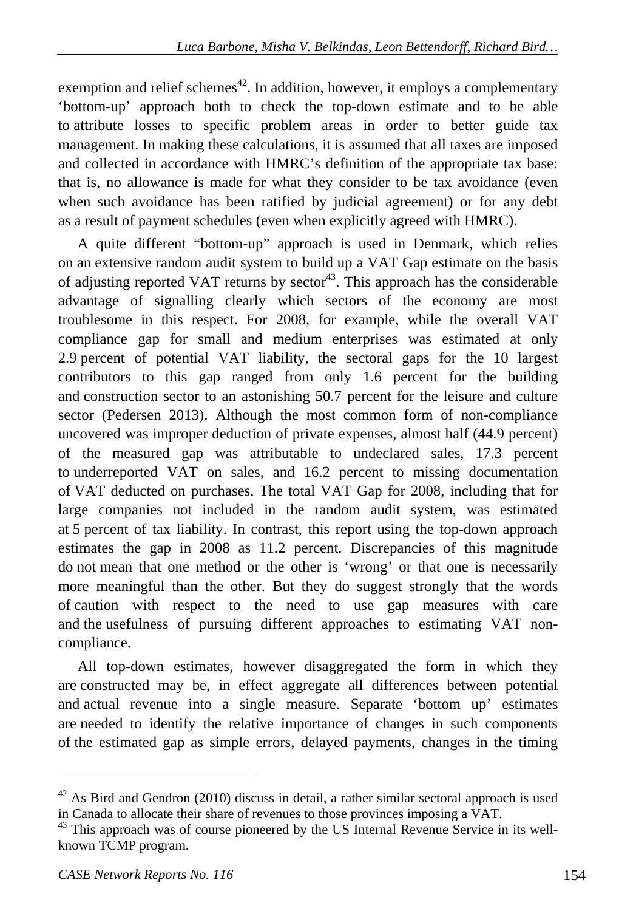exemption and relief schemes[42]. In addition, however, it employs a complementary 'bottom-up' approach both to check the top-down estimate and to be able to attribute losses to specific problem areas in order to better guide tax management. In making these calculations, it is assumed that all taxes are imposed and collected in accordance with HMRC's definition of the appropriate tax base: that is, no allowance is made for what they consider to be tax avoidance (even when such avoidance has been ratified by judicial agreement) or for any debt as a result of payment schedules (even when explicitly agreed with HMRC).

A quite different "bottom-up" approach is used in Denmark, which relies on an extensive random audit system to build up a VAT Gap estimate on the basis of adjusting reported VAT returns by sector[43]. This approach has the considerable advantage of signalling clearly which sectors of the economy are most troublesome in this respect. For 2008, for example, while the overall VAT compliance gap for small and medium enterprises was estimated at only 2.9 percent of potential VAT liability, the sectoral gaps for the 10 largest contributors to this gap ranged from only 1.6 percent for the building and construction sector to an astonishing 50.7 percent for the leisure and culture sector (Pedersen 2013). Although the most common form of non-compliance uncovered was improper deduction of private expenses, almost half (44.9 percent) of the measured gap was attributable to undeclared sales, 17.3 percent to underreported VAT on sales, and 16.2 percent to missing documentation of VAT deducted on purchases. The total VAT Gap for 2008, including that for large companies not included in the random audit system, was estimated at 5 percent of tax liability. In contrast, this report using the top-down approach estimates the gap in 2008 as 11.2 percent. Discrepancies of this magnitude do not mean that one method or the other is 'wrong' or that one is necessarily more meaningful than the other. But they do suggest strongly that the words of caution with respect to the need to use gap measures with care and the usefulness of pursuing different approaches to estimating VAT non-compliance.

All top-down estimates, however disaggregated the form in which they are constructed may be, in effect aggregate all differences between potential and actual revenue into a single measure. Separate 'bottom up' estimates are needed to identify the relative importance of changes in such components of the estimated gap as simple errors, delayed payments, changes in the timing

---

[42] As Bird and Gendron (2010) discuss in detail, a rather similar sectoral approach is used in Canada to allocate their share of revenues to those provinces imposing a VAT.

[43] This approach was of course pioneered by the US Internal Revenue Service in its well-known TCMP program.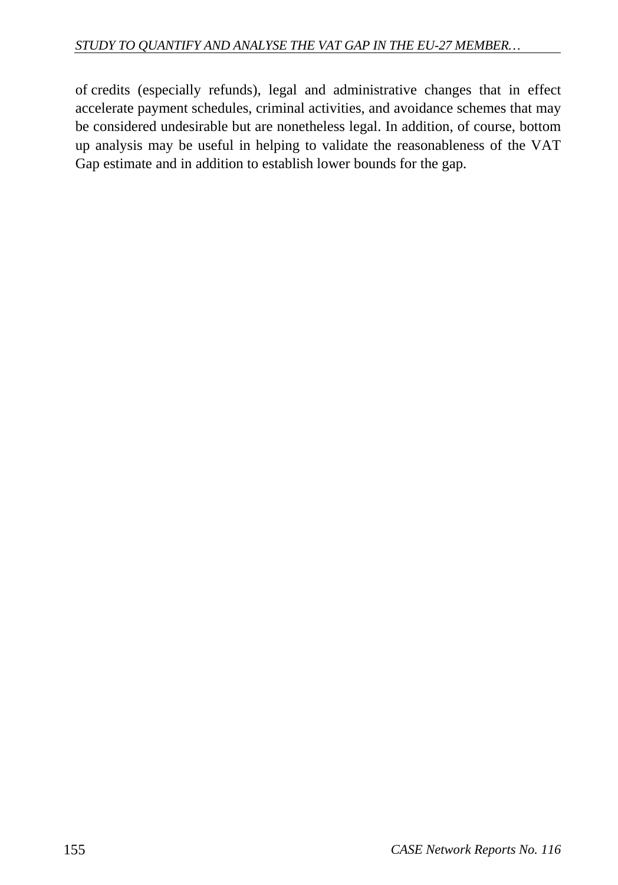of credits (especially refunds), legal and administrative changes that in effect accelerate payment schedules, criminal activities, and avoidance schemes that may be considered undesirable but are nonetheless legal. In addition, of course, bottom up analysis may be useful in helping to validate the reasonableness of the VAT Gap estimate and in addition to establish lower bounds for the gap.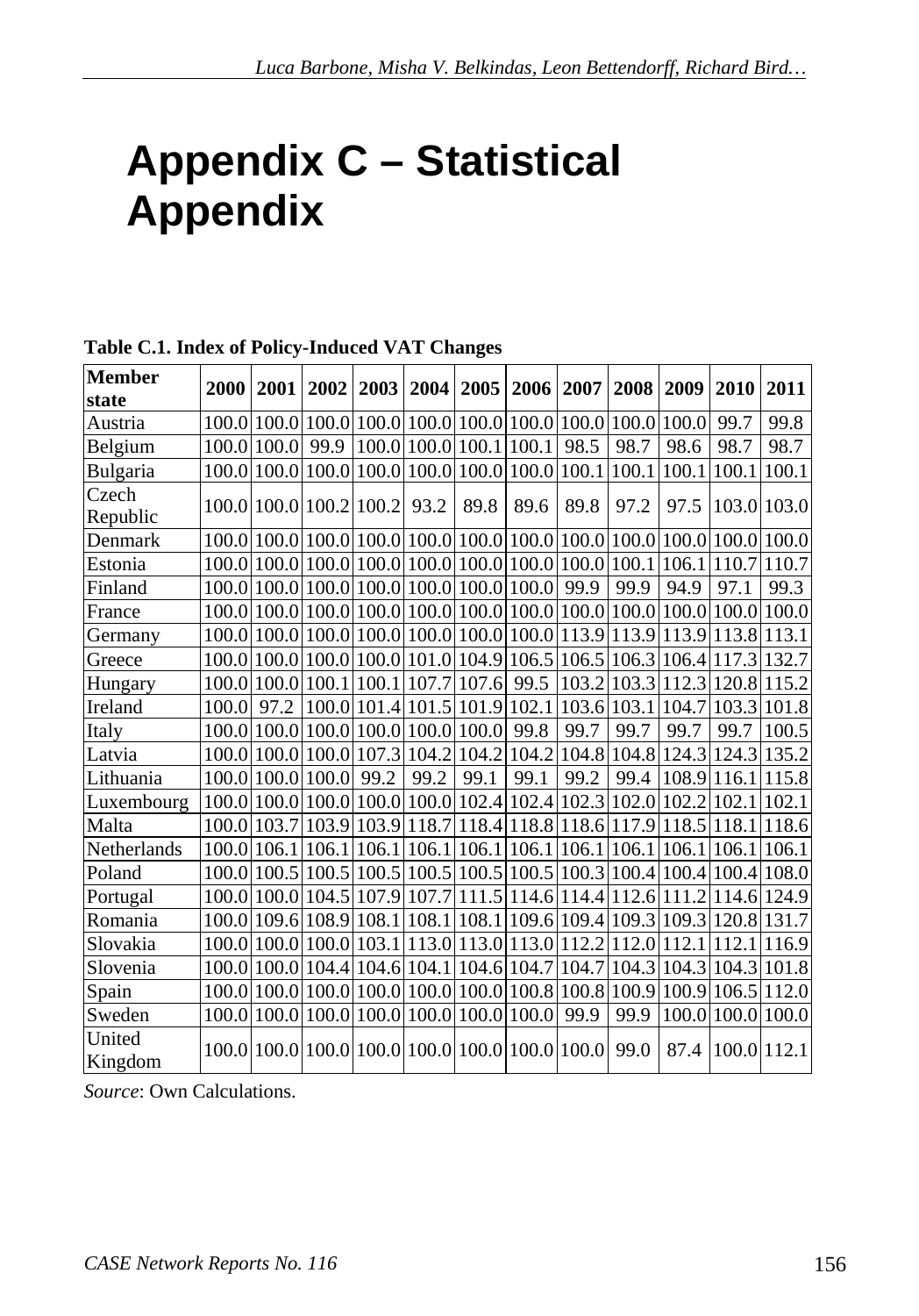# Appendix C – Statistical Appendix

**Table C.1. Index of Policy-Induced VAT Changes**

| Member state | 2000 | 2001 | 2002 | 2003 | 2004 | 2005 | 2006 | 2007 | 2008 | 2009 | 2010 | 2011 |
|---|---|---|---|---|---|---|---|---|---|---|---|---|
| Austria | 100.0 | 100.0 | 100.0 | 100.0 | 100.0 | 100.0 | 100.0 | 100.0 | 100.0 | 100.0 | 99.7 | 99.8 |
| Belgium | 100.0 | 100.0 | 99.9 | 100.0 | 100.0 | 100.1 | 100.1 | 98.5 | 98.7 | 98.6 | 98.7 | 98.7 |
| Bulgaria | 100.0 | 100.0 | 100.0 | 100.0 | 100.0 | 100.0 | 100.0 | 100.1 | 100.1 | 100.1 | 100.1 | 100.1 |
| Czech Republic | 100.0 | 100.0 | 100.2 | 100.2 | 93.2 | 89.8 | 89.6 | 89.8 | 97.2 | 97.5 | 103.0 | 103.0 |
| Denmark | 100.0 | 100.0 | 100.0 | 100.0 | 100.0 | 100.0 | 100.0 | 100.0 | 100.0 | 100.0 | 100.0 | 100.0 |
| Estonia | 100.0 | 100.0 | 100.0 | 100.0 | 100.0 | 100.0 | 100.0 | 100.0 | 100.1 | 106.1 | 110.7 | 110.7 |
| Finland | 100.0 | 100.0 | 100.0 | 100.0 | 100.0 | 100.0 | 100.0 | 99.9 | 99.9 | 94.9 | 97.1 | 99.3 |
| France | 100.0 | 100.0 | 100.0 | 100.0 | 100.0 | 100.0 | 100.0 | 100.0 | 100.0 | 100.0 | 100.0 | 100.0 |
| Germany | 100.0 | 100.0 | 100.0 | 100.0 | 100.0 | 100.0 | 100.0 | 113.9 | 113.9 | 113.9 | 113.8 | 113.1 |
| Greece | 100.0 | 100.0 | 100.0 | 100.0 | 101.0 | 104.9 | 106.5 | 106.5 | 106.3 | 106.4 | 117.3 | 132.7 |
| Hungary | 100.0 | 100.0 | 100.1 | 100.1 | 107.7 | 107.6 | 99.5 | 103.2 | 103.3 | 112.3 | 120.8 | 115.2 |
| Ireland | 100.0 | 97.2 | 100.0 | 101.4 | 101.5 | 101.9 | 102.1 | 103.6 | 103.1 | 104.7 | 103.3 | 101.8 |
| Italy | 100.0 | 100.0 | 100.0 | 100.0 | 100.0 | 100.0 | 99.8 | 99.7 | 99.7 | 99.7 | 99.7 | 100.5 |
| Latvia | 100.0 | 100.0 | 100.0 | 107.3 | 104.2 | 104.2 | 104.2 | 104.8 | 104.8 | 124.3 | 124.3 | 135.2 |
| Lithuania | 100.0 | 100.0 | 100.0 | 99.2 | 99.2 | 99.1 | 99.1 | 99.2 | 99.4 | 108.9 | 116.1 | 115.8 |
| Luxembourg | 100.0 | 100.0 | 100.0 | 100.0 | 100.0 | 102.4 | 102.4 | 102.3 | 102.0 | 102.2 | 102.1 | 102.1 |
| Malta | 100.0 | 103.7 | 103.9 | 103.9 | 118.7 | 118.4 | 118.8 | 118.6 | 117.9 | 118.5 | 118.1 | 118.6 |
| Netherlands | 100.0 | 106.1 | 106.1 | 106.1 | 106.1 | 106.1 | 106.1 | 106.1 | 106.1 | 106.1 | 106.1 | 106.1 |
| Poland | 100.0 | 100.5 | 100.5 | 100.5 | 100.5 | 100.5 | 100.5 | 100.3 | 100.4 | 100.4 | 100.4 | 108.0 |
| Portugal | 100.0 | 100.0 | 104.5 | 107.9 | 107.7 | 111.5 | 114.6 | 114.4 | 112.6 | 111.2 | 114.6 | 124.9 |
| Romania | 100.0 | 109.6 | 108.9 | 108.1 | 108.1 | 108.1 | 109.6 | 109.4 | 109.3 | 109.3 | 120.8 | 131.7 |
| Slovakia | 100.0 | 100.0 | 100.0 | 103.1 | 113.0 | 113.0 | 113.0 | 112.2 | 112.0 | 112.1 | 112.1 | 116.9 |
| Slovenia | 100.0 | 100.0 | 104.4 | 104.6 | 104.1 | 104.6 | 104.7 | 104.7 | 104.3 | 104.3 | 104.3 | 101.8 |
| Spain | 100.0 | 100.0 | 100.0 | 100.0 | 100.0 | 100.0 | 100.8 | 100.8 | 100.9 | 100.9 | 106.5 | 112.0 |
| Sweden | 100.0 | 100.0 | 100.0 | 100.0 | 100.0 | 100.0 | 100.0 | 99.9 | 99.9 | 100.0 | 100.0 | 100.0 |
| United Kingdom | 100.0 | 100.0 | 100.0 | 100.0 | 100.0 | 100.0 | 100.0 | 100.0 | 99.0 | 87.4 | 100.0 | 112.1 |

*Source*: Own Calculations.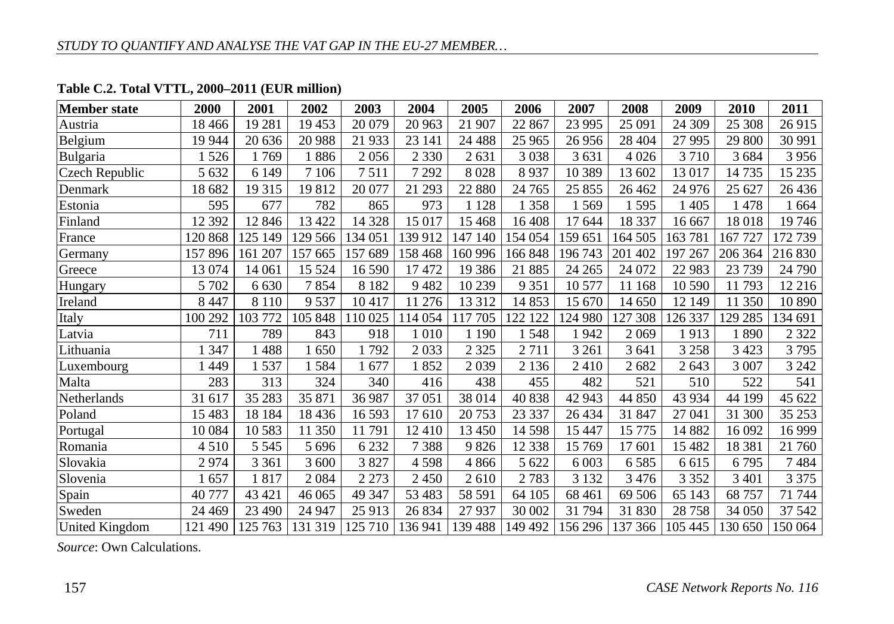**Table C.2. Total VTTL, 2000–2011 (EUR million)**

| Member state | 2000 | 2001 | 2002 | 2003 | 2004 | 2005 | 2006 | 2007 | 2008 | 2009 | 2010 | 2011 |
|---|---|---|---|---|---|---|---|---|---|---|---|---|
| Austria | 18 466 | 19 281 | 19 453 | 20 079 | 20 963 | 21 907 | 22 867 | 23 995 | 25 091 | 24 309 | 25 308 | 26 915 |
| Belgium | 19 944 | 20 636 | 20 988 | 21 933 | 23 141 | 24 488 | 25 965 | 26 956 | 28 404 | 27 995 | 29 800 | 30 991 |
| Bulgaria | 1 526 | 1 769 | 1 886 | 2 056 | 2 330 | 2 631 | 3 038 | 3 631 | 4 026 | 3 710 | 3 684 | 3 956 |
| Czech Republic | 5 632 | 6 149 | 7 106 | 7 511 | 7 292 | 8 028 | 8 937 | 10 389 | 13 602 | 13 017 | 14 735 | 15 235 |
| Denmark | 18 682 | 19 315 | 19 812 | 20 077 | 21 293 | 22 880 | 24 765 | 25 855 | 26 462 | 24 976 | 25 627 | 26 436 |
| Estonia | 595 | 677 | 782 | 865 | 973 | 1 128 | 1 358 | 1 569 | 1 595 | 1 405 | 1 478 | 1 664 |
| Finland | 12 392 | 12 846 | 13 422 | 14 328 | 15 017 | 15 468 | 16 408 | 17 644 | 18 337 | 16 667 | 18 018 | 19 746 |
| France | 120 868 | 125 149 | 129 566 | 134 051 | 139 912 | 147 140 | 154 054 | 159 651 | 164 505 | 163 781 | 167 727 | 172 739 |
| Germany | 157 896 | 161 207 | 157 665 | 157 689 | 158 468 | 160 996 | 166 848 | 196 743 | 201 402 | 197 267 | 206 364 | 216 830 |
| Greece | 13 074 | 14 061 | 15 524 | 16 590 | 17 472 | 19 386 | 21 885 | 24 265 | 24 072 | 22 983 | 23 739 | 24 790 |
| Hungary | 5 702 | 6 630 | 7 854 | 8 182 | 9 482 | 10 239 | 9 351 | 10 577 | 11 168 | 10 590 | 11 793 | 12 216 |
| Ireland | 8 447 | 8 110 | 9 537 | 10 417 | 11 276 | 13 312 | 14 853 | 15 670 | 14 650 | 12 149 | 11 350 | 10 890 |
| Italy | 100 292 | 103 772 | 105 848 | 110 025 | 114 054 | 117 705 | 122 122 | 124 980 | 127 308 | 126 337 | 129 285 | 134 691 |
| Latvia | 711 | 789 | 843 | 918 | 1 010 | 1 190 | 1 548 | 1 942 | 2 069 | 1 913 | 1 890 | 2 322 |
| Lithuania | 1 347 | 1 488 | 1 650 | 1 792 | 2 033 | 2 325 | 2 711 | 3 261 | 3 641 | 3 258 | 3 423 | 3 795 |
| Luxembourg | 1 449 | 1 537 | 1 584 | 1 677 | 1 852 | 2 039 | 2 136 | 2 410 | 2 682 | 2 643 | 3 007 | 3 242 |
| Malta | 283 | 313 | 324 | 340 | 416 | 438 | 455 | 482 | 521 | 510 | 522 | 541 |
| Netherlands | 31 617 | 35 283 | 35 871 | 36 987 | 37 051 | 38 014 | 40 838 | 42 943 | 44 850 | 43 934 | 44 199 | 45 622 |
| Poland | 15 483 | 18 184 | 18 436 | 16 593 | 17 610 | 20 753 | 23 337 | 26 434 | 31 847 | 27 041 | 31 300 | 35 253 |
| Portugal | 10 084 | 10 583 | 11 350 | 11 791 | 12 410 | 13 450 | 14 598 | 15 447 | 15 775 | 14 882 | 16 092 | 16 999 |
| Romania | 4 510 | 5 545 | 5 696 | 6 232 | 7 388 | 9 826 | 12 338 | 15 769 | 17 601 | 15 482 | 18 381 | 21 760 |
| Slovakia | 2 974 | 3 361 | 3 600 | 3 827 | 4 598 | 4 866 | 5 622 | 6 003 | 6 585 | 6 615 | 6 795 | 7 484 |
| Slovenia | 1 657 | 1 817 | 2 084 | 2 273 | 2 450 | 2 610 | 2 783 | 3 132 | 3 476 | 3 352 | 3 401 | 3 375 |
| Spain | 40 777 | 43 421 | 46 065 | 49 347 | 53 483 | 58 591 | 64 105 | 68 461 | 69 506 | 65 143 | 68 757 | 71 744 |
| Sweden | 24 469 | 23 490 | 24 947 | 25 913 | 26 834 | 27 937 | 30 002 | 31 794 | 31 830 | 28 758 | 34 050 | 37 542 |
| United Kingdom | 121 490 | 125 763 | 131 319 | 125 710 | 136 941 | 139 488 | 149 492 | 156 296 | 137 366 | 105 445 | 130 650 | 150 064 |

*Source*: Own Calculations.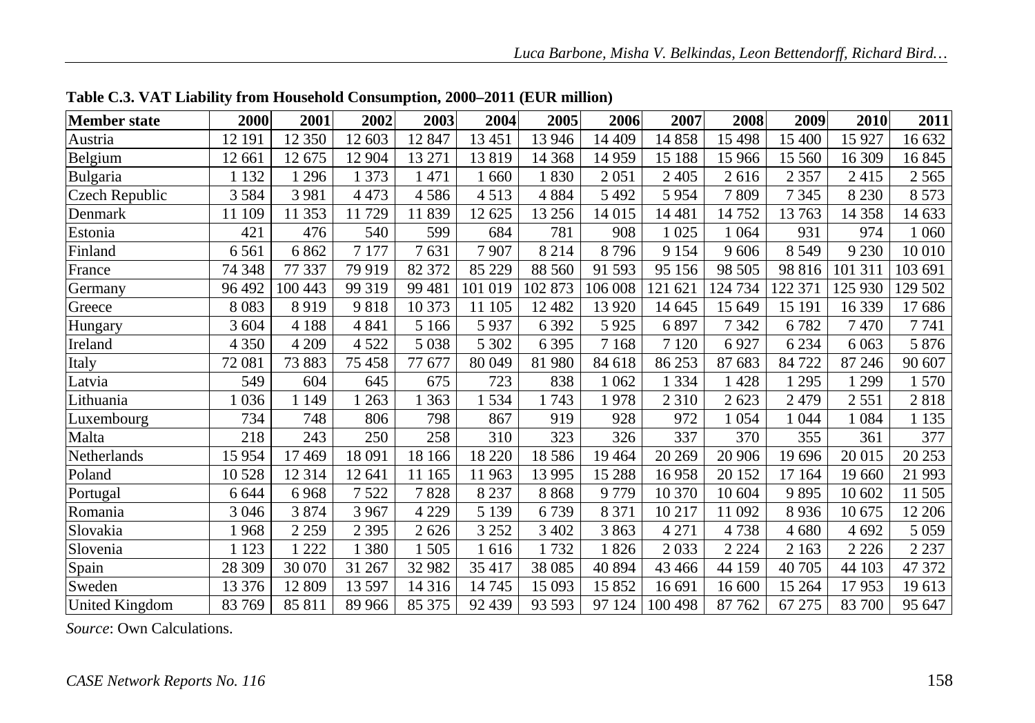**Table C.3. VAT Liability from Household Consumption, 2000–2011 (EUR million)**

| Member state | 2000 | 2001 | 2002 | 2003 | 2004 | 2005 | 2006 | 2007 | 2008 | 2009 | 2010 | 2011 |
|---|---|---|---|---|---|---|---|---|---|---|---|---|
| Austria | 12 191 | 12 350 | 12 603 | 12 847 | 13 451 | 13 946 | 14 409 | 14 858 | 15 498 | 15 400 | 15 927 | 16 632 |
| Belgium | 12 661 | 12 675 | 12 904 | 13 271 | 13 819 | 14 368 | 14 959 | 15 188 | 15 966 | 15 560 | 16 309 | 16 845 |
| Bulgaria | 1 132 | 1 296 | 1 373 | 1 471 | 1 660 | 1 830 | 2 051 | 2 405 | 2 616 | 2 357 | 2 415 | 2 565 |
| Czech Republic | 3 584 | 3 981 | 4 473 | 4 586 | 4 513 | 4 884 | 5 492 | 5 954 | 7 809 | 7 345 | 8 230 | 8 573 |
| Denmark | 11 109 | 11 353 | 11 729 | 11 839 | 12 625 | 13 256 | 14 015 | 14 481 | 14 752 | 13 763 | 14 358 | 14 633 |
| Estonia | 421 | 476 | 540 | 599 | 684 | 781 | 908 | 1 025 | 1 064 | 931 | 974 | 1 060 |
| Finland | 6 561 | 6 862 | 7 177 | 7 631 | 7 907 | 8 214 | 8 796 | 9 154 | 9 606 | 8 549 | 9 230 | 10 010 |
| France | 74 348 | 77 337 | 79 919 | 82 372 | 85 229 | 88 560 | 91 593 | 95 156 | 98 505 | 98 816 | 101 311 | 103 691 |
| Germany | 96 492 | 100 443 | 99 319 | 99 481 | 101 019 | 102 873 | 106 008 | 121 621 | 124 734 | 122 371 | 125 930 | 129 502 |
| Greece | 8 083 | 8 919 | 9 818 | 10 373 | 11 105 | 12 482 | 13 920 | 14 645 | 15 649 | 15 191 | 16 339 | 17 686 |
| Hungary | 3 604 | 4 188 | 4 841 | 5 166 | 5 937 | 6 392 | 5 925 | 6 897 | 7 342 | 6 782 | 7 470 | 7 741 |
| Ireland | 4 350 | 4 209 | 4 522 | 5 038 | 5 302 | 6 395 | 7 168 | 7 120 | 6 927 | 6 234 | 6 063 | 5 876 |
| Italy | 72 081 | 73 883 | 75 458 | 77 677 | 80 049 | 81 980 | 84 618 | 86 253 | 87 683 | 84 722 | 87 246 | 90 607 |
| Latvia | 549 | 604 | 645 | 675 | 723 | 838 | 1 062 | 1 334 | 1 428 | 1 295 | 1 299 | 1 570 |
| Lithuania | 1 036 | 1 149 | 1 263 | 1 363 | 1 534 | 1 743 | 1 978 | 2 310 | 2 623 | 2 479 | 2 551 | 2 818 |
| Luxembourg | 734 | 748 | 806 | 798 | 867 | 919 | 928 | 972 | 1 054 | 1 044 | 1 084 | 1 135 |
| Malta | 218 | 243 | 250 | 258 | 310 | 323 | 326 | 337 | 370 | 355 | 361 | 377 |
| Netherlands | 15 954 | 17 469 | 18 091 | 18 166 | 18 220 | 18 586 | 19 464 | 20 269 | 20 906 | 19 696 | 20 015 | 20 253 |
| Poland | 10 528 | 12 314 | 12 641 | 11 165 | 11 963 | 13 995 | 15 288 | 16 958 | 20 152 | 17 164 | 19 660 | 21 993 |
| Portugal | 6 644 | 6 968 | 7 522 | 7 828 | 8 237 | 8 868 | 9 779 | 10 370 | 10 604 | 9 895 | 10 602 | 11 505 |
| Romania | 3 046 | 3 874 | 3 967 | 4 229 | 5 139 | 6 739 | 8 371 | 10 217 | 11 092 | 8 936 | 10 675 | 12 206 |
| Slovakia | 1 968 | 2 259 | 2 395 | 2 626 | 3 252 | 3 402 | 3 863 | 4 271 | 4 738 | 4 680 | 4 692 | 5 059 |
| Slovenia | 1 123 | 1 222 | 1 380 | 1 505 | 1 616 | 1 732 | 1 826 | 2 033 | 2 224 | 2 163 | 2 226 | 2 237 |
| Spain | 28 309 | 30 070 | 31 267 | 32 982 | 35 417 | 38 085 | 40 894 | 43 466 | 44 159 | 40 705 | 44 103 | 47 372 |
| Sweden | 13 376 | 12 809 | 13 597 | 14 316 | 14 745 | 15 093 | 15 852 | 16 691 | 16 600 | 15 264 | 17 953 | 19 613 |
| United Kingdom | 83 769 | 85 811 | 89 966 | 85 375 | 92 439 | 93 593 | 97 124 | 100 498 | 87 762 | 67 275 | 83 700 | 95 647 |

*Source*: Own Calculations.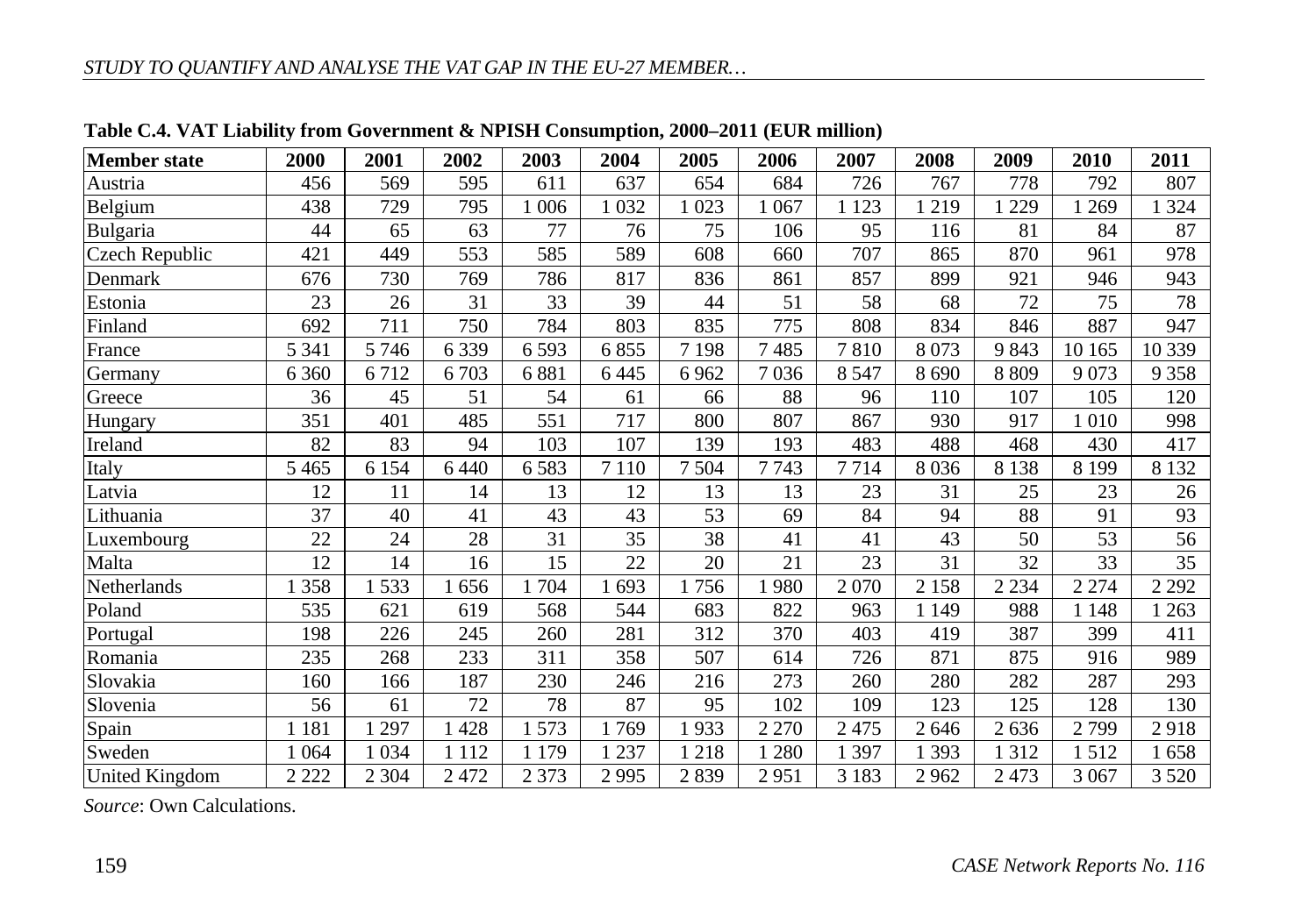**Table C.4. VAT Liability from Government & NPISH Consumption, 2000–2011 (EUR million)**

| Member state | 2000 | 2001 | 2002 | 2003 | 2004 | 2005 | 2006 | 2007 | 2008 | 2009 | 2010 | 2011 |
|---|---|---|---|---|---|---|---|---|---|---|---|---|
| Austria | 456 | 569 | 595 | 611 | 637 | 654 | 684 | 726 | 767 | 778 | 792 | 807 |
| Belgium | 438 | 729 | 795 | 1 006 | 1 032 | 1 023 | 1 067 | 1 123 | 1 219 | 1 229 | 1 269 | 1 324 |
| Bulgaria | 44 | 65 | 63 | 77 | 76 | 75 | 106 | 95 | 116 | 81 | 84 | 87 |
| Czech Republic | 421 | 449 | 553 | 585 | 589 | 608 | 660 | 707 | 865 | 870 | 961 | 978 |
| Denmark | 676 | 730 | 769 | 786 | 817 | 836 | 861 | 857 | 899 | 921 | 946 | 943 |
| Estonia | 23 | 26 | 31 | 33 | 39 | 44 | 51 | 58 | 68 | 72 | 75 | 78 |
| Finland | 692 | 711 | 750 | 784 | 803 | 835 | 775 | 808 | 834 | 846 | 887 | 947 |
| France | 5 341 | 5 746 | 6 339 | 6 593 | 6 855 | 7 198 | 7 485 | 7 810 | 8 073 | 9 843 | 10 165 | 10 339 |
| Germany | 6 360 | 6 712 | 6 703 | 6 881 | 6 445 | 6 962 | 7 036 | 8 547 | 8 690 | 8 809 | 9 073 | 9 358 |
| Greece | 36 | 45 | 51 | 54 | 61 | 66 | 88 | 96 | 110 | 107 | 105 | 120 |
| Hungary | 351 | 401 | 485 | 551 | 717 | 800 | 807 | 867 | 930 | 917 | 1 010 | 998 |
| Ireland | 82 | 83 | 94 | 103 | 107 | 139 | 193 | 483 | 488 | 468 | 430 | 417 |
| Italy | 5 465 | 6 154 | 6 440 | 6 583 | 7 110 | 7 504 | 7 743 | 7 714 | 8 036 | 8 138 | 8 199 | 8 132 |
| Latvia | 12 | 11 | 14 | 13 | 12 | 13 | 13 | 23 | 31 | 25 | 23 | 26 |
| Lithuania | 37 | 40 | 41 | 43 | 43 | 53 | 69 | 84 | 94 | 88 | 91 | 93 |
| Luxembourg | 22 | 24 | 28 | 31 | 35 | 38 | 41 | 41 | 43 | 50 | 53 | 56 |
| Malta | 12 | 14 | 16 | 15 | 22 | 20 | 21 | 23 | 31 | 32 | 33 | 35 |
| Netherlands | 1 358 | 1 533 | 1 656 | 1 704 | 1 693 | 1 756 | 1 980 | 2 070 | 2 158 | 2 234 | 2 274 | 2 292 |
| Poland | 535 | 621 | 619 | 568 | 544 | 683 | 822 | 963 | 1 149 | 988 | 1 148 | 1 263 |
| Portugal | 198 | 226 | 245 | 260 | 281 | 312 | 370 | 403 | 419 | 387 | 399 | 411 |
| Romania | 235 | 268 | 233 | 311 | 358 | 507 | 614 | 726 | 871 | 875 | 916 | 989 |
| Slovakia | 160 | 166 | 187 | 230 | 246 | 216 | 273 | 260 | 280 | 282 | 287 | 293 |
| Slovenia | 56 | 61 | 72 | 78 | 87 | 95 | 102 | 109 | 123 | 125 | 128 | 130 |
| Spain | 1 181 | 1 297 | 1 428 | 1 573 | 1 769 | 1 933 | 2 270 | 2 475 | 2 646 | 2 636 | 2 799 | 2 918 |
| Sweden | 1 064 | 1 034 | 1 112 | 1 179 | 1 237 | 1 218 | 1 280 | 1 397 | 1 393 | 1 312 | 1 512 | 1 658 |
| United Kingdom | 2 222 | 2 304 | 2 472 | 2 373 | 2 995 | 2 839 | 2 951 | 3 183 | 2 962 | 2 473 | 3 067 | 3 520 |

*Source*: Own Calculations.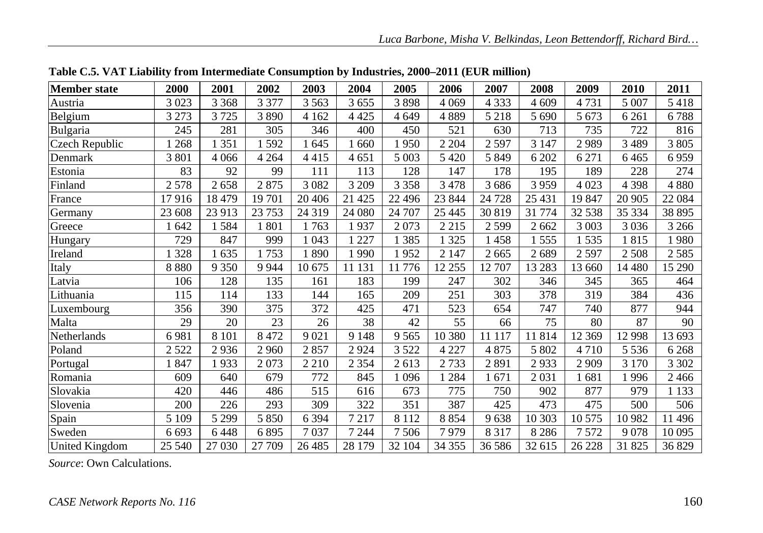**Table C.5. VAT Liability from Intermediate Consumption by Industries, 2000–2011 (EUR million)**

| Member state | 2000 | 2001 | 2002 | 2003 | 2004 | 2005 | 2006 | 2007 | 2008 | 2009 | 2010 | 2011 |
|---|---|---|---|---|---|---|---|---|---|---|---|---|
| Austria | 3 023 | 3 368 | 3 377 | 3 563 | 3 655 | 3 898 | 4 069 | 4 333 | 4 609 | 4 731 | 5 007 | 5 418 |
| Belgium | 3 273 | 3 725 | 3 890 | 4 162 | 4 425 | 4 649 | 4 889 | 5 218 | 5 690 | 5 673 | 6 261 | 6 788 |
| Bulgaria | 245 | 281 | 305 | 346 | 400 | 450 | 521 | 630 | 713 | 735 | 722 | 816 |
| Czech Republic | 1 268 | 1 351 | 1 592 | 1 645 | 1 660 | 1 950 | 2 204 | 2 597 | 3 147 | 2 989 | 3 489 | 3 805 |
| Denmark | 3 801 | 4 066 | 4 264 | 4 415 | 4 651 | 5 003 | 5 420 | 5 849 | 6 202 | 6 271 | 6 465 | 6 959 |
| Estonia | 83 | 92 | 99 | 111 | 113 | 128 | 147 | 178 | 195 | 189 | 228 | 274 |
| Finland | 2 578 | 2 658 | 2 875 | 3 082 | 3 209 | 3 358 | 3 478 | 3 686 | 3 959 | 4 023 | 4 398 | 4 880 |
| France | 17 916 | 18 479 | 19 701 | 20 406 | 21 425 | 22 496 | 23 844 | 24 728 | 25 431 | 19 847 | 20 905 | 22 084 |
| Germany | 23 608 | 23 913 | 23 753 | 24 319 | 24 080 | 24 707 | 25 445 | 30 819 | 31 774 | 32 538 | 35 334 | 38 895 |
| Greece | 1 642 | 1 584 | 1 801 | 1 763 | 1 937 | 2 073 | 2 215 | 2 599 | 2 662 | 3 003 | 3 036 | 3 266 |
| Hungary | 729 | 847 | 999 | 1 043 | 1 227 | 1 385 | 1 325 | 1 458 | 1 555 | 1 535 | 1 815 | 1 980 |
| Ireland | 1 328 | 1 635 | 1 753 | 1 890 | 1 990 | 1 952 | 2 147 | 2 665 | 2 689 | 2 597 | 2 508 | 2 585 |
| Italy | 8 880 | 9 350 | 9 944 | 10 675 | 11 131 | 11 776 | 12 255 | 12 707 | 13 283 | 13 660 | 14 480 | 15 290 |
| Latvia | 106 | 128 | 135 | 161 | 183 | 199 | 247 | 302 | 346 | 345 | 365 | 464 |
| Lithuania | 115 | 114 | 133 | 144 | 165 | 209 | 251 | 303 | 378 | 319 | 384 | 436 |
| Luxembourg | 356 | 390 | 375 | 372 | 425 | 471 | 523 | 654 | 747 | 740 | 877 | 944 |
| Malta | 29 | 20 | 23 | 26 | 38 | 42 | 55 | 66 | 75 | 80 | 87 | 90 |
| Netherlands | 6 981 | 8 101 | 8 472 | 9 021 | 9 148 | 9 565 | 10 380 | 11 117 | 11 814 | 12 369 | 12 998 | 13 693 |
| Poland | 2 522 | 2 936 | 2 960 | 2 857 | 2 924 | 3 522 | 4 227 | 4 875 | 5 802 | 4 710 | 5 536 | 6 268 |
| Portugal | 1 847 | 1 933 | 2 073 | 2 210 | 2 354 | 2 613 | 2 733 | 2 891 | 2 933 | 2 909 | 3 170 | 3 302 |
| Romania | 609 | 640 | 679 | 772 | 845 | 1 096 | 1 284 | 1 671 | 2 031 | 1 681 | 1 996 | 2 466 |
| Slovakia | 420 | 446 | 486 | 515 | 616 | 673 | 775 | 750 | 902 | 877 | 979 | 1 133 |
| Slovenia | 200 | 226 | 293 | 309 | 322 | 351 | 387 | 425 | 473 | 475 | 500 | 506 |
| Spain | 5 109 | 5 299 | 5 850 | 6 394 | 7 217 | 8 112 | 8 854 | 9 638 | 10 303 | 10 575 | 10 982 | 11 496 |
| Sweden | 6 693 | 6 448 | 6 895 | 7 037 | 7 244 | 7 506 | 7 979 | 8 317 | 8 286 | 7 572 | 9 078 | 10 095 |
| United Kingdom | 25 540 | 27 030 | 27 709 | 26 485 | 28 179 | 32 104 | 34 355 | 36 586 | 32 615 | 26 228 | 31 825 | 36 829 |

*Source*: Own Calculations.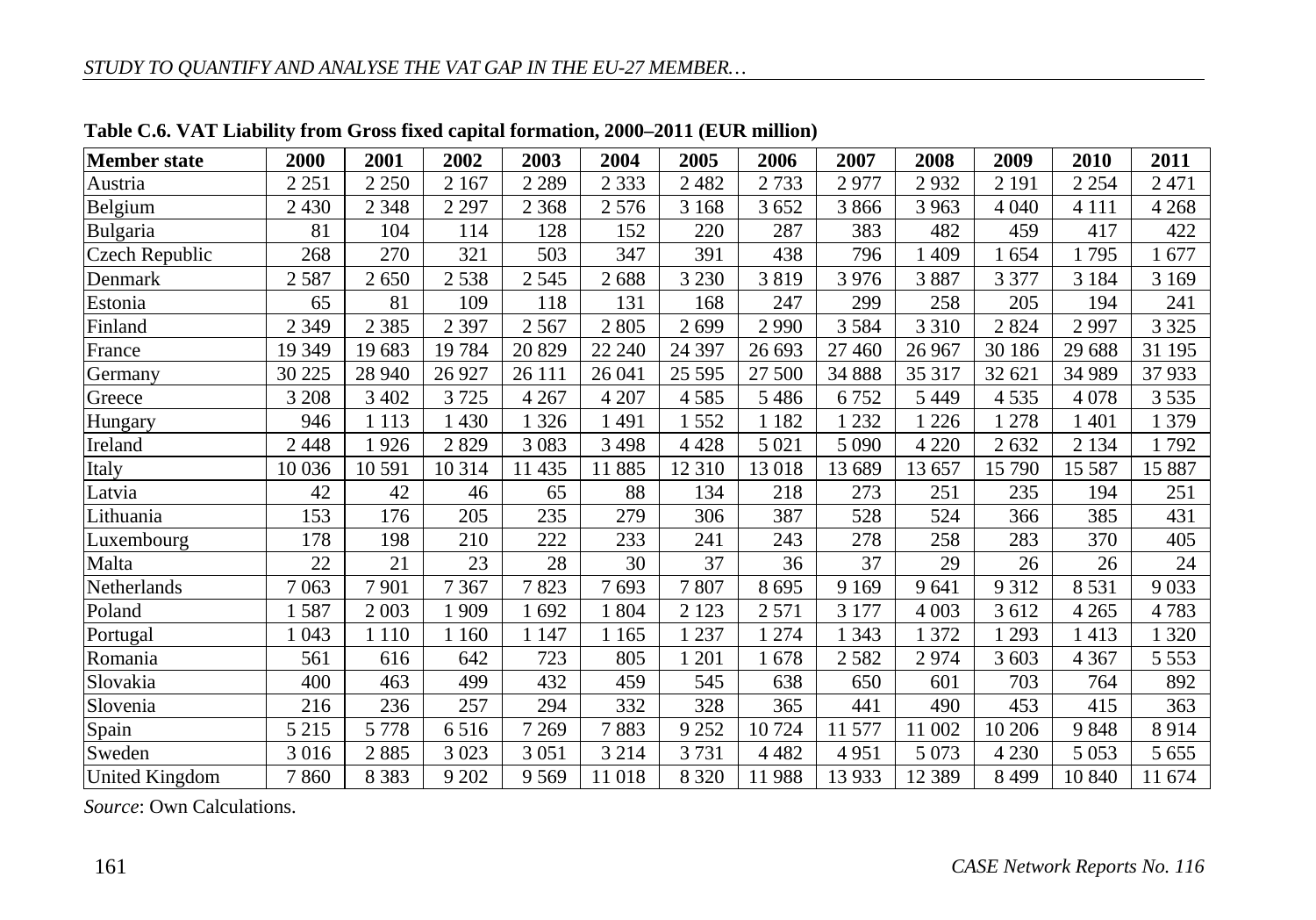**Table C.6. VAT Liability from Gross fixed capital formation, 2000–2011 (EUR million)**

| Member state | 2000 | 2001 | 2002 | 2003 | 2004 | 2005 | 2006 | 2007 | 2008 | 2009 | 2010 | 2011 |
|---|---|---|---|---|---|---|---|---|---|---|---|---|
| Austria | 2 251 | 2 250 | 2 167 | 2 289 | 2 333 | 2 482 | 2 733 | 2 977 | 2 932 | 2 191 | 2 254 | 2 471 |
| Belgium | 2 430 | 2 348 | 2 297 | 2 368 | 2 576 | 3 168 | 3 652 | 3 866 | 3 963 | 4 040 | 4 111 | 4 268 |
| Bulgaria | 81 | 104 | 114 | 128 | 152 | 220 | 287 | 383 | 482 | 459 | 417 | 422 |
| Czech Republic | 268 | 270 | 321 | 503 | 347 | 391 | 438 | 796 | 1 409 | 1 654 | 1 795 | 1 677 |
| Denmark | 2 587 | 2 650 | 2 538 | 2 545 | 2 688 | 3 230 | 3 819 | 3 976 | 3 887 | 3 377 | 3 184 | 3 169 |
| Estonia | 65 | 81 | 109 | 118 | 131 | 168 | 247 | 299 | 258 | 205 | 194 | 241 |
| Finland | 2 349 | 2 385 | 2 397 | 2 567 | 2 805 | 2 699 | 2 990 | 3 584 | 3 310 | 2 824 | 2 997 | 3 325 |
| France | 19 349 | 19 683 | 19 784 | 20 829 | 22 240 | 24 397 | 26 693 | 27 460 | 26 967 | 30 186 | 29 688 | 31 195 |
| Germany | 30 225 | 28 940 | 26 927 | 26 111 | 26 041 | 25 595 | 27 500 | 34 888 | 35 317 | 32 621 | 34 989 | 37 933 |
| Greece | 3 208 | 3 402 | 3 725 | 4 267 | 4 207 | 4 585 | 5 486 | 6 752 | 5 449 | 4 535 | 4 078 | 3 535 |
| Hungary | 946 | 1 113 | 1 430 | 1 326 | 1 491 | 1 552 | 1 182 | 1 232 | 1 226 | 1 278 | 1 401 | 1 379 |
| Ireland | 2 448 | 1 926 | 2 829 | 3 083 | 3 498 | 4 428 | 5 021 | 5 090 | 4 220 | 2 632 | 2 134 | 1 792 |
| Italy | 10 036 | 10 591 | 10 314 | 11 435 | 11 885 | 12 310 | 13 018 | 13 689 | 13 657 | 15 790 | 15 587 | 15 887 |
| Latvia | 42 | 42 | 46 | 65 | 88 | 134 | 218 | 273 | 251 | 235 | 194 | 251 |
| Lithuania | 153 | 176 | 205 | 235 | 279 | 306 | 387 | 528 | 524 | 366 | 385 | 431 |
| Luxembourg | 178 | 198 | 210 | 222 | 233 | 241 | 243 | 278 | 258 | 283 | 370 | 405 |
| Malta | 22 | 21 | 23 | 28 | 30 | 37 | 36 | 37 | 29 | 26 | 26 | 24 |
| Netherlands | 7 063 | 7 901 | 7 367 | 7 823 | 7 693 | 7 807 | 8 695 | 9 169 | 9 641 | 9 312 | 8 531 | 9 033 |
| Poland | 1 587 | 2 003 | 1 909 | 1 692 | 1 804 | 2 123 | 2 571 | 3 177 | 4 003 | 3 612 | 4 265 | 4 783 |
| Portugal | 1 043 | 1 110 | 1 160 | 1 147 | 1 165 | 1 237 | 1 274 | 1 343 | 1 372 | 1 293 | 1 413 | 1 320 |
| Romania | 561 | 616 | 642 | 723 | 805 | 1 201 | 1 678 | 2 582 | 2 974 | 3 603 | 4 367 | 5 553 |
| Slovakia | 400 | 463 | 499 | 432 | 459 | 545 | 638 | 650 | 601 | 703 | 764 | 892 |
| Slovenia | 216 | 236 | 257 | 294 | 332 | 328 | 365 | 441 | 490 | 453 | 415 | 363 |
| Spain | 5 215 | 5 778 | 6 516 | 7 269 | 7 883 | 9 252 | 10 724 | 11 577 | 11 002 | 10 206 | 9 848 | 8 914 |
| Sweden | 3 016 | 2 885 | 3 023 | 3 051 | 3 214 | 3 731 | 4 482 | 4 951 | 5 073 | 4 230 | 5 053 | 5 655 |
| United Kingdom | 7 860 | 8 383 | 9 202 | 9 569 | 11 018 | 8 320 | 11 988 | 13 933 | 12 389 | 8 499 | 10 840 | 11 674 |

*Source*: Own Calculations.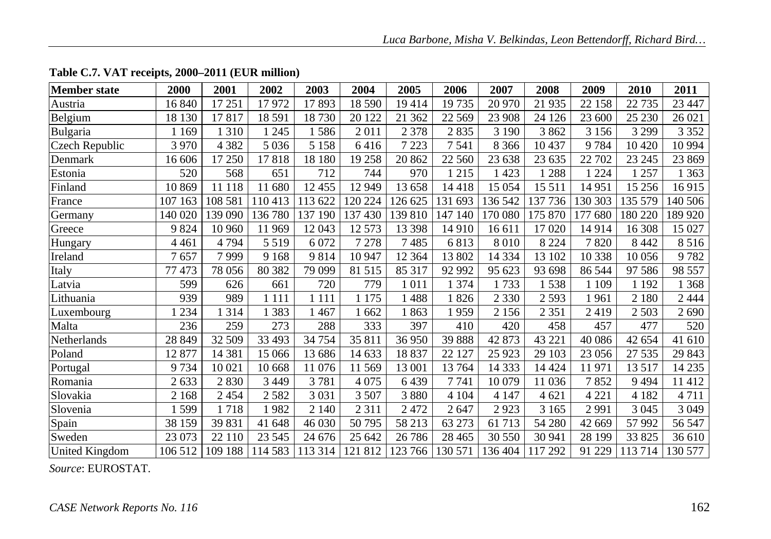**Table C.7. VAT receipts, 2000–2011 (EUR million)**

| Member state | 2000 | 2001 | 2002 | 2003 | 2004 | 2005 | 2006 | 2007 | 2008 | 2009 | 2010 | 2011 |
|---|---|---|---|---|---|---|---|---|---|---|---|---|
| Austria | 16 840 | 17 251 | 17 972 | 17 893 | 18 590 | 19 414 | 19 735 | 20 970 | 21 935 | 22 158 | 22 735 | 23 447 |
| Belgium | 18 130 | 17 817 | 18 591 | 18 730 | 20 122 | 21 362 | 22 569 | 23 908 | 24 126 | 23 600 | 25 230 | 26 021 |
| Bulgaria | 1 169 | 1 310 | 1 245 | 1 586 | 2 011 | 2 378 | 2 835 | 3 190 | 3 862 | 3 156 | 3 299 | 3 352 |
| Czech Republic | 3 970 | 4 382 | 5 036 | 5 158 | 6 416 | 7 223 | 7 541 | 8 366 | 10 437 | 9 784 | 10 420 | 10 994 |
| Denmark | 16 606 | 17 250 | 17 818 | 18 180 | 19 258 | 20 862 | 22 560 | 23 638 | 23 635 | 22 702 | 23 245 | 23 869 |
| Estonia | 520 | 568 | 651 | 712 | 744 | 970 | 1 215 | 1 423 | 1 288 | 1 224 | 1 257 | 1 363 |
| Finland | 10 869 | 11 118 | 11 680 | 12 455 | 12 949 | 13 658 | 14 418 | 15 054 | 15 511 | 14 951 | 15 256 | 16 915 |
| France | 107 163 | 108 581 | 110 413 | 113 622 | 120 224 | 126 625 | 131 693 | 136 542 | 137 736 | 130 303 | 135 579 | 140 506 |
| Germany | 140 020 | 139 090 | 136 780 | 137 190 | 137 430 | 139 810 | 147 140 | 170 080 | 175 870 | 177 680 | 180 220 | 189 920 |
| Greece | 9 824 | 10 960 | 11 969 | 12 043 | 12 573 | 13 398 | 14 910 | 16 611 | 17 020 | 14 914 | 16 308 | 15 027 |
| Hungary | 4 461 | 4 794 | 5 519 | 6 072 | 7 278 | 7 485 | 6 813 | 8 010 | 8 224 | 7 820 | 8 442 | 8 516 |
| Ireland | 7 657 | 7 999 | 9 168 | 9 814 | 10 947 | 12 364 | 13 802 | 14 334 | 13 102 | 10 338 | 10 056 | 9 782 |
| Italy | 77 473 | 78 056 | 80 382 | 79 099 | 81 515 | 85 317 | 92 992 | 95 623 | 93 698 | 86 544 | 97 586 | 98 557 |
| Latvia | 599 | 626 | 661 | 720 | 779 | 1 011 | 1 374 | 1 733 | 1 538 | 1 109 | 1 192 | 1 368 |
| Lithuania | 939 | 989 | 1 111 | 1 111 | 1 175 | 1 488 | 1 826 | 2 330 | 2 593 | 1 961 | 2 180 | 2 444 |
| Luxembourg | 1 234 | 1 314 | 1 383 | 1 467 | 1 662 | 1 863 | 1 959 | 2 156 | 2 351 | 2 419 | 2 503 | 2 690 |
| Malta | 236 | 259 | 273 | 288 | 333 | 397 | 410 | 420 | 458 | 457 | 477 | 520 |
| Netherlands | 28 849 | 32 509 | 33 493 | 34 754 | 35 811 | 36 950 | 39 888 | 42 873 | 43 221 | 40 086 | 42 654 | 41 610 |
| Poland | 12 877 | 14 381 | 15 066 | 13 686 | 14 633 | 18 837 | 22 127 | 25 923 | 29 103 | 23 056 | 27 535 | 29 843 |
| Portugal | 9 734 | 10 021 | 10 668 | 11 076 | 11 569 | 13 001 | 13 764 | 14 333 | 14 424 | 11 971 | 13 517 | 14 235 |
| Romania | 2 633 | 2 830 | 3 449 | 3 781 | 4 075 | 6 439 | 7 741 | 10 079 | 11 036 | 7 852 | 9 494 | 11 412 |
| Slovakia | 2 168 | 2 454 | 2 582 | 3 031 | 3 507 | 3 880 | 4 104 | 4 147 | 4 621 | 4 221 | 4 182 | 4 711 |
| Slovenia | 1 599 | 1 718 | 1 982 | 2 140 | 2 311 | 2 472 | 2 647 | 2 923 | 3 165 | 2 991 | 3 045 | 3 049 |
| Spain | 38 159 | 39 831 | 41 648 | 46 030 | 50 795 | 58 213 | 63 273 | 61 713 | 54 280 | 42 669 | 57 992 | 56 547 |
| Sweden | 23 073 | 22 110 | 23 545 | 24 676 | 25 642 | 26 786 | 28 465 | 30 550 | 30 941 | 28 199 | 33 825 | 36 610 |
| United Kingdom | 106 512 | 109 188 | 114 583 | 113 314 | 121 812 | 123 766 | 130 571 | 136 404 | 117 292 | 91 229 | 113 714 | 130 577 |

*Source*: EUROSTAT.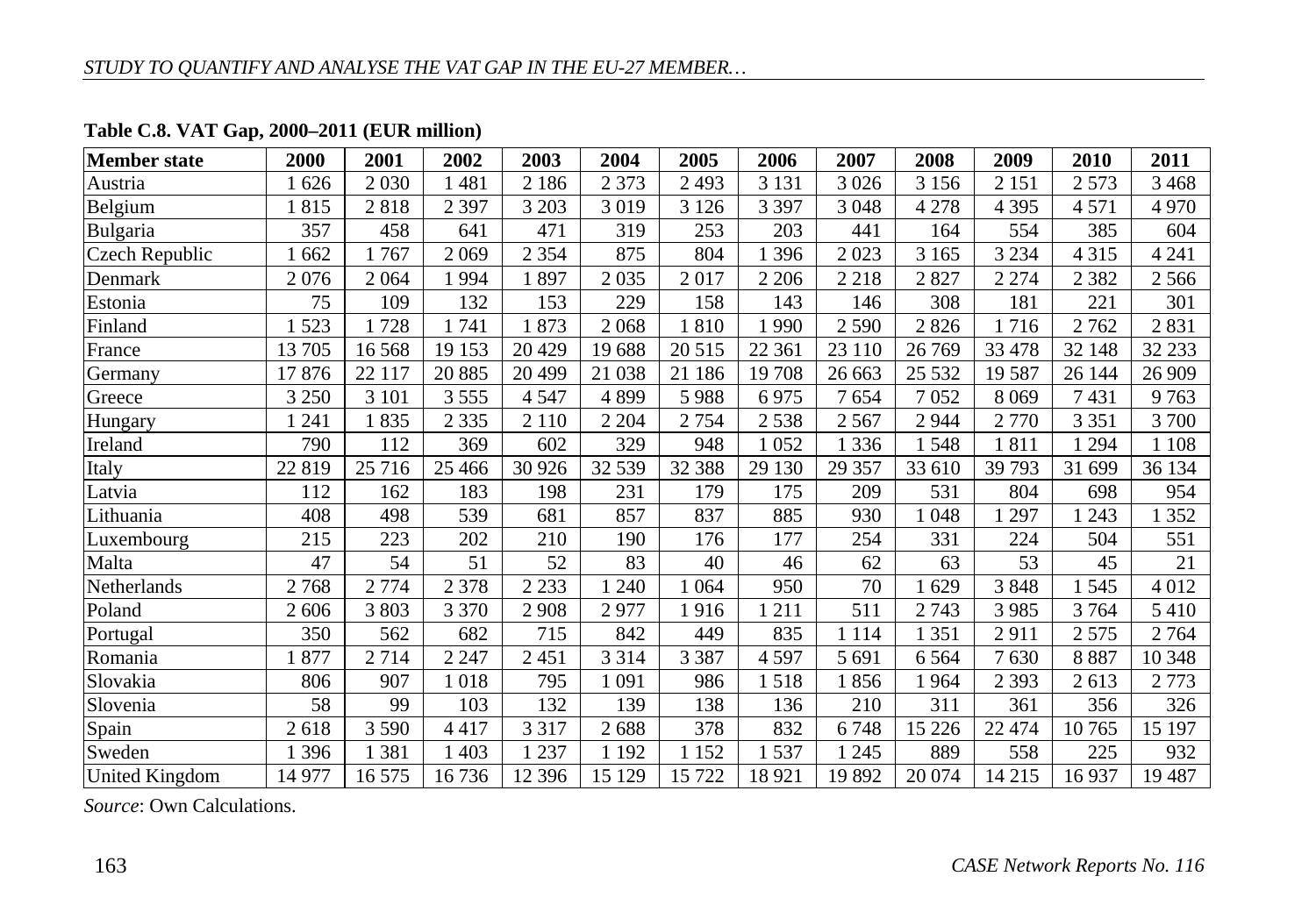**Table C.8. VAT Gap, 2000–2011 (EUR million)**

| Member state | 2000 | 2001 | 2002 | 2003 | 2004 | 2005 | 2006 | 2007 | 2008 | 2009 | 2010 | 2011 |
|---|---|---|---|---|---|---|---|---|---|---|---|---|
| Austria | 1 626 | 2 030 | 1 481 | 2 186 | 2 373 | 2 493 | 3 131 | 3 026 | 3 156 | 2 151 | 2 573 | 3 468 |
| Belgium | 1 815 | 2 818 | 2 397 | 3 203 | 3 019 | 3 126 | 3 397 | 3 048 | 4 278 | 4 395 | 4 571 | 4 970 |
| Bulgaria | 357 | 458 | 641 | 471 | 319 | 253 | 203 | 441 | 164 | 554 | 385 | 604 |
| Czech Republic | 1 662 | 1 767 | 2 069 | 2 354 | 875 | 804 | 1 396 | 2 023 | 3 165 | 3 234 | 4 315 | 4 241 |
| Denmark | 2 076 | 2 064 | 1 994 | 1 897 | 2 035 | 2 017 | 2 206 | 2 218 | 2 827 | 2 274 | 2 382 | 2 566 |
| Estonia | 75 | 109 | 132 | 153 | 229 | 158 | 143 | 146 | 308 | 181 | 221 | 301 |
| Finland | 1 523 | 1 728 | 1 741 | 1 873 | 2 068 | 1 810 | 1 990 | 2 590 | 2 826 | 1 716 | 2 762 | 2 831 |
| France | 13 705 | 16 568 | 19 153 | 20 429 | 19 688 | 20 515 | 22 361 | 23 110 | 26 769 | 33 478 | 32 148 | 32 233 |
| Germany | 17 876 | 22 117 | 20 885 | 20 499 | 21 038 | 21 186 | 19 708 | 26 663 | 25 532 | 19 587 | 26 144 | 26 909 |
| Greece | 3 250 | 3 101 | 3 555 | 4 547 | 4 899 | 5 988 | 6 975 | 7 654 | 7 052 | 8 069 | 7 431 | 9 763 |
| Hungary | 1 241 | 1 835 | 2 335 | 2 110 | 2 204 | 2 754 | 2 538 | 2 567 | 2 944 | 2 770 | 3 351 | 3 700 |
| Ireland | 790 | 112 | 369 | 602 | 329 | 948 | 1 052 | 1 336 | 1 548 | 1 811 | 1 294 | 1 108 |
| Italy | 22 819 | 25 716 | 25 466 | 30 926 | 32 539 | 32 388 | 29 130 | 29 357 | 33 610 | 39 793 | 31 699 | 36 134 |
| Latvia | 112 | 162 | 183 | 198 | 231 | 179 | 175 | 209 | 531 | 804 | 698 | 954 |
| Lithuania | 408 | 498 | 539 | 681 | 857 | 837 | 885 | 930 | 1 048 | 1 297 | 1 243 | 1 352 |
| Luxembourg | 215 | 223 | 202 | 210 | 190 | 176 | 177 | 254 | 331 | 224 | 504 | 551 |
| Malta | 47 | 54 | 51 | 52 | 83 | 40 | 46 | 62 | 63 | 53 | 45 | 21 |
| Netherlands | 2 768 | 2 774 | 2 378 | 2 233 | 1 240 | 1 064 | 950 | 70 | 1 629 | 3 848 | 1 545 | 4 012 |
| Poland | 2 606 | 3 803 | 3 370 | 2 908 | 2 977 | 1 916 | 1 211 | 511 | 2 743 | 3 985 | 3 764 | 5 410 |
| Portugal | 350 | 562 | 682 | 715 | 842 | 449 | 835 | 1 114 | 1 351 | 2 911 | 2 575 | 2 764 |
| Romania | 1 877 | 2 714 | 2 247 | 2 451 | 3 314 | 3 387 | 4 597 | 5 691 | 6 564 | 7 630 | 8 887 | 10 348 |
| Slovakia | 806 | 907 | 1 018 | 795 | 1 091 | 986 | 1 518 | 1 856 | 1 964 | 2 393 | 2 613 | 2 773 |
| Slovenia | 58 | 99 | 103 | 132 | 139 | 138 | 136 | 210 | 311 | 361 | 356 | 326 |
| Spain | 2 618 | 3 590 | 4 417 | 3 317 | 2 688 | 378 | 832 | 6 748 | 15 226 | 22 474 | 10 765 | 15 197 |
| Sweden | 1 396 | 1 381 | 1 403 | 1 237 | 1 192 | 1 152 | 1 537 | 1 245 | 889 | 558 | 225 | 932 |
| United Kingdom | 14 977 | 16 575 | 16 736 | 12 396 | 15 129 | 15 722 | 18 921 | 19 892 | 20 074 | 14 215 | 16 937 | 19 487 |

*Source*: Own Calculations.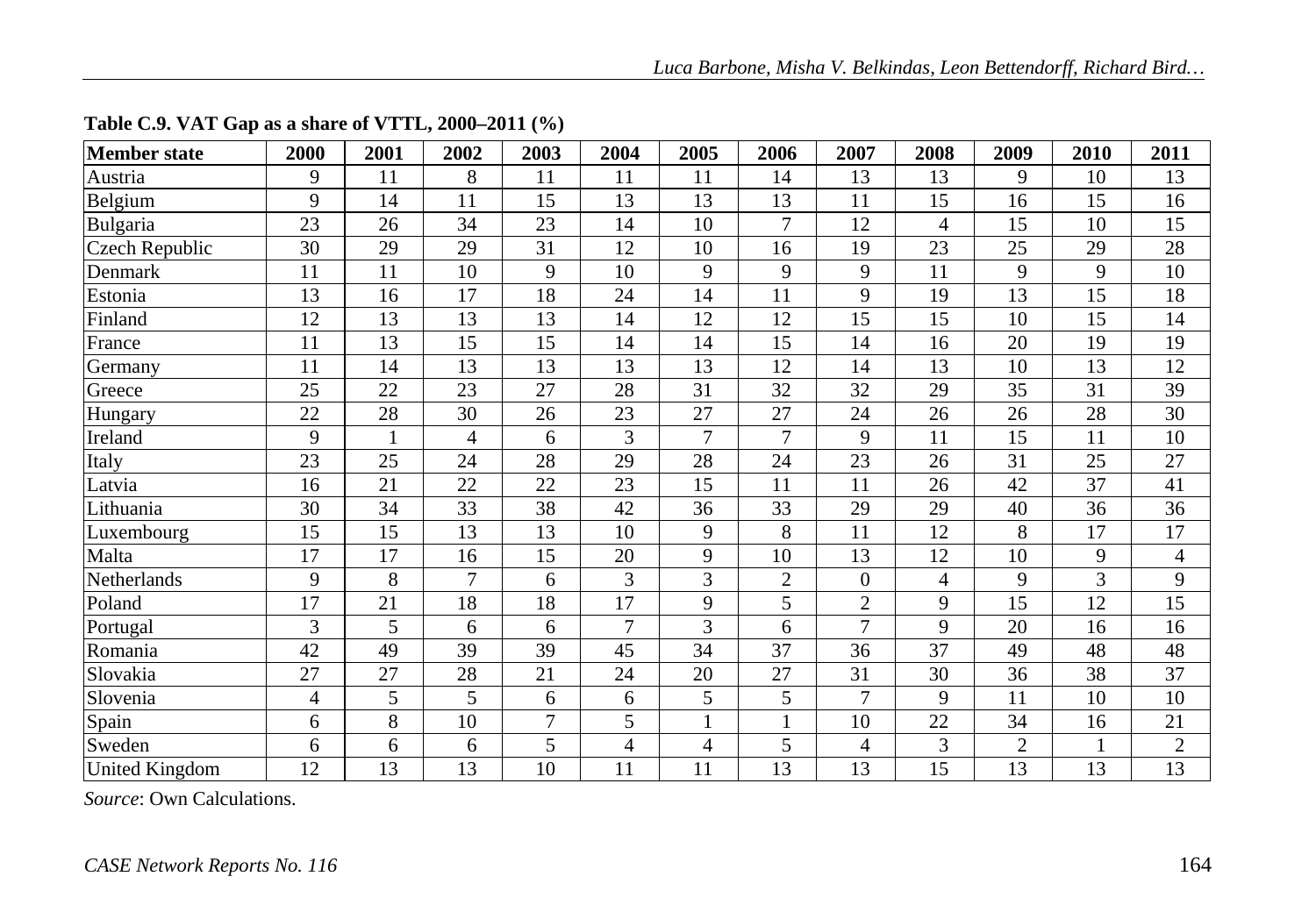**Table C.9. VAT Gap as a share of VTTL, 2000–2011 (%)**

| Member state | 2000 | 2001 | 2002 | 2003 | 2004 | 2005 | 2006 | 2007 | 2008 | 2009 | 2010 | 2011 |
|---|---|---|---|---|---|---|---|---|---|---|---|---|
| Austria | 9 | 11 | 8 | 11 | 11 | 11 | 14 | 13 | 13 | 9 | 10 | 13 |
| Belgium | 9 | 14 | 11 | 15 | 13 | 13 | 13 | 11 | 15 | 16 | 15 | 16 |
| Bulgaria | 23 | 26 | 34 | 23 | 14 | 10 | 7 | 12 | 4 | 15 | 10 | 15 |
| Czech Republic | 30 | 29 | 29 | 31 | 12 | 10 | 16 | 19 | 23 | 25 | 29 | 28 |
| Denmark | 11 | 11 | 10 | 9 | 10 | 9 | 9 | 9 | 11 | 9 | 9 | 10 |
| Estonia | 13 | 16 | 17 | 18 | 24 | 14 | 11 | 9 | 19 | 13 | 15 | 18 |
| Finland | 12 | 13 | 13 | 13 | 14 | 12 | 12 | 15 | 15 | 10 | 15 | 14 |
| France | 11 | 13 | 15 | 15 | 14 | 14 | 15 | 14 | 16 | 20 | 19 | 19 |
| Germany | 11 | 14 | 13 | 13 | 13 | 13 | 12 | 14 | 13 | 10 | 13 | 12 |
| Greece | 25 | 22 | 23 | 27 | 28 | 31 | 32 | 32 | 29 | 35 | 31 | 39 |
| Hungary | 22 | 28 | 30 | 26 | 23 | 27 | 27 | 24 | 26 | 26 | 28 | 30 |
| Ireland | 9 | 1 | 4 | 6 | 3 | 7 | 7 | 9 | 11 | 15 | 11 | 10 |
| Italy | 23 | 25 | 24 | 28 | 29 | 28 | 24 | 23 | 26 | 31 | 25 | 27 |
| Latvia | 16 | 21 | 22 | 22 | 23 | 15 | 11 | 11 | 26 | 42 | 37 | 41 |
| Lithuania | 30 | 34 | 33 | 38 | 42 | 36 | 33 | 29 | 29 | 40 | 36 | 36 |
| Luxembourg | 15 | 15 | 13 | 13 | 10 | 9 | 8 | 11 | 12 | 8 | 17 | 17 |
| Malta | 17 | 17 | 16 | 15 | 20 | 9 | 10 | 13 | 12 | 10 | 9 | 4 |
| Netherlands | 9 | 8 | 7 | 6 | 3 | 3 | 2 | 0 | 4 | 9 | 3 | 9 |
| Poland | 17 | 21 | 18 | 18 | 17 | 9 | 5 | 2 | 9 | 15 | 12 | 15 |
| Portugal | 3 | 5 | 6 | 6 | 7 | 3 | 6 | 7 | 9 | 20 | 16 | 16 |
| Romania | 42 | 49 | 39 | 39 | 45 | 34 | 37 | 36 | 37 | 49 | 48 | 48 |
| Slovakia | 27 | 27 | 28 | 21 | 24 | 20 | 27 | 31 | 30 | 36 | 38 | 37 |
| Slovenia | 4 | 5 | 5 | 6 | 6 | 5 | 5 | 7 | 9 | 11 | 10 | 10 |
| Spain | 6 | 8 | 10 | 7 | 5 | 1 | 1 | 10 | 22 | 34 | 16 | 21 |
| Sweden | 6 | 6 | 6 | 5 | 4 | 4 | 5 | 4 | 3 | 2 | 1 | 2 |
| United Kingdom | 12 | 13 | 13 | 10 | 11 | 11 | 13 | 13 | 15 | 13 | 13 | 13 |

*Source*: Own Calculations.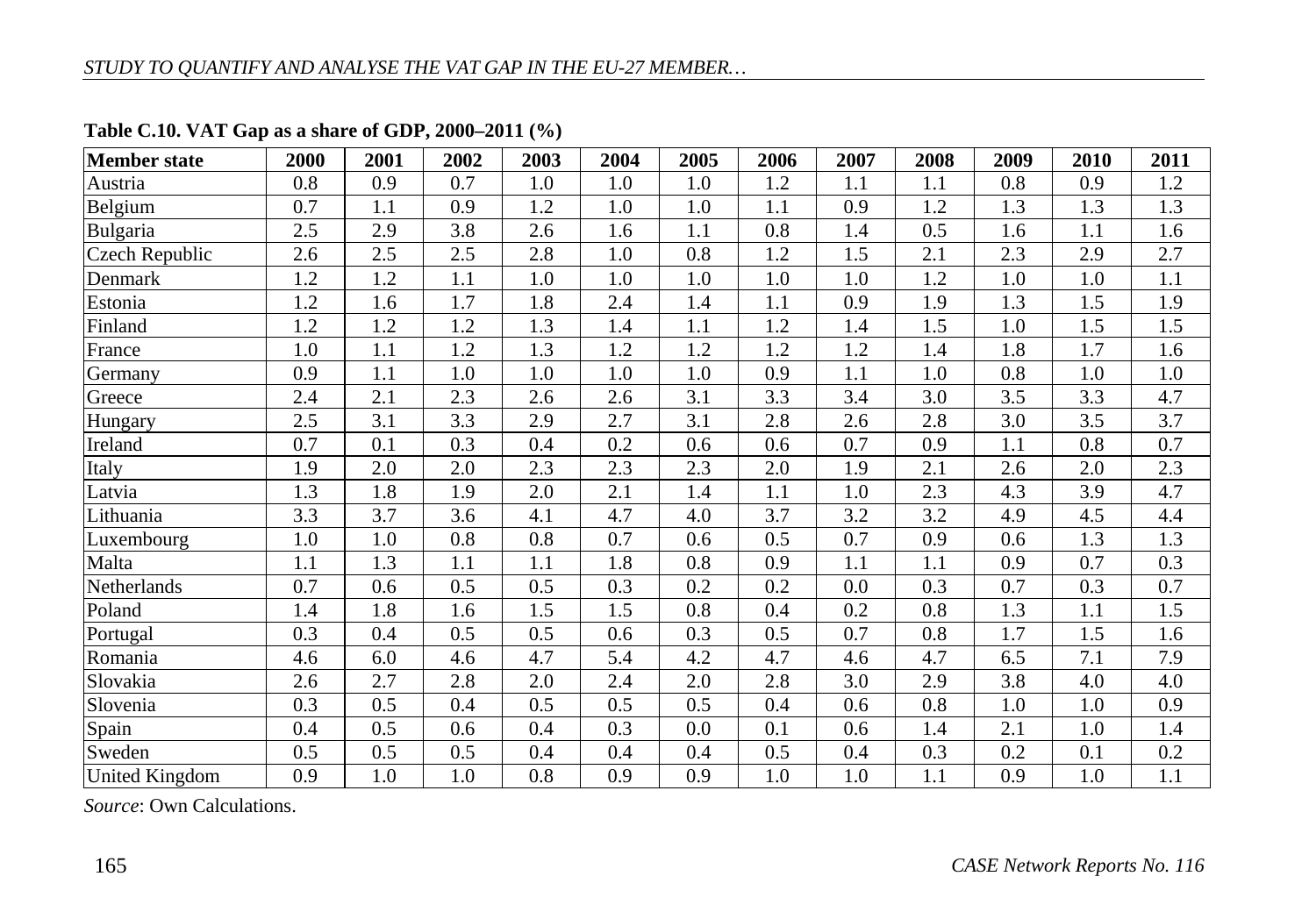**Table C.10. VAT Gap as a share of GDP, 2000–2011 (%)**

| Member state | 2000 | 2001 | 2002 | 2003 | 2004 | 2005 | 2006 | 2007 | 2008 | 2009 | 2010 | 2011 |
|---|---|---|---|---|---|---|---|---|---|---|---|---|
| Austria | 0.8 | 0.9 | 0.7 | 1.0 | 1.0 | 1.0 | 1.2 | 1.1 | 1.1 | 0.8 | 0.9 | 1.2 |
| Belgium | 0.7 | 1.1 | 0.9 | 1.2 | 1.0 | 1.0 | 1.1 | 0.9 | 1.2 | 1.3 | 1.3 | 1.3 |
| Bulgaria | 2.5 | 2.9 | 3.8 | 2.6 | 1.6 | 1.1 | 0.8 | 1.4 | 0.5 | 1.6 | 1.1 | 1.6 |
| Czech Republic | 2.6 | 2.5 | 2.5 | 2.8 | 1.0 | 0.8 | 1.2 | 1.5 | 2.1 | 2.3 | 2.9 | 2.7 |
| Denmark | 1.2 | 1.2 | 1.1 | 1.0 | 1.0 | 1.0 | 1.0 | 1.0 | 1.2 | 1.0 | 1.0 | 1.1 |
| Estonia | 1.2 | 1.6 | 1.7 | 1.8 | 2.4 | 1.4 | 1.1 | 0.9 | 1.9 | 1.3 | 1.5 | 1.9 |
| Finland | 1.2 | 1.2 | 1.2 | 1.3 | 1.4 | 1.1 | 1.2 | 1.4 | 1.5 | 1.0 | 1.5 | 1.5 |
| France | 1.0 | 1.1 | 1.2 | 1.3 | 1.2 | 1.2 | 1.2 | 1.2 | 1.4 | 1.8 | 1.7 | 1.6 |
| Germany | 0.9 | 1.1 | 1.0 | 1.0 | 1.0 | 1.0 | 0.9 | 1.1 | 1.0 | 0.8 | 1.0 | 1.0 |
| Greece | 2.4 | 2.1 | 2.3 | 2.6 | 2.6 | 3.1 | 3.3 | 3.4 | 3.0 | 3.5 | 3.3 | 4.7 |
| Hungary | 2.5 | 3.1 | 3.3 | 2.9 | 2.7 | 3.1 | 2.8 | 2.6 | 2.8 | 3.0 | 3.5 | 3.7 |
| Ireland | 0.7 | 0.1 | 0.3 | 0.4 | 0.2 | 0.6 | 0.6 | 0.7 | 0.9 | 1.1 | 0.8 | 0.7 |
| Italy | 1.9 | 2.0 | 2.0 | 2.3 | 2.3 | 2.3 | 2.0 | 1.9 | 2.1 | 2.6 | 2.0 | 2.3 |
| Latvia | 1.3 | 1.8 | 1.9 | 2.0 | 2.1 | 1.4 | 1.1 | 1.0 | 2.3 | 4.3 | 3.9 | 4.7 |
| Lithuania | 3.3 | 3.7 | 3.6 | 4.1 | 4.7 | 4.0 | 3.7 | 3.2 | 3.2 | 4.9 | 4.5 | 4.4 |
| Luxembourg | 1.0 | 1.0 | 0.8 | 0.8 | 0.7 | 0.6 | 0.5 | 0.7 | 0.9 | 0.6 | 1.3 | 1.3 |
| Malta | 1.1 | 1.3 | 1.1 | 1.1 | 1.8 | 0.8 | 0.9 | 1.1 | 1.1 | 0.9 | 0.7 | 0.3 |
| Netherlands | 0.7 | 0.6 | 0.5 | 0.5 | 0.3 | 0.2 | 0.2 | 0.0 | 0.3 | 0.7 | 0.3 | 0.7 |
| Poland | 1.4 | 1.8 | 1.6 | 1.5 | 1.5 | 0.8 | 0.4 | 0.2 | 0.8 | 1.3 | 1.1 | 1.5 |
| Portugal | 0.3 | 0.4 | 0.5 | 0.5 | 0.6 | 0.3 | 0.5 | 0.7 | 0.8 | 1.7 | 1.5 | 1.6 |
| Romania | 4.6 | 6.0 | 4.6 | 4.7 | 5.4 | 4.2 | 4.7 | 4.6 | 4.7 | 6.5 | 7.1 | 7.9 |
| Slovakia | 2.6 | 2.7 | 2.8 | 2.0 | 2.4 | 2.0 | 2.8 | 3.0 | 2.9 | 3.8 | 4.0 | 4.0 |
| Slovenia | 0.3 | 0.5 | 0.4 | 0.5 | 0.5 | 0.5 | 0.4 | 0.6 | 0.8 | 1.0 | 1.0 | 0.9 |
| Spain | 0.4 | 0.5 | 0.6 | 0.4 | 0.3 | 0.0 | 0.1 | 0.6 | 1.4 | 2.1 | 1.0 | 1.4 |
| Sweden | 0.5 | 0.5 | 0.5 | 0.4 | 0.4 | 0.4 | 0.5 | 0.4 | 0.3 | 0.2 | 0.1 | 0.2 |
| United Kingdom | 0.9 | 1.0 | 1.0 | 0.8 | 0.9 | 0.9 | 1.0 | 1.0 | 1.1 | 0.9 | 1.0 | 1.1 |

*Source*: Own Calculations.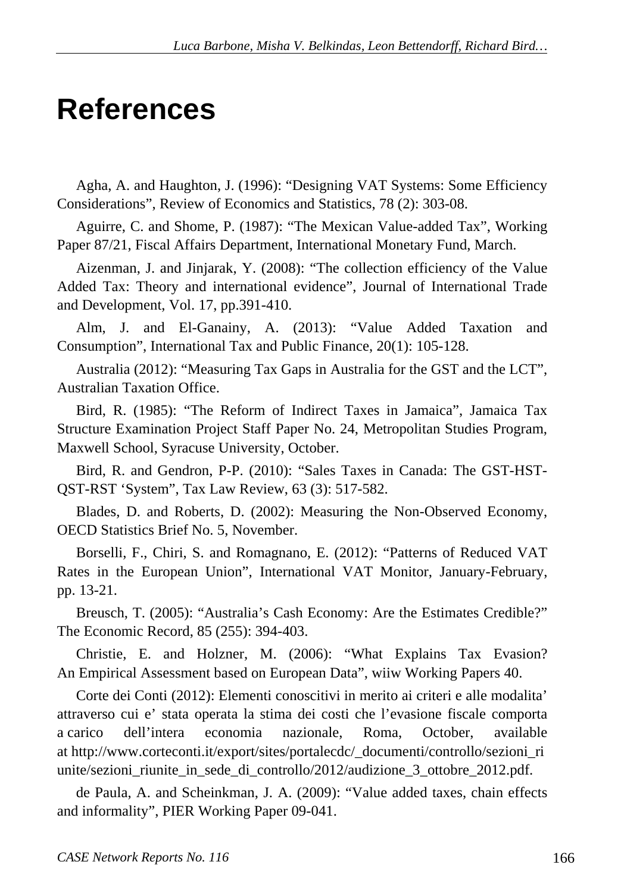# References

Agha, A. and Haughton, J. (1996): "Designing VAT Systems: Some Efficiency Considerations", Review of Economics and Statistics, 78 (2): 303-08.

Aguirre, C. and Shome, P. (1987): "The Mexican Value-added Tax", Working Paper 87/21, Fiscal Affairs Department, International Monetary Fund, March.

Aizenman, J. and Jinjarak, Y. (2008): "The collection efficiency of the Value Added Tax: Theory and international evidence", Journal of International Trade and Development, Vol. 17, pp.391-410.

Alm, J. and El-Ganainy, A. (2013): "Value Added Taxation and Consumption", International Tax and Public Finance, 20(1): 105-128.

Australia (2012): "Measuring Tax Gaps in Australia for the GST and the LCT", Australian Taxation Office.

Bird, R. (1985): "The Reform of Indirect Taxes in Jamaica", Jamaica Tax Structure Examination Project Staff Paper No. 24, Metropolitan Studies Program, Maxwell School, Syracuse University, October.

Bird, R. and Gendron, P-P. (2010): "Sales Taxes in Canada: The GST-HST-QST-RST 'System", Tax Law Review, 63 (3): 517-582.

Blades, D. and Roberts, D. (2002): Measuring the Non-Observed Economy, OECD Statistics Brief No. 5, November.

Borselli, F., Chiri, S. and Romagnano, E. (2012): "Patterns of Reduced VAT Rates in the European Union", International VAT Monitor, January-February, pp. 13-21.

Breusch, T. (2005): "Australia's Cash Economy: Are the Estimates Credible?" The Economic Record, 85 (255): 394-403.

Christie, E. and Holzner, M. (2006): "What Explains Tax Evasion? An Empirical Assessment based on European Data", wiiw Working Papers 40.

Corte dei Conti (2012): Elementi conoscitivi in merito ai criteri e alle modalita' attraverso cui e' stata operata la stima dei costi che l'evasione fiscale comporta a carico dell'intera economia nazionale, Roma, October, available at http://www.corteconti.it/export/sites/portalecdc/_documenti/controllo/sezioni_riunite/sezioni_riunite_in_sede_di_controllo/2012/audizione_3_ottobre_2012.pdf.

de Paula, A. and Scheinkman, J. A. (2009): "Value added taxes, chain effects and informality", PIER Working Paper 09-041.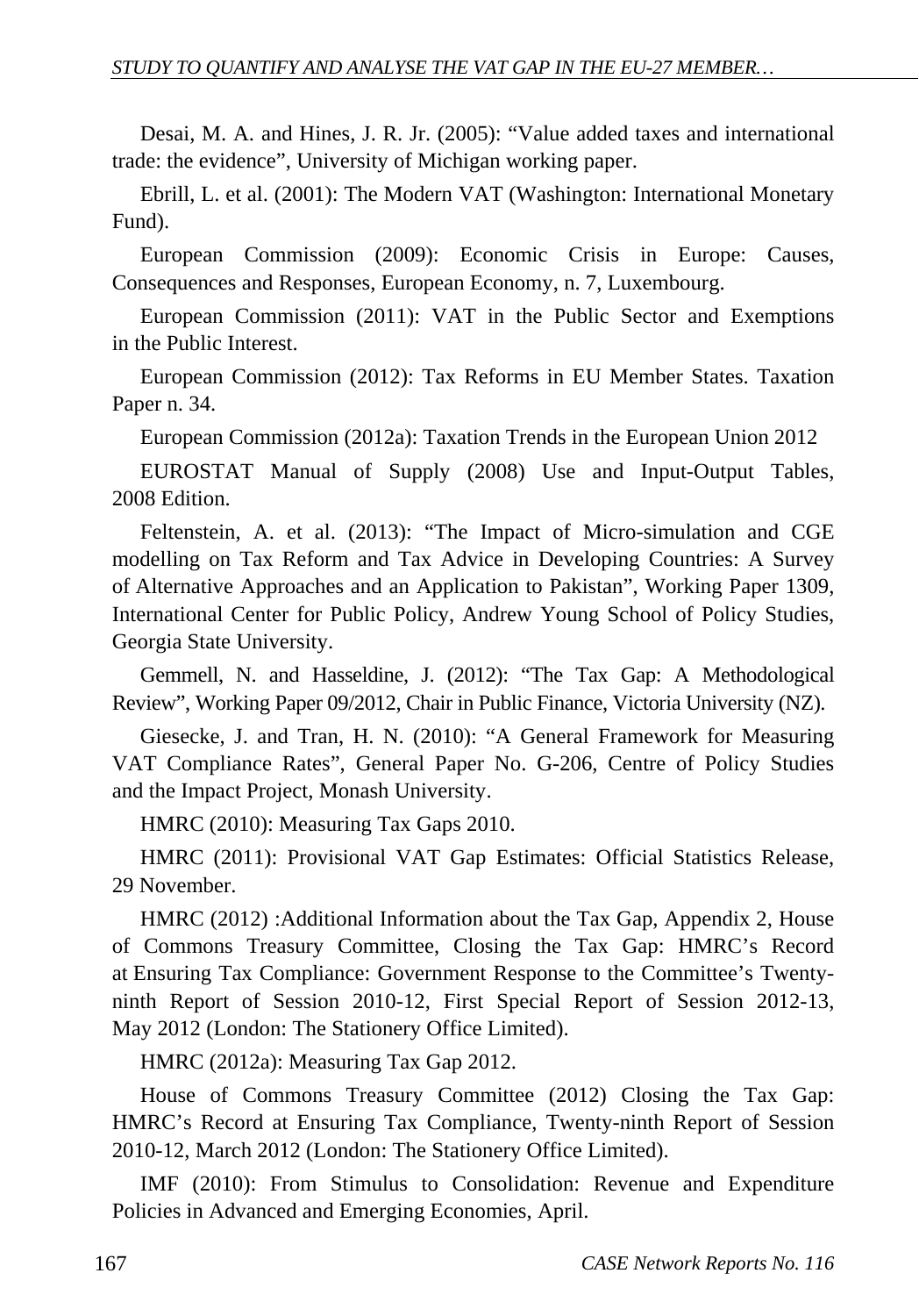Desai, M. A. and Hines, J. R. Jr. (2005): "Value added taxes and international trade: the evidence", University of Michigan working paper.

Ebrill, L. et al. (2001): The Modern VAT (Washington: International Monetary Fund).

European Commission (2009): Economic Crisis in Europe: Causes, Consequences and Responses, European Economy, n. 7, Luxembourg.

European Commission (2011): VAT in the Public Sector and Exemptions in the Public Interest.

European Commission (2012): Tax Reforms in EU Member States. Taxation Paper n. 34.

European Commission (2012a): Taxation Trends in the European Union 2012

EUROSTAT Manual of Supply (2008) Use and Input-Output Tables, 2008 Edition.

Feltenstein, A. et al. (2013): "The Impact of Micro-simulation and CGE modelling on Tax Reform and Tax Advice in Developing Countries: A Survey of Alternative Approaches and an Application to Pakistan", Working Paper 1309, International Center for Public Policy, Andrew Young School of Policy Studies, Georgia State University.

Gemmell, N. and Hasseldine, J. (2012): "The Tax Gap: A Methodological Review", Working Paper 09/2012, Chair in Public Finance, Victoria University (NZ).

Giesecke, J. and Tran, H. N. (2010): "A General Framework for Measuring VAT Compliance Rates", General Paper No. G-206, Centre of Policy Studies and the Impact Project, Monash University.

HMRC (2010): Measuring Tax Gaps 2010.

HMRC (2011): Provisional VAT Gap Estimates: Official Statistics Release, 29 November.

HMRC (2012) :Additional Information about the Tax Gap, Appendix 2, House of Commons Treasury Committee, Closing the Tax Gap: HMRC's Record at Ensuring Tax Compliance: Government Response to the Committee's Twenty-ninth Report of Session 2010-12, First Special Report of Session 2012-13, May 2012 (London: The Stationery Office Limited).

HMRC (2012a): Measuring Tax Gap 2012.

House of Commons Treasury Committee (2012) Closing the Tax Gap: HMRC's Record at Ensuring Tax Compliance, Twenty-ninth Report of Session 2010-12, March 2012 (London: The Stationery Office Limited).

IMF (2010): From Stimulus to Consolidation: Revenue and Expenditure Policies in Advanced and Emerging Economies, April.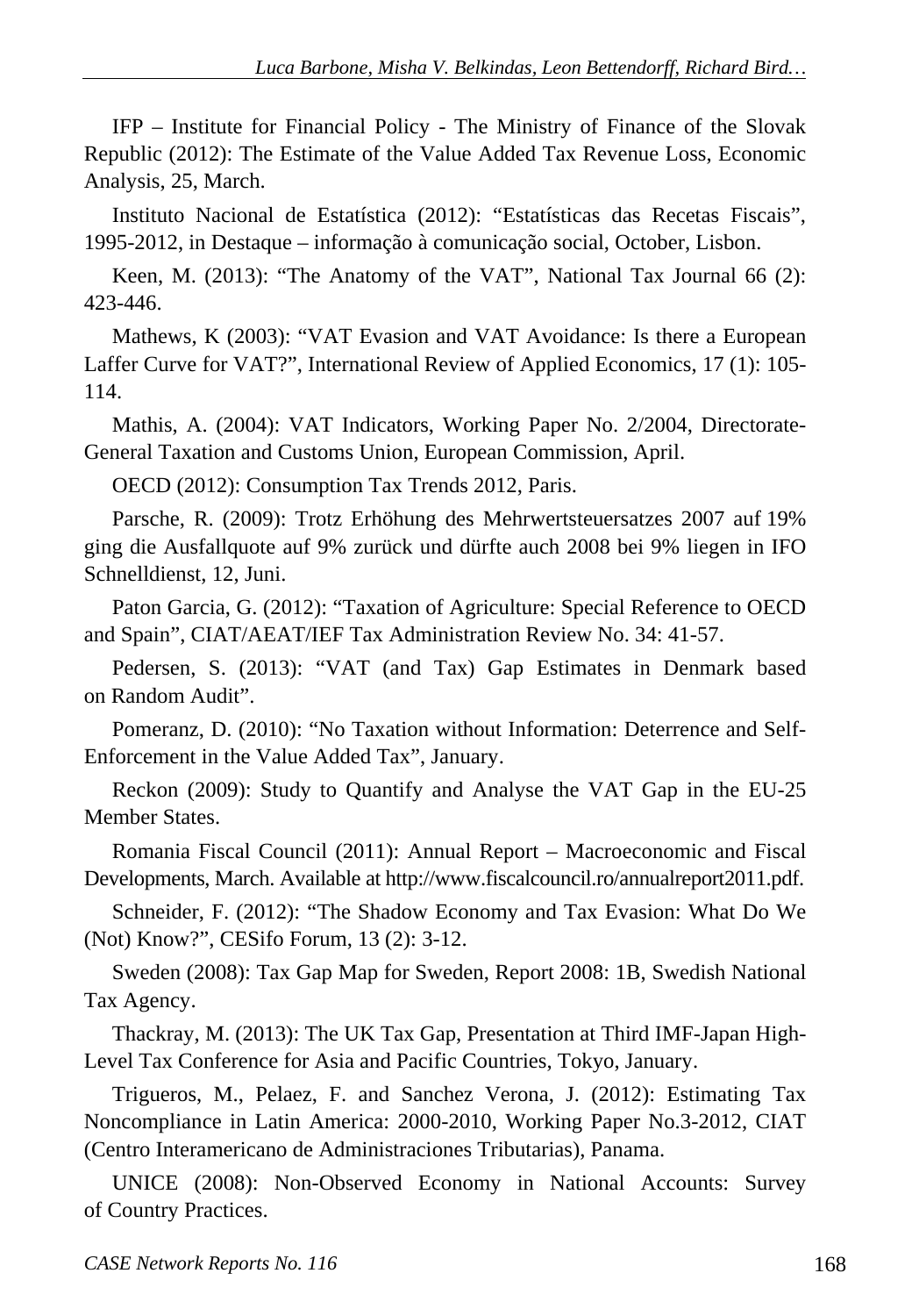IFP – Institute for Financial Policy - The Ministry of Finance of the Slovak Republic (2012): The Estimate of the Value Added Tax Revenue Loss, Economic Analysis, 25, March.

Instituto Nacional de Estatística (2012): "Estatísticas das Recetas Fiscais", 1995-2012, in Destaque – informação à comunicação social, October, Lisbon.

Keen, M. (2013): "The Anatomy of the VAT", National Tax Journal 66 (2): 423-446.

Mathews, K (2003): "VAT Evasion and VAT Avoidance: Is there a European Laffer Curve for VAT?", International Review of Applied Economics, 17 (1): 105-114.

Mathis, A. (2004): VAT Indicators, Working Paper No. 2/2004, Directorate-General Taxation and Customs Union, European Commission, April.

OECD (2012): Consumption Tax Trends 2012, Paris.

Parsche, R. (2009): Trotz Erhöhung des Mehrwertsteuersatzes 2007 auf 19% ging die Ausfallquote auf 9% zurück und dürfte auch 2008 bei 9% liegen in IFO Schnelldienst, 12, Juni.

Paton Garcia, G. (2012): "Taxation of Agriculture: Special Reference to OECD and Spain", CIAT/AEAT/IEF Tax Administration Review No. 34: 41-57.

Pedersen, S. (2013): "VAT (and Tax) Gap Estimates in Denmark based on Random Audit".

Pomeranz, D. (2010): "No Taxation without Information: Deterrence and Self-Enforcement in the Value Added Tax", January.

Reckon (2009): Study to Quantify and Analyse the VAT Gap in the EU-25 Member States.

Romania Fiscal Council (2011): Annual Report – Macroeconomic and Fiscal Developments, March. Available at http://www.fiscalcouncil.ro/annualreport2011.pdf.

Schneider, F. (2012): "The Shadow Economy and Tax Evasion: What Do We (Not) Know?", CESifo Forum, 13 (2): 3-12.

Sweden (2008): Tax Gap Map for Sweden, Report 2008: 1B, Swedish National Tax Agency.

Thackray, M. (2013): The UK Tax Gap, Presentation at Third IMF-Japan High-Level Tax Conference for Asia and Pacific Countries, Tokyo, January.

Trigueros, M., Pelaez, F. and Sanchez Verona, J. (2012): Estimating Tax Noncompliance in Latin America: 2000-2010, Working Paper No.3-2012, CIAT (Centro Interamericano de Administraciones Tributarias), Panama.

UNICE (2008): Non-Observed Economy in National Accounts: Survey of Country Practices.